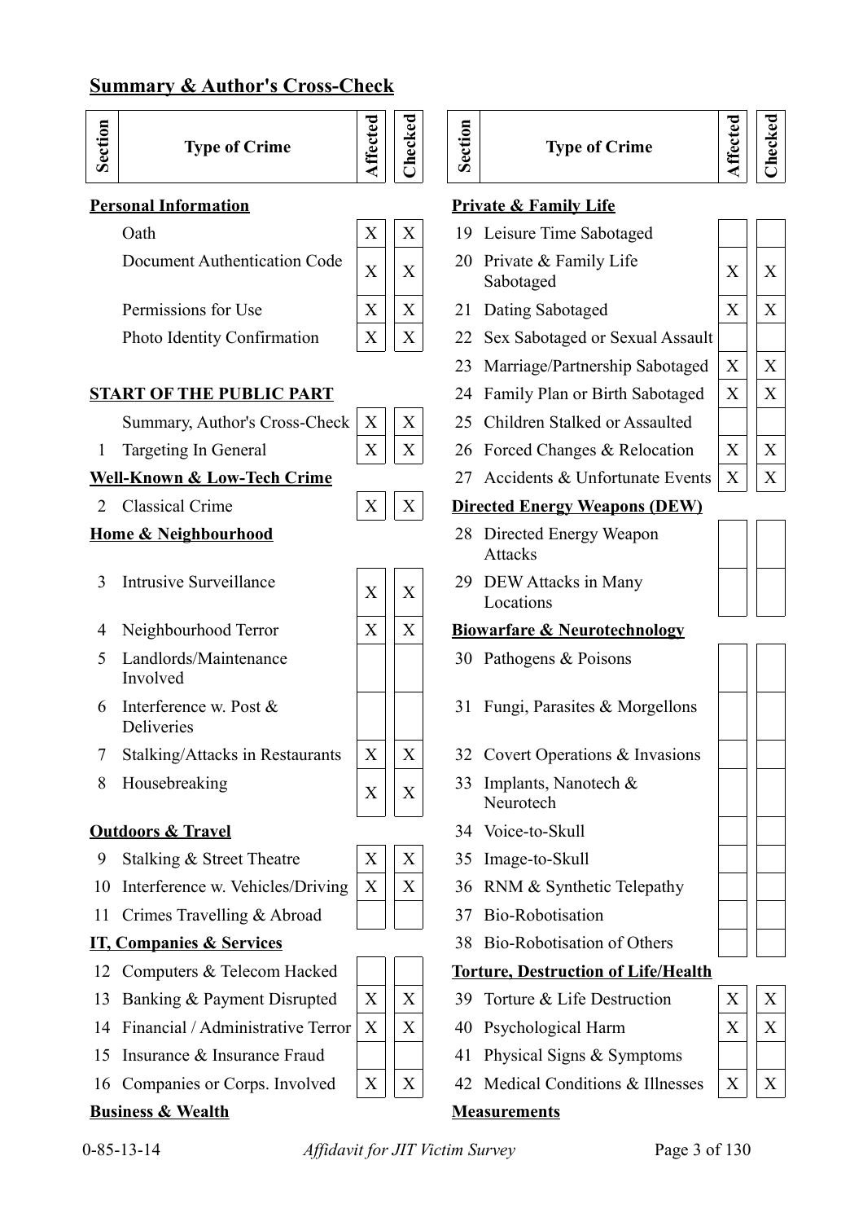## Summary & Author's Cross-Check

| Section | Type of Crime | Affected | Checked |
|---|---|---|---|
| **Personal Information** | | | |
| | Oath | X | X |
| | Document Authentication Code | X | X |
| | Permissions for Use | X | X |
| | Photo Identity Confirmation | X | X |
| **START OF THE PUBLIC PART** | | | |
| | Summary, Author's Cross-Check | X | X |
| 1 | Targeting In General | X | X |
| **Well-Known & Low-Tech Crime** | | | |
| 2 | Classical Crime | X | X |
| **Home & Neighbourhood** | | | |
| 3 | Intrusive Surveillance | X | X |
| 4 | Neighbourhood Terror | X | X |
| 5 | Landlords/Maintenance Involved | | |
| 6 | Interference w. Post & Deliveries | | |
| 7 | Stalking/Attacks in Restaurants | X | X |
| 8 | Housebreaking | X | X |
| **Outdoors & Travel** | | | |
| 9 | Stalking & Street Theatre | X | X |
| 10 | Interference w. Vehicles/Driving | X | X |
| 11 | Crimes Travelling & Abroad | | |
| **IT, Companies & Services** | | | |
| 12 | Computers & Telecom Hacked | | |
| 13 | Banking & Payment Disrupted | X | X |
| 14 | Financial / Administrative Terror | X | X |
| 15 | Insurance & Insurance Fraud | | |
| 16 | Companies or Corps. Involved | X | X |
| **Business & Wealth** | | | |

| Section | Type of Crime | Affected | Checked |
|---|---|---|---|
| **Private & Family Life** | | | |
| 19 | Leisure Time Sabotaged | | |
| 20 | Private & Family Life Sabotaged | X | X |
| 21 | Dating Sabotaged | X | X |
| 22 | Sex Sabotaged or Sexual Assault | | |
| 23 | Marriage/Partnership Sabotaged | X | X |
| 24 | Family Plan or Birth Sabotaged | X | X |
| 25 | Children Stalked or Assaulted | | |
| 26 | Forced Changes & Relocation | X | X |
| 27 | Accidents & Unfortunate Events | X | X |
| **Directed Energy Weapons (DEW)** | | | |
| 28 | Directed Energy Weapon Attacks | | |
| 29 | DEW Attacks in Many Locations | | |
| **Biowarfare & Neurotechnology** | | | |
| 30 | Pathogens & Poisons | | |
| 31 | Fungi, Parasites & Morgellons | | |
| 32 | Covert Operations & Invasions | | |
| 33 | Implants, Nanotech & Neurotech | | |
| 34 | Voice-to-Skull | | |
| 35 | Image-to-Skull | | |
| 36 | RNM & Synthetic Telepathy | | |
| 37 | Bio-Robotisation | | |
| 38 | Bio-Robotisation of Others | | |
| **Torture, Destruction of Life/Health** | | | |
| 39 | Torture & Life Destruction | X | X |
| 40 | Psychological Harm | X | X |
| 41 | Physical Signs & Symptoms | | |
| 42 | Medical Conditions & Illnesses | X | X |
| **Measurements** | | | |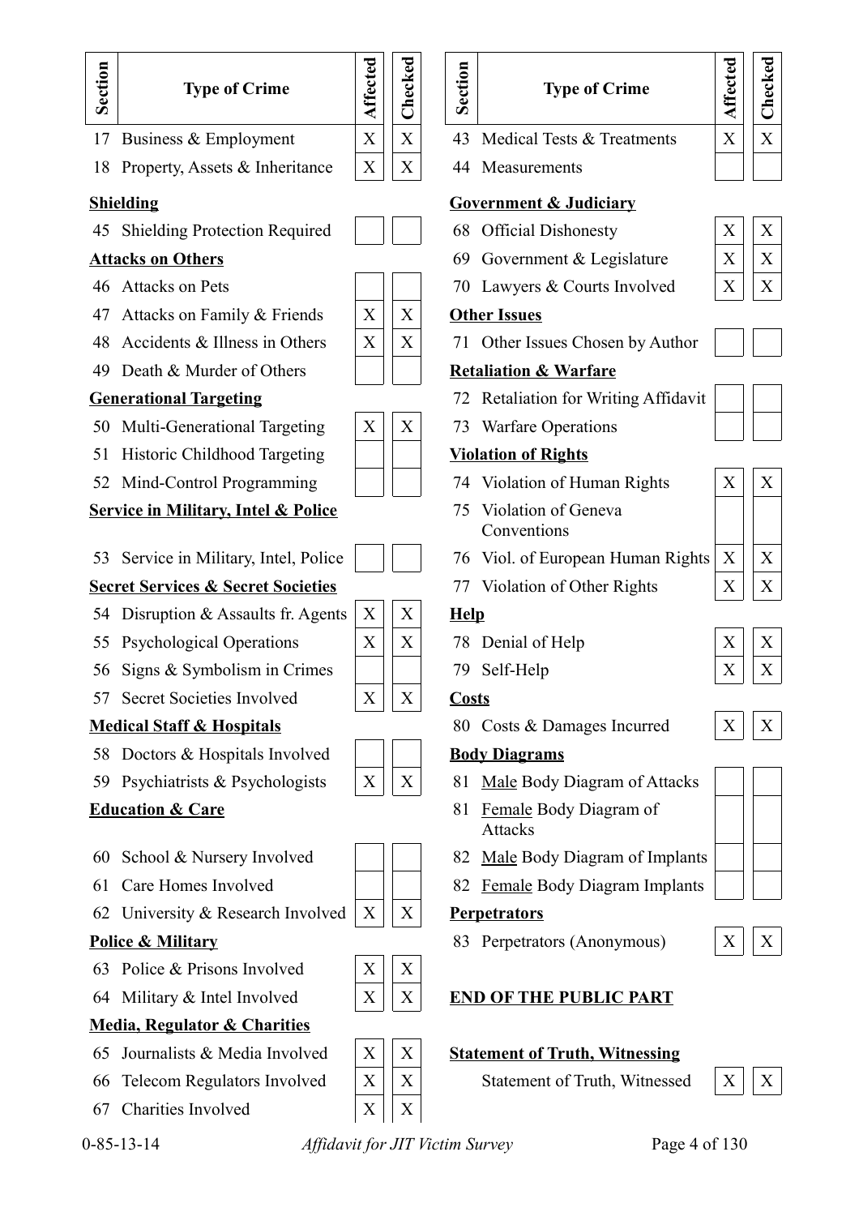| Section | Type of Crime | Affected | Checked |
|---|---|---|---|
| 17 | Business & Employment | X | X |
| 18 | Property, Assets & Inheritance | X | X |
| | **Shielding** | | |
| 45 | Shielding Protection Required | | |
| | **Attacks on Others** | | |
| 46 | Attacks on Pets | | |
| 47 | Attacks on Family & Friends | X | X |
| 48 | Accidents & Illness in Others | X | X |
| 49 | Death & Murder of Others | | |
| | **Generational Targeting** | | |
| 50 | Multi-Generational Targeting | X | X |
| 51 | Historic Childhood Targeting | | |
| 52 | Mind-Control Programming | | |
| | **Service in Military, Intel & Police** | | |
| 53 | Service in Military, Intel, Police | | |
| | **Secret Services & Secret Societies** | | |
| 54 | Disruption & Assaults fr. Agents | X | X |
| 55 | Psychological Operations | X | X |
| 56 | Signs & Symbolism in Crimes | | |
| 57 | Secret Societies Involved | X | X |
| | **Medical Staff & Hospitals** | | |
| 58 | Doctors & Hospitals Involved | | |
| 59 | Psychiatrists & Psychologists | X | X |
| | **Education & Care** | | |
| 60 | School & Nursery Involved | | |
| 61 | Care Homes Involved | | |
| 62 | University & Research Involved | X | X |
| | **Police & Military** | | |
| 63 | Police & Prisons Involved | X | X |
| 64 | Military & Intel Involved | X | X |
| | **Media, Regulator & Charities** | | |
| 65 | Journalists & Media Involved | X | X |
| 66 | Telecom Regulators Involved | X | X |
| 67 | Charities Involved | X | X |
| 43 | Medical Tests & Treatments | X | X |
| 44 | Measurements | | |
| | **Government & Judiciary** | | |
| 68 | Official Dishonesty | X | X |
| 69 | Government & Legislature | X | X |
| 70 | Lawyers & Courts Involved | X | X |
| | **Other Issues** | | |
| 71 | Other Issues Chosen by Author | | |
| | **Retaliation & Warfare** | | |
| 72 | Retaliation for Writing Affidavit | | |
| 73 | Warfare Operations | | |
| | **Violation of Rights** | | |
| 74 | Violation of Human Rights | X | X |
| 75 | Violation of Geneva Conventions | | |
| 76 | Viol. of European Human Rights | X | X |
| 77 | Violation of Other Rights | X | X |
| | **Help** | | |
| 78 | Denial of Help | X | X |
| 79 | Self-Help | X | X |
| | **Costs** | | |
| 80 | Costs & Damages Incurred | X | X |
| | **Body Diagrams** | | |
| 81 | Male Body Diagram of Attacks | | |
| 81 | Female Body Diagram of Attacks | | |
| 82 | Male Body Diagram of Implants | | |
| 82 | Female Body Diagram Implants | | |
| | **Perpetrators** | | |
| 83 | Perpetrators (Anonymous) | X | X |

**END OF THE PUBLIC PART**

| Section | Type of Crime | Affected | Checked |
|---|---|---|---|
| | **Statement of Truth, Witnessing** | | |
| | Statement of Truth, Witnessed | X | X |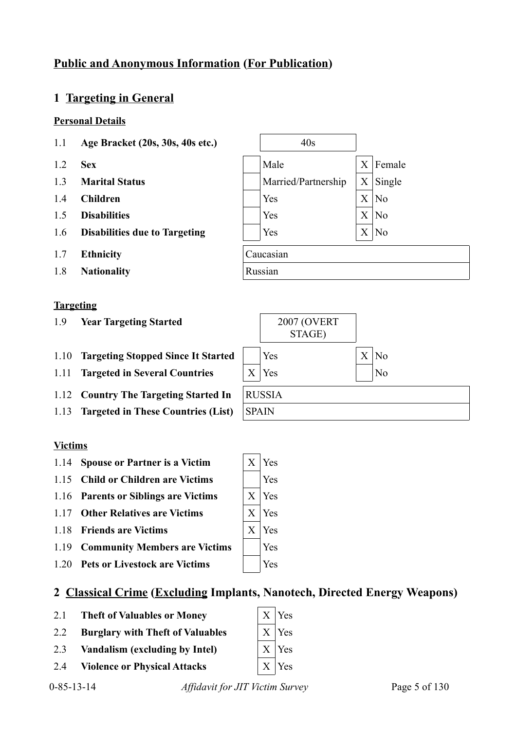## Public and Anonymous Information (For Publication)

## 1 Targeting in General

### Personal Details

| | | | | | |
|---|---|---|---|---|---|
| 1.1 | **Age Bracket (20s, 30s, 40s etc.)** | 40s | | | |
| 1.2 | **Sex** | | Male | X | Female |
| 1.3 | **Marital Status** | | Married/Partnership | X | Single |
| 1.4 | **Children** | | Yes | X | No |
| 1.5 | **Disabilities** | | Yes | X | No |
| 1.6 | **Disabilities due to Targeting** | | Yes | X | No |
| 1.7 | **Ethnicity** | Caucasian | | | |
| 1.8 | **Nationality** | Russian | | | |

### Targeting

| | | | | | |
|---|---|---|---|---|---|
| 1.9 | **Year Targeting Started** | 2007 (OVERT STAGE) | | | |
| 1.10 | **Targeting Stopped Since It Started** | | Yes | X | No |
| 1.11 | **Targeted in Several Countries** | X | Yes | | No |
| 1.12 | **Country The Targeting Started In** | RUSSIA | | | |
| 1.13 | **Targeted in These Countries (List)** | SPAIN | | | |

### Victims

| | | | |
|---|---|---|---|
| 1.14 | **Spouse or Partner is a Victim** | X | Yes |
| 1.15 | **Child or Children are Victims** | | Yes |
| 1.16 | **Parents or Siblings are Victims** | X | Yes |
| 1.17 | **Other Relatives are Victims** | X | Yes |
| 1.18 | **Friends are Victims** | X | Yes |
| 1.19 | **Community Members are Victims** | | Yes |
| 1.20 | **Pets or Livestock are Victims** | | Yes |

## 2 Classical Crime (Excluding Implants, Nanotech, Directed Energy Weapons)

| | | | |
|---|---|---|---|
| 2.1 | **Theft of Valuables or Money** | X | Yes |
| 2.2 | **Burglary with Theft of Valuables** | X | Yes |
| 2.3 | **Vandalism (excluding by Intel)** | X | Yes |
| 2.4 | **Violence or Physical Attacks** | X | Yes |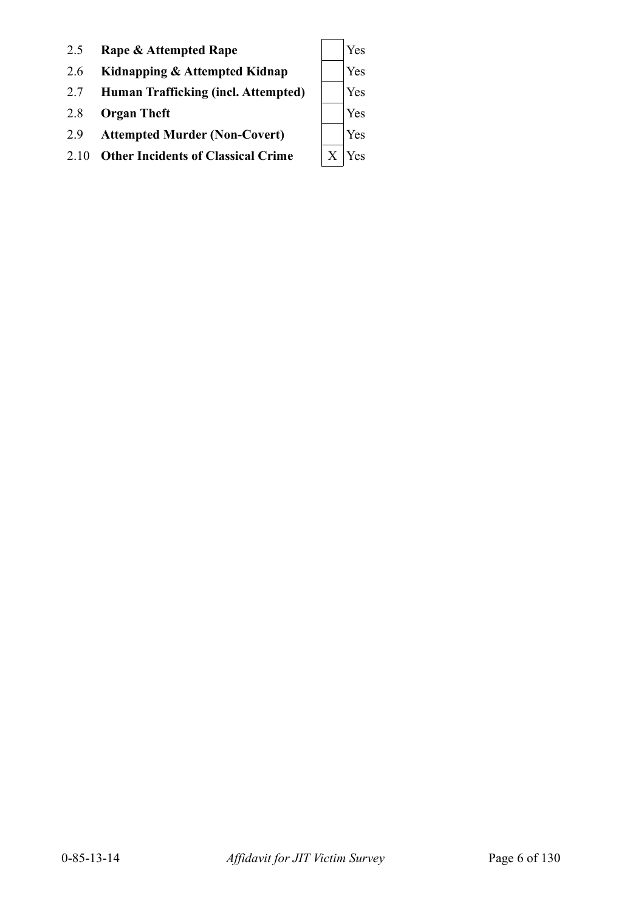| | | | |
|---|---|---|---|
| 2.5 | **Rape & Attempted Rape** | | Yes |
| 2.6 | **Kidnapping & Attempted Kidnap** | | Yes |
| 2.7 | **Human Trafficking (incl. Attempted)** | | Yes |
| 2.8 | **Organ Theft** | | Yes |
| 2.9 | **Attempted Murder (Non-Covert)** | | Yes |
| 2.10 | **Other Incidents of Classical Crime** | X | Yes |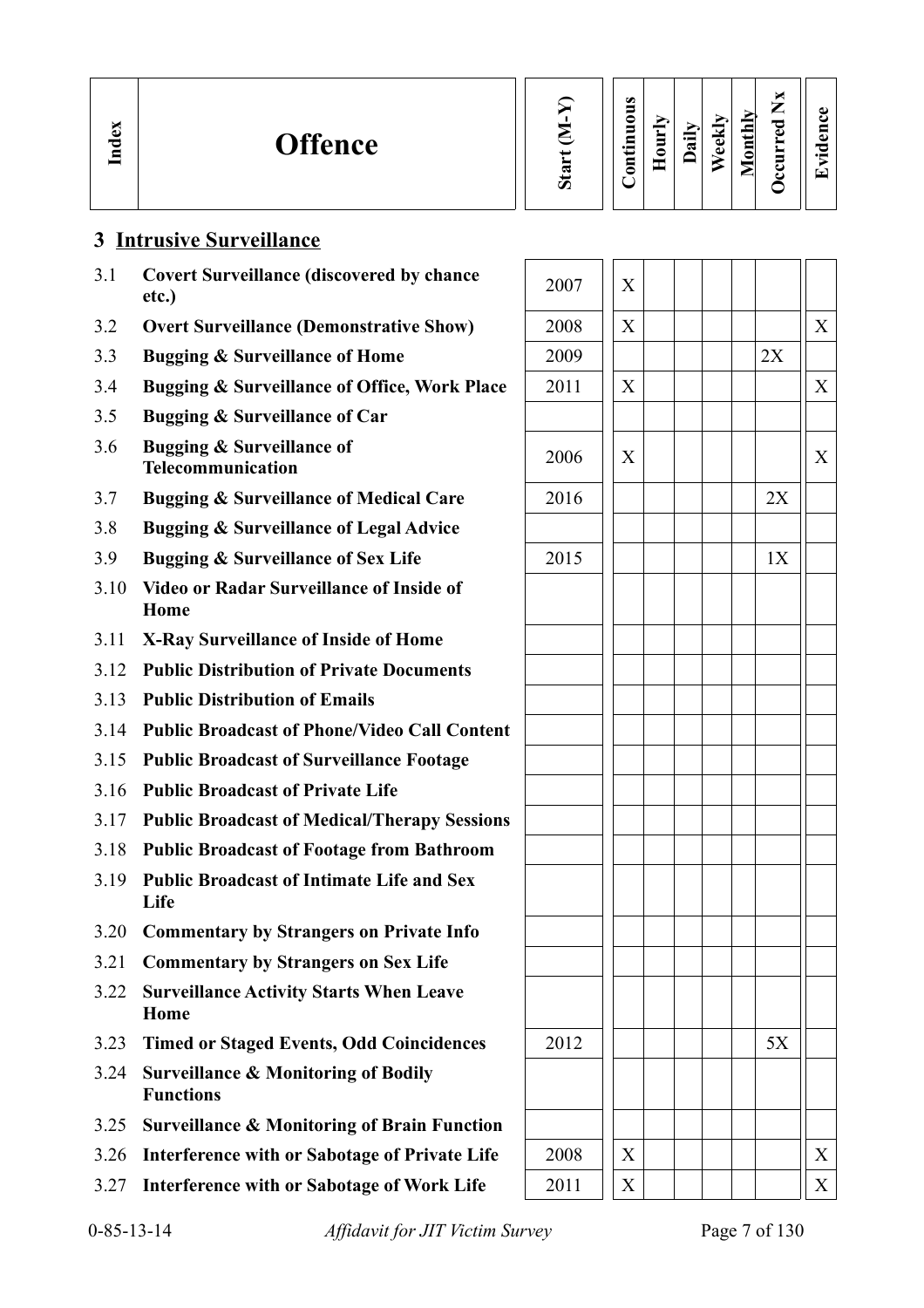| Index | Offence | Start (M-Y) | Continuous | Hourly | Daily | Weekly | Monthly | Occurred Nx | Evidence |
|---|---|---|---|---|---|---|---|---|---|
| **3** | **Intrusive Surveillance** | | | | | | | | |
| 3.1 | **Covert Surveillance (discovered by chance etc.)** | 2007 | X | | | | | | |
| 3.2 | **Overt Surveillance (Demonstrative Show)** | 2008 | X | | | | | | X |
| 3.3 | **Bugging & Surveillance of Home** | 2009 | | | | | | 2X | |
| 3.4 | **Bugging & Surveillance of Office, Work Place** | 2011 | X | | | | | | X |
| 3.5 | **Bugging & Surveillance of Car** | | | | | | | | |
| 3.6 | **Bugging & Surveillance of Telecommunication** | 2006 | X | | | | | | X |
| 3.7 | **Bugging & Surveillance of Medical Care** | 2016 | | | | | | 2X | |
| 3.8 | **Bugging & Surveillance of Legal Advice** | | | | | | | | |
| 3.9 | **Bugging & Surveillance of Sex Life** | 2015 | | | | | | 1X | |
| 3.10 | **Video or Radar Surveillance of Inside of Home** | | | | | | | | |
| 3.11 | **X-Ray Surveillance of Inside of Home** | | | | | | | | |
| 3.12 | **Public Distribution of Private Documents** | | | | | | | | |
| 3.13 | **Public Distribution of Emails** | | | | | | | | |
| 3.14 | **Public Broadcast of Phone/Video Call Content** | | | | | | | | |
| 3.15 | **Public Broadcast of Surveillance Footage** | | | | | | | | |
| 3.16 | **Public Broadcast of Private Life** | | | | | | | | |
| 3.17 | **Public Broadcast of Medical/Therapy Sessions** | | | | | | | | |
| 3.18 | **Public Broadcast of Footage from Bathroom** | | | | | | | | |
| 3.19 | **Public Broadcast of Intimate Life and Sex Life** | | | | | | | | |
| 3.20 | **Commentary by Strangers on Private Info** | | | | | | | | |
| 3.21 | **Commentary by Strangers on Sex Life** | | | | | | | | |
| 3.22 | **Surveillance Activity Starts When Leave Home** | | | | | | | | |
| 3.23 | **Timed or Staged Events, Odd Coincidences** | 2012 | | | | | | 5X | |
| 3.24 | **Surveillance & Monitoring of Bodily Functions** | | | | | | | | |
| 3.25 | **Surveillance & Monitoring of Brain Function** | | | | | | | | |
| 3.26 | **Interference with or Sabotage of Private Life** | 2008 | X | | | | | | X |
| 3.27 | **Interference with or Sabotage of Work Life** | 2011 | X | | | | | | X |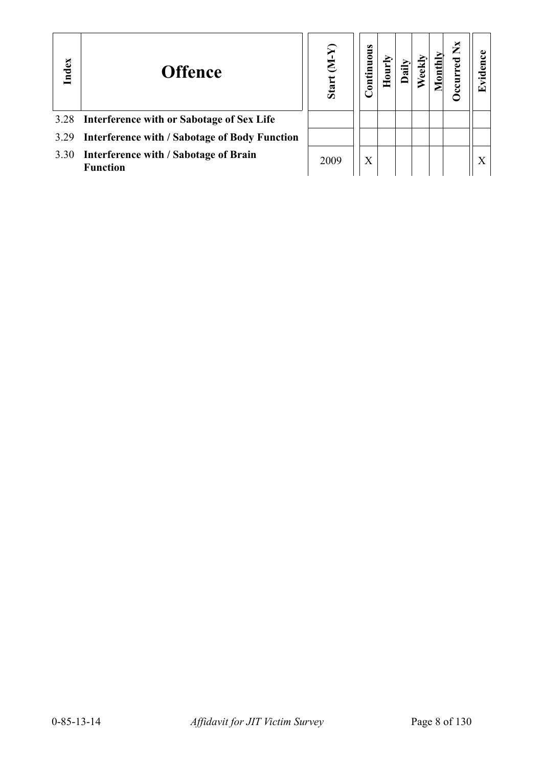| Index | Offence | Start (M-Y) | Continuous | Hourly | Daily | Weekly | Monthly | Occurred Nx | Evidence |
|---|---|---|---|---|---|---|---|---|---|
| 3.28 | **Interference with or Sabotage of Sex Life** | | | | | | | | |
| 3.29 | **Interference with / Sabotage of Body Function** | | | | | | | | |
| 3.30 | **Interference with / Sabotage of Brain Function** | 2009 | X | | | | | | X |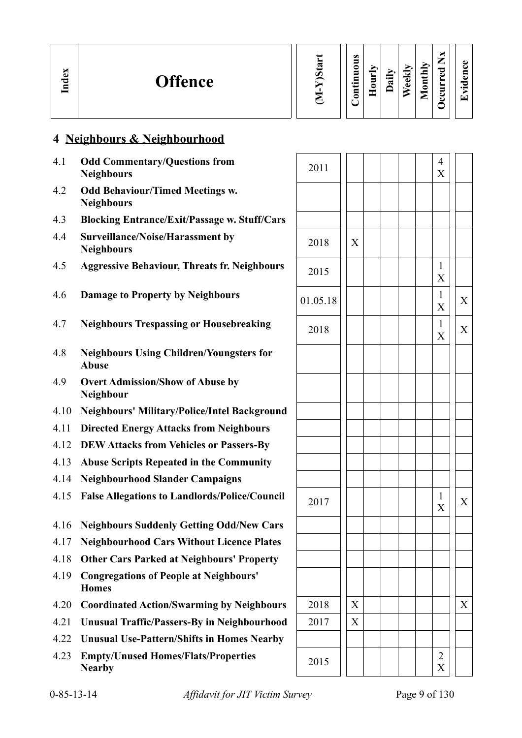| Index | Offence | (M-Y)Start | Continuous | Hourly | Daily | Weekly | Monthly | Occurred Nx | Evidence |
|---|---|---|---|---|---|---|---|---|---|

## 4 Neighbours & Neighbourhood

| Index | Offence | (M-Y)Start | Continuous | Hourly | Daily | Weekly | Monthly | Occurred Nx | Evidence |
|---|---|---|---|---|---|---|---|---|---|
| 4.1 | **Odd Commentary/Questions from Neighbours** | 2011 | | | | | | 4 X | |
| 4.2 | **Odd Behaviour/Timed Meetings w. Neighbours** | | | | | | | | |
| 4.3 | **Blocking Entrance/Exit/Passage w. Stuff/Cars** | | | | | | | | |
| 4.4 | **Surveillance/Noise/Harassment by Neighbours** | 2018 | X | | | | | | |
| 4.5 | **Aggressive Behaviour, Threats fr. Neighbours** | 2015 | | | | | | 1 X | |
| 4.6 | **Damage to Property by Neighbours** | 01.05.18 | | | | | | 1 X | X |
| 4.7 | **Neighbours Trespassing or Housebreaking** | 2018 | | | | | | 1 X | X |
| 4.8 | **Neighbours Using Children/Youngsters for Abuse** | | | | | | | | |
| 4.9 | **Overt Admission/Show of Abuse by Neighbour** | | | | | | | | |
| 4.10 | **Neighbours' Military/Police/Intel Background** | | | | | | | | |
| 4.11 | **Directed Energy Attacks from Neighbours** | | | | | | | | |
| 4.12 | **DEW Attacks from Vehicles or Passers-By** | | | | | | | | |
| 4.13 | **Abuse Scripts Repeated in the Community** | | | | | | | | |
| 4.14 | **Neighbourhood Slander Campaigns** | | | | | | | | |
| 4.15 | **False Allegations to Landlords/Police/Council** | 2017 | | | | | | 1 X | X |
| 4.16 | **Neighbours Suddenly Getting Odd/New Cars** | | | | | | | | |
| 4.17 | **Neighbourhood Cars Without Licence Plates** | | | | | | | | |
| 4.18 | **Other Cars Parked at Neighbours' Property** | | | | | | | | |
| 4.19 | **Congregations of People at Neighbours' Homes** | | | | | | | | |
| 4.20 | **Coordinated Action/Swarming by Neighbours** | 2018 | X | | | | | | X |
| 4.21 | **Unusual Traffic/Passers-By in Neighbourhood** | 2017 | X | | | | | | |
| 4.22 | **Unusual Use-Pattern/Shifts in Homes Nearby** | | | | | | | | |
| 4.23 | **Empty/Unused Homes/Flats/Properties Nearby** | 2015 | | | | | | 2 X | |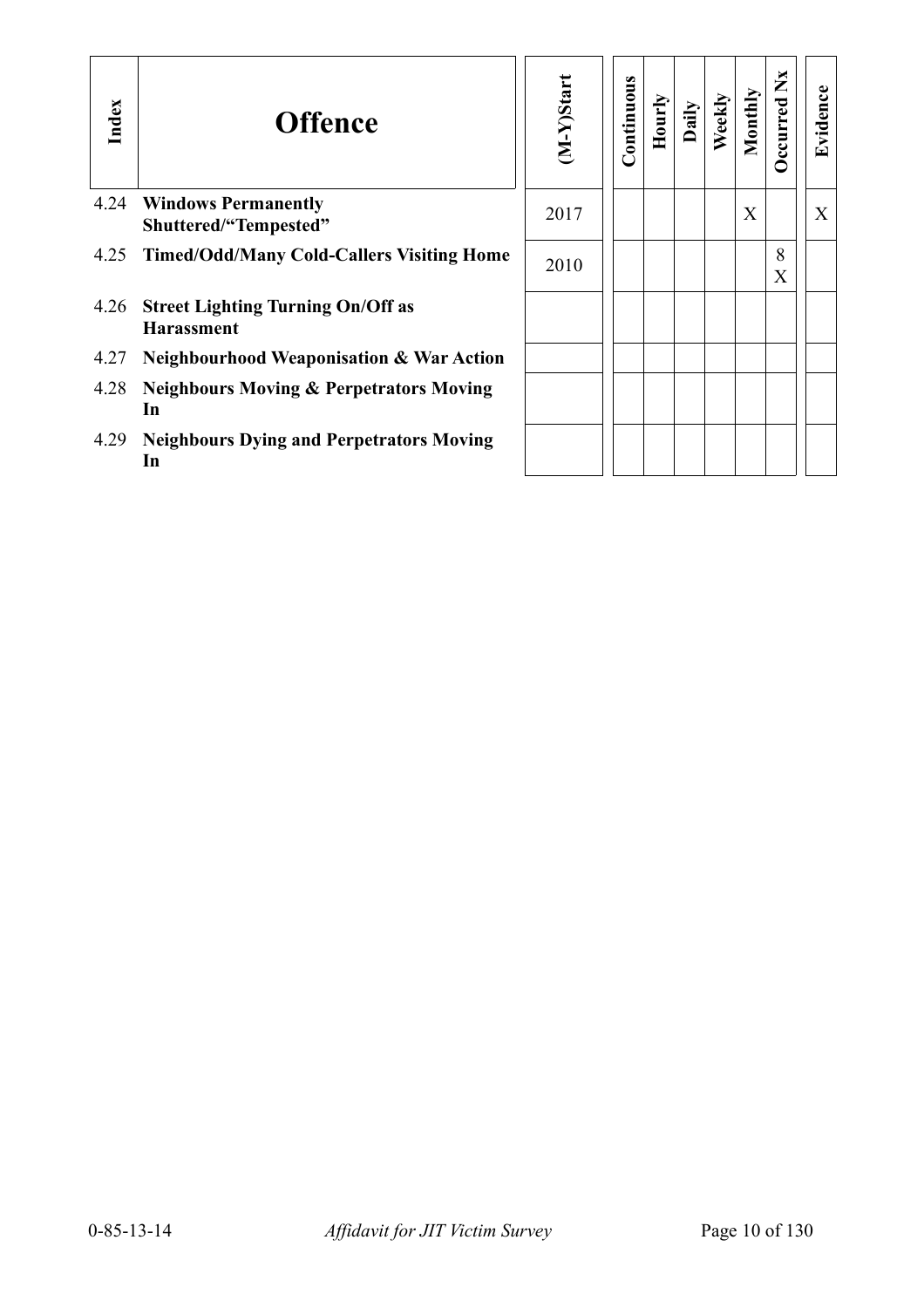| Index | Offence | (M-Y)Start | Continuous | Hourly | Daily | Weekly | Monthly | Occurred Nx | Evidence |
|---|---|---|---|---|---|---|---|---|---|
| 4.24 | **Windows Permanently Shuttered/"Tempested"** | 2017 | | | | | X | | X |
| 4.25 | **Timed/Odd/Many Cold-Callers Visiting Home** | 2010 | | | | | | 8 X | |
| 4.26 | **Street Lighting Turning On/Off as Harassment** | | | | | | | | |
| 4.27 | **Neighbourhood Weaponisation & War Action** | | | | | | | | |
| 4.28 | **Neighbours Moving & Perpetrators Moving In** | | | | | | | | |
| 4.29 | **Neighbours Dying and Perpetrators Moving In** | | | | | | | | |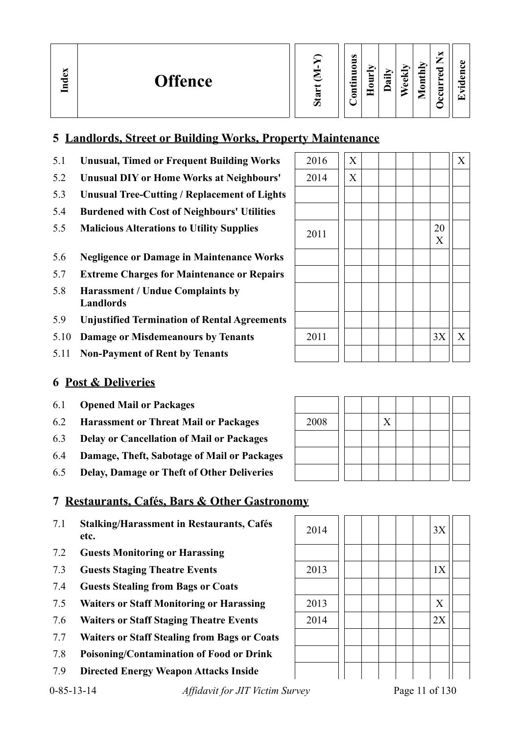| Index | Offence | Start (M-Y) | Continuous | Hourly | Daily | Weekly | Monthly | Occurred Nx | Evidence |
|---|---|---|---|---|---|---|---|---|---|

## 5 Landlords, Street or Building Works, Property Maintenance

| Index | Offence | Start (M-Y) | Continuous | Hourly | Daily | Weekly | Monthly | Occurred Nx | Evidence |
|---|---|---|---|---|---|---|---|---|---|
| 5.1 | **Unusual, Timed or Frequent Building Works** | 2016 | X | | | | | | X |
| 5.2 | **Unusual DIY or Home Works at Neighbours'** | 2014 | X | | | | | | |
| 5.3 | **Unusual Tree-Cutting / Replacement of Lights** | | | | | | | | |
| 5.4 | **Burdened with Cost of Neighbours' Utilities** | | | | | | | | |
| 5.5 | **Malicious Alterations to Utility Supplies** | 2011 | | | | | | 20 X | |
| 5.6 | **Negligence or Damage in Maintenance Works** | | | | | | | | |
| 5.7 | **Extreme Charges for Maintenance or Repairs** | | | | | | | | |
| 5.8 | **Harassment / Undue Complaints by Landlords** | | | | | | | | |
| 5.9 | **Unjustified Termination of Rental Agreements** | | | | | | | | |
| 5.10 | **Damage or Misdemeanours by Tenants** | 2011 | | | | | | 3X | X |
| 5.11 | **Non-Payment of Rent by Tenants** | | | | | | | | |

## 6 Post & Deliveries

| Index | Offence | Start (M-Y) | Continuous | Hourly | Daily | Weekly | Monthly | Occurred Nx | Evidence |
|---|---|---|---|---|---|---|---|---|---|
| 6.1 | **Opened Mail or Packages** | | | | | | | | |
| 6.2 | **Harassment or Threat Mail or Packages** | 2008 | | | X | | | | |
| 6.3 | **Delay or Cancellation of Mail or Packages** | | | | | | | | |
| 6.4 | **Damage, Theft, Sabotage of Mail or Packages** | | | | | | | | |
| 6.5 | **Delay, Damage or Theft of Other Deliveries** | | | | | | | | |

## 7 Restaurants, Cafés, Bars & Other Gastronomy

| Index | Offence | Start (M-Y) | Continuous | Hourly | Daily | Weekly | Monthly | Occurred Nx | Evidence |
|---|---|---|---|---|---|---|---|---|---|
| 7.1 | **Stalking/Harassment in Restaurants, Cafés etc.** | 2014 | | | | | | 3X | |
| 7.2 | **Guests Monitoring or Harassing** | | | | | | | | |
| 7.3 | **Guests Staging Theatre Events** | 2013 | | | | | | 1X | |
| 7.4 | **Guests Stealing from Bags or Coats** | | | | | | | | |
| 7.5 | **Waiters or Staff Monitoring or Harassing** | 2013 | | | | | | X | |
| 7.6 | **Waiters or Staff Staging Theatre Events** | 2014 | | | | | | 2X | |
| 7.7 | **Waiters or Staff Stealing from Bags or Coats** | | | | | | | | |
| 7.8 | **Poisoning/Contamination of Food or Drink** | | | | | | | | |
| 7.9 | **Directed Energy Weapon Attacks Inside** | | | | | | | | |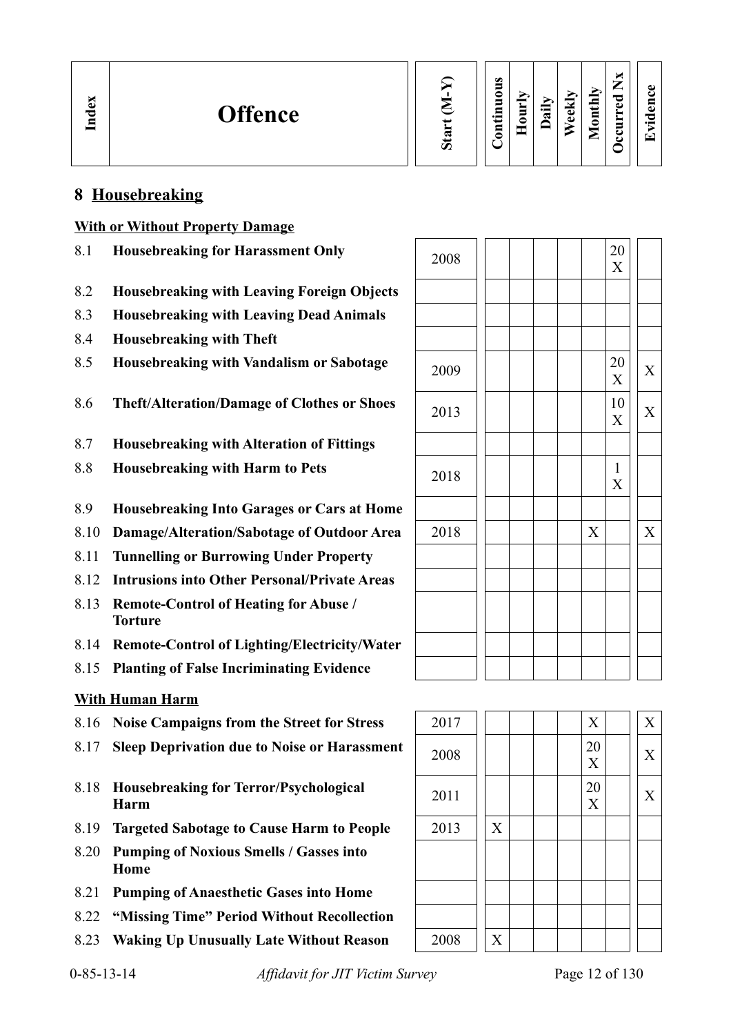| Index | Offence | Start (M-Y) | Continuous | Hourly | Daily | Weekly | Monthly | Occurred Nx | Evidence |
|---|---|---|---|---|---|---|---|---|---|

## 8 Housebreaking

**With or Without Property Damage**

| Index | Offence | Start (M-Y) | Continuous | Hourly | Daily | Weekly | Monthly | Occurred Nx | Evidence |
|---|---|---|---|---|---|---|---|---|---|
| 8.1 | **Housebreaking for Harassment Only** | 2008 | | | | | | 20 X | |
| 8.2 | **Housebreaking with Leaving Foreign Objects** | | | | | | | | |
| 8.3 | **Housebreaking with Leaving Dead Animals** | | | | | | | | |
| 8.4 | **Housebreaking with Theft** | | | | | | | | |
| 8.5 | **Housebreaking with Vandalism or Sabotage** | 2009 | | | | | | 20 X | X |
| 8.6 | **Theft/Alteration/Damage of Clothes or Shoes** | 2013 | | | | | | 10 X | X |
| 8.7 | **Housebreaking with Alteration of Fittings** | | | | | | | | |
| 8.8 | **Housebreaking with Harm to Pets** | 2018 | | | | | | 1 X | |
| 8.9 | **Housebreaking Into Garages or Cars at Home** | | | | | | | | |
| 8.10 | **Damage/Alteration/Sabotage of Outdoor Area** | 2018 | | | | | X | | X |
| 8.11 | **Tunnelling or Burrowing Under Property** | | | | | | | | |
| 8.12 | **Intrusions into Other Personal/Private Areas** | | | | | | | | |
| 8.13 | **Remote-Control of Heating for Abuse / Torture** | | | | | | | | |
| 8.14 | **Remote-Control of Lighting/Electricity/Water** | | | | | | | | |
| 8.15 | **Planting of False Incriminating Evidence** | | | | | | | | |

**With Human Harm**

| Index | Offence | Start (M-Y) | Continuous | Hourly | Daily | Weekly | Monthly | Occurred Nx | Evidence |
|---|---|---|---|---|---|---|---|---|---|
| 8.16 | **Noise Campaigns from the Street for Stress** | 2017 | | | | | X | | X |
| 8.17 | **Sleep Deprivation due to Noise or Harassment** | 2008 | | | | | 20 X | | X |
| 8.18 | **Housebreaking for Terror/Psychological Harm** | 2011 | | | | | 20 X | | X |
| 8.19 | **Targeted Sabotage to Cause Harm to People** | 2013 | X | | | | | | |
| 8.20 | **Pumping of Noxious Smells / Gasses into Home** | | | | | | | | |
| 8.21 | **Pumping of Anaesthetic Gases into Home** | | | | | | | | |
| 8.22 | **"Missing Time" Period Without Recollection** | | | | | | | | |
| 8.23 | **Waking Up Unusually Late Without Reason** | 2008 | X | | | | | | |

0-85-13-14 *Affidavit for JIT Victim Survey*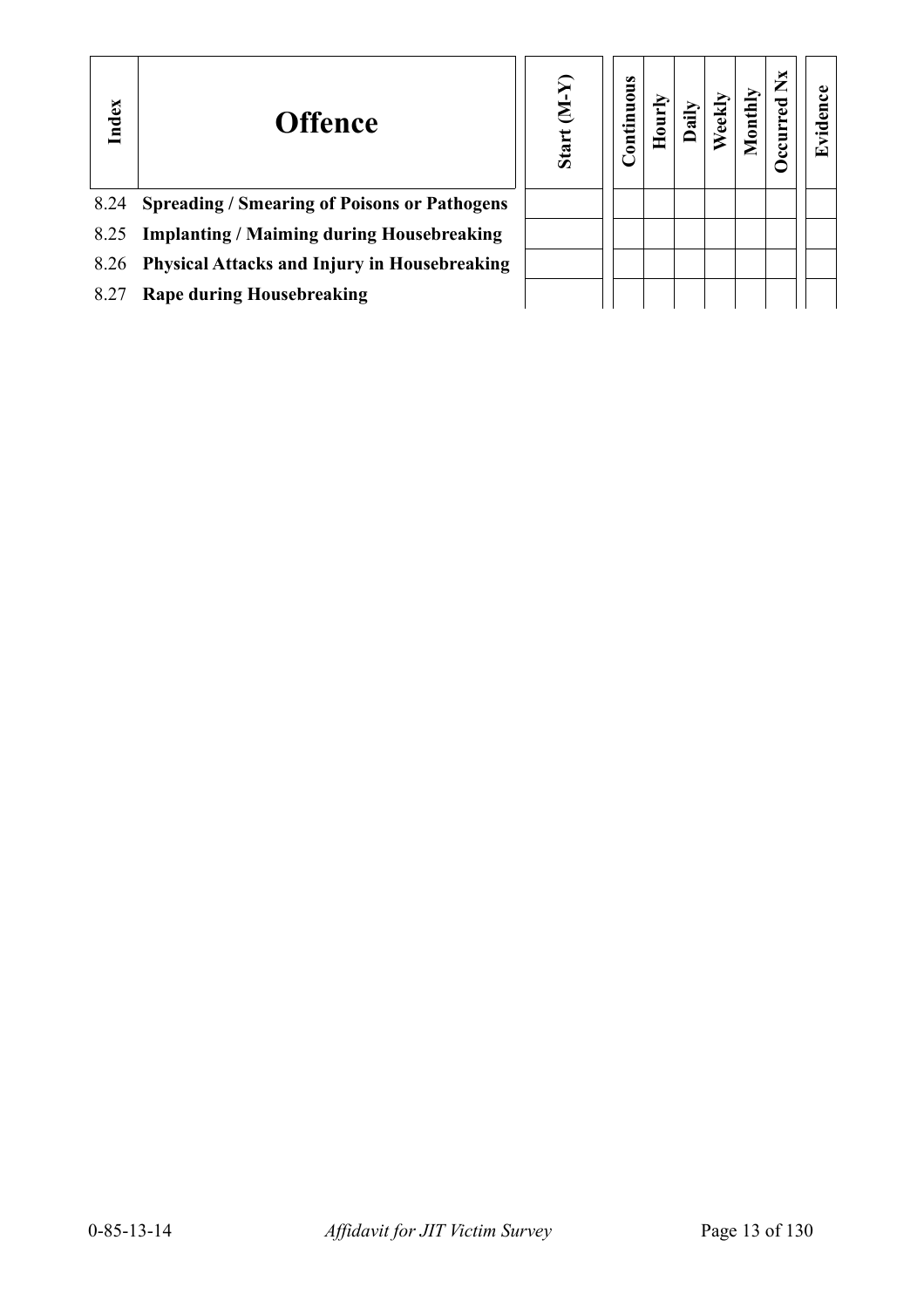| Index | Offence | Start (M-Y) | Continuous | Hourly | Daily | Weekly | Monthly | Occurred Nx | Evidence |
|---|---|---|---|---|---|---|---|---|---|
| 8.24 | **Spreading / Smearing of Poisons or Pathogens** | | | | | | | | |
| 8.25 | **Implanting / Maiming during Housebreaking** | | | | | | | | |
| 8.26 | **Physical Attacks and Injury in Housebreaking** | | | | | | | | |
| 8.27 | **Rape during Housebreaking** | | | | | | | | |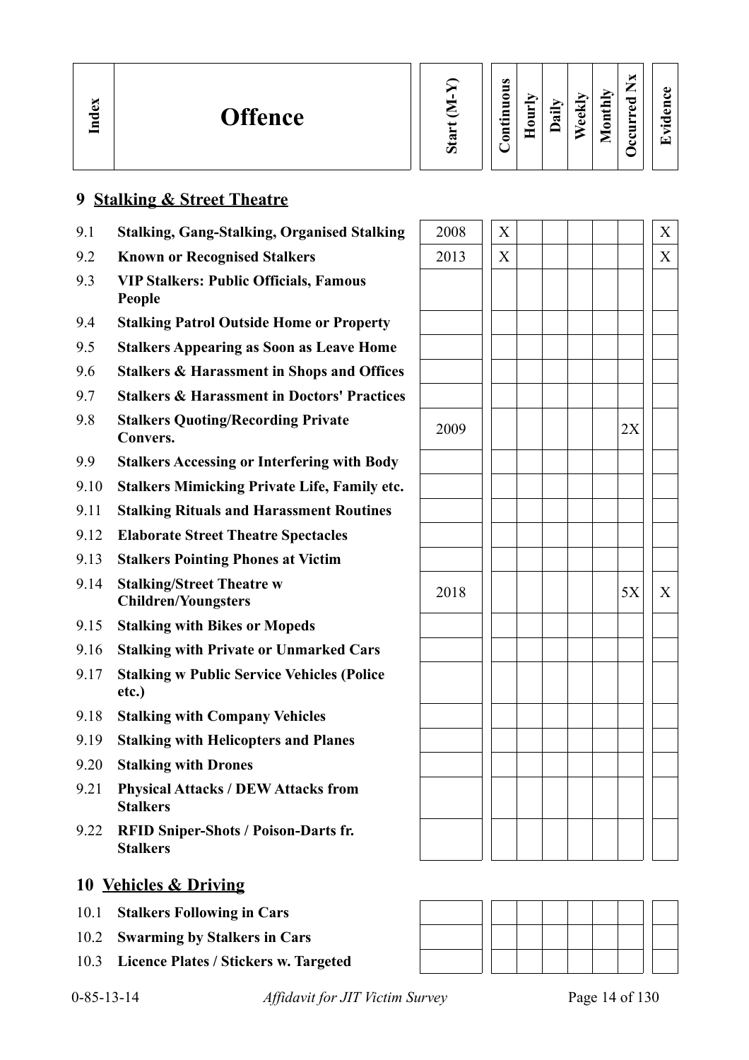| Index | Offence | Start (M-Y) | Continuous | Hourly | Daily | Weekly | Monthly | Occurred Nx | Evidence |
|---|---|---|---|---|---|---|---|---|---|

## 9 Stalking & Street Theatre

| Index | Offence | Start (M-Y) | Continuous | Hourly | Daily | Weekly | Monthly | Occurred Nx | Evidence |
|---|---|---|---|---|---|---|---|---|---|
| 9.1 | **Stalking, Gang-Stalking, Organised Stalking** | 2008 | X | | | | | | X |
| 9.2 | **Known or Recognised Stalkers** | 2013 | X | | | | | | X |
| 9.3 | **VIP Stalkers: Public Officials, Famous People** | | | | | | | | |
| 9.4 | **Stalking Patrol Outside Home or Property** | | | | | | | | |
| 9.5 | **Stalkers Appearing as Soon as Leave Home** | | | | | | | | |
| 9.6 | **Stalkers & Harassment in Shops and Offices** | | | | | | | | |
| 9.7 | **Stalkers & Harassment in Doctors' Practices** | | | | | | | | |
| 9.8 | **Stalkers Quoting/Recording Private Convers.** | 2009 | | | | | | 2X | |
| 9.9 | **Stalkers Accessing or Interfering with Body** | | | | | | | | |
| 9.10 | **Stalkers Mimicking Private Life, Family etc.** | | | | | | | | |
| 9.11 | **Stalking Rituals and Harassment Routines** | | | | | | | | |
| 9.12 | **Elaborate Street Theatre Spectacles** | | | | | | | | |
| 9.13 | **Stalkers Pointing Phones at Victim** | | | | | | | | |
| 9.14 | **Stalking/Street Theatre w Children/Youngsters** | 2018 | | | | | | 5X | X |
| 9.15 | **Stalking with Bikes or Mopeds** | | | | | | | | |
| 9.16 | **Stalking with Private or Unmarked Cars** | | | | | | | | |
| 9.17 | **Stalking w Public Service Vehicles (Police etc.)** | | | | | | | | |
| 9.18 | **Stalking with Company Vehicles** | | | | | | | | |
| 9.19 | **Stalking with Helicopters and Planes** | | | | | | | | |
| 9.20 | **Stalking with Drones** | | | | | | | | |
| 9.21 | **Physical Attacks / DEW Attacks from Stalkers** | | | | | | | | |
| 9.22 | **RFID Sniper-Shots / Poison-Darts fr. Stalkers** | | | | | | | | |

## 10 Vehicles & Driving

| Index | Offence | Start (M-Y) | Continuous | Hourly | Daily | Weekly | Monthly | Occurred Nx | Evidence |
|---|---|---|---|---|---|---|---|---|---|
| 10.1 | **Stalkers Following in Cars** | | | | | | | | |
| 10.2 | **Swarming by Stalkers in Cars** | | | | | | | | |
| 10.3 | **Licence Plates / Stickers w. Targeted** | | | | | | | | |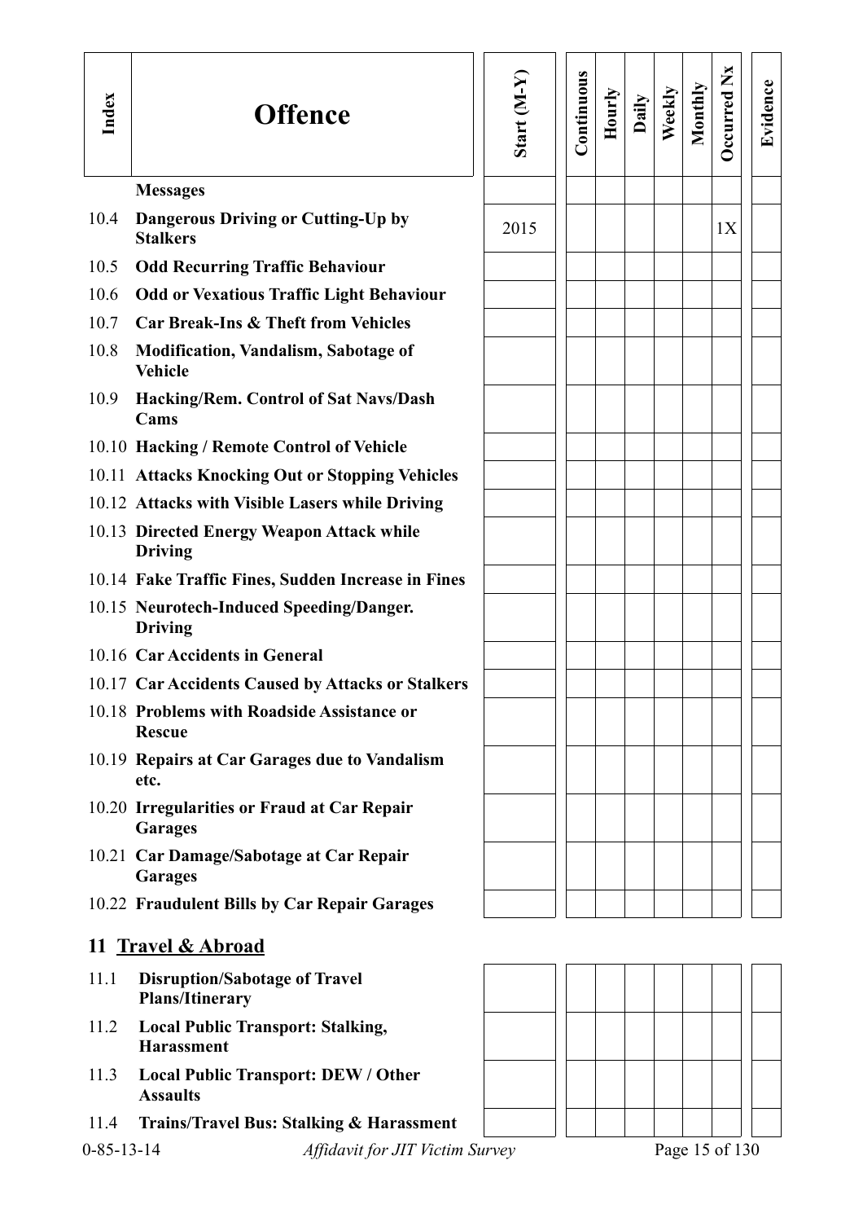| Index | Offence | Start (M-Y) | Continuous | Hourly | Daily | Weekly | Monthly | Occurred Nx | Evidence |
|---|---|---|---|---|---|---|---|---|---|
| | **Messages** | | | | | | | | |
| 10.4 | **Dangerous Driving or Cutting-Up by Stalkers** | 2015 | | | | | | 1X | |
| 10.5 | **Odd Recurring Traffic Behaviour** | | | | | | | | |
| 10.6 | **Odd or Vexatious Traffic Light Behaviour** | | | | | | | | |
| 10.7 | **Car Break-Ins & Theft from Vehicles** | | | | | | | | |
| 10.8 | **Modification, Vandalism, Sabotage of Vehicle** | | | | | | | | |
| 10.9 | **Hacking/Rem. Control of Sat Navs/Dash Cams** | | | | | | | | |
| 10.10 | **Hacking / Remote Control of Vehicle** | | | | | | | | |
| 10.11 | **Attacks Knocking Out or Stopping Vehicles** | | | | | | | | |
| 10.12 | **Attacks with Visible Lasers while Driving** | | | | | | | | |
| 10.13 | **Directed Energy Weapon Attack while Driving** | | | | | | | | |
| 10.14 | **Fake Traffic Fines, Sudden Increase in Fines** | | | | | | | | |
| 10.15 | **Neurotech-Induced Speeding/Danger. Driving** | | | | | | | | |
| 10.16 | **Car Accidents in General** | | | | | | | | |
| 10.17 | **Car Accidents Caused by Attacks or Stalkers** | | | | | | | | |
| 10.18 | **Problems with Roadside Assistance or Rescue** | | | | | | | | |
| 10.19 | **Repairs at Car Garages due to Vandalism etc.** | | | | | | | | |
| 10.20 | **Irregularities or Fraud at Car Repair Garages** | | | | | | | | |
| 10.21 | **Car Damage/Sabotage at Car Repair Garages** | | | | | | | | |
| 10.22 | **Fraudulent Bills by Car Repair Garages** | | | | | | | | |

## 11 Travel & Abroad

| Index | Offence | Start (M-Y) | Continuous | Hourly | Daily | Weekly | Monthly | Occurred Nx | Evidence |
|---|---|---|---|---|---|---|---|---|---|
| 11.1 | **Disruption/Sabotage of Travel Plans/Itinerary** | | | | | | | | |
| 11.2 | **Local Public Transport: Stalking, Harassment** | | | | | | | | |
| 11.3 | **Local Public Transport: DEW / Other Assaults** | | | | | | | | |
| 11.4 | **Trains/Travel Bus: Stalking & Harassment** | | | | | | | | |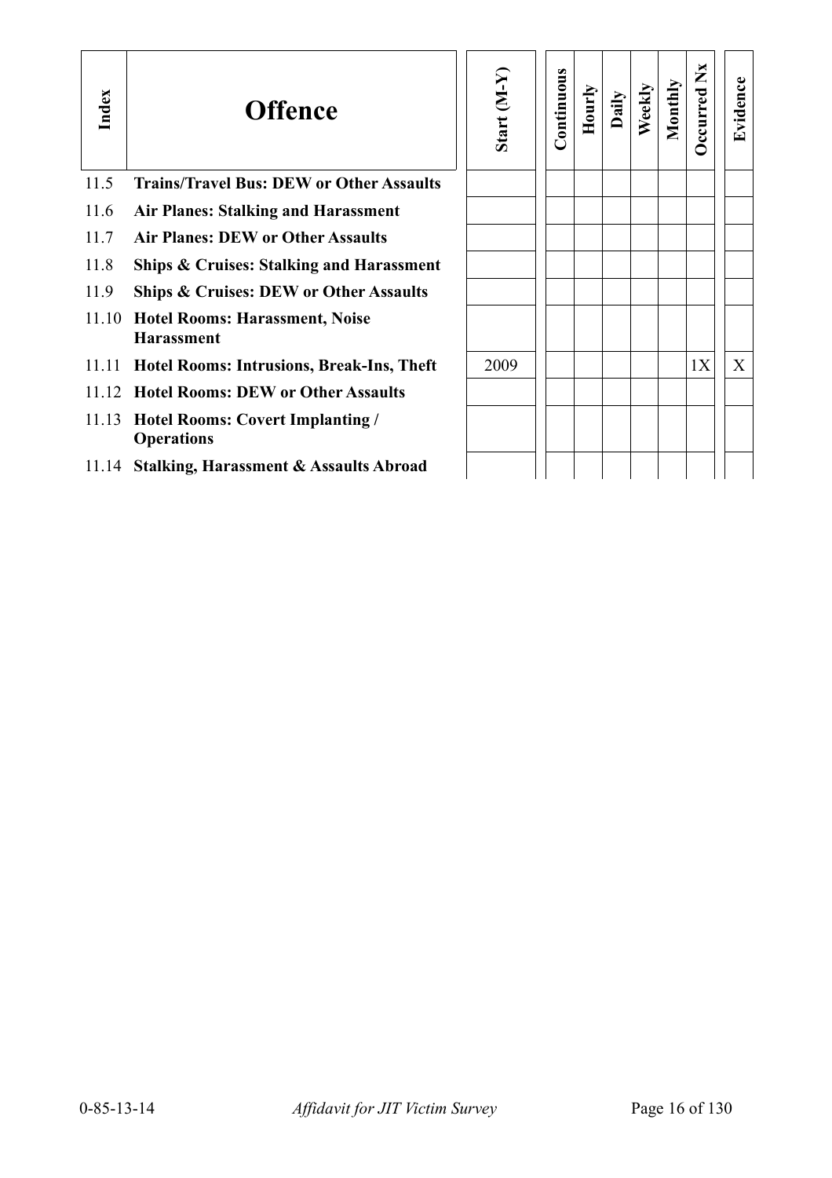| Index | Offence | Start (M-Y) | Continuous | Hourly | Daily | Weekly | Monthly | Occurred Nx | Evidence |
|---|---|---|---|---|---|---|---|---|---|
| 11.5 | **Trains/Travel Bus: DEW or Other Assaults** | | | | | | | | |
| 11.6 | **Air Planes: Stalking and Harassment** | | | | | | | | |
| 11.7 | **Air Planes: DEW or Other Assaults** | | | | | | | | |
| 11.8 | **Ships & Cruises: Stalking and Harassment** | | | | | | | | |
| 11.9 | **Ships & Cruises: DEW or Other Assaults** | | | | | | | | |
| 11.10 | **Hotel Rooms: Harassment, Noise Harassment** | | | | | | | | |
| 11.11 | **Hotel Rooms: Intrusions, Break-Ins, Theft** | 2009 | | | | | | 1X | X |
| 11.12 | **Hotel Rooms: DEW or Other Assaults** | | | | | | | | |
| 11.13 | **Hotel Rooms: Covert Implanting / Operations** | | | | | | | | |
| 11.14 | **Stalking, Harassment & Assaults Abroad** | | | | | | | | |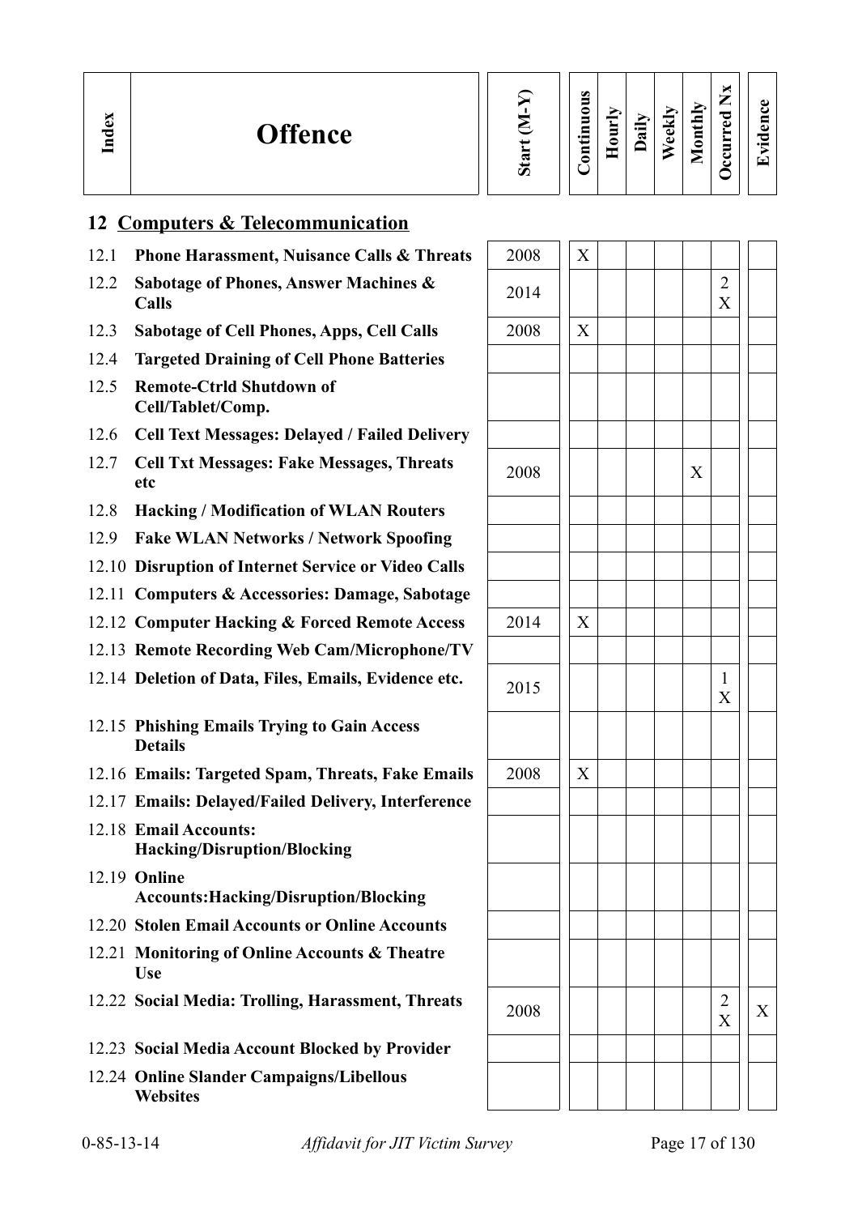| Index | Offence | Start (M-Y) | Continuous | Hourly | Daily | Weekly | Monthly | Occurred Nx | Evidence |
|---|---|---|---|---|---|---|---|---|---|
| **12** | **Computers & Telecommunication** | | | | | | | | |
| 12.1 | **Phone Harassment, Nuisance Calls & Threats** | 2008 | X | | | | | | |
| 12.2 | **Sabotage of Phones, Answer Machines & Calls** | 2014 | | | | | | 2 X | |
| 12.3 | **Sabotage of Cell Phones, Apps, Cell Calls** | 2008 | X | | | | | | |
| 12.4 | **Targeted Draining of Cell Phone Batteries** | | | | | | | | |
| 12.5 | **Remote-Ctrld Shutdown of Cell/Tablet/Comp.** | | | | | | | | |
| 12.6 | **Cell Text Messages: Delayed / Failed Delivery** | | | | | | | | |
| 12.7 | **Cell Txt Messages: Fake Messages, Threats etc** | 2008 | | | | | X | | |
| 12.8 | **Hacking / Modification of WLAN Routers** | | | | | | | | |
| 12.9 | **Fake WLAN Networks / Network Spoofing** | | | | | | | | |
| 12.10 | **Disruption of Internet Service or Video Calls** | | | | | | | | |
| 12.11 | **Computers & Accessories: Damage, Sabotage** | | | | | | | | |
| 12.12 | **Computer Hacking & Forced Remote Access** | 2014 | X | | | | | | |
| 12.13 | **Remote Recording Web Cam/Microphone/TV** | | | | | | | | |
| 12.14 | **Deletion of Data, Files, Emails, Evidence etc.** | 2015 | | | | | | 1 X | |
| 12.15 | **Phishing Emails Trying to Gain Access Details** | | | | | | | | |
| 12.16 | **Emails: Targeted Spam, Threats, Fake Emails** | 2008 | X | | | | | | |
| 12.17 | **Emails: Delayed/Failed Delivery, Interference** | | | | | | | | |
| 12.18 | **Email Accounts: Hacking/Disruption/Blocking** | | | | | | | | |
| 12.19 | **Online Accounts:Hacking/Disruption/Blocking** | | | | | | | | |
| 12.20 | **Stolen Email Accounts or Online Accounts** | | | | | | | | |
| 12.21 | **Monitoring of Online Accounts & Theatre Use** | | | | | | | | |
| 12.22 | **Social Media: Trolling, Harassment, Threats** | 2008 | | | | | | 2 X | X |
| 12.23 | **Social Media Account Blocked by Provider** | | | | | | | | |
| 12.24 | **Online Slander Campaigns/Libellous Websites** | | | | | | | | |

0-85-13-14 *Affidavit for JIT Victim Survey*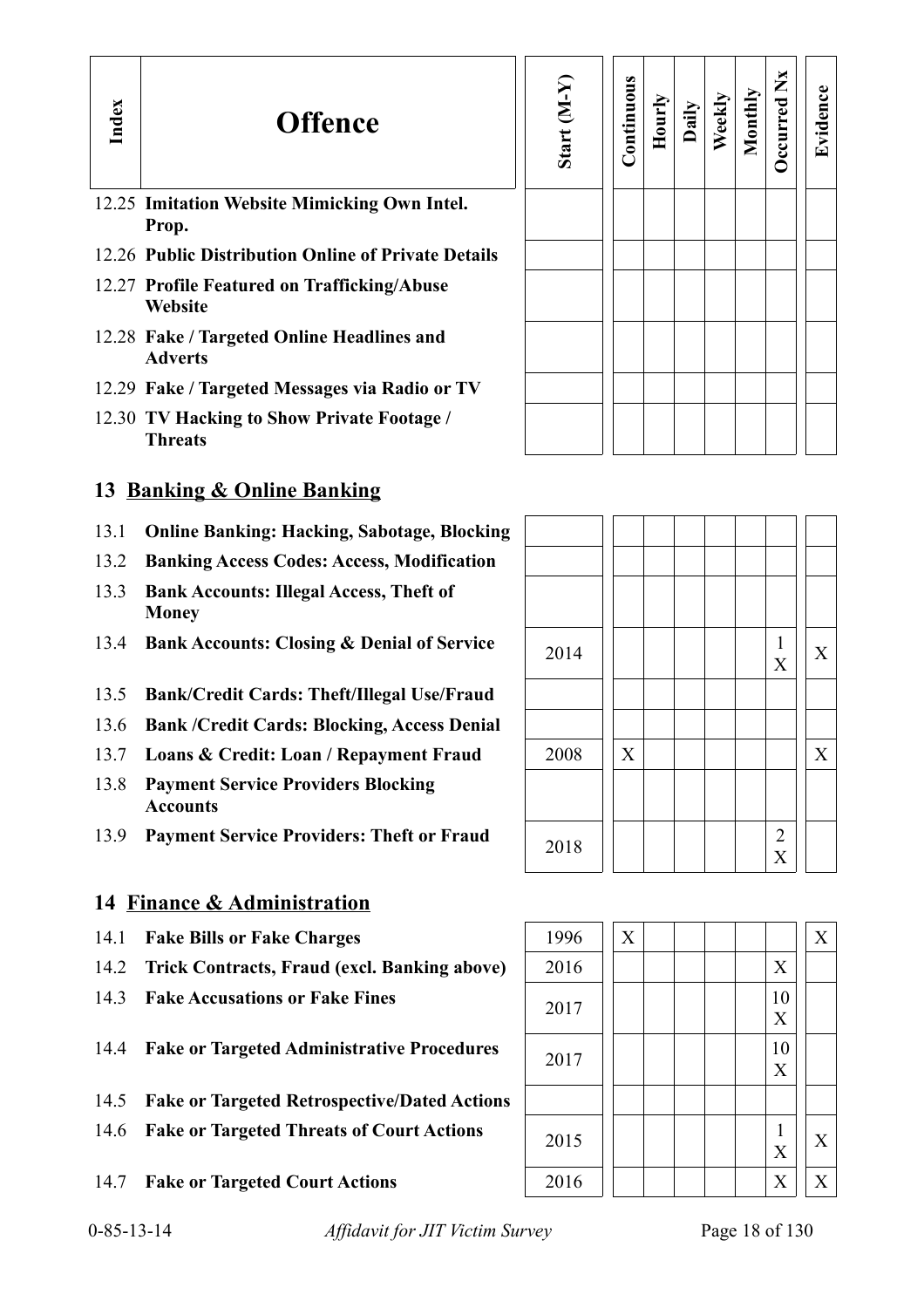| Index | Offence | Start (M-Y) | Continuous | Hourly | Daily | Weekly | Monthly | Occurred Nx | Evidence |
|---|---|---|---|---|---|---|---|---|---|
| 12.25 | **Imitation Website Mimicking Own Intel. Prop.** | | | | | | | | |
| 12.26 | **Public Distribution Online of Private Details** | | | | | | | | |
| 12.27 | **Profile Featured on Trafficking/Abuse Website** | | | | | | | | |
| 12.28 | **Fake / Targeted Online Headlines and Adverts** | | | | | | | | |
| 12.29 | **Fake / Targeted Messages via Radio or TV** | | | | | | | | |
| 12.30 | **TV Hacking to Show Private Footage / Threats** | | | | | | | | |

## 13 Banking & Online Banking

| Index | Offence | Start (M-Y) | Continuous | Hourly | Daily | Weekly | Monthly | Occurred Nx | Evidence |
|---|---|---|---|---|---|---|---|---|---|
| 13.1 | **Online Banking: Hacking, Sabotage, Blocking** | | | | | | | | |
| 13.2 | **Banking Access Codes: Access, Modification** | | | | | | | | |
| 13.3 | **Bank Accounts: Illegal Access, Theft of Money** | | | | | | | | |
| 13.4 | **Bank Accounts: Closing & Denial of Service** | 2014 | | | | | | 1 X | X |
| 13.5 | **Bank/Credit Cards: Theft/Illegal Use/Fraud** | | | | | | | | |
| 13.6 | **Bank /Credit Cards: Blocking, Access Denial** | | | | | | | | |
| 13.7 | **Loans & Credit: Loan / Repayment Fraud** | 2008 | X | | | | | | X |
| 13.8 | **Payment Service Providers Blocking Accounts** | | | | | | | | |
| 13.9 | **Payment Service Providers: Theft or Fraud** | 2018 | | | | | | 2 X | |

## 14 Finance & Administration

| Index | Offence | Start (M-Y) | Continuous | Hourly | Daily | Weekly | Monthly | Occurred Nx | Evidence |
|---|---|---|---|---|---|---|---|---|---|
| 14.1 | **Fake Bills or Fake Charges** | 1996 | X | | | | | | X |
| 14.2 | **Trick Contracts, Fraud (excl. Banking above)** | 2016 | | | | | | X | |
| 14.3 | **Fake Accusations or Fake Fines** | 2017 | | | | | | 10 X | |
| 14.4 | **Fake or Targeted Administrative Procedures** | 2017 | | | | | | 10 X | |
| 14.5 | **Fake or Targeted Retrospective/Dated Actions** | | | | | | | | |
| 14.6 | **Fake or Targeted Threats of Court Actions** | 2015 | | | | | | 1 X | X |
| 14.7 | **Fake or Targeted Court Actions** | 2016 | | | | | | X | X |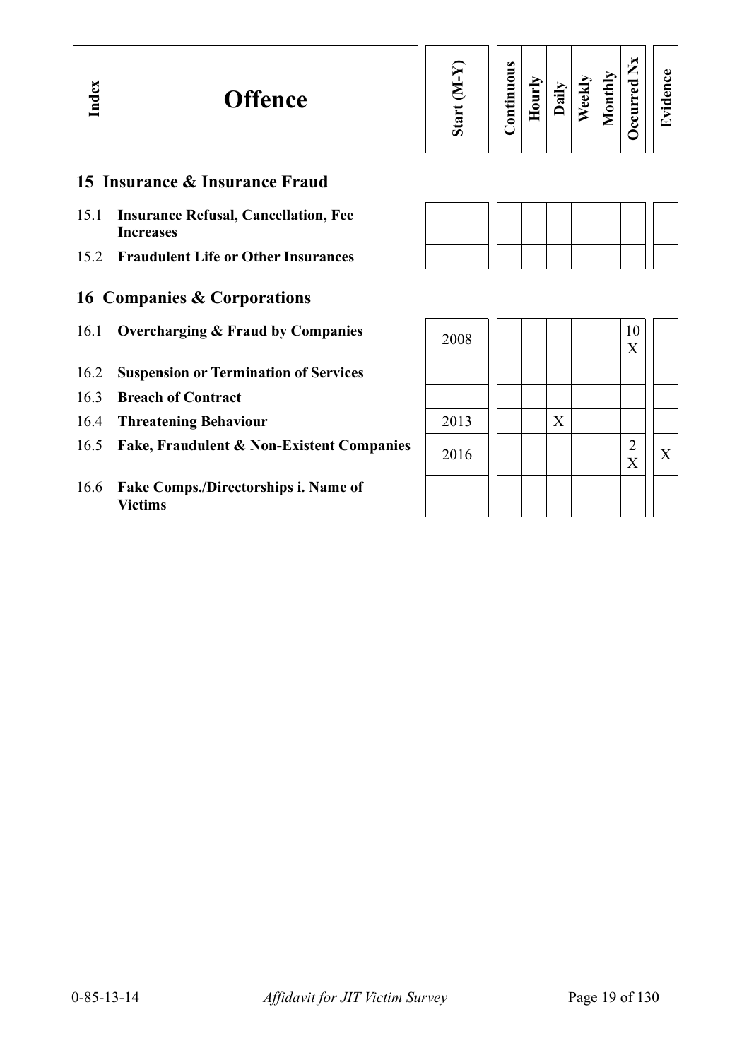| Index | Offence | Start (M-Y) | Continuous | Hourly | Daily | Weekly | Monthly | Occurred Nx | Evidence |
|---|---|---|---|---|---|---|---|---|---|
| **15** | **Insurance & Insurance Fraud** | | | | | | | | |
| 15.1 | **Insurance Refusal, Cancellation, Fee Increases** | | | | | | | | |
| 15.2 | **Fraudulent Life or Other Insurances** | | | | | | | | |
| **16** | **Companies & Corporations** | | | | | | | | |
| 16.1 | **Overcharging & Fraud by Companies** | 2008 | | | | | | 10 X | |
| 16.2 | **Suspension or Termination of Services** | | | | | | | | |
| 16.3 | **Breach of Contract** | | | | | | | | |
| 16.4 | **Threatening Behaviour** | 2013 | | | X | | | | |
| 16.5 | **Fake, Fraudulent & Non-Existent Companies** | 2016 | | | | | | 2 X | X |
| 16.6 | **Fake Comps./Directorships i. Name of Victims** | | | | | | | | |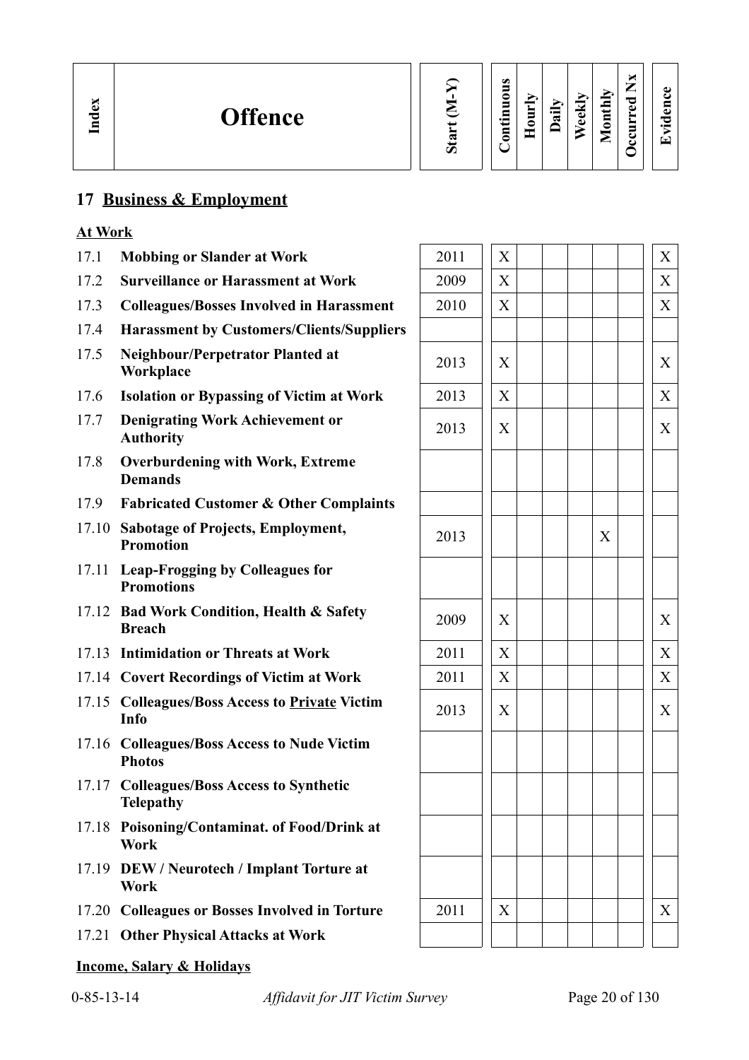| Index | Offence | Start (M-Y) | Continuous | Hourly | Daily | Weekly | Monthly | Occurred Nx | Evidence |
|---|---|---|---|---|---|---|---|---|---|

## 17 Business & Employment

**At Work**

| Index | Offence | Start (M-Y) | Continuous | Hourly | Daily | Weekly | Monthly | Occurred Nx | Evidence |
|---|---|---|---|---|---|---|---|---|---|
| 17.1 | **Mobbing or Slander at Work** | 2011 | X | | | | | | X |
| 17.2 | **Surveillance or Harassment at Work** | 2009 | X | | | | | | X |
| 17.3 | **Colleagues/Bosses Involved in Harassment** | 2010 | X | | | | | | X |
| 17.4 | **Harassment by Customers/Clients/Suppliers** | | | | | | | | |
| 17.5 | **Neighbour/Perpetrator Planted at Workplace** | 2013 | X | | | | | | X |
| 17.6 | **Isolation or Bypassing of Victim at Work** | 2013 | X | | | | | | X |
| 17.7 | **Denigrating Work Achievement or Authority** | 2013 | X | | | | | | X |
| 17.8 | **Overburdening with Work, Extreme Demands** | | | | | | | | |
| 17.9 | **Fabricated Customer & Other Complaints** | | | | | | | | |
| 17.10 | **Sabotage of Projects, Employment, Promotion** | 2013 | | | | | X | | |
| 17.11 | **Leap-Frogging by Colleagues for Promotions** | | | | | | | | |
| 17.12 | **Bad Work Condition, Health & Safety Breach** | 2009 | X | | | | | | X |
| 17.13 | **Intimidation or Threats at Work** | 2011 | X | | | | | | X |
| 17.14 | **Covert Recordings of Victim at Work** | 2011 | X | | | | | | X |
| 17.15 | **Colleagues/Boss Access to Private Victim Info** | 2013 | X | | | | | | X |
| 17.16 | **Colleagues/Boss Access to Nude Victim Photos** | | | | | | | | |
| 17.17 | **Colleagues/Boss Access to Synthetic Telepathy** | | | | | | | | |
| 17.18 | **Poisoning/Contaminat. of Food/Drink at Work** | | | | | | | | |
| 17.19 | **DEW / Neurotech / Implant Torture at Work** | | | | | | | | |
| 17.20 | **Colleagues or Bosses Involved in Torture** | 2011 | X | | | | | | X |
| 17.21 | **Other Physical Attacks at Work** | | | | | | | | |

**Income, Salary & Holidays**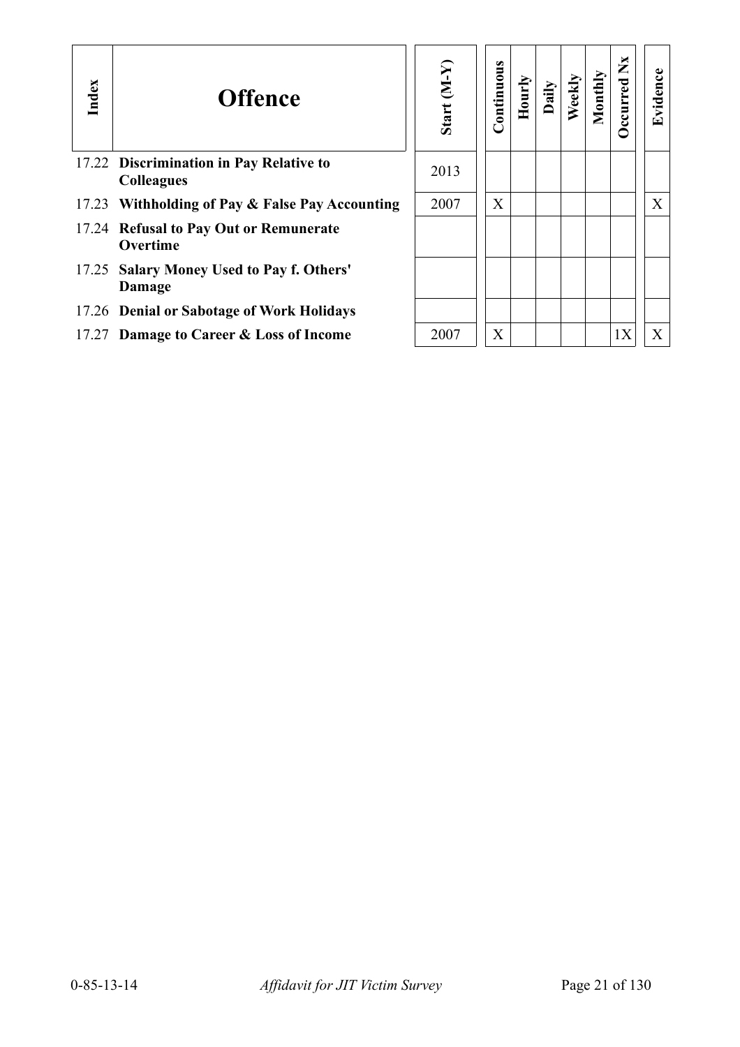| Index | Offence | Start (M-Y) | Continuous | Hourly | Daily | Weekly | Monthly | Occurred Nx | Evidence |
|---|---|---|---|---|---|---|---|---|---|
| 17.22 | **Discrimination in Pay Relative to Colleagues** | 2013 | | | | | | | |
| 17.23 | **Withholding of Pay & False Pay Accounting** | 2007 | X | | | | | | X |
| 17.24 | **Refusal to Pay Out or Remunerate Overtime** | | | | | | | | |
| 17.25 | **Salary Money Used to Pay f. Others' Damage** | | | | | | | | |
| 17.26 | **Denial or Sabotage of Work Holidays** | | | | | | | | |
| 17.27 | **Damage to Career & Loss of Income** | 2007 | X | | | | | 1X | X |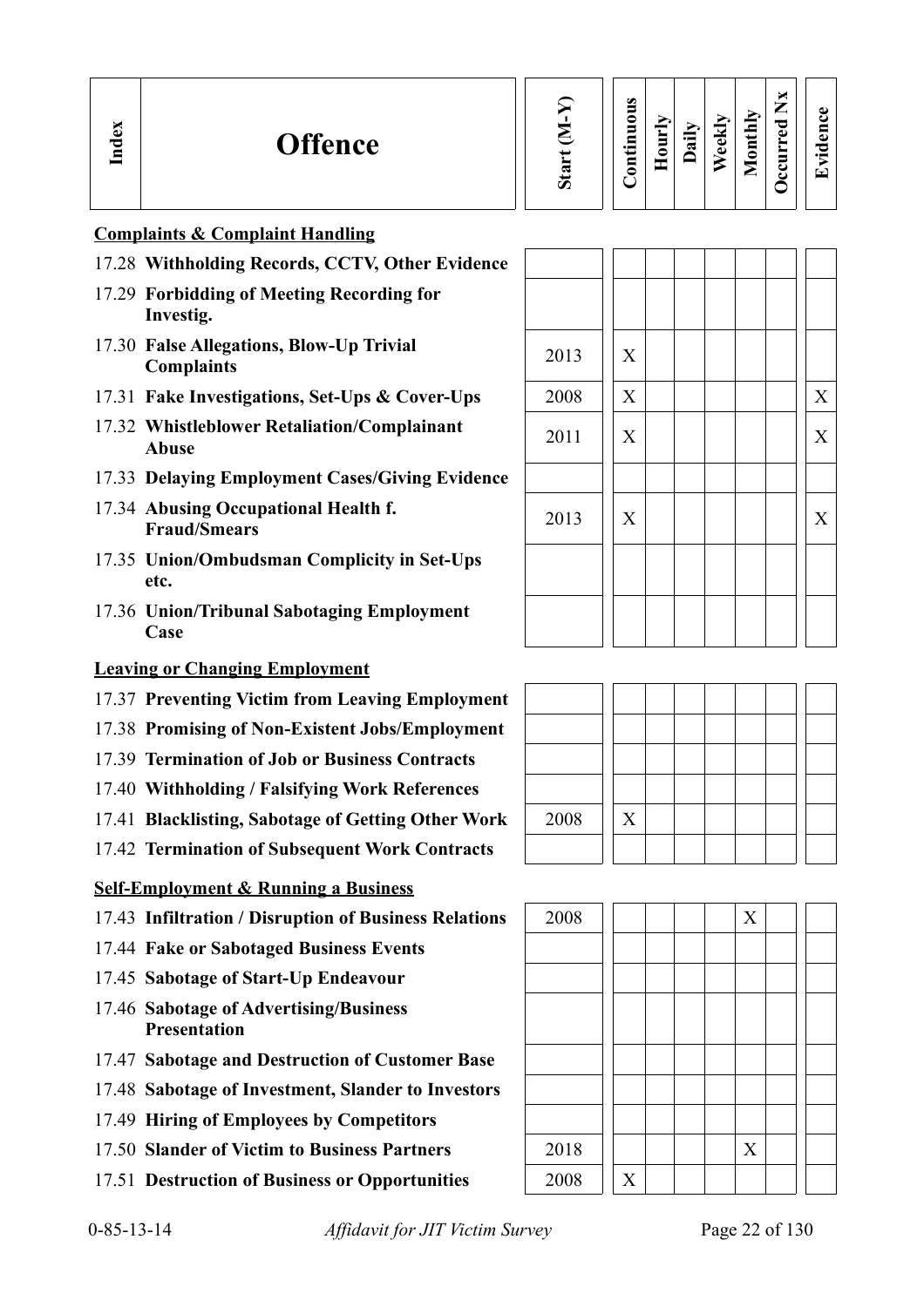| Index | Offence | Start (M-Y) | Continuous | Hourly | Daily | Weekly | Monthly | Occurred Nx | Evidence |
|---|---|---|---|---|---|---|---|---|---|
| | **Complaints & Complaint Handling** | | | | | | | | |
| 17.28 | **Withholding Records, CCTV, Other Evidence** | | | | | | | | |
| 17.29 | **Forbidding of Meeting Recording for Investig.** | | | | | | | | |
| 17.30 | **False Allegations, Blow-Up Trivial Complaints** | 2013 | X | | | | | | |
| 17.31 | **Fake Investigations, Set-Ups & Cover-Ups** | 2008 | X | | | | | | X |
| 17.32 | **Whistleblower Retaliation/Complainant Abuse** | 2011 | X | | | | | | X |
| 17.33 | **Delaying Employment Cases/Giving Evidence** | | | | | | | | |
| 17.34 | **Abusing Occupational Health f. Fraud/Smears** | 2013 | X | | | | | | X |
| 17.35 | **Union/Ombudsman Complicity in Set-Ups etc.** | | | | | | | | |
| 17.36 | **Union/Tribunal Sabotaging Employment Case** | | | | | | | | |
| | **Leaving or Changing Employment** | | | | | | | | |
| 17.37 | **Preventing Victim from Leaving Employment** | | | | | | | | |
| 17.38 | **Promising of Non-Existent Jobs/Employment** | | | | | | | | |
| 17.39 | **Termination of Job or Business Contracts** | | | | | | | | |
| 17.40 | **Withholding / Falsifying Work References** | | | | | | | | |
| 17.41 | **Blacklisting, Sabotage of Getting Other Work** | 2008 | X | | | | | | |
| 17.42 | **Termination of Subsequent Work Contracts** | | | | | | | | |
| | **Self-Employment & Running a Business** | | | | | | | | |
| 17.43 | **Infiltration / Disruption of Business Relations** | 2008 | | | | | X | | |
| 17.44 | **Fake or Sabotaged Business Events** | | | | | | | | |
| 17.45 | **Sabotage of Start-Up Endeavour** | | | | | | | | |
| 17.46 | **Sabotage of Advertising/Business Presentation** | | | | | | | | |
| 17.47 | **Sabotage and Destruction of Customer Base** | | | | | | | | |
| 17.48 | **Sabotage of Investment, Slander to Investors** | | | | | | | | |
| 17.49 | **Hiring of Employees by Competitors** | | | | | | | | |
| 17.50 | **Slander of Victim to Business Partners** | 2018 | | | | | X | | |
| 17.51 | **Destruction of Business or Opportunities** | 2008 | X | | | | | | |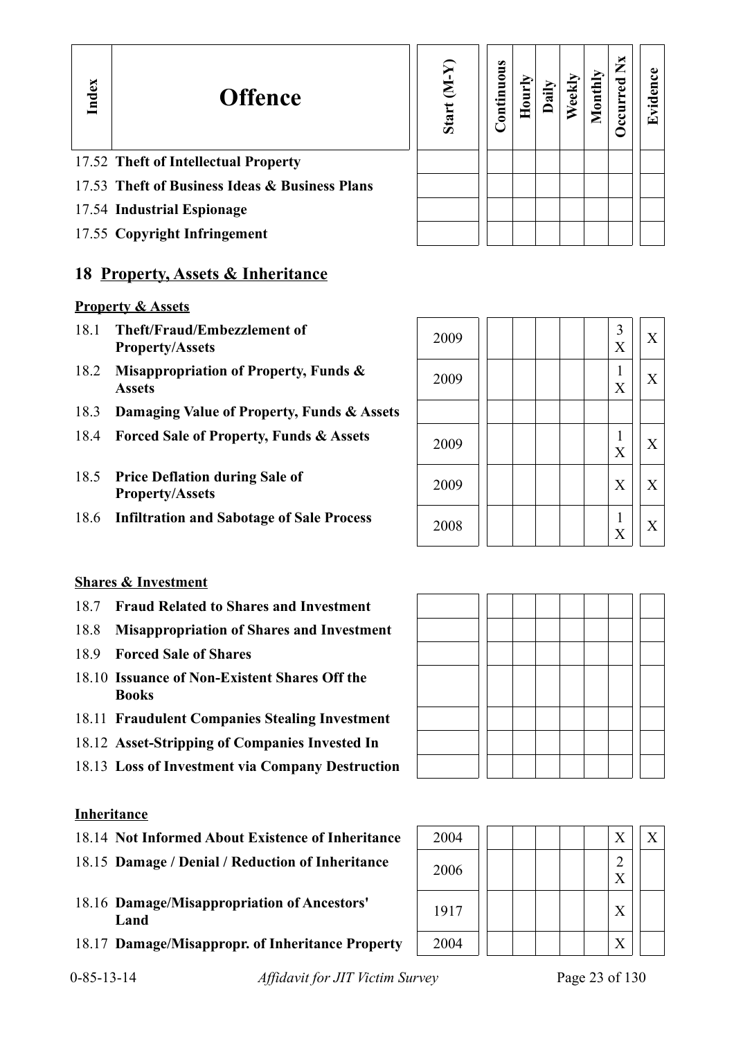| Index | Offence | Start (M-Y) | Continuous | Hourly | Daily | Weekly | Monthly | Occurred Nx | Evidence |
|---|---|---|---|---|---|---|---|---|---|
| 17.52 | **Theft of Intellectual Property** | | | | | | | | |
| 17.53 | **Theft of Business Ideas & Business Plans** | | | | | | | | |
| 17.54 | **Industrial Espionage** | | | | | | | | |
| 17.55 | **Copyright Infringement** | | | | | | | | |

## 18 Property, Assets & Inheritance

### Property & Assets

| Index | Offence | Start (M-Y) | Continuous | Hourly | Daily | Weekly | Monthly | Occurred Nx | Evidence |
|---|---|---|---|---|---|---|---|---|---|
| 18.1 | **Theft/Fraud/Embezzlement of Property/Assets** | 2009 | | | | | | 3 X | X |
| 18.2 | **Misappropriation of Property, Funds & Assets** | 2009 | | | | | | 1 X | X |
| 18.3 | **Damaging Value of Property, Funds & Assets** | | | | | | | | |
| 18.4 | **Forced Sale of Property, Funds & Assets** | 2009 | | | | | | 1 X | X |
| 18.5 | **Price Deflation during Sale of Property/Assets** | 2009 | | | | | | X | X |
| 18.6 | **Infiltration and Sabotage of Sale Process** | 2008 | | | | | | 1 X | X |

### Shares & Investment

| Index | Offence | Start (M-Y) | Continuous | Hourly | Daily | Weekly | Monthly | Occurred Nx | Evidence |
|---|---|---|---|---|---|---|---|---|---|
| 18.7 | **Fraud Related to Shares and Investment** | | | | | | | | |
| 18.8 | **Misappropriation of Shares and Investment** | | | | | | | | |
| 18.9 | **Forced Sale of Shares** | | | | | | | | |
| 18.10 | **Issuance of Non-Existent Shares Off the Books** | | | | | | | | |
| 18.11 | **Fraudulent Companies Stealing Investment** | | | | | | | | |
| 18.12 | **Asset-Stripping of Companies Invested In** | | | | | | | | |
| 18.13 | **Loss of Investment via Company Destruction** | | | | | | | | |

### Inheritance

| Index | Offence | Start (M-Y) | Continuous | Hourly | Daily | Weekly | Monthly | Occurred Nx | Evidence |
|---|---|---|---|---|---|---|---|---|---|
| 18.14 | **Not Informed About Existence of Inheritance** | 2004 | | | | | | X | X |
| 18.15 | **Damage / Denial / Reduction of Inheritance** | 2006 | | | | | | 2 X | |
| 18.16 | **Damage/Misappropriation of Ancestors' Land** | 1917 | | | | | | X | |
| 18.17 | **Damage/Misappropr. of Inheritance Property** | 2004 | | | | | | X | |

0-85-13-14 *Affidavit for JIT Victim Survey*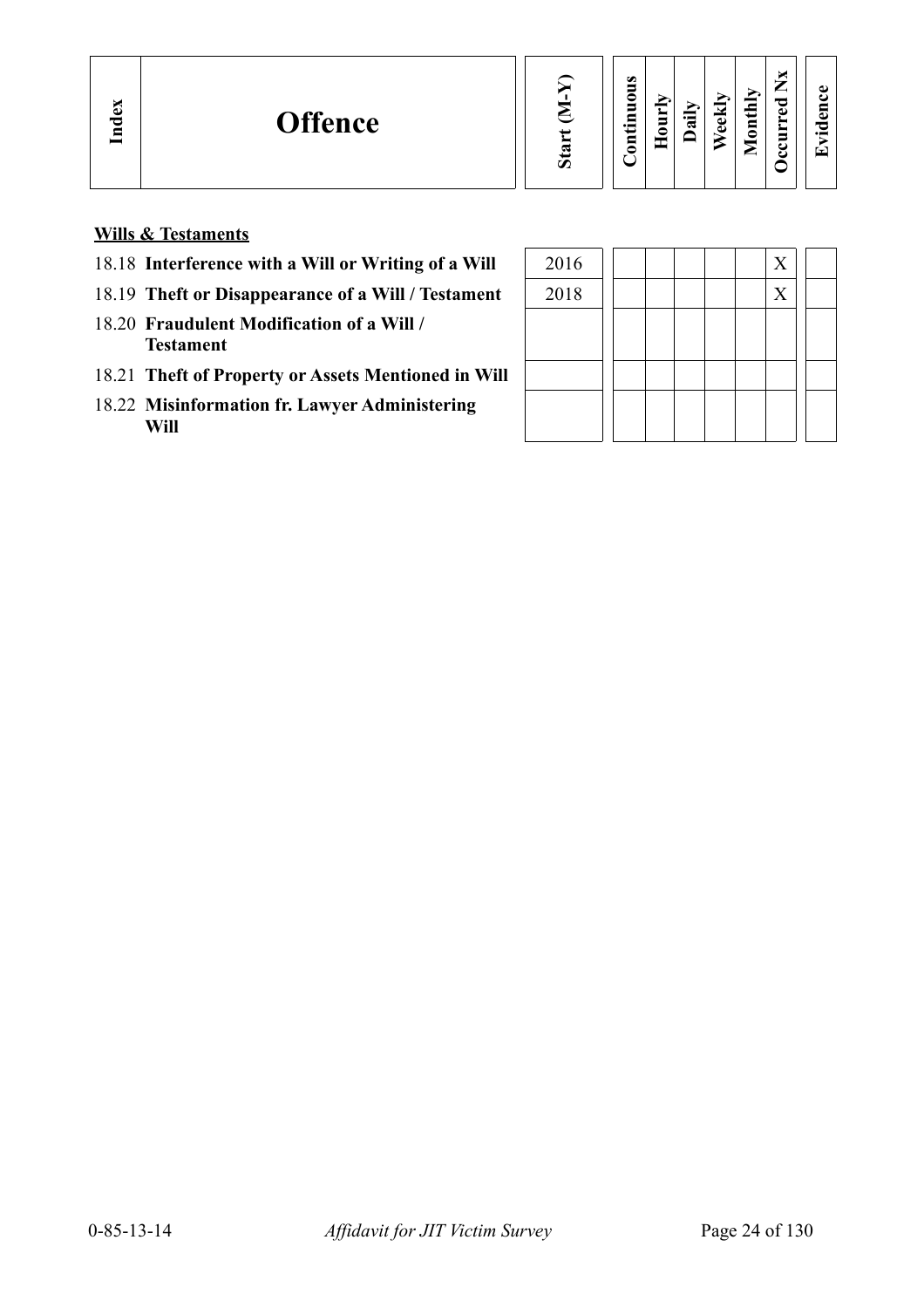| Index | Offence | Start (M-Y) | Continuous | Hourly | Daily | Weekly | Monthly | Occurred Nx | Evidence |
|---|---|---|---|---|---|---|---|---|---|
| | **Wills & Testaments** | | | | | | | | |
| 18.18 | **Interference with a Will or Writing of a Will** | 2016 | | | | | | X | |
| 18.19 | **Theft or Disappearance of a Will / Testament** | 2018 | | | | | | X | |
| 18.20 | **Fraudulent Modification of a Will / Testament** | | | | | | | | |
| 18.21 | **Theft of Property or Assets Mentioned in Will** | | | | | | | | |
| 18.22 | **Misinformation fr. Lawyer Administering Will** | | | | | | | | |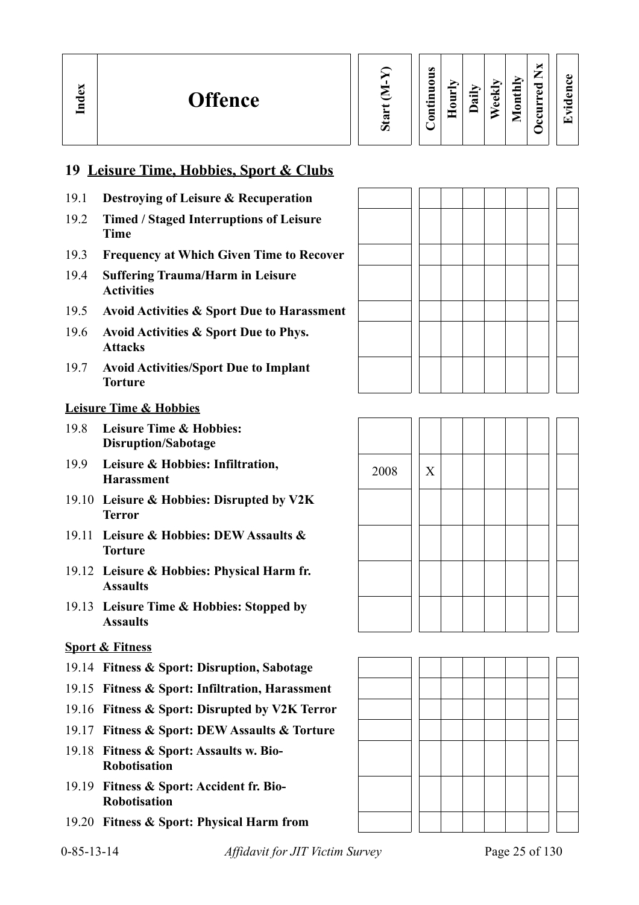| Index | Offence | Start (M-Y) | Continuous | Hourly | Daily | Weekly | Monthly | Occurred Nx | Evidence |
|---|---|---|---|---|---|---|---|---|---|
| **19** | **Leisure Time, Hobbies, Sport & Clubs** | | | | | | | | |
| 19.1 | **Destroying of Leisure & Recuperation** | | | | | | | | |
| 19.2 | **Timed / Staged Interruptions of Leisure Time** | | | | | | | | |
| 19.3 | **Frequency at Which Given Time to Recover** | | | | | | | | |
| 19.4 | **Suffering Trauma/Harm in Leisure Activities** | | | | | | | | |
| 19.5 | **Avoid Activities & Sport Due to Harassment** | | | | | | | | |
| 19.6 | **Avoid Activities & Sport Due to Phys. Attacks** | | | | | | | | |
| 19.7 | **Avoid Activities/Sport Due to Implant Torture** | | | | | | | | |
| | **Leisure Time & Hobbies** | | | | | | | | |
| 19.8 | **Leisure Time & Hobbies: Disruption/Sabotage** | | | | | | | | |
| 19.9 | **Leisure & Hobbies: Infiltration, Harassment** | 2008 | X | | | | | | |
| 19.10 | **Leisure & Hobbies: Disrupted by V2K Terror** | | | | | | | | |
| 19.11 | **Leisure & Hobbies: DEW Assaults & Torture** | | | | | | | | |
| 19.12 | **Leisure & Hobbies: Physical Harm fr. Assaults** | | | | | | | | |
| 19.13 | **Leisure Time & Hobbies: Stopped by Assaults** | | | | | | | | |
| | **Sport & Fitness** | | | | | | | | |
| 19.14 | **Fitness & Sport: Disruption, Sabotage** | | | | | | | | |
| 19.15 | **Fitness & Sport: Infiltration, Harassment** | | | | | | | | |
| 19.16 | **Fitness & Sport: Disrupted by V2K Terror** | | | | | | | | |
| 19.17 | **Fitness & Sport: DEW Assaults & Torture** | | | | | | | | |
| 19.18 | **Fitness & Sport: Assaults w. Bio-Robotisation** | | | | | | | | |
| 19.19 | **Fitness & Sport: Accident fr. Bio-Robotisation** | | | | | | | | |
| 19.20 | **Fitness & Sport: Physical Harm from** | | | | | | | | |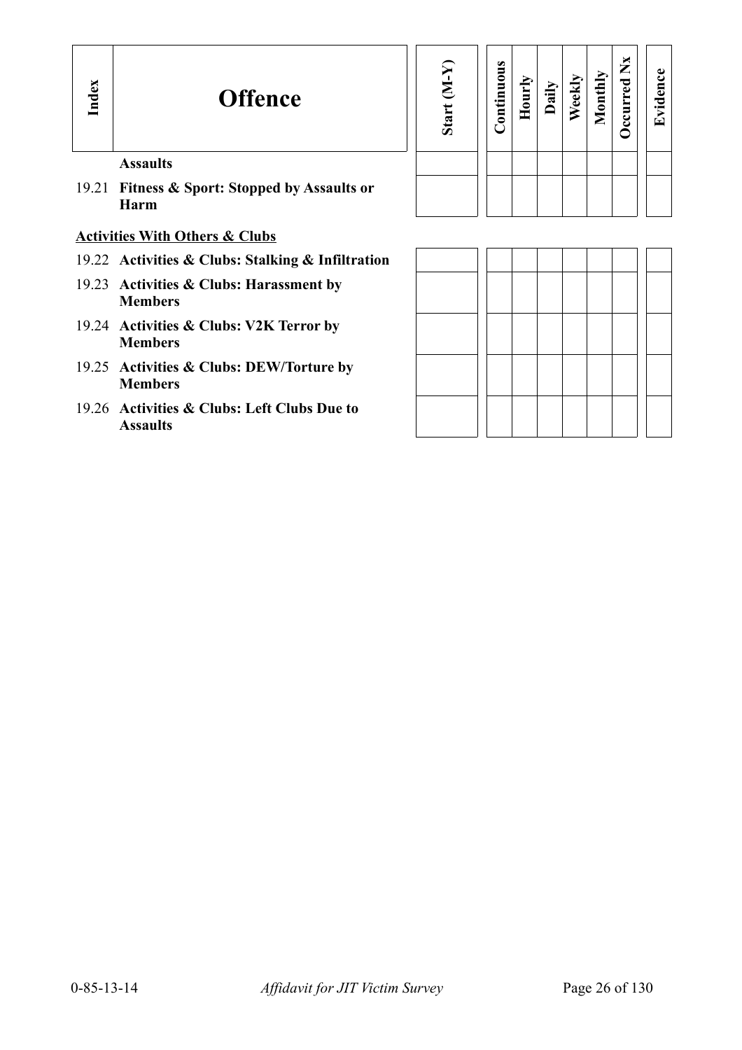| Index | Offence | Start (M-Y) | Continuous | Hourly | Daily | Weekly | Monthly | Occurred Nx | Evidence |
|---|---|---|---|---|---|---|---|---|---|
| | **Assaults** | | | | | | | | |
| 19.21 | **Fitness & Sport: Stopped by Assaults or Harm** | | | | | | | | |

**Activities With Others & Clubs**

| Index | Offence | Start (M-Y) | Continuous | Hourly | Daily | Weekly | Monthly | Occurred Nx | Evidence |
|---|---|---|---|---|---|---|---|---|---|
| 19.22 | **Activities & Clubs: Stalking & Infiltration** | | | | | | | | |
| 19.23 | **Activities & Clubs: Harassment by Members** | | | | | | | | |
| 19.24 | **Activities & Clubs: V2K Terror by Members** | | | | | | | | |
| 19.25 | **Activities & Clubs: DEW/Torture by Members** | | | | | | | | |
| 19.26 | **Activities & Clubs: Left Clubs Due to Assaults** | | | | | | | | |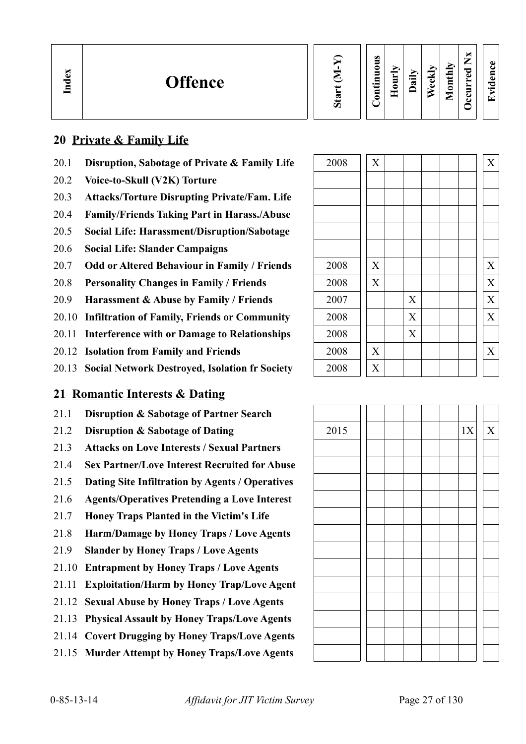| Index | Offence | Start (M-Y) | Continuous | Hourly | Daily | Weekly | Monthly | Occurred Nx | Evidence |
|---|---|---|---|---|---|---|---|---|---|
| | **20 Private & Family Life** | | | | | | | | |
| 20.1 | **Disruption, Sabotage of Private & Family Life** | 2008 | X | | | | | | X |
| 20.2 | **Voice-to-Skull (V2K) Torture** | | | | | | | | |
| 20.3 | **Attacks/Torture Disrupting Private/Fam. Life** | | | | | | | | |
| 20.4 | **Family/Friends Taking Part in Harass./Abuse** | | | | | | | | |
| 20.5 | **Social Life: Harassment/Disruption/Sabotage** | | | | | | | | |
| 20.6 | **Social Life: Slander Campaigns** | | | | | | | | |
| 20.7 | **Odd or Altered Behaviour in Family / Friends** | 2008 | X | | | | | | X |
| 20.8 | **Personality Changes in Family / Friends** | 2008 | X | | | | | | X |
| 20.9 | **Harassment & Abuse by Family / Friends** | 2007 | | | X | | | | X |
| 20.10 | **Infiltration of Family, Friends or Community** | 2008 | | | X | | | | X |
| 20.11 | **Interference with or Damage to Relationships** | 2008 | | | X | | | | |
| 20.12 | **Isolation from Family and Friends** | 2008 | X | | | | | | X |
| 20.13 | **Social Network Destroyed, Isolation fr Society** | 2008 | X | | | | | | |
| | **21 Romantic Interests & Dating** | | | | | | | | |
| 21.1 | **Disruption & Sabotage of Partner Search** | | | | | | | | |
| 21.2 | **Disruption & Sabotage of Dating** | 2015 | | | | | | 1X | X |
| 21.3 | **Attacks on Love Interests / Sexual Partners** | | | | | | | | |
| 21.4 | **Sex Partner/Love Interest Recruited for Abuse** | | | | | | | | |
| 21.5 | **Dating Site Infiltration by Agents / Operatives** | | | | | | | | |
| 21.6 | **Agents/Operatives Pretending a Love Interest** | | | | | | | | |
| 21.7 | **Honey Traps Planted in the Victim's Life** | | | | | | | | |
| 21.8 | **Harm/Damage by Honey Traps / Love Agents** | | | | | | | | |
| 21.9 | **Slander by Honey Traps / Love Agents** | | | | | | | | |
| 21.10 | **Entrapment by Honey Traps / Love Agents** | | | | | | | | |
| 21.11 | **Exploitation/Harm by Honey Trap/Love Agent** | | | | | | | | |
| 21.12 | **Sexual Abuse by Honey Traps / Love Agents** | | | | | | | | |
| 21.13 | **Physical Assault by Honey Traps/Love Agents** | | | | | | | | |
| 21.14 | **Covert Drugging by Honey Traps/Love Agents** | | | | | | | | |
| 21.15 | **Murder Attempt by Honey Traps/Love Agents** | | | | | | | | |

0-85-13-14 *Affidavit for JIT Victim Survey*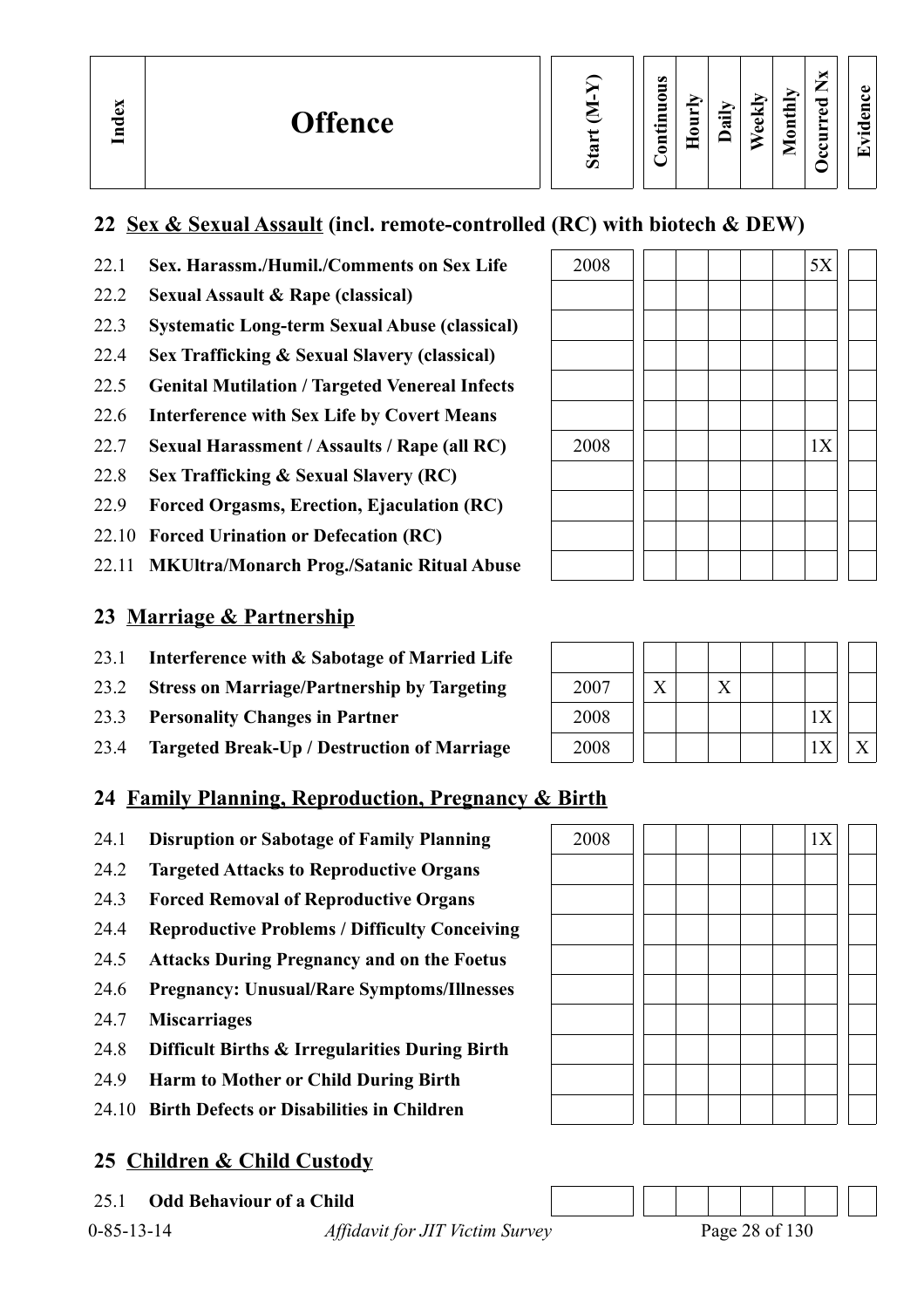| Index | Offence | Start (M-Y) | Continuous | Hourly | Daily | Weekly | Monthly | Occurred Nx | Evidence |
|---|---|---|---|---|---|---|---|---|---|

## 22 Sex & Sexual Assault (incl. remote-controlled (RC) with biotech & DEW)

| Index | Offence | Start (M-Y) | Continuous | Hourly | Daily | Weekly | Monthly | Occurred Nx | Evidence |
|---|---|---|---|---|---|---|---|---|---|
| 22.1 | **Sex. Harassm./Humil./Comments on Sex Life** | 2008 | | | | | | 5X | |
| 22.2 | **Sexual Assault & Rape (classical)** | | | | | | | | |
| 22.3 | **Systematic Long-term Sexual Abuse (classical)** | | | | | | | | |
| 22.4 | **Sex Trafficking & Sexual Slavery (classical)** | | | | | | | | |
| 22.5 | **Genital Mutilation / Targeted Venereal Infects** | | | | | | | | |
| 22.6 | **Interference with Sex Life by Covert Means** | | | | | | | | |
| 22.7 | **Sexual Harassment / Assaults / Rape (all RC)** | 2008 | | | | | | 1X | |
| 22.8 | **Sex Trafficking & Sexual Slavery (RC)** | | | | | | | | |
| 22.9 | **Forced Orgasms, Erection, Ejaculation (RC)** | | | | | | | | |
| 22.10 | **Forced Urination or Defecation (RC)** | | | | | | | | |
| 22.11 | **MKUltra/Monarch Prog./Satanic Ritual Abuse** | | | | | | | | |

## 23 Marriage & Partnership

| Index | Offence | Start (M-Y) | Continuous | Hourly | Daily | Weekly | Monthly | Occurred Nx | Evidence |
|---|---|---|---|---|---|---|---|---|---|
| 23.1 | **Interference with & Sabotage of Married Life** | | | | | | | | |
| 23.2 | **Stress on Marriage/Partnership by Targeting** | 2007 | X | | X | | | | |
| 23.3 | **Personality Changes in Partner** | 2008 | | | | | | 1X | |
| 23.4 | **Targeted Break-Up / Destruction of Marriage** | 2008 | | | | | | 1X | X |

## 24 Family Planning, Reproduction, Pregnancy & Birth

| Index | Offence | Start (M-Y) | Continuous | Hourly | Daily | Weekly | Monthly | Occurred Nx | Evidence |
|---|---|---|---|---|---|---|---|---|---|
| 24.1 | **Disruption or Sabotage of Family Planning** | 2008 | | | | | | 1X | |
| 24.2 | **Targeted Attacks to Reproductive Organs** | | | | | | | | |
| 24.3 | **Forced Removal of Reproductive Organs** | | | | | | | | |
| 24.4 | **Reproductive Problems / Difficulty Conceiving** | | | | | | | | |
| 24.5 | **Attacks During Pregnancy and on the Foetus** | | | | | | | | |
| 24.6 | **Pregnancy: Unusual/Rare Symptoms/Illnesses** | | | | | | | | |
| 24.7 | **Miscarriages** | | | | | | | | |
| 24.8 | **Difficult Births & Irregularities During Birth** | | | | | | | | |
| 24.9 | **Harm to Mother or Child During Birth** | | | | | | | | |
| 24.10 | **Birth Defects or Disabilities in Children** | | | | | | | | |

## 25 Children & Child Custody

| Index | Offence | Start (M-Y) | Continuous | Hourly | Daily | Weekly | Monthly | Occurred Nx | Evidence |
|---|---|---|---|---|---|---|---|---|---|
| 25.1 | **Odd Behaviour of a Child** | | | | | | | | |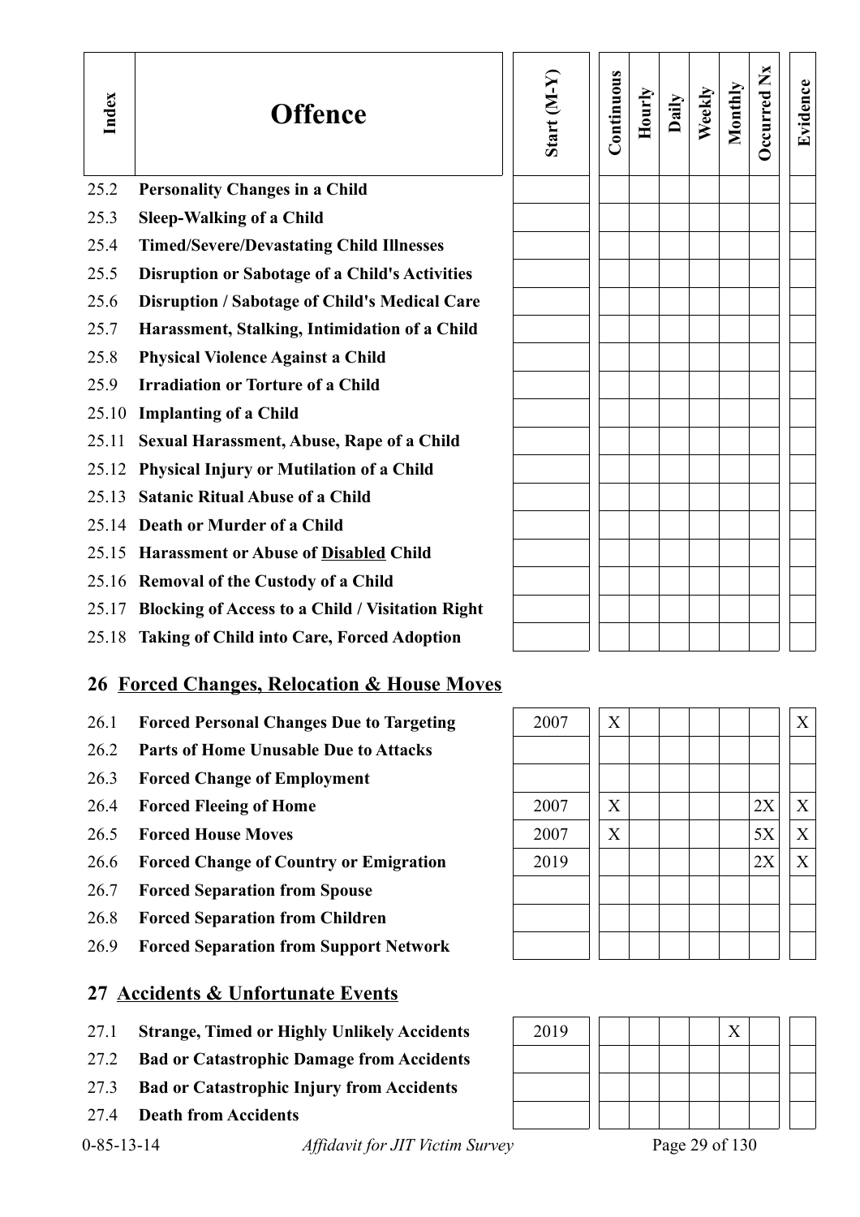| Index | Offence | Start (M-Y) | Continuous | Hourly | Daily | Weekly | Monthly | Occurred Nx | Evidence |
|---|---|---|---|---|---|---|---|---|---|
| 25.2 | **Personality Changes in a Child** | | | | | | | | |
| 25.3 | **Sleep-Walking of a Child** | | | | | | | | |
| 25.4 | **Timed/Severe/Devastating Child Illnesses** | | | | | | | | |
| 25.5 | **Disruption or Sabotage of a Child's Activities** | | | | | | | | |
| 25.6 | **Disruption / Sabotage of Child's Medical Care** | | | | | | | | |
| 25.7 | **Harassment, Stalking, Intimidation of a Child** | | | | | | | | |
| 25.8 | **Physical Violence Against a Child** | | | | | | | | |
| 25.9 | **Irradiation or Torture of a Child** | | | | | | | | |
| 25.10 | **Implanting of a Child** | | | | | | | | |
| 25.11 | **Sexual Harassment, Abuse, Rape of a Child** | | | | | | | | |
| 25.12 | **Physical Injury or Mutilation of a Child** | | | | | | | | |
| 25.13 | **Satanic Ritual Abuse of a Child** | | | | | | | | |
| 25.14 | **Death or Murder of a Child** | | | | | | | | |
| 25.15 | **Harassment or Abuse of Disabled Child** | | | | | | | | |
| 25.16 | **Removal of the Custody of a Child** | | | | | | | | |
| 25.17 | **Blocking of Access to a Child / Visitation Right** | | | | | | | | |
| 25.18 | **Taking of Child into Care, Forced Adoption** | | | | | | | | |

## 26 Forced Changes, Relocation & House Moves

| Index | Offence | Start (M-Y) | Continuous | Hourly | Daily | Weekly | Monthly | Occurred Nx | Evidence |
|---|---|---|---|---|---|---|---|---|---|
| 26.1 | **Forced Personal Changes Due to Targeting** | 2007 | X | | | | | | X |
| 26.2 | **Parts of Home Unusable Due to Attacks** | | | | | | | | |
| 26.3 | **Forced Change of Employment** | | | | | | | | |
| 26.4 | **Forced Fleeing of Home** | 2007 | X | | | | | 2X | X |
| 26.5 | **Forced House Moves** | 2007 | X | | | | | 5X | X |
| 26.6 | **Forced Change of Country or Emigration** | 2019 | | | | | | 2X | X |
| 26.7 | **Forced Separation from Spouse** | | | | | | | | |
| 26.8 | **Forced Separation from Children** | | | | | | | | |
| 26.9 | **Forced Separation from Support Network** | | | | | | | | |

## 27 Accidents & Unfortunate Events

| Index | Offence | Start (M-Y) | Continuous | Hourly | Daily | Weekly | Monthly | Occurred Nx | Evidence |
|---|---|---|---|---|---|---|---|---|---|
| 27.1 | **Strange, Timed or Highly Unlikely Accidents** | 2019 | | | | | X | | |
| 27.2 | **Bad or Catastrophic Damage from Accidents** | | | | | | | | |
| 27.3 | **Bad or Catastrophic Injury from Accidents** | | | | | | | | |
| 27.4 | **Death from Accidents** | | | | | | | | |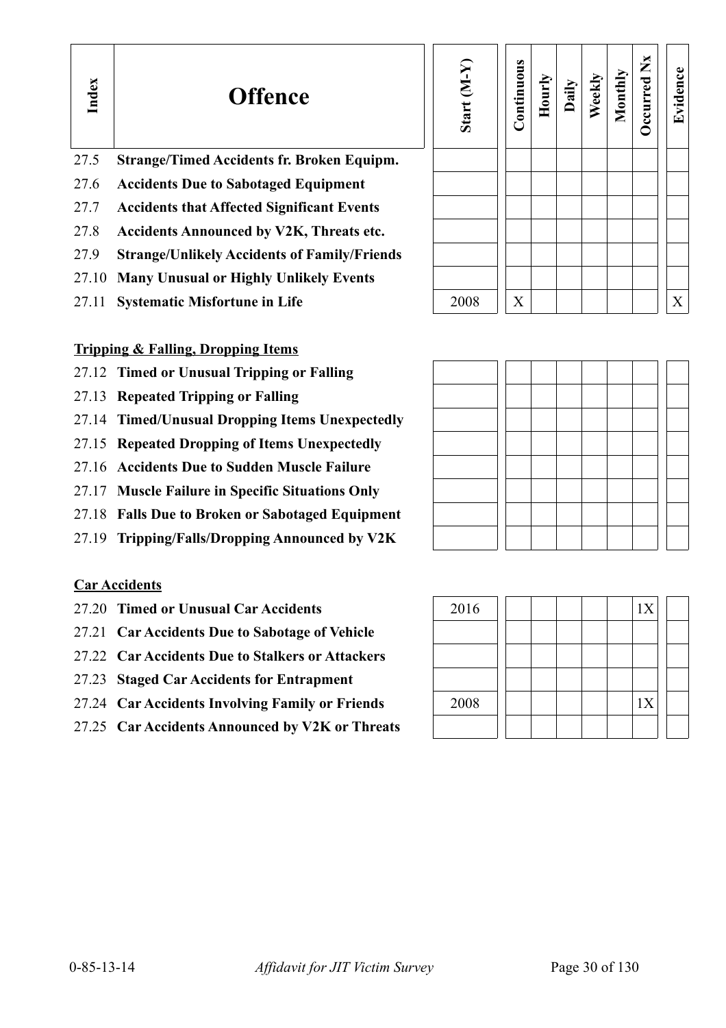| Index | Offence | Start (M-Y) | Continuous | Hourly | Daily | Weekly | Monthly | Occurred Nx | Evidence |
|---|---|---|---|---|---|---|---|---|---|
| 27.5 | **Strange/Timed Accidents fr. Broken Equipm.** | | | | | | | | |
| 27.6 | **Accidents Due to Sabotaged Equipment** | | | | | | | | |
| 27.7 | **Accidents that Affected Significant Events** | | | | | | | | |
| 27.8 | **Accidents Announced by V2K, Threats etc.** | | | | | | | | |
| 27.9 | **Strange/Unlikely Accidents of Family/Friends** | | | | | | | | |
| 27.10 | **Many Unusual or Highly Unlikely Events** | | | | | | | | |
| 27.11 | **Systematic Misfortune in Life** | 2008 | X | | | | | | X |

**Tripping & Falling, Dropping Items**

| Index | Offence | Start (M-Y) | Continuous | Hourly | Daily | Weekly | Monthly | Occurred Nx | Evidence |
|---|---|---|---|---|---|---|---|---|---|
| 27.12 | **Timed or Unusual Tripping or Falling** | | | | | | | | |
| 27.13 | **Repeated Tripping or Falling** | | | | | | | | |
| 27.14 | **Timed/Unusual Dropping Items Unexpectedly** | | | | | | | | |
| 27.15 | **Repeated Dropping of Items Unexpectedly** | | | | | | | | |
| 27.16 | **Accidents Due to Sudden Muscle Failure** | | | | | | | | |
| 27.17 | **Muscle Failure in Specific Situations Only** | | | | | | | | |
| 27.18 | **Falls Due to Broken or Sabotaged Equipment** | | | | | | | | |
| 27.19 | **Tripping/Falls/Dropping Announced by V2K** | | | | | | | | |

**Car Accidents**

| Index | Offence | Start (M-Y) | Continuous | Hourly | Daily | Weekly | Monthly | Occurred Nx | Evidence |
|---|---|---|---|---|---|---|---|---|---|
| 27.20 | **Timed or Unusual Car Accidents** | 2016 | | | | | | 1X | |
| 27.21 | **Car Accidents Due to Sabotage of Vehicle** | | | | | | | | |
| 27.22 | **Car Accidents Due to Stalkers or Attackers** | | | | | | | | |
| 27.23 | **Staged Car Accidents for Entrapment** | | | | | | | | |
| 27.24 | **Car Accidents Involving Family or Friends** | 2008 | | | | | | 1X | |
| 27.25 | **Car Accidents Announced by V2K or Threats** | | | | | | | | |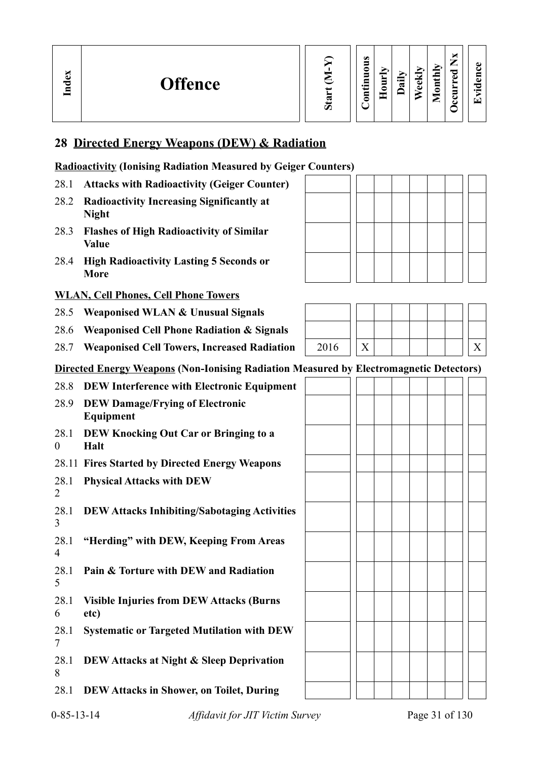| Index | Offence | Start (M-Y) | Continuous | Hourly | Daily | Weekly | Monthly | Occurred Nx | Evidence |
|---|---|---|---|---|---|---|---|---|---|

## 28 Directed Energy Weapons (DEW) & Radiation

**Radioactivity (Ionising Radiation Measured by Geiger Counters)**

| Index | Offence | Start (M-Y) | Continuous | Hourly | Daily | Weekly | Monthly | Occurred Nx | Evidence |
|---|---|---|---|---|---|---|---|---|---|
| 28.1 | **Attacks with Radioactivity (Geiger Counter)** | | | | | | | | |
| 28.2 | **Radioactivity Increasing Significantly at Night** | | | | | | | | |
| 28.3 | **Flashes of High Radioactivity of Similar Value** | | | | | | | | |
| 28.4 | **High Radioactivity Lasting 5 Seconds or More** | | | | | | | | |

**WLAN, Cell Phones, Cell Phone Towers**

| Index | Offence | Start (M-Y) | Continuous | Hourly | Daily | Weekly | Monthly | Occurred Nx | Evidence |
|---|---|---|---|---|---|---|---|---|---|
| 28.5 | **Weaponised WLAN & Unusual Signals** | | | | | | | | |
| 28.6 | **Weaponised Cell Phone Radiation & Signals** | | | | | | | | |
| 28.7 | **Weaponised Cell Towers, Increased Radiation** | 2016 | X | | | | | | X |

**Directed Energy Weapons (Non-Ionising Radiation Measured by Electromagnetic Detectors)**

| Index | Offence | Start (M-Y) | Continuous | Hourly | Daily | Weekly | Monthly | Occurred Nx | Evidence |
|---|---|---|---|---|---|---|---|---|---|
| 28.8 | **DEW Interference with Electronic Equipment** | | | | | | | | |
| 28.9 | **DEW Damage/Frying of Electronic Equipment** | | | | | | | | |
| 28.10 | **DEW Knocking Out Car or Bringing to a Halt** | | | | | | | | |
| 28.11 | **Fires Started by Directed Energy Weapons** | | | | | | | | |
| 28.12 | **Physical Attacks with DEW** | | | | | | | | |
| 28.13 | **DEW Attacks Inhibiting/Sabotaging Activities** | | | | | | | | |
| 28.14 | **"Herding" with DEW, Keeping From Areas** | | | | | | | | |
| 28.15 | **Pain & Torture with DEW and Radiation** | | | | | | | | |
| 28.16 | **Visible Injuries from DEW Attacks (Burns etc)** | | | | | | | | |
| 28.17 | **Systematic or Targeted Mutilation with DEW** | | | | | | | | |
| 28.18 | **DEW Attacks at Night & Sleep Deprivation** | | | | | | | | |
| 28.1 | **DEW Attacks in Shower, on Toilet, During** | | | | | | | | |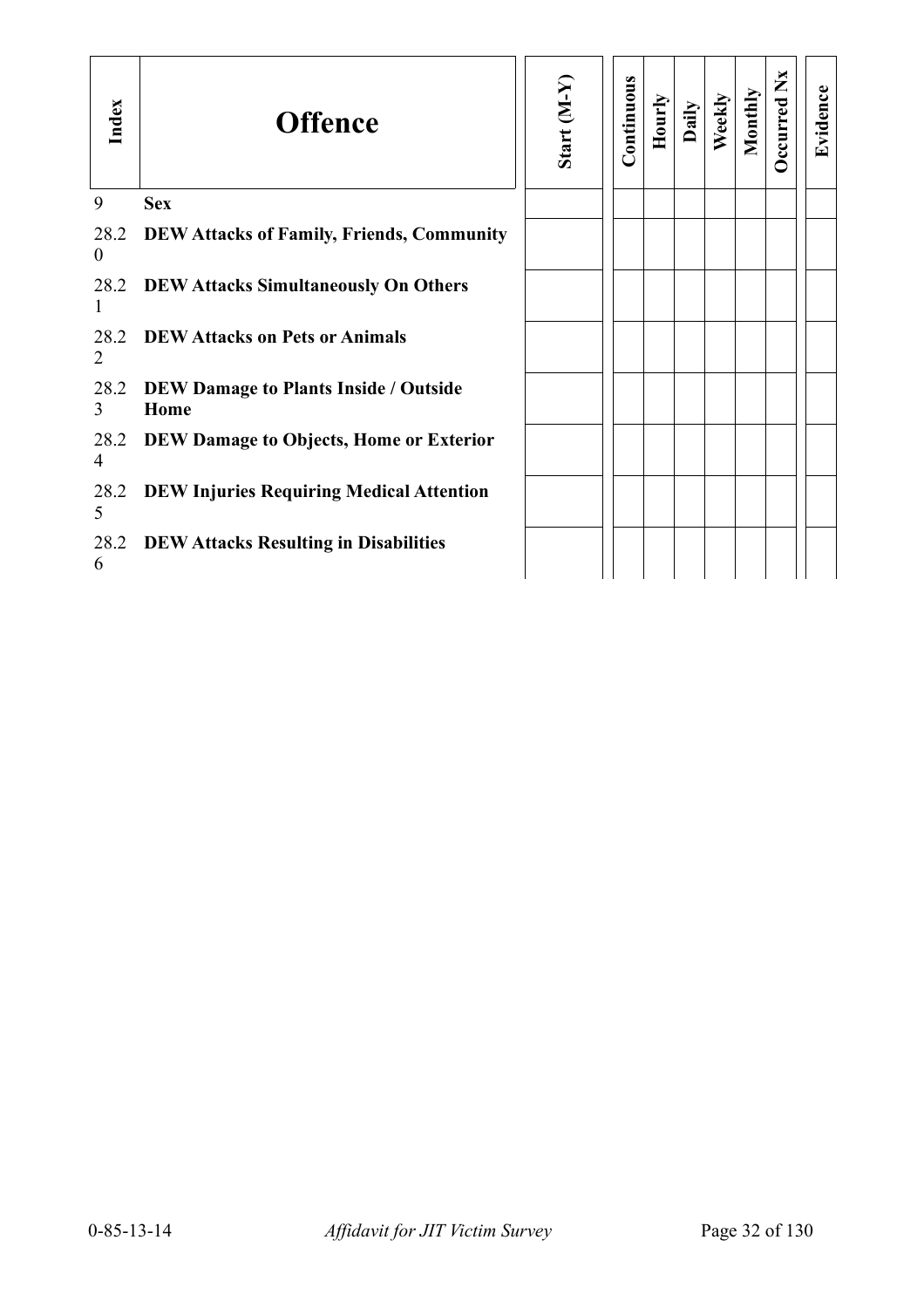| Index | Offence | Start (M-Y) | Continuous | Hourly | Daily | Weekly | Monthly | Occurred Nx | Evidence |
|---|---|---|---|---|---|---|---|---|---|
| 9 | **Sex** | | | | | | | | |
| 28.20 | **DEW Attacks of Family, Friends, Community** | | | | | | | | |
| 28.21 | **DEW Attacks Simultaneously On Others** | | | | | | | | |
| 28.22 | **DEW Attacks on Pets or Animals** | | | | | | | | |
| 28.23 | **DEW Damage to Plants Inside / Outside Home** | | | | | | | | |
| 28.24 | **DEW Damage to Objects, Home or Exterior** | | | | | | | | |
| 28.25 | **DEW Injuries Requiring Medical Attention** | | | | | | | | |
| 28.26 | **DEW Attacks Resulting in Disabilities** | | | | | | | | |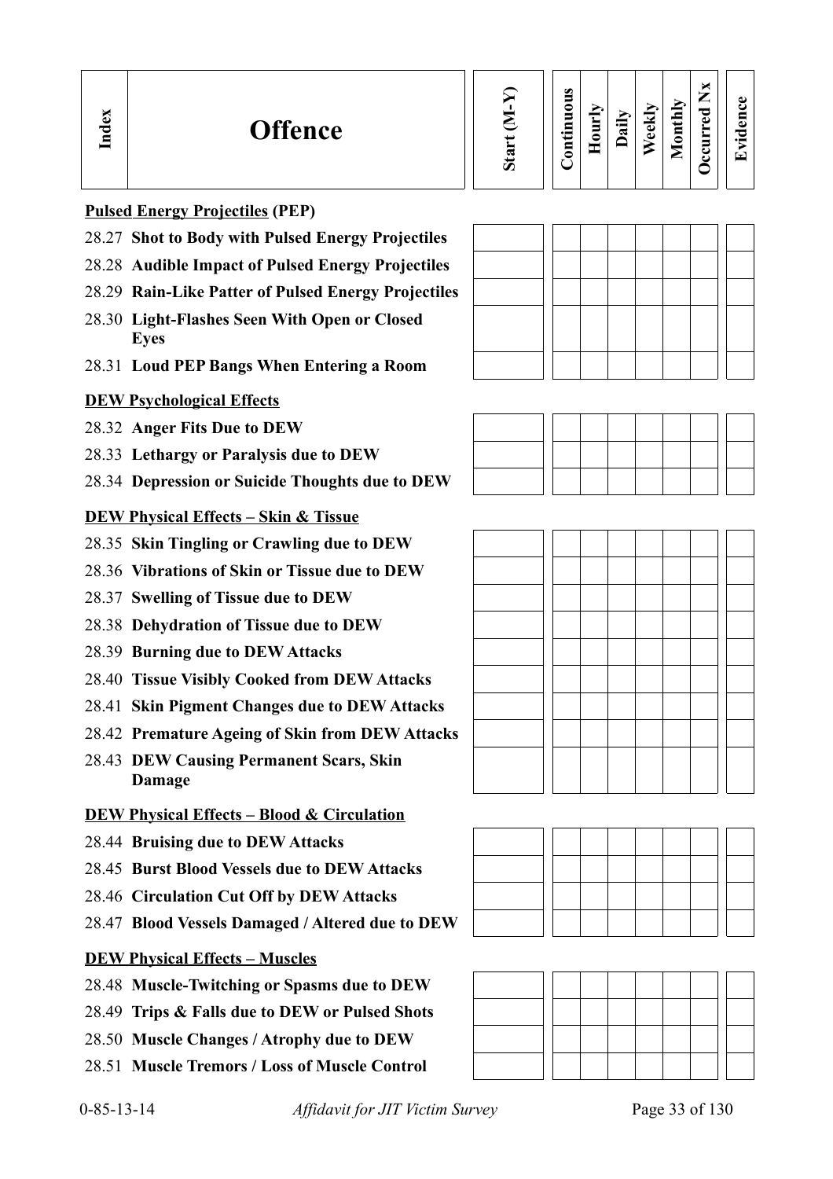| Index | Offence | Start (M-Y) | Continuous | Hourly | Daily | Weekly | Monthly | Occurred Nx | Evidence |
|---|---|---|---|---|---|---|---|---|---|
| | **Pulsed Energy Projectiles (PEP)** | | | | | | | | |
| 28.27 | **Shot to Body with Pulsed Energy Projectiles** | | | | | | | | |
| 28.28 | **Audible Impact of Pulsed Energy Projectiles** | | | | | | | | |
| 28.29 | **Rain-Like Patter of Pulsed Energy Projectiles** | | | | | | | | |
| 28.30 | **Light-Flashes Seen With Open or Closed Eyes** | | | | | | | | |
| 28.31 | **Loud PEP Bangs When Entering a Room** | | | | | | | | |
| | **DEW Psychological Effects** | | | | | | | | |
| 28.32 | **Anger Fits Due to DEW** | | | | | | | | |
| 28.33 | **Lethargy or Paralysis due to DEW** | | | | | | | | |
| 28.34 | **Depression or Suicide Thoughts due to DEW** | | | | | | | | |
| | **DEW Physical Effects – Skin & Tissue** | | | | | | | | |
| 28.35 | **Skin Tingling or Crawling due to DEW** | | | | | | | | |
| 28.36 | **Vibrations of Skin or Tissue due to DEW** | | | | | | | | |
| 28.37 | **Swelling of Tissue due to DEW** | | | | | | | | |
| 28.38 | **Dehydration of Tissue due to DEW** | | | | | | | | |
| 28.39 | **Burning due to DEW Attacks** | | | | | | | | |
| 28.40 | **Tissue Visibly Cooked from DEW Attacks** | | | | | | | | |
| 28.41 | **Skin Pigment Changes due to DEW Attacks** | | | | | | | | |
| 28.42 | **Premature Ageing of Skin from DEW Attacks** | | | | | | | | |
| 28.43 | **DEW Causing Permanent Scars, Skin Damage** | | | | | | | | |
| | **DEW Physical Effects – Blood & Circulation** | | | | | | | | |
| 28.44 | **Bruising due to DEW Attacks** | | | | | | | | |
| 28.45 | **Burst Blood Vessels due to DEW Attacks** | | | | | | | | |
| 28.46 | **Circulation Cut Off by DEW Attacks** | | | | | | | | |
| 28.47 | **Blood Vessels Damaged / Altered due to DEW** | | | | | | | | |
| | **DEW Physical Effects – Muscles** | | | | | | | | |
| 28.48 | **Muscle-Twitching or Spasms due to DEW** | | | | | | | | |
| 28.49 | **Trips & Falls due to DEW or Pulsed Shots** | | | | | | | | |
| 28.50 | **Muscle Changes / Atrophy due to DEW** | | | | | | | | |
| 28.51 | **Muscle Tremors / Loss of Muscle Control** | | | | | | | | |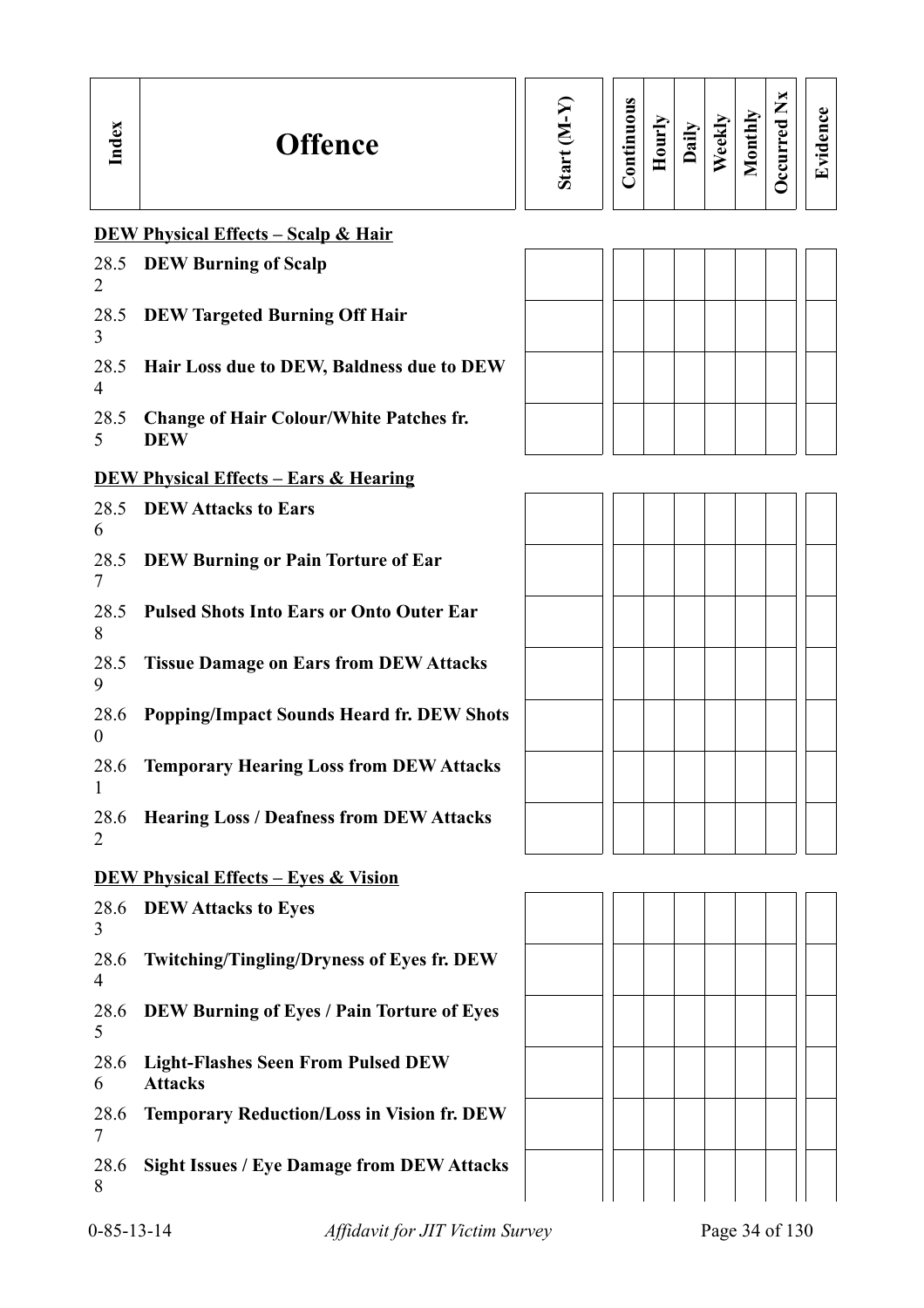| Index | Offence | Start (M-Y) | Continuous | Hourly | Daily | Weekly | Monthly | Occurred Nx | Evidence |
|---|---|---|---|---|---|---|---|---|---|
| | **DEW Physical Effects – Scalp & Hair** | | | | | | | | |
| 28.52 | **DEW Burning of Scalp** | | | | | | | | |
| 28.53 | **DEW Targeted Burning Off Hair** | | | | | | | | |
| 28.54 | **Hair Loss due to DEW, Baldness due to DEW** | | | | | | | | |
| 28.55 | **Change of Hair Colour/White Patches fr. DEW** | | | | | | | | |
| | **DEW Physical Effects – Ears & Hearing** | | | | | | | | |
| 28.56 | **DEW Attacks to Ears** | | | | | | | | |
| 28.57 | **DEW Burning or Pain Torture of Ear** | | | | | | | | |
| 28.58 | **Pulsed Shots Into Ears or Onto Outer Ear** | | | | | | | | |
| 28.59 | **Tissue Damage on Ears from DEW Attacks** | | | | | | | | |
| 28.60 | **Popping/Impact Sounds Heard fr. DEW Shots** | | | | | | | | |
| 28.61 | **Temporary Hearing Loss from DEW Attacks** | | | | | | | | |
| 28.62 | **Hearing Loss / Deafness from DEW Attacks** | | | | | | | | |
| | **DEW Physical Effects – Eyes & Vision** | | | | | | | | |
| 28.63 | **DEW Attacks to Eyes** | | | | | | | | |
| 28.64 | **Twitching/Tingling/Dryness of Eyes fr. DEW** | | | | | | | | |
| 28.65 | **DEW Burning of Eyes / Pain Torture of Eyes** | | | | | | | | |
| 28.66 | **Light-Flashes Seen From Pulsed DEW Attacks** | | | | | | | | |
| 28.67 | **Temporary Reduction/Loss in Vision fr. DEW** | | | | | | | | |
| 28.68 | **Sight Issues / Eye Damage from DEW Attacks** | | | | | | | | |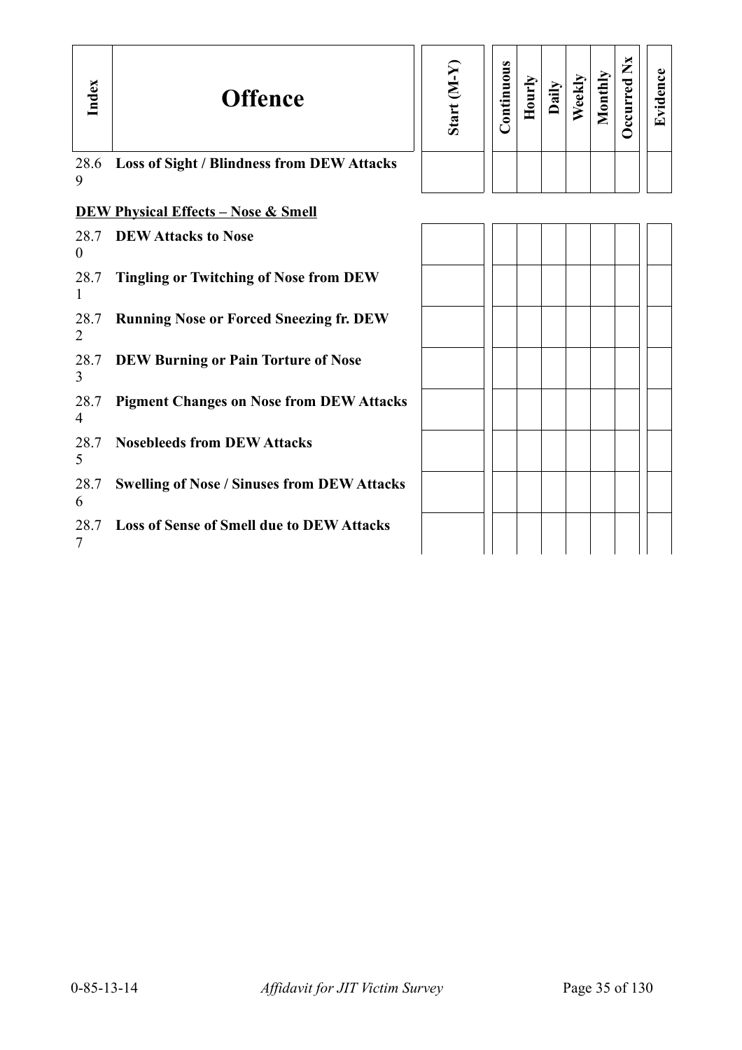| Index | Offence | Start (M-Y) | Continuous | Hourly | Daily | Weekly | Monthly | Occurred Nx | Evidence |
|---|---|---|---|---|---|---|---|---|---|
| 28.69 | **Loss of Sight / Blindness from DEW Attacks** | | | | | | | | |

**DEW Physical Effects – Nose & Smell**

| Index | Offence | Start (M-Y) | Continuous | Hourly | Daily | Weekly | Monthly | Occurred Nx | Evidence |
|---|---|---|---|---|---|---|---|---|---|
| 28.70 | **DEW Attacks to Nose** | | | | | | | | |
| 28.71 | **Tingling or Twitching of Nose from DEW** | | | | | | | | |
| 28.72 | **Running Nose or Forced Sneezing fr. DEW** | | | | | | | | |
| 28.73 | **DEW Burning or Pain Torture of Nose** | | | | | | | | |
| 28.74 | **Pigment Changes on Nose from DEW Attacks** | | | | | | | | |
| 28.75 | **Nosebleeds from DEW Attacks** | | | | | | | | |
| 28.76 | **Swelling of Nose / Sinuses from DEW Attacks** | | | | | | | | |
| 28.77 | **Loss of Sense of Smell due to DEW Attacks** | | | | | | | | |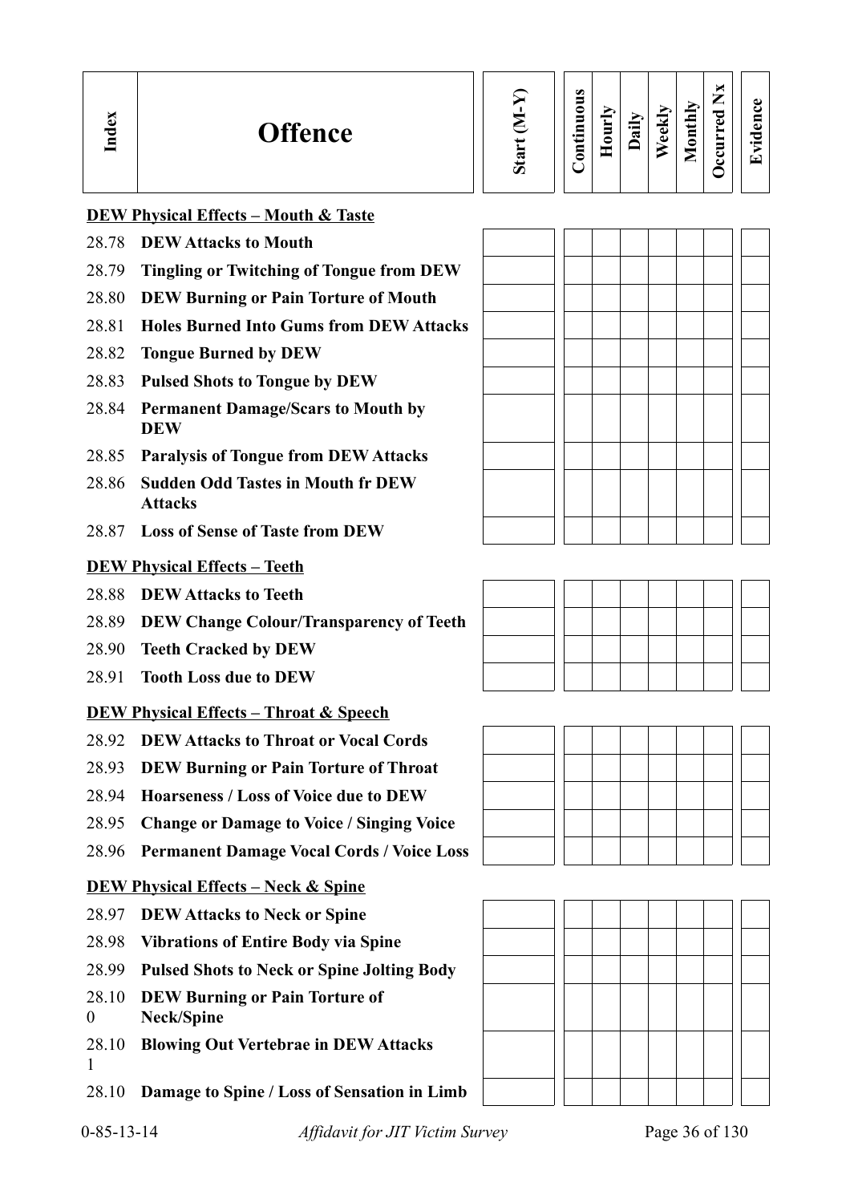| Index | Offence | Start (M-Y) | Continuous | Hourly | Daily | Weekly | Monthly | Occurred Nx | Evidence |
|---|---|---|---|---|---|---|---|---|---|
| | **DEW Physical Effects – Mouth & Taste** | | | | | | | | |
| 28.78 | **DEW Attacks to Mouth** | | | | | | | | |
| 28.79 | **Tingling or Twitching of Tongue from DEW** | | | | | | | | |
| 28.80 | **DEW Burning or Pain Torture of Mouth** | | | | | | | | |
| 28.81 | **Holes Burned Into Gums from DEW Attacks** | | | | | | | | |
| 28.82 | **Tongue Burned by DEW** | | | | | | | | |
| 28.83 | **Pulsed Shots to Tongue by DEW** | | | | | | | | |
| 28.84 | **Permanent Damage/Scars to Mouth by DEW** | | | | | | | | |
| 28.85 | **Paralysis of Tongue from DEW Attacks** | | | | | | | | |
| 28.86 | **Sudden Odd Tastes in Mouth fr DEW Attacks** | | | | | | | | |
| 28.87 | **Loss of Sense of Taste from DEW** | | | | | | | | |
| | **DEW Physical Effects – Teeth** | | | | | | | | |
| 28.88 | **DEW Attacks to Teeth** | | | | | | | | |
| 28.89 | **DEW Change Colour/Transparency of Teeth** | | | | | | | | |
| 28.90 | **Teeth Cracked by DEW** | | | | | | | | |
| 28.91 | **Tooth Loss due to DEW** | | | | | | | | |
| | **DEW Physical Effects – Throat & Speech** | | | | | | | | |
| 28.92 | **DEW Attacks to Throat or Vocal Cords** | | | | | | | | |
| 28.93 | **DEW Burning or Pain Torture of Throat** | | | | | | | | |
| 28.94 | **Hoarseness / Loss of Voice due to DEW** | | | | | | | | |
| 28.95 | **Change or Damage to Voice / Singing Voice** | | | | | | | | |
| 28.96 | **Permanent Damage Vocal Cords / Voice Loss** | | | | | | | | |
| | **DEW Physical Effects – Neck & Spine** | | | | | | | | |
| 28.97 | **DEW Attacks to Neck or Spine** | | | | | | | | |
| 28.98 | **Vibrations of Entire Body via Spine** | | | | | | | | |
| 28.99 | **Pulsed Shots to Neck or Spine Jolting Body** | | | | | | | | |
| 28.100 | **DEW Burning or Pain Torture of Neck/Spine** | | | | | | | | |
| 28.101 | **Blowing Out Vertebrae in DEW Attacks** | | | | | | | | |
| 28.10 | **Damage to Spine / Loss of Sensation in Limb** | | | | | | | | |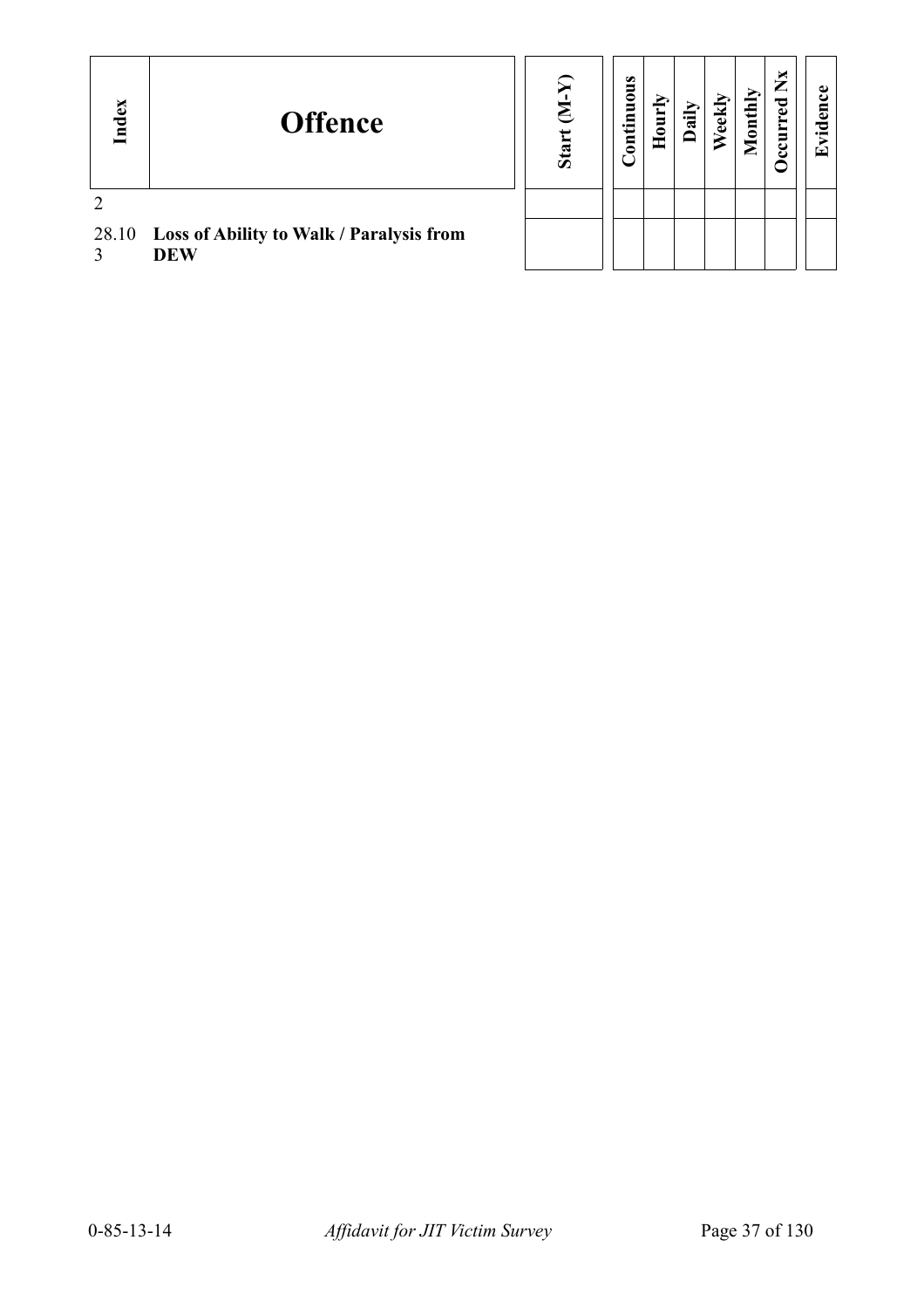| Index | Offence | Start (M-Y) | Continuous | Hourly | Daily | Weekly | Monthly | Occurred Nx | Evidence |
|---|---|---|---|---|---|---|---|---|---|
| 2 | | | | | | | | | |
| 28.103 | **Loss of Ability to Walk / Paralysis from DEW** | | | | | | | | |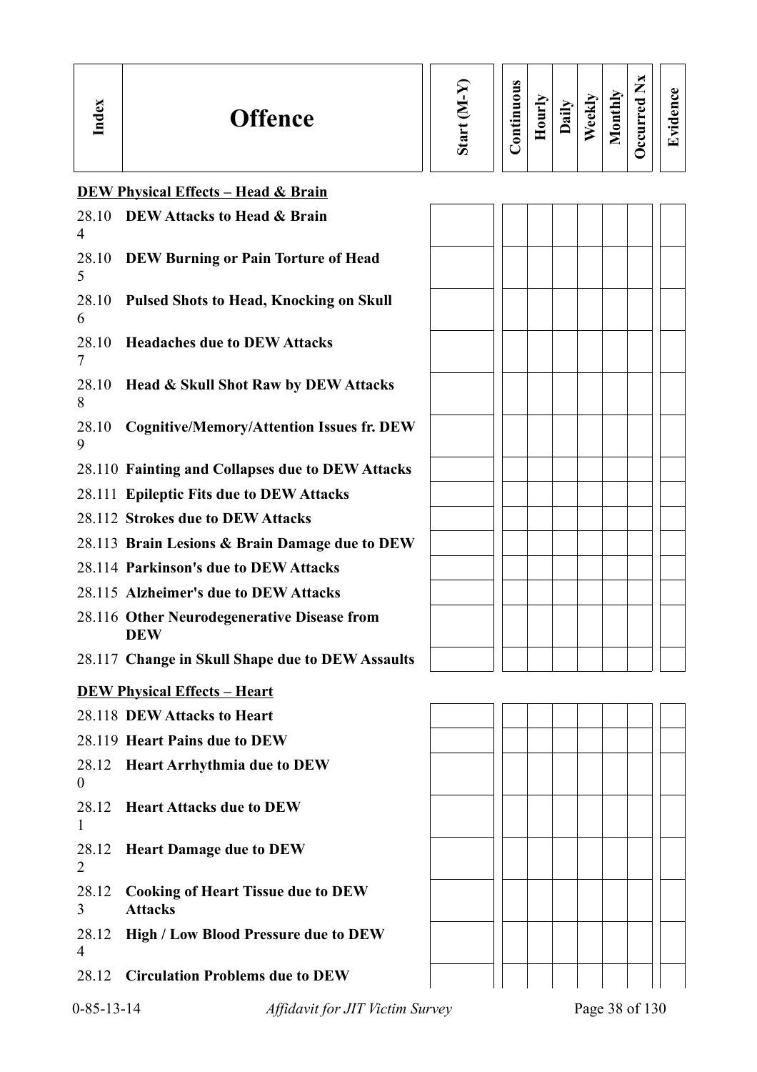| Index | Offence | Start (M-Y) | Continuous | Hourly | Daily | Weekly | Monthly | Occurred Nx | Evidence |
|---|---|---|---|---|---|---|---|---|---|
| | **DEW Physical Effects – Head & Brain** | | | | | | | | |
| 28.104 | **DEW Attacks to Head & Brain** | | | | | | | | |
| 28.105 | **DEW Burning or Pain Torture of Head** | | | | | | | | |
| 28.106 | **Pulsed Shots to Head, Knocking on Skull** | | | | | | | | |
| 28.107 | **Headaches due to DEW Attacks** | | | | | | | | |
| 28.108 | **Head & Skull Shot Raw by DEW Attacks** | | | | | | | | |
| 28.109 | **Cognitive/Memory/Attention Issues fr. DEW** | | | | | | | | |
| 28.110 | **Fainting and Collapses due to DEW Attacks** | | | | | | | | |
| 28.111 | **Epileptic Fits due to DEW Attacks** | | | | | | | | |
| 28.112 | **Strokes due to DEW Attacks** | | | | | | | | |
| 28.113 | **Brain Lesions & Brain Damage due to DEW** | | | | | | | | |
| 28.114 | **Parkinson's due to DEW Attacks** | | | | | | | | |
| 28.115 | **Alzheimer's due to DEW Attacks** | | | | | | | | |
| 28.116 | **Other Neurodegenerative Disease from DEW** | | | | | | | | |
| 28.117 | **Change in Skull Shape due to DEW Assaults** | | | | | | | | |
| | **DEW Physical Effects – Heart** | | | | | | | | |
| 28.118 | **DEW Attacks to Heart** | | | | | | | | |
| 28.119 | **Heart Pains due to DEW** | | | | | | | | |
| 28.120 | **Heart Arrhythmia due to DEW** | | | | | | | | |
| 28.121 | **Heart Attacks due to DEW** | | | | | | | | |
| 28.122 | **Heart Damage due to DEW** | | | | | | | | |
| 28.123 | **Cooking of Heart Tissue due to DEW Attacks** | | | | | | | | |
| 28.124 | **High / Low Blood Pressure due to DEW** | | | | | | | | |
| 28.12 | **Circulation Problems due to DEW** | | | | | | | | |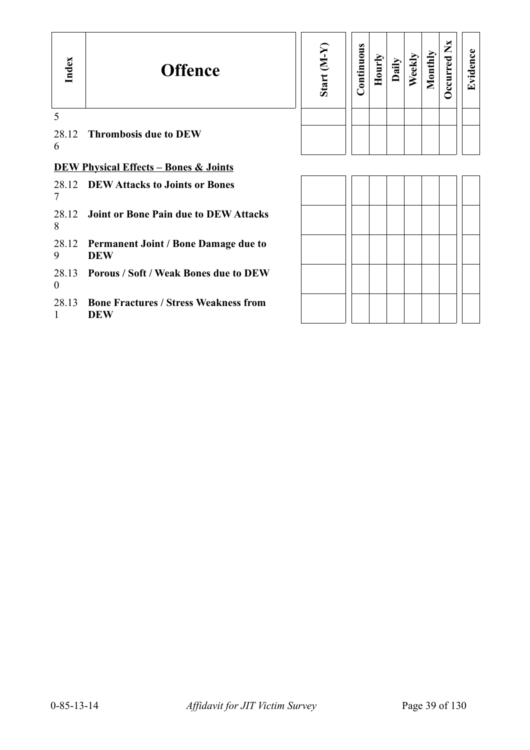| Index | Offence | Start (M-Y) | Continuous | Hourly | Daily | Weekly | Monthly | Occurred Nx | Evidence |
|---|---|---|---|---|---|---|---|---|---|
| 5 | | | | | | | | | |
| 28.126 | **Thrombosis due to DEW** | | | | | | | | |

**DEW Physical Effects – Bones & Joints**

| Index | Offence | Start (M-Y) | Continuous | Hourly | Daily | Weekly | Monthly | Occurred Nx | Evidence |
|---|---|---|---|---|---|---|---|---|---|
| 28.127 | **DEW Attacks to Joints or Bones** | | | | | | | | |
| 28.128 | **Joint or Bone Pain due to DEW Attacks** | | | | | | | | |
| 28.129 | **Permanent Joint / Bone Damage due to DEW** | | | | | | | | |
| 28.130 | **Porous / Soft / Weak Bones due to DEW** | | | | | | | | |
| 28.131 | **Bone Fractures / Stress Weakness from DEW** | | | | | | | | |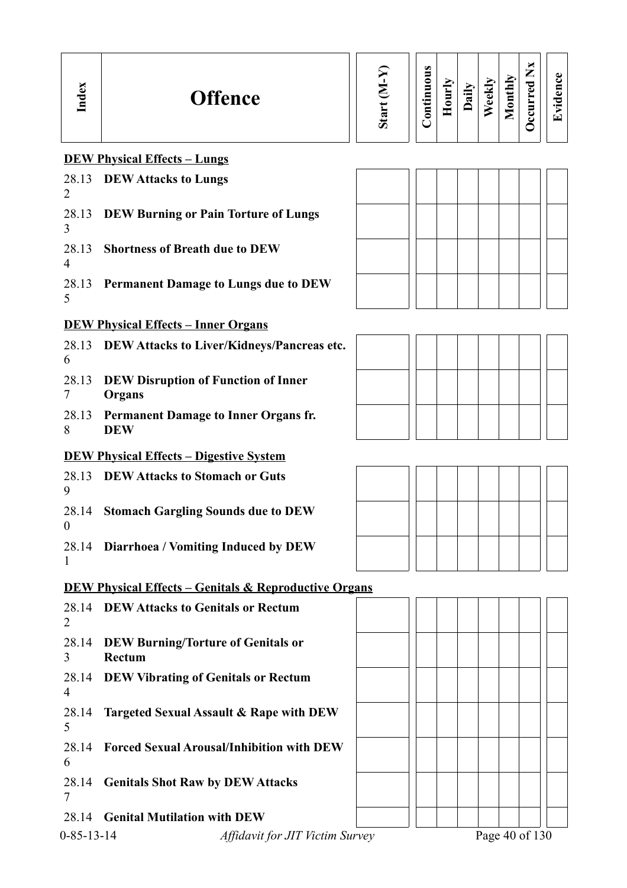| Index | Offence | Start (M-Y) | Continuous | Hourly | Daily | Weekly | Monthly | Occurred Nx | Evidence |
|---|---|---|---|---|---|---|---|---|---|
| | **DEW Physical Effects – Lungs** | | | | | | | | |
| 28.132 | **DEW Attacks to Lungs** | | | | | | | | |
| 28.133 | **DEW Burning or Pain Torture of Lungs** | | | | | | | | |
| 28.134 | **Shortness of Breath due to DEW** | | | | | | | | |
| 28.135 | **Permanent Damage to Lungs due to DEW** | | | | | | | | |
| | **DEW Physical Effects – Inner Organs** | | | | | | | | |
| 28.136 | **DEW Attacks to Liver/Kidneys/Pancreas etc.** | | | | | | | | |
| 28.137 | **DEW Disruption of Function of Inner Organs** | | | | | | | | |
| 28.138 | **Permanent Damage to Inner Organs fr. DEW** | | | | | | | | |
| | **DEW Physical Effects – Digestive System** | | | | | | | | |
| 28.139 | **DEW Attacks to Stomach or Guts** | | | | | | | | |
| 28.140 | **Stomach Gargling Sounds due to DEW** | | | | | | | | |
| 28.141 | **Diarrhoea / Vomiting Induced by DEW** | | | | | | | | |
| | **DEW Physical Effects – Genitals & Reproductive Organs** | | | | | | | | |
| 28.142 | **DEW Attacks to Genitals or Rectum** | | | | | | | | |
| 28.143 | **DEW Burning/Torture of Genitals or Rectum** | | | | | | | | |
| 28.144 | **DEW Vibrating of Genitals or Rectum** | | | | | | | | |
| 28.145 | **Targeted Sexual Assault & Rape with DEW** | | | | | | | | |
| 28.146 | **Forced Sexual Arousal/Inhibition with DEW** | | | | | | | | |
| 28.147 | **Genitals Shot Raw by DEW Attacks** | | | | | | | | |
| 28.14 | **Genital Mutilation with DEW** | | | | | | | | |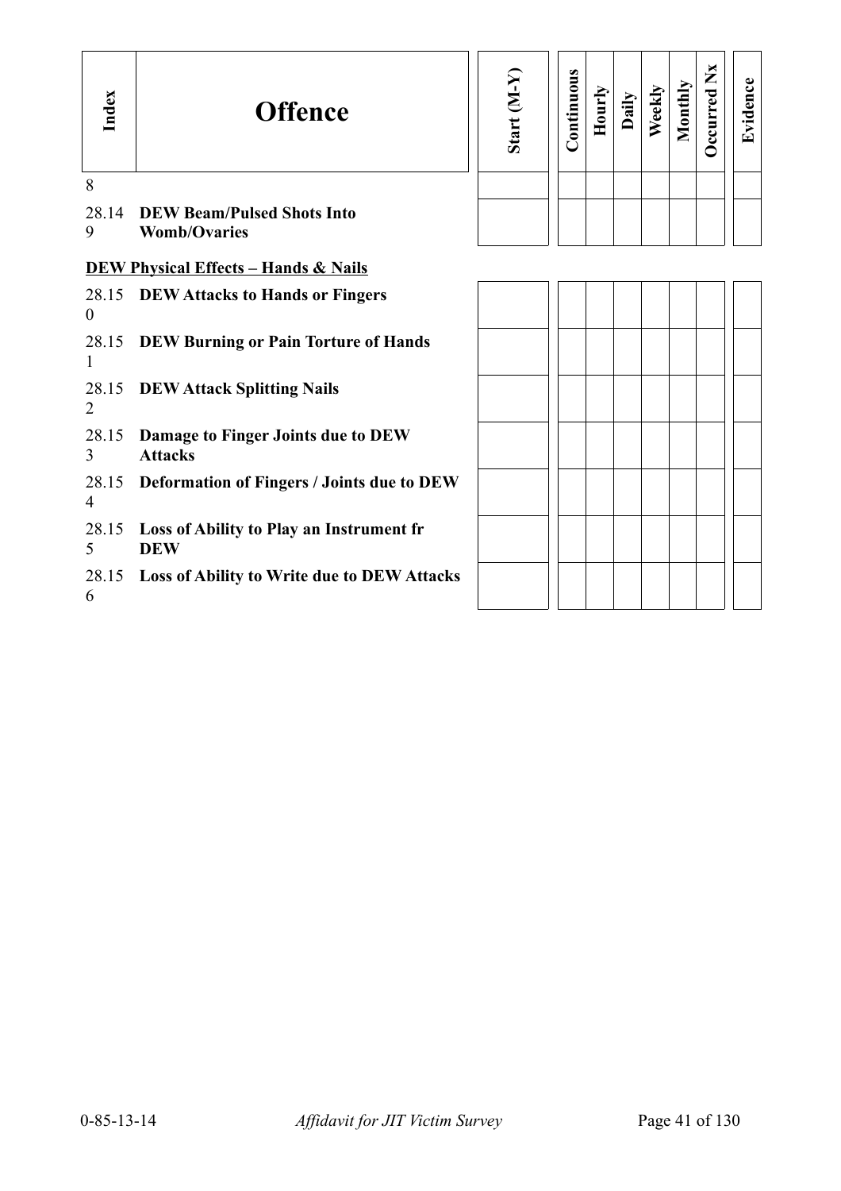| Index | Offence | Start (M-Y) | Continuous | Hourly | Daily | Weekly | Monthly | Occurred Nx | Evidence |
|---|---|---|---|---|---|---|---|---|---|
| 8 | | | | | | | | | |
| 28.149 | **DEW Beam/Pulsed Shots Into Womb/Ovaries** | | | | | | | | |

**DEW Physical Effects – Hands & Nails**

| Index | Offence | Start (M-Y) | Continuous | Hourly | Daily | Weekly | Monthly | Occurred Nx | Evidence |
|---|---|---|---|---|---|---|---|---|---|
| 28.150 | **DEW Attacks to Hands or Fingers** | | | | | | | | |
| 28.151 | **DEW Burning or Pain Torture of Hands** | | | | | | | | |
| 28.152 | **DEW Attack Splitting Nails** | | | | | | | | |
| 28.153 | **Damage to Finger Joints due to DEW Attacks** | | | | | | | | |
| 28.154 | **Deformation of Fingers / Joints due to DEW** | | | | | | | | |
| 28.155 | **Loss of Ability to Play an Instrument fr DEW** | | | | | | | | |
| 28.156 | **Loss of Ability to Write due to DEW Attacks** | | | | | | | | |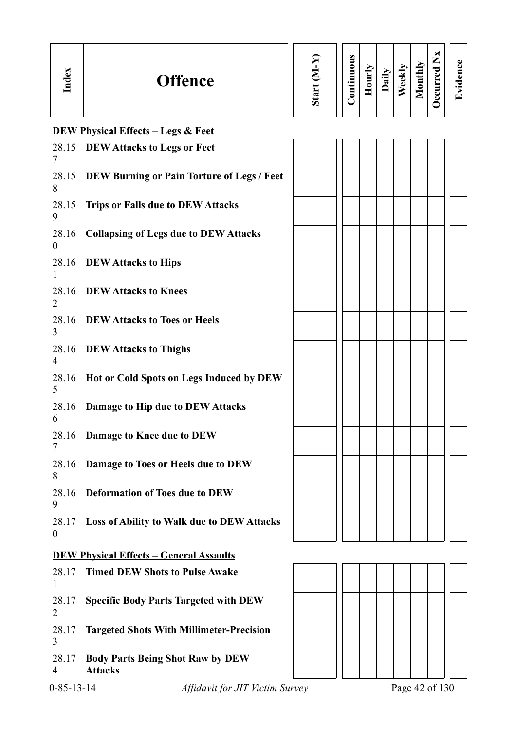| Index | Offence | Start (M-Y) | Continuous | Hourly | Daily | Weekly | Monthly | Occurred Nx | Evidence |
|---|---|---|---|---|---|---|---|---|---|
| | **DEW Physical Effects – Legs & Feet** | | | | | | | | |
| 28.157 | **DEW Attacks to Legs or Feet** | | | | | | | | |
| 28.158 | **DEW Burning or Pain Torture of Legs / Feet** | | | | | | | | |
| 28.159 | **Trips or Falls due to DEW Attacks** | | | | | | | | |
| 28.160 | **Collapsing of Legs due to DEW Attacks** | | | | | | | | |
| 28.161 | **DEW Attacks to Hips** | | | | | | | | |
| 28.162 | **DEW Attacks to Knees** | | | | | | | | |
| 28.163 | **DEW Attacks to Toes or Heels** | | | | | | | | |
| 28.164 | **DEW Attacks to Thighs** | | | | | | | | |
| 28.165 | **Hot or Cold Spots on Legs Induced by DEW** | | | | | | | | |
| 28.166 | **Damage to Hip due to DEW Attacks** | | | | | | | | |
| 28.167 | **Damage to Knee due to DEW** | | | | | | | | |
| 28.168 | **Damage to Toes or Heels due to DEW** | | | | | | | | |
| 28.169 | **Deformation of Toes due to DEW** | | | | | | | | |
| 28.170 | **Loss of Ability to Walk due to DEW Attacks** | | | | | | | | |
| | **DEW Physical Effects – General Assaults** | | | | | | | | |
| 28.171 | **Timed DEW Shots to Pulse Awake** | | | | | | | | |
| 28.172 | **Specific Body Parts Targeted with DEW** | | | | | | | | |
| 28.173 | **Targeted Shots With Millimeter-Precision** | | | | | | | | |
| 28.174 | **Body Parts Being Shot Raw by DEW Attacks** | | | | | | | | |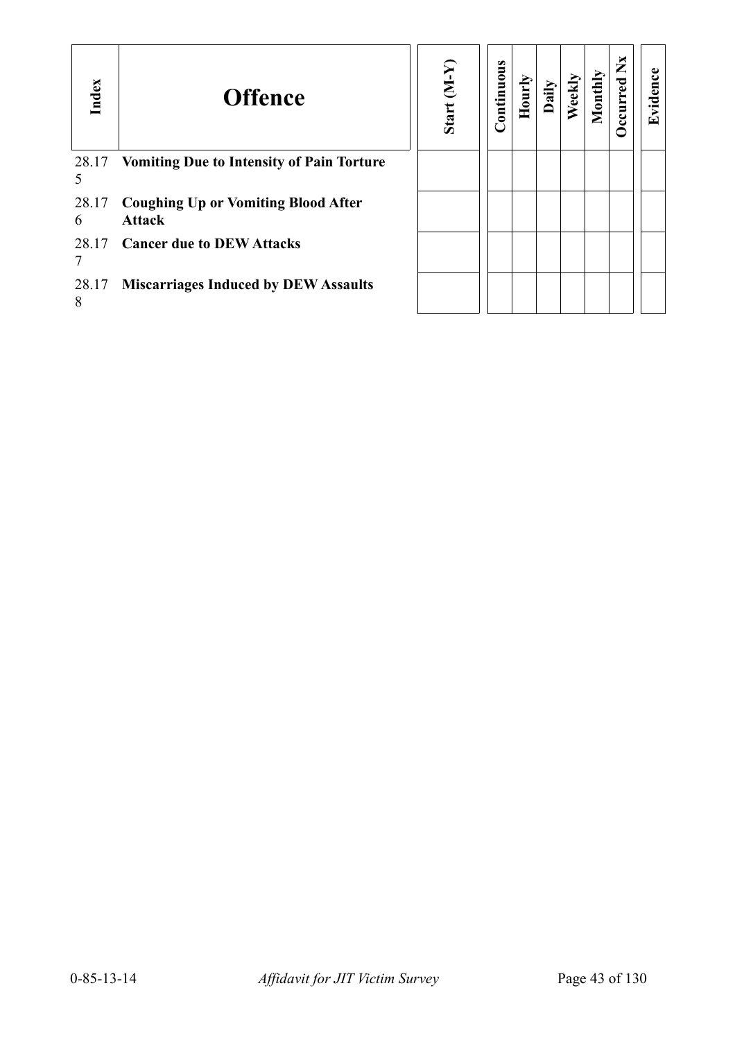| Index | Offence | Start (M-Y) | Continuous | Hourly | Daily | Weekly | Monthly | Occurred Nx | Evidence |
|---|---|---|---|---|---|---|---|---|---|
| 28.175 | **Vomiting Due to Intensity of Pain Torture** | | | | | | | | |
| 28.176 | **Coughing Up or Vomiting Blood After Attack** | | | | | | | | |
| 28.177 | **Cancer due to DEW Attacks** | | | | | | | | |
| 28.178 | **Miscarriages Induced by DEW Assaults** | | | | | | | | |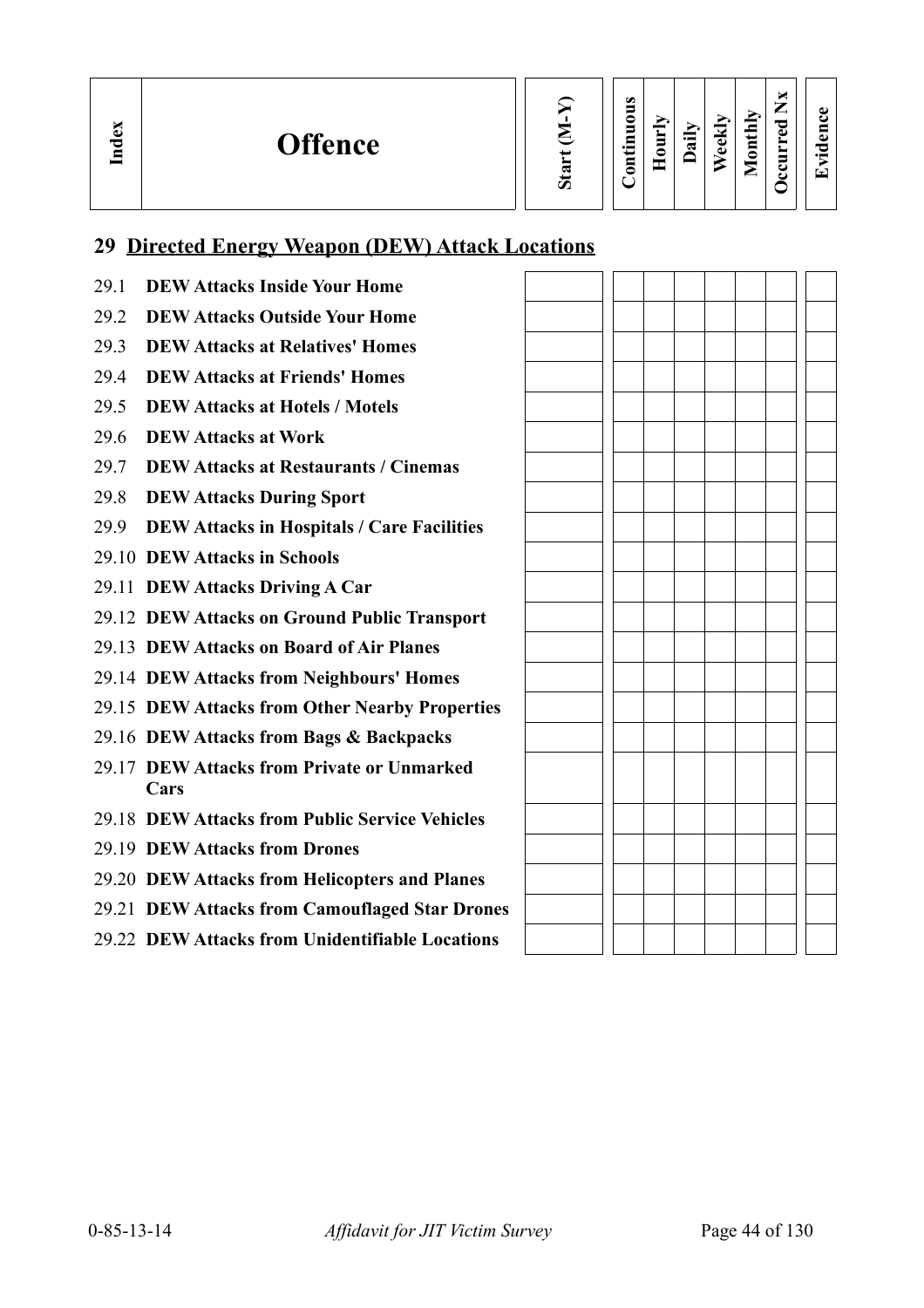| Index | Offence | Start (M-Y) | Continuous | Hourly | Daily | Weekly | Monthly | Occurred Nx | Evidence |
|---|---|---|---|---|---|---|---|---|---|

## 29 Directed Energy Weapon (DEW) Attack Locations

| Index | Offence | Start (M-Y) | Continuous | Hourly | Daily | Weekly | Monthly | Occurred Nx | Evidence |
|---|---|---|---|---|---|---|---|---|---|
| 29.1 | **DEW Attacks Inside Your Home** | | | | | | | | |
| 29.2 | **DEW Attacks Outside Your Home** | | | | | | | | |
| 29.3 | **DEW Attacks at Relatives' Homes** | | | | | | | | |
| 29.4 | **DEW Attacks at Friends' Homes** | | | | | | | | |
| 29.5 | **DEW Attacks at Hotels / Motels** | | | | | | | | |
| 29.6 | **DEW Attacks at Work** | | | | | | | | |
| 29.7 | **DEW Attacks at Restaurants / Cinemas** | | | | | | | | |
| 29.8 | **DEW Attacks During Sport** | | | | | | | | |
| 29.9 | **DEW Attacks in Hospitals / Care Facilities** | | | | | | | | |
| 29.10 | **DEW Attacks in Schools** | | | | | | | | |
| 29.11 | **DEW Attacks Driving A Car** | | | | | | | | |
| 29.12 | **DEW Attacks on Ground Public Transport** | | | | | | | | |
| 29.13 | **DEW Attacks on Board of Air Planes** | | | | | | | | |
| 29.14 | **DEW Attacks from Neighbours' Homes** | | | | | | | | |
| 29.15 | **DEW Attacks from Other Nearby Properties** | | | | | | | | |
| 29.16 | **DEW Attacks from Bags & Backpacks** | | | | | | | | |
| 29.17 | **DEW Attacks from Private or Unmarked Cars** | | | | | | | | |
| 29.18 | **DEW Attacks from Public Service Vehicles** | | | | | | | | |
| 29.19 | **DEW Attacks from Drones** | | | | | | | | |
| 29.20 | **DEW Attacks from Helicopters and Planes** | | | | | | | | |
| 29.21 | **DEW Attacks from Camouflaged Star Drones** | | | | | | | | |
| 29.22 | **DEW Attacks from Unidentifiable Locations** | | | | | | | | |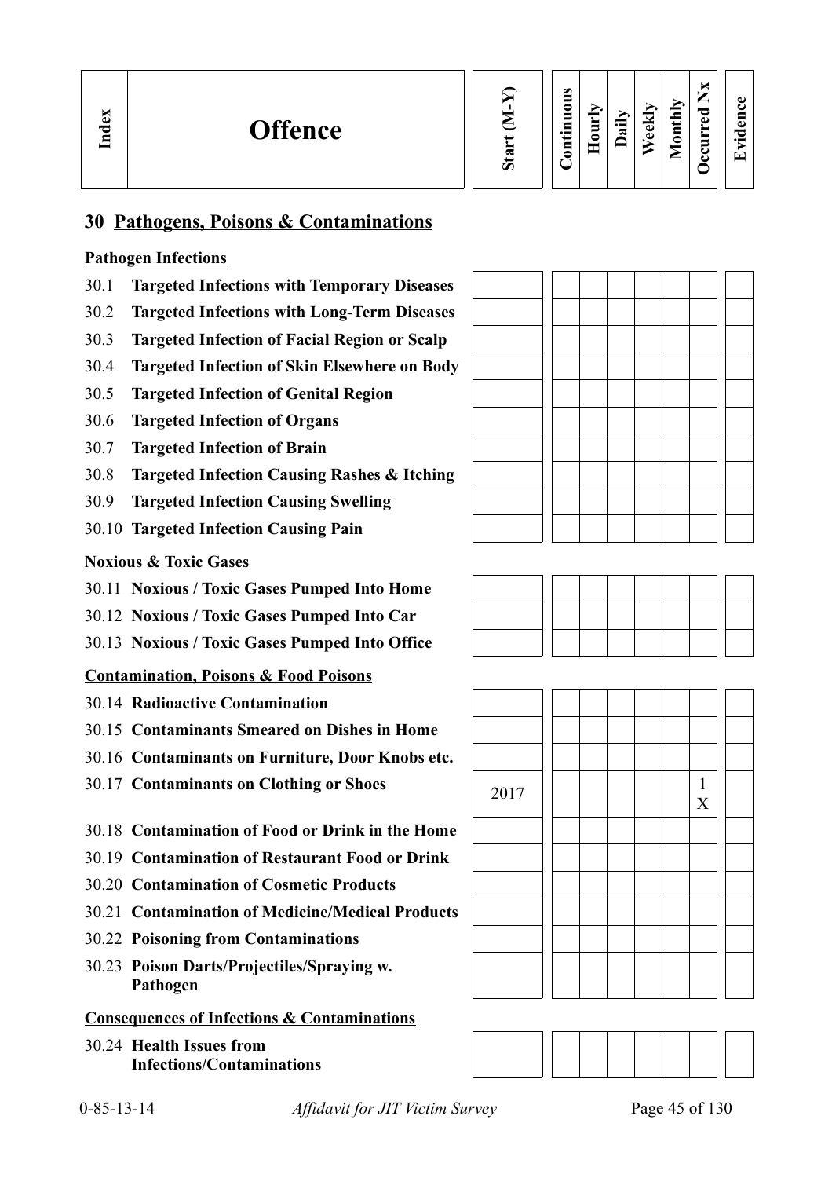| Index | Offence | Start (M-Y) | Continuous | Hourly | Daily | Weekly | Monthly | Occurred Nx | Evidence |
|---|---|---|---|---|---|---|---|---|---|

## 30 Pathogens, Poisons & Contaminations

**Pathogen Infections**

| Index | Offence | Start (M-Y) | Continuous | Hourly | Daily | Weekly | Monthly | Occurred Nx | Evidence |
|---|---|---|---|---|---|---|---|---|---|
| 30.1 | **Targeted Infections with Temporary Diseases** | | | | | | | | |
| 30.2 | **Targeted Infections with Long-Term Diseases** | | | | | | | | |
| 30.3 | **Targeted Infection of Facial Region or Scalp** | | | | | | | | |
| 30.4 | **Targeted Infection of Skin Elsewhere on Body** | | | | | | | | |
| 30.5 | **Targeted Infection of Genital Region** | | | | | | | | |
| 30.6 | **Targeted Infection of Organs** | | | | | | | | |
| 30.7 | **Targeted Infection of Brain** | | | | | | | | |
| 30.8 | **Targeted Infection Causing Rashes & Itching** | | | | | | | | |
| 30.9 | **Targeted Infection Causing Swelling** | | | | | | | | |
| 30.10 | **Targeted Infection Causing Pain** | | | | | | | | |

**Noxious & Toxic Gases**

| Index | Offence | Start (M-Y) | Continuous | Hourly | Daily | Weekly | Monthly | Occurred Nx | Evidence |
|---|---|---|---|---|---|---|---|---|---|
| 30.11 | **Noxious / Toxic Gases Pumped Into Home** | | | | | | | | |
| 30.12 | **Noxious / Toxic Gases Pumped Into Car** | | | | | | | | |
| 30.13 | **Noxious / Toxic Gases Pumped Into Office** | | | | | | | | |

**Contamination, Poisons & Food Poisons**

| Index | Offence | Start (M-Y) | Continuous | Hourly | Daily | Weekly | Monthly | Occurred Nx | Evidence |
|---|---|---|---|---|---|---|---|---|---|
| 30.14 | **Radioactive Contamination** | | | | | | | | |
| 30.15 | **Contaminants Smeared on Dishes in Home** | | | | | | | | |
| 30.16 | **Contaminants on Furniture, Door Knobs etc.** | | | | | | | | |
| 30.17 | **Contaminants on Clothing or Shoes** | 2017 | | | | | | 1 X | |
| 30.18 | **Contamination of Food or Drink in the Home** | | | | | | | | |
| 30.19 | **Contamination of Restaurant Food or Drink** | | | | | | | | |
| 30.20 | **Contamination of Cosmetic Products** | | | | | | | | |
| 30.21 | **Contamination of Medicine/Medical Products** | | | | | | | | |
| 30.22 | **Poisoning from Contaminations** | | | | | | | | |
| 30.23 | **Poison Darts/Projectiles/Spraying w. Pathogen** | | | | | | | | |

**Consequences of Infections & Contaminations**

| Index | Offence | Start (M-Y) | Continuous | Hourly | Daily | Weekly | Monthly | Occurred Nx | Evidence |
|---|---|---|---|---|---|---|---|---|---|
| 30.24 | **Health Issues from Infections/Contaminations** | | | | | | | | |

0-85-13-14 *Affidavit for JIT Victim Survey*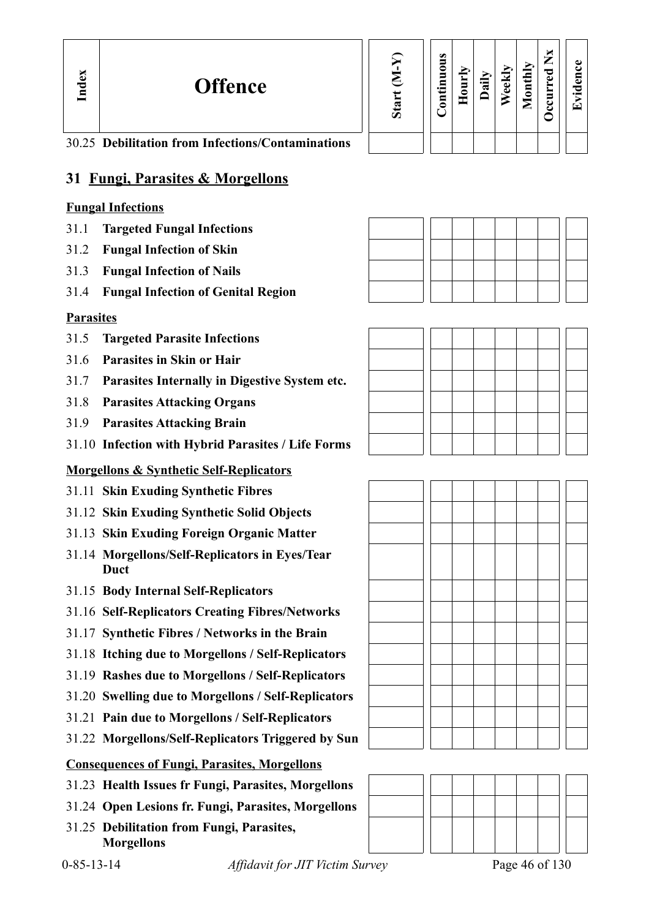| Index | Offence | Start (M-Y) | Continuous | Hourly | Daily | Weekly | Monthly | Occurred Nx | Evidence |
|---|---|---|---|---|---|---|---|---|---|
| 30.25 | **Debilitation from Infections/Contaminations** | | | | | | | | |

## 31 Fungi, Parasites & Morgellons

**Fungal Infections**

| Index | Offence | Start (M-Y) | Continuous | Hourly | Daily | Weekly | Monthly | Occurred Nx | Evidence |
|---|---|---|---|---|---|---|---|---|---|
| 31.1 | **Targeted Fungal Infections** | | | | | | | | |
| 31.2 | **Fungal Infection of Skin** | | | | | | | | |
| 31.3 | **Fungal Infection of Nails** | | | | | | | | |
| 31.4 | **Fungal Infection of Genital Region** | | | | | | | | |

**Parasites**

| Index | Offence | Start (M-Y) | Continuous | Hourly | Daily | Weekly | Monthly | Occurred Nx | Evidence |
|---|---|---|---|---|---|---|---|---|---|
| 31.5 | **Targeted Parasite Infections** | | | | | | | | |
| 31.6 | **Parasites in Skin or Hair** | | | | | | | | |
| 31.7 | **Parasites Internally in Digestive System etc.** | | | | | | | | |
| 31.8 | **Parasites Attacking Organs** | | | | | | | | |
| 31.9 | **Parasites Attacking Brain** | | | | | | | | |
| 31.10 | **Infection with Hybrid Parasites / Life Forms** | | | | | | | | |

**Morgellons & Synthetic Self-Replicators**

| Index | Offence | Start (M-Y) | Continuous | Hourly | Daily | Weekly | Monthly | Occurred Nx | Evidence |
|---|---|---|---|---|---|---|---|---|---|
| 31.11 | **Skin Exuding Synthetic Fibres** | | | | | | | | |
| 31.12 | **Skin Exuding Synthetic Solid Objects** | | | | | | | | |
| 31.13 | **Skin Exuding Foreign Organic Matter** | | | | | | | | |
| 31.14 | **Morgellons/Self-Replicators in Eyes/Tear Duct** | | | | | | | | |
| 31.15 | **Body Internal Self-Replicators** | | | | | | | | |
| 31.16 | **Self-Replicators Creating Fibres/Networks** | | | | | | | | |
| 31.17 | **Synthetic Fibres / Networks in the Brain** | | | | | | | | |
| 31.18 | **Itching due to Morgellons / Self-Replicators** | | | | | | | | |
| 31.19 | **Rashes due to Morgellons / Self-Replicators** | | | | | | | | |
| 31.20 | **Swelling due to Morgellons / Self-Replicators** | | | | | | | | |
| 31.21 | **Pain due to Morgellons / Self-Replicators** | | | | | | | | |
| 31.22 | **Morgellons/Self-Replicators Triggered by Sun** | | | | | | | | |

**Consequences of Fungi, Parasites, Morgellons**

| Index | Offence | Start (M-Y) | Continuous | Hourly | Daily | Weekly | Monthly | Occurred Nx | Evidence |
|---|---|---|---|---|---|---|---|---|---|
| 31.23 | **Health Issues fr Fungi, Parasites, Morgellons** | | | | | | | | |
| 31.24 | **Open Lesions fr. Fungi, Parasites, Morgellons** | | | | | | | | |
| 31.25 | **Debilitation from Fungi, Parasites, Morgellons** | | | | | | | | |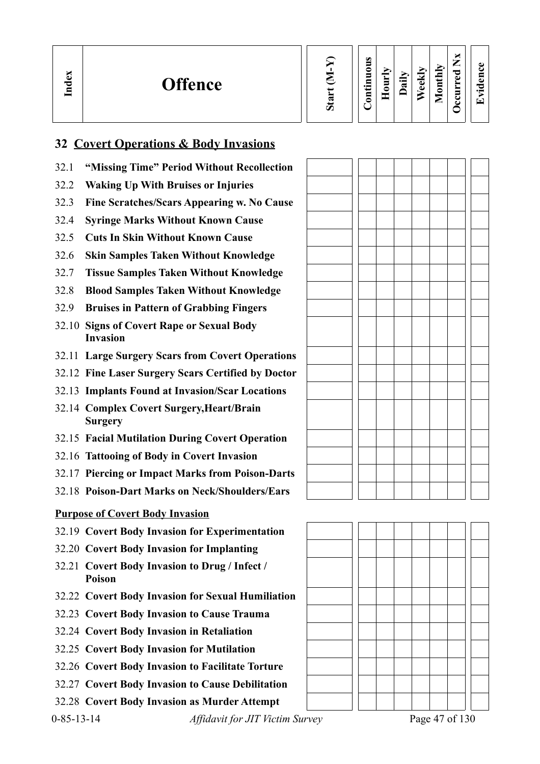| Index | Offence | Start (M-Y) | Continuous | Hourly | Daily | Weekly | Monthly | Occurred Nx | Evidence |
|---|---|---|---|---|---|---|---|---|---|

## 32 Covert Operations & Body Invasions

| Index | Offence | Start (M-Y) | Continuous | Hourly | Daily | Weekly | Monthly | Occurred Nx | Evidence |
|---|---|---|---|---|---|---|---|---|---|
| 32.1 | **"Missing Time" Period Without Recollection** | | | | | | | | |
| 32.2 | **Waking Up With Bruises or Injuries** | | | | | | | | |
| 32.3 | **Fine Scratches/Scars Appearing w. No Cause** | | | | | | | | |
| 32.4 | **Syringe Marks Without Known Cause** | | | | | | | | |
| 32.5 | **Cuts In Skin Without Known Cause** | | | | | | | | |
| 32.6 | **Skin Samples Taken Without Knowledge** | | | | | | | | |
| 32.7 | **Tissue Samples Taken Without Knowledge** | | | | | | | | |
| 32.8 | **Blood Samples Taken Without Knowledge** | | | | | | | | |
| 32.9 | **Bruises in Pattern of Grabbing Fingers** | | | | | | | | |
| 32.10 | **Signs of Covert Rape or Sexual Body Invasion** | | | | | | | | |
| 32.11 | **Large Surgery Scars from Covert Operations** | | | | | | | | |
| 32.12 | **Fine Laser Surgery Scars Certified by Doctor** | | | | | | | | |
| 32.13 | **Implants Found at Invasion/Scar Locations** | | | | | | | | |
| 32.14 | **Complex Covert Surgery,Heart/Brain Surgery** | | | | | | | | |
| 32.15 | **Facial Mutilation During Covert Operation** | | | | | | | | |
| 32.16 | **Tattooing of Body in Covert Invasion** | | | | | | | | |
| 32.17 | **Piercing or Impact Marks from Poison-Darts** | | | | | | | | |
| 32.18 | **Poison-Dart Marks on Neck/Shoulders/Ears** | | | | | | | | |

### Purpose of Covert Body Invasion

| Index | Offence | Start (M-Y) | Continuous | Hourly | Daily | Weekly | Monthly | Occurred Nx | Evidence |
|---|---|---|---|---|---|---|---|---|---|
| 32.19 | **Covert Body Invasion for Experimentation** | | | | | | | | |
| 32.20 | **Covert Body Invasion for Implanting** | | | | | | | | |
| 32.21 | **Covert Body Invasion to Drug / Infect / Poison** | | | | | | | | |
| 32.22 | **Covert Body Invasion for Sexual Humiliation** | | | | | | | | |
| 32.23 | **Covert Body Invasion to Cause Trauma** | | | | | | | | |
| 32.24 | **Covert Body Invasion in Retaliation** | | | | | | | | |
| 32.25 | **Covert Body Invasion for Mutilation** | | | | | | | | |
| 32.26 | **Covert Body Invasion to Facilitate Torture** | | | | | | | | |
| 32.27 | **Covert Body Invasion to Cause Debilitation** | | | | | | | | |
| 32.28 | **Covert Body Invasion as Murder Attempt** | | | | | | | | |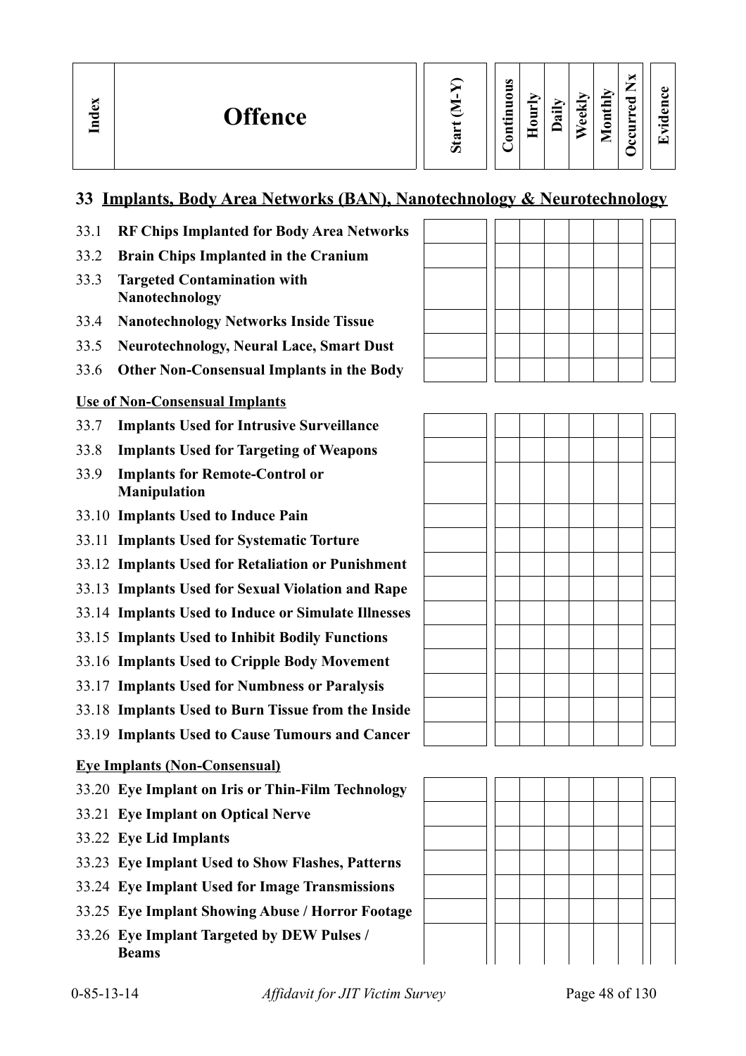| Index | Offence | Start (M-Y) | Continuous | Hourly | Daily | Weekly | Monthly | Occurred Nx | Evidence |
|---|---|---|---|---|---|---|---|---|---|

## 33 Implants, Body Area Networks (BAN), Nanotechnology & Neurotechnology

| Index | Offence | Start (M-Y) | Continuous | Hourly | Daily | Weekly | Monthly | Occurred Nx | Evidence |
|---|---|---|---|---|---|---|---|---|---|
| 33.1 | **RF Chips Implanted for Body Area Networks** | | | | | | | | |
| 33.2 | **Brain Chips Implanted in the Cranium** | | | | | | | | |
| 33.3 | **Targeted Contamination with Nanotechnology** | | | | | | | | |
| 33.4 | **Nanotechnology Networks Inside Tissue** | | | | | | | | |
| 33.5 | **Neurotechnology, Neural Lace, Smart Dust** | | | | | | | | |
| 33.6 | **Other Non-Consensual Implants in the Body** | | | | | | | | |

**Use of Non-Consensual Implants**

| Index | Offence | Start (M-Y) | Continuous | Hourly | Daily | Weekly | Monthly | Occurred Nx | Evidence |
|---|---|---|---|---|---|---|---|---|---|
| 33.7 | **Implants Used for Intrusive Surveillance** | | | | | | | | |
| 33.8 | **Implants Used for Targeting of Weapons** | | | | | | | | |
| 33.9 | **Implants for Remote-Control or Manipulation** | | | | | | | | |
| 33.10 | **Implants Used to Induce Pain** | | | | | | | | |
| 33.11 | **Implants Used for Systematic Torture** | | | | | | | | |
| 33.12 | **Implants Used for Retaliation or Punishment** | | | | | | | | |
| 33.13 | **Implants Used for Sexual Violation and Rape** | | | | | | | | |
| 33.14 | **Implants Used to Induce or Simulate Illnesses** | | | | | | | | |
| 33.15 | **Implants Used to Inhibit Bodily Functions** | | | | | | | | |
| 33.16 | **Implants Used to Cripple Body Movement** | | | | | | | | |
| 33.17 | **Implants Used for Numbness or Paralysis** | | | | | | | | |
| 33.18 | **Implants Used to Burn Tissue from the Inside** | | | | | | | | |
| 33.19 | **Implants Used to Cause Tumours and Cancer** | | | | | | | | |

**Eye Implants (Non-Consensual)**

| Index | Offence | Start (M-Y) | Continuous | Hourly | Daily | Weekly | Monthly | Occurred Nx | Evidence |
|---|---|---|---|---|---|---|---|---|---|
| 33.20 | **Eye Implant on Iris or Thin-Film Technology** | | | | | | | | |
| 33.21 | **Eye Implant on Optical Nerve** | | | | | | | | |
| 33.22 | **Eye Lid Implants** | | | | | | | | |
| 33.23 | **Eye Implant Used to Show Flashes, Patterns** | | | | | | | | |
| 33.24 | **Eye Implant Used for Image Transmissions** | | | | | | | | |
| 33.25 | **Eye Implant Showing Abuse / Horror Footage** | | | | | | | | |
| 33.26 | **Eye Implant Targeted by DEW Pulses / Beams** | | | | | | | | |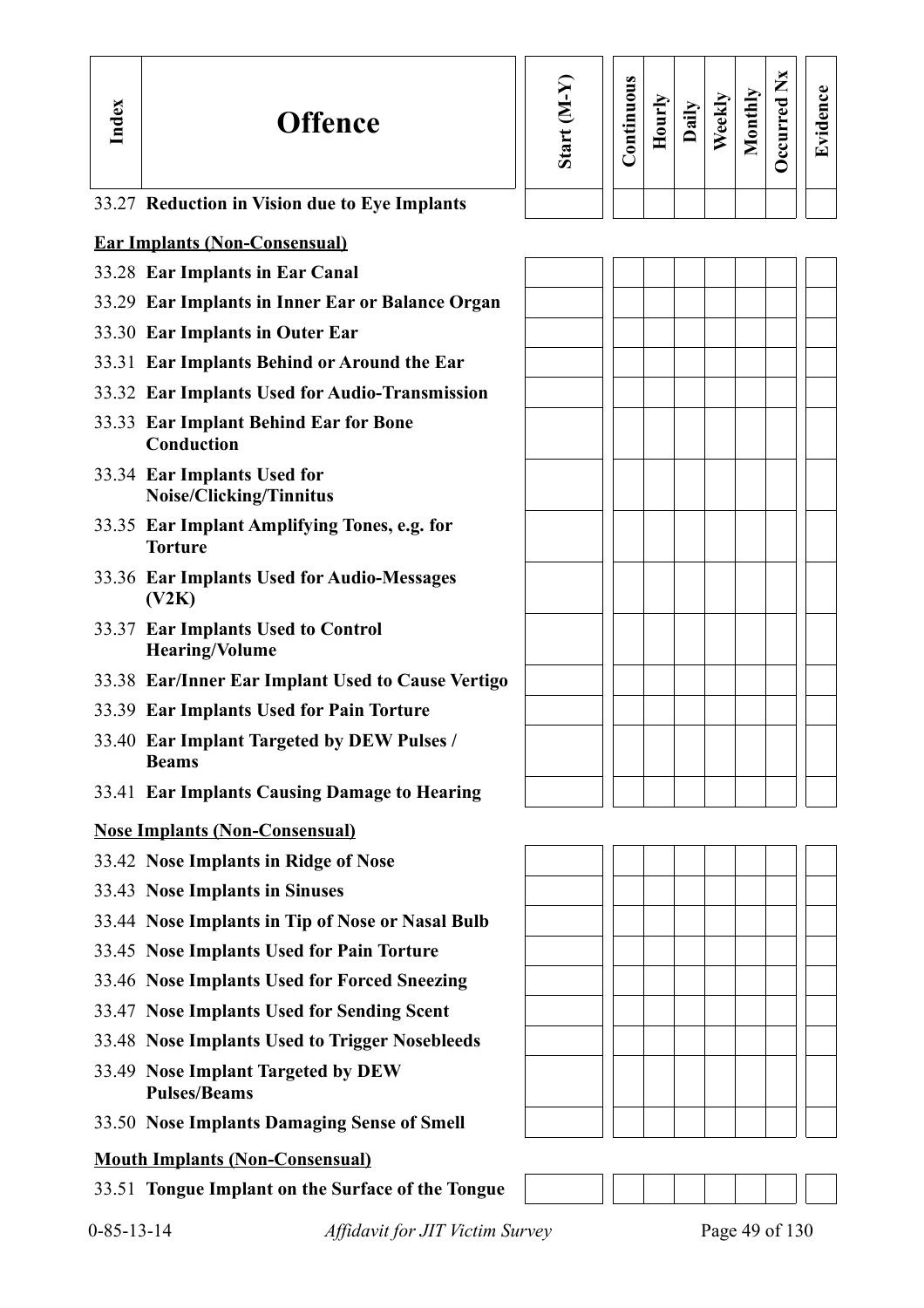| Index | Offence | Start (M-Y) | Continuous | Hourly | Daily | Weekly | Monthly | Occurred Nx | Evidence |
|---|---|---|---|---|---|---|---|---|---|
| 33.27 | **Reduction in Vision due to Eye Implants** | | | | | | | | |
| | **Ear Implants (Non-Consensual)** | | | | | | | | |
| 33.28 | **Ear Implants in Ear Canal** | | | | | | | | |
| 33.29 | **Ear Implants in Inner Ear or Balance Organ** | | | | | | | | |
| 33.30 | **Ear Implants in Outer Ear** | | | | | | | | |
| 33.31 | **Ear Implants Behind or Around the Ear** | | | | | | | | |
| 33.32 | **Ear Implants Used for Audio-Transmission** | | | | | | | | |
| 33.33 | **Ear Implant Behind Ear for Bone Conduction** | | | | | | | | |
| 33.34 | **Ear Implants Used for Noise/Clicking/Tinnitus** | | | | | | | | |
| 33.35 | **Ear Implant Amplifying Tones, e.g. for Torture** | | | | | | | | |
| 33.36 | **Ear Implants Used for Audio-Messages (V2K)** | | | | | | | | |
| 33.37 | **Ear Implants Used to Control Hearing/Volume** | | | | | | | | |
| 33.38 | **Ear/Inner Ear Implant Used to Cause Vertigo** | | | | | | | | |
| 33.39 | **Ear Implants Used for Pain Torture** | | | | | | | | |
| 33.40 | **Ear Implant Targeted by DEW Pulses / Beams** | | | | | | | | |
| 33.41 | **Ear Implants Causing Damage to Hearing** | | | | | | | | |
| | **Nose Implants (Non-Consensual)** | | | | | | | | |
| 33.42 | **Nose Implants in Ridge of Nose** | | | | | | | | |
| 33.43 | **Nose Implants in Sinuses** | | | | | | | | |
| 33.44 | **Nose Implants in Tip of Nose or Nasal Bulb** | | | | | | | | |
| 33.45 | **Nose Implants Used for Pain Torture** | | | | | | | | |
| 33.46 | **Nose Implants Used for Forced Sneezing** | | | | | | | | |
| 33.47 | **Nose Implants Used for Sending Scent** | | | | | | | | |
| 33.48 | **Nose Implants Used to Trigger Nosebleeds** | | | | | | | | |
| 33.49 | **Nose Implant Targeted by DEW Pulses/Beams** | | | | | | | | |
| 33.50 | **Nose Implants Damaging Sense of Smell** | | | | | | | | |
| | **Mouth Implants (Non-Consensual)** | | | | | | | | |
| 33.51 | **Tongue Implant on the Surface of the Tongue** | | | | | | | | |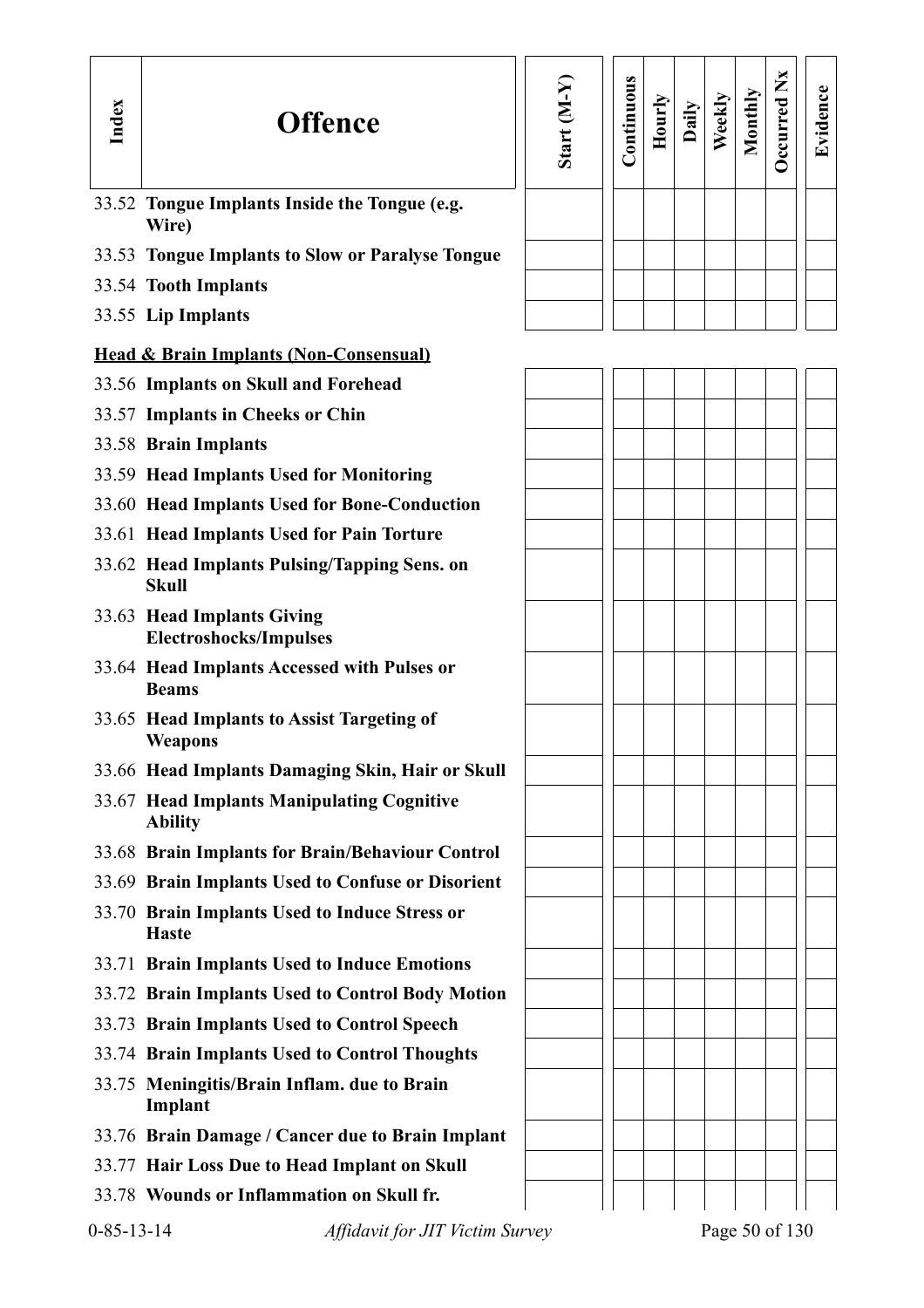| Index | Offence | Start (M-Y) | Continuous | Hourly | Daily | Weekly | Monthly | Occurred Nx | Evidence |
|---|---|---|---|---|---|---|---|---|---|
| 33.52 | **Tongue Implants Inside the Tongue (e.g. Wire)** | | | | | | | | |
| 33.53 | **Tongue Implants to Slow or Paralyse Tongue** | | | | | | | | |
| 33.54 | **Tooth Implants** | | | | | | | | |
| 33.55 | **Lip Implants** | | | | | | | | |

**Head & Brain Implants (Non-Consensual)**

| Index | Offence | Start (M-Y) | Continuous | Hourly | Daily | Weekly | Monthly | Occurred Nx | Evidence |
|---|---|---|---|---|---|---|---|---|---|
| 33.56 | **Implants on Skull and Forehead** | | | | | | | | |
| 33.57 | **Implants in Cheeks or Chin** | | | | | | | | |
| 33.58 | **Brain Implants** | | | | | | | | |
| 33.59 | **Head Implants Used for Monitoring** | | | | | | | | |
| 33.60 | **Head Implants Used for Bone-Conduction** | | | | | | | | |
| 33.61 | **Head Implants Used for Pain Torture** | | | | | | | | |
| 33.62 | **Head Implants Pulsing/Tapping Sens. on Skull** | | | | | | | | |
| 33.63 | **Head Implants Giving Electroshocks/Impulses** | | | | | | | | |
| 33.64 | **Head Implants Accessed with Pulses or Beams** | | | | | | | | |
| 33.65 | **Head Implants to Assist Targeting of Weapons** | | | | | | | | |
| 33.66 | **Head Implants Damaging Skin, Hair or Skull** | | | | | | | | |
| 33.67 | **Head Implants Manipulating Cognitive Ability** | | | | | | | | |
| 33.68 | **Brain Implants for Brain/Behaviour Control** | | | | | | | | |
| 33.69 | **Brain Implants Used to Confuse or Disorient** | | | | | | | | |
| 33.70 | **Brain Implants Used to Induce Stress or Haste** | | | | | | | | |
| 33.71 | **Brain Implants Used to Induce Emotions** | | | | | | | | |
| 33.72 | **Brain Implants Used to Control Body Motion** | | | | | | | | |
| 33.73 | **Brain Implants Used to Control Speech** | | | | | | | | |
| 33.74 | **Brain Implants Used to Control Thoughts** | | | | | | | | |
| 33.75 | **Meningitis/Brain Inflam. due to Brain Implant** | | | | | | | | |
| 33.76 | **Brain Damage / Cancer due to Brain Implant** | | | | | | | | |
| 33.77 | **Hair Loss Due to Head Implant on Skull** | | | | | | | | |
| 33.78 | **Wounds or Inflammation on Skull fr.** | | | | | | | | |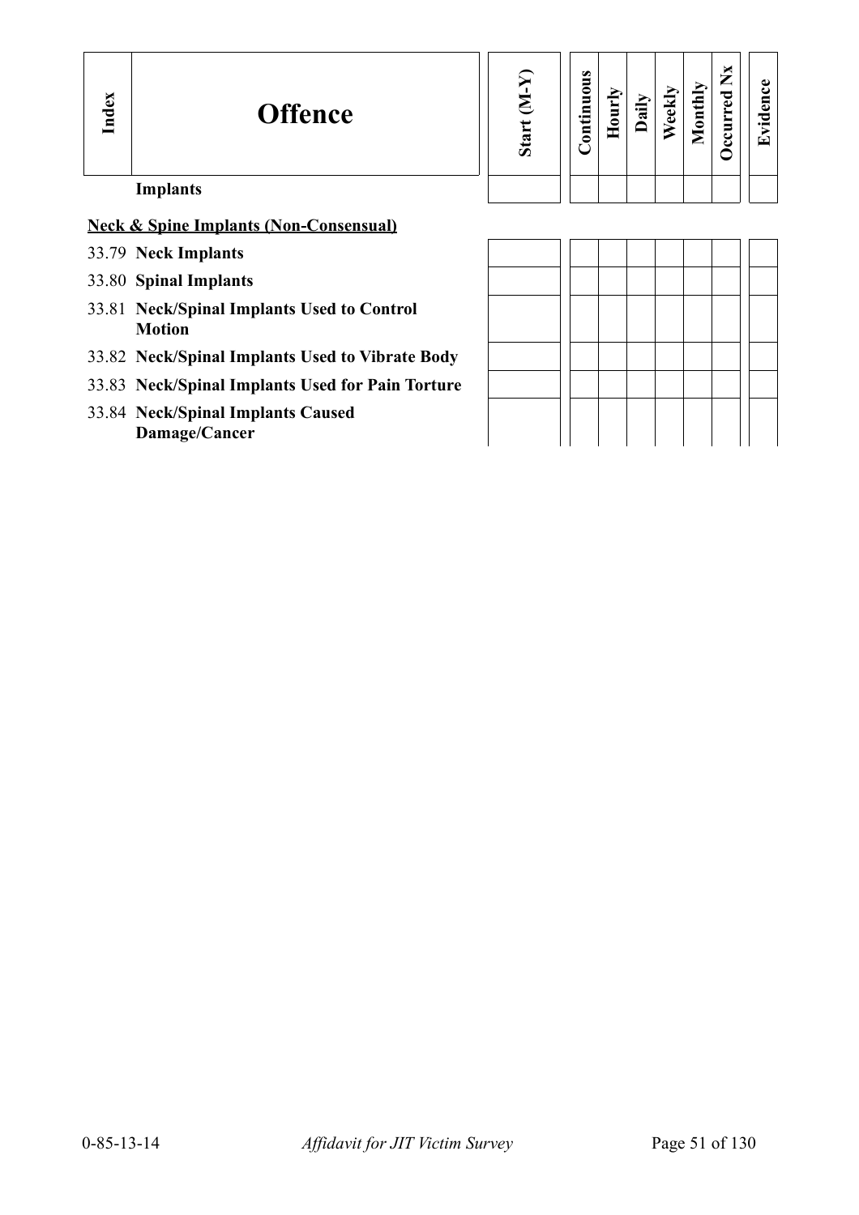| Index | Offence | Start (M-Y) | Continuous | Hourly | Daily | Weekly | Monthly | Occurred Nx | Evidence |
|---|---|---|---|---|---|---|---|---|---|
| | **Implants** | | | | | | | | |
| | **Neck & Spine Implants (Non-Consensual)** | | | | | | | | |
| 33.79 | **Neck Implants** | | | | | | | | |
| 33.80 | **Spinal Implants** | | | | | | | | |
| 33.81 | **Neck/Spinal Implants Used to Control Motion** | | | | | | | | |
| 33.82 | **Neck/Spinal Implants Used to Vibrate Body** | | | | | | | | |
| 33.83 | **Neck/Spinal Implants Used for Pain Torture** | | | | | | | | |
| 33.84 | **Neck/Spinal Implants Caused Damage/Cancer** | | | | | | | | |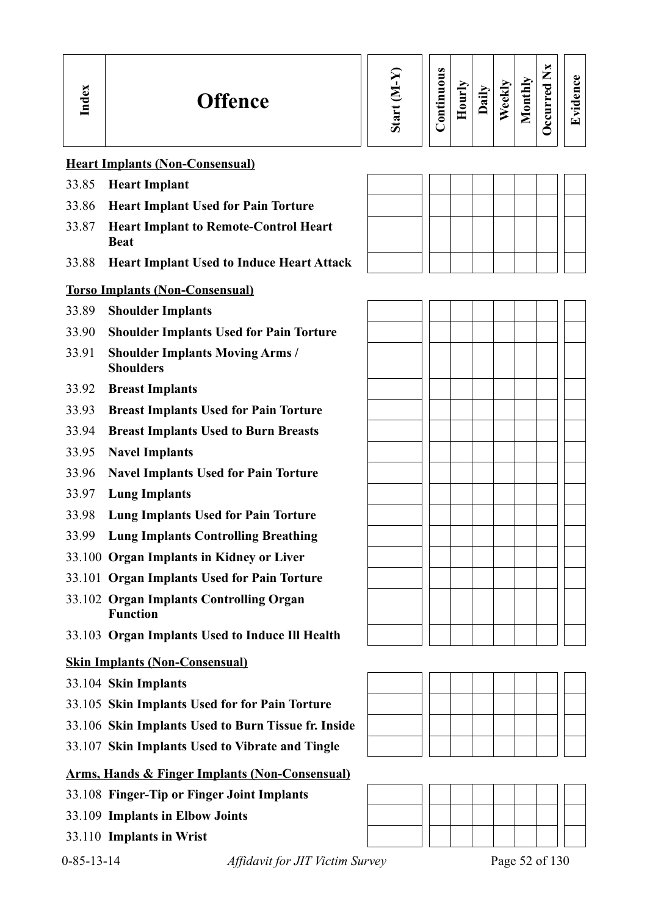| Index | Offence | Start (M-Y) | Continuous | Hourly | Daily | Weekly | Monthly | Occurred Nx | Evidence |
|---|---|---|---|---|---|---|---|---|---|
| | **Heart Implants (Non-Consensual)** | | | | | | | | |
| 33.85 | **Heart Implant** | | | | | | | | |
| 33.86 | **Heart Implant Used for Pain Torture** | | | | | | | | |
| 33.87 | **Heart Implant to Remote-Control Heart Beat** | | | | | | | | |
| 33.88 | **Heart Implant Used to Induce Heart Attack** | | | | | | | | |
| | **Torso Implants (Non-Consensual)** | | | | | | | | |
| 33.89 | **Shoulder Implants** | | | | | | | | |
| 33.90 | **Shoulder Implants Used for Pain Torture** | | | | | | | | |
| 33.91 | **Shoulder Implants Moving Arms / Shoulders** | | | | | | | | |
| 33.92 | **Breast Implants** | | | | | | | | |
| 33.93 | **Breast Implants Used for Pain Torture** | | | | | | | | |
| 33.94 | **Breast Implants Used to Burn Breasts** | | | | | | | | |
| 33.95 | **Navel Implants** | | | | | | | | |
| 33.96 | **Navel Implants Used for Pain Torture** | | | | | | | | |
| 33.97 | **Lung Implants** | | | | | | | | |
| 33.98 | **Lung Implants Used for Pain Torture** | | | | | | | | |
| 33.99 | **Lung Implants Controlling Breathing** | | | | | | | | |
| 33.100 | **Organ Implants in Kidney or Liver** | | | | | | | | |
| 33.101 | **Organ Implants Used for Pain Torture** | | | | | | | | |
| 33.102 | **Organ Implants Controlling Organ Function** | | | | | | | | |
| 33.103 | **Organ Implants Used to Induce Ill Health** | | | | | | | | |
| | **Skin Implants (Non-Consensual)** | | | | | | | | |
| 33.104 | **Skin Implants** | | | | | | | | |
| 33.105 | **Skin Implants Used for for Pain Torture** | | | | | | | | |
| 33.106 | **Skin Implants Used to Burn Tissue fr. Inside** | | | | | | | | |
| 33.107 | **Skin Implants Used to Vibrate and Tingle** | | | | | | | | |
| | **Arms, Hands & Finger Implants (Non-Consensual)** | | | | | | | | |
| 33.108 | **Finger-Tip or Finger Joint Implants** | | | | | | | | |
| 33.109 | **Implants in Elbow Joints** | | | | | | | | |
| 33.110 | **Implants in Wrist** | | | | | | | | |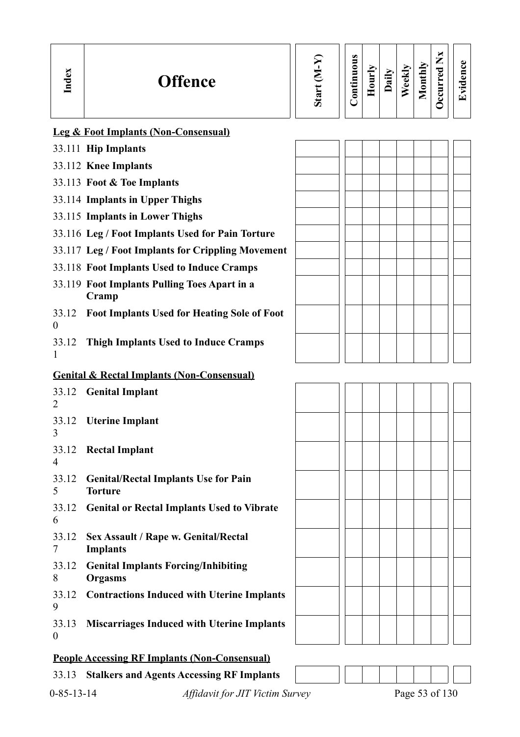| Index | Offence | Start (M-Y) | Continuous | Hourly | Daily | Weekly | Monthly | Occurred Nx | Evidence |
|---|---|---|---|---|---|---|---|---|---|
| | **Leg & Foot Implants (Non-Consensual)** | | | | | | | | |
| 33.111 | **Hip Implants** | | | | | | | | |
| 33.112 | **Knee Implants** | | | | | | | | |
| 33.113 | **Foot & Toe Implants** | | | | | | | | |
| 33.114 | **Implants in Upper Thighs** | | | | | | | | |
| 33.115 | **Implants in Lower Thighs** | | | | | | | | |
| 33.116 | **Leg / Foot Implants Used for Pain Torture** | | | | | | | | |
| 33.117 | **Leg / Foot Implants for Crippling Movement** | | | | | | | | |
| 33.118 | **Foot Implants Used to Induce Cramps** | | | | | | | | |
| 33.119 | **Foot Implants Pulling Toes Apart in a Cramp** | | | | | | | | |
| 33.120 | **Foot Implants Used for Heating Sole of Foot** | | | | | | | | |
| 33.121 | **Thigh Implants Used to Induce Cramps** | | | | | | | | |
| | **Genital & Rectal Implants (Non-Consensual)** | | | | | | | | |
| 33.122 | **Genital Implant** | | | | | | | | |
| 33.123 | **Uterine Implant** | | | | | | | | |
| 33.124 | **Rectal Implant** | | | | | | | | |
| 33.125 | **Genital/Rectal Implants Use for Pain Torture** | | | | | | | | |
| 33.126 | **Genital or Rectal Implants Used to Vibrate** | | | | | | | | |
| 33.127 | **Sex Assault / Rape w. Genital/Rectal Implants** | | | | | | | | |
| 33.128 | **Genital Implants Forcing/Inhibiting Orgasms** | | | | | | | | |
| 33.129 | **Contractions Induced with Uterine Implants** | | | | | | | | |
| 33.130 | **Miscarriages Induced with Uterine Implants** | | | | | | | | |
| | **People Accessing RF Implants (Non-Consensual)** | | | | | | | | |
| 33.13 | **Stalkers and Agents Accessing RF Implants** | | | | | | | | |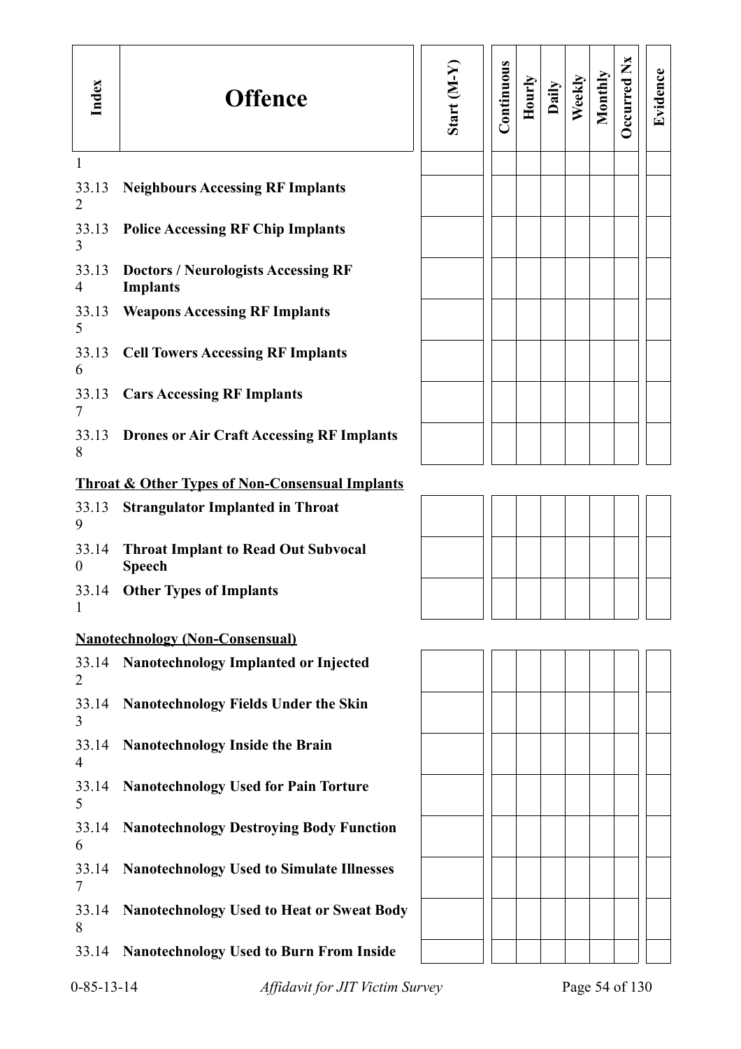| Index | Offence | Start (M-Y) | Continuous | Hourly | Daily | Weekly | Monthly | Occurred Nx | Evidence |
|---|---|---|---|---|---|---|---|---|---|
| 1 | | | | | | | | | |
| 33.132 | **Neighbours Accessing RF Implants** | | | | | | | | |
| 33.133 | **Police Accessing RF Chip Implants** | | | | | | | | |
| 33.134 | **Doctors / Neurologists Accessing RF Implants** | | | | | | | | |
| 33.135 | **Weapons Accessing RF Implants** | | | | | | | | |
| 33.136 | **Cell Towers Accessing RF Implants** | | | | | | | | |
| 33.137 | **Cars Accessing RF Implants** | | | | | | | | |
| 33.138 | **Drones or Air Craft Accessing RF Implants** | | | | | | | | |

**Throat & Other Types of Non-Consensual Implants**

| Index | Offence | Start (M-Y) | Continuous | Hourly | Daily | Weekly | Monthly | Occurred Nx | Evidence |
|---|---|---|---|---|---|---|---|---|---|
| 33.139 | **Strangulator Implanted in Throat** | | | | | | | | |
| 33.140 | **Throat Implant to Read Out Subvocal Speech** | | | | | | | | |
| 33.141 | **Other Types of Implants** | | | | | | | | |

**Nanotechnology (Non-Consensual)**

| Index | Offence | Start (M-Y) | Continuous | Hourly | Daily | Weekly | Monthly | Occurred Nx | Evidence |
|---|---|---|---|---|---|---|---|---|---|
| 33.142 | **Nanotechnology Implanted or Injected** | | | | | | | | |
| 33.143 | **Nanotechnology Fields Under the Skin** | | | | | | | | |
| 33.144 | **Nanotechnology Inside the Brain** | | | | | | | | |
| 33.145 | **Nanotechnology Used for Pain Torture** | | | | | | | | |
| 33.146 | **Nanotechnology Destroying Body Function** | | | | | | | | |
| 33.147 | **Nanotechnology Used to Simulate Illnesses** | | | | | | | | |
| 33.148 | **Nanotechnology Used to Heat or Sweat Body** | | | | | | | | |
| 33.14 | **Nanotechnology Used to Burn From Inside** | | | | | | | | |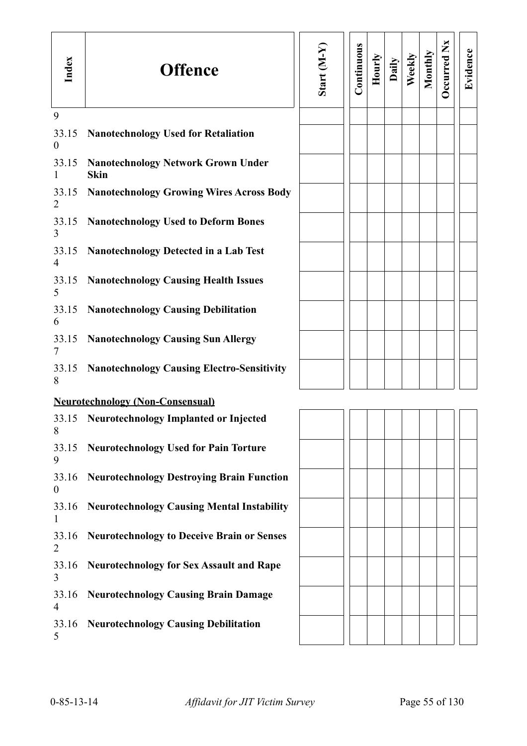| Index | Offence | Start (M-Y) | Continuous | Hourly | Daily | Weekly | Monthly | Occurred Nx | Evidence |
|---|---|---|---|---|---|---|---|---|---|
| 9 | | | | | | | | | |
| 33.150 | **Nanotechnology Used for Retaliation** | | | | | | | | |
| 33.151 | **Nanotechnology Network Grown Under Skin** | | | | | | | | |
| 33.152 | **Nanotechnology Growing Wires Across Body** | | | | | | | | |
| 33.153 | **Nanotechnology Used to Deform Bones** | | | | | | | | |
| 33.154 | **Nanotechnology Detected in a Lab Test** | | | | | | | | |
| 33.155 | **Nanotechnology Causing Health Issues** | | | | | | | | |
| 33.156 | **Nanotechnology Causing Debilitation** | | | | | | | | |
| 33.157 | **Nanotechnology Causing Sun Allergy** | | | | | | | | |
| 33.158 | **Nanotechnology Causing Electro-Sensitivity** | | | | | | | | |

**Neurotechnology (Non-Consensual)**

| Index | Offence | Start (M-Y) | Continuous | Hourly | Daily | Weekly | Monthly | Occurred Nx | Evidence |
|---|---|---|---|---|---|---|---|---|---|
| 33.158 | **Neurotechnology Implanted or Injected** | | | | | | | | |
| 33.159 | **Neurotechnology Used for Pain Torture** | | | | | | | | |
| 33.160 | **Neurotechnology Destroying Brain Function** | | | | | | | | |
| 33.161 | **Neurotechnology Causing Mental Instability** | | | | | | | | |
| 33.162 | **Neurotechnology to Deceive Brain or Senses** | | | | | | | | |
| 33.163 | **Neurotechnology for Sex Assault and Rape** | | | | | | | | |
| 33.164 | **Neurotechnology Causing Brain Damage** | | | | | | | | |
| 33.165 | **Neurotechnology Causing Debilitation** | | | | | | | | |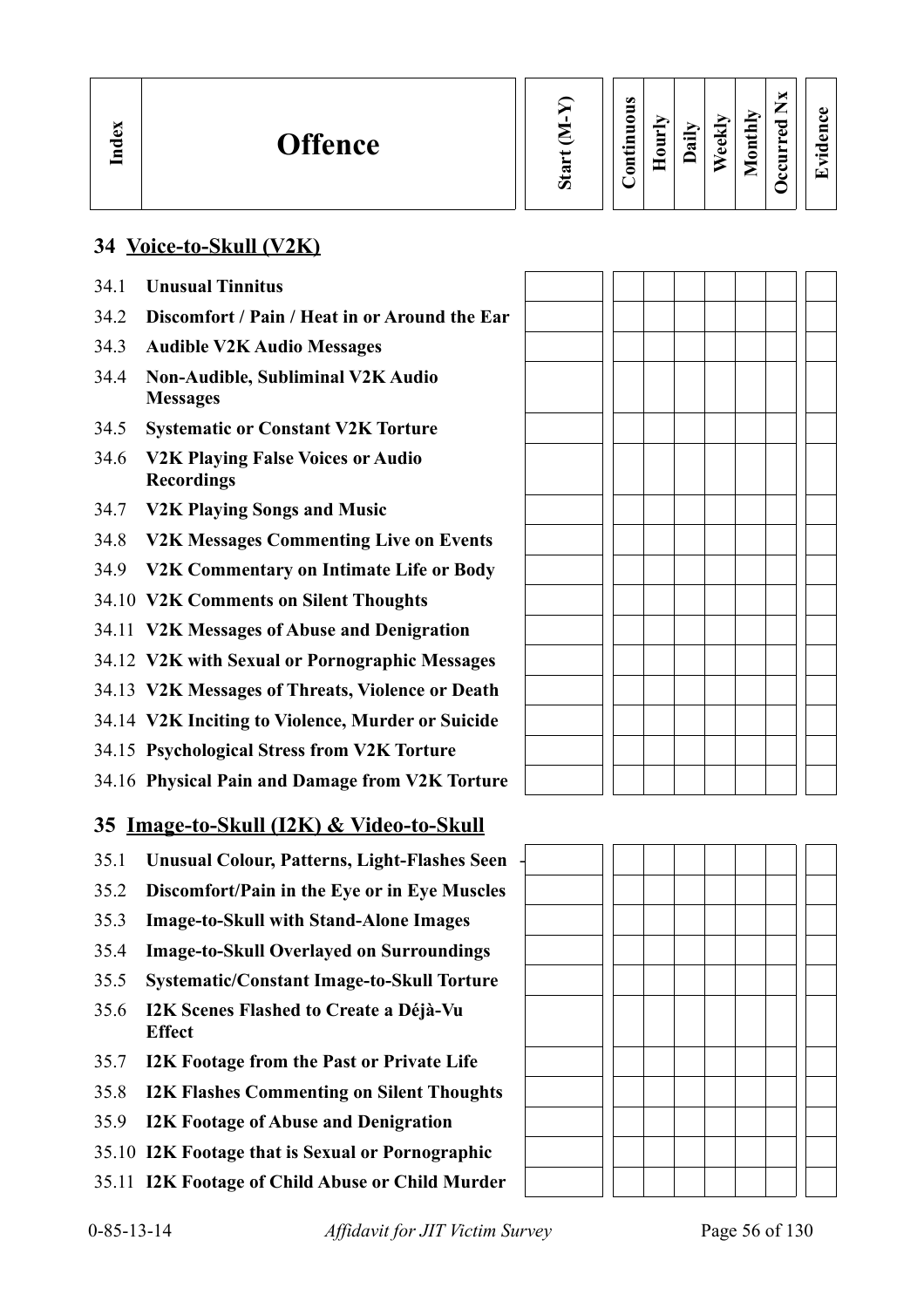| Index | Offence | Start (M-Y) | Continuous | Hourly | Daily | Weekly | Monthly | Occurred Nx | Evidence |
|---|---|---|---|---|---|---|---|---|---|
| **34** | **Voice-to-Skull (V2K)** | | | | | | | | |
| 34.1 | **Unusual Tinnitus** | | | | | | | | |
| 34.2 | **Discomfort / Pain / Heat in or Around the Ear** | | | | | | | | |
| 34.3 | **Audible V2K Audio Messages** | | | | | | | | |
| 34.4 | **Non-Audible, Subliminal V2K Audio Messages** | | | | | | | | |
| 34.5 | **Systematic or Constant V2K Torture** | | | | | | | | |
| 34.6 | **V2K Playing False Voices or Audio Recordings** | | | | | | | | |
| 34.7 | **V2K Playing Songs and Music** | | | | | | | | |
| 34.8 | **V2K Messages Commenting Live on Events** | | | | | | | | |
| 34.9 | **V2K Commentary on Intimate Life or Body** | | | | | | | | |
| 34.10 | **V2K Comments on Silent Thoughts** | | | | | | | | |
| 34.11 | **V2K Messages of Abuse and Denigration** | | | | | | | | |
| 34.12 | **V2K with Sexual or Pornographic Messages** | | | | | | | | |
| 34.13 | **V2K Messages of Threats, Violence or Death** | | | | | | | | |
| 34.14 | **V2K Inciting to Violence, Murder or Suicide** | | | | | | | | |
| 34.15 | **Psychological Stress from V2K Torture** | | | | | | | | |
| 34.16 | **Physical Pain and Damage from V2K Torture** | | | | | | | | |
| **35** | **Image-to-Skull (I2K) & Video-to-Skull** | | | | | | | | |
| 35.1 | **Unusual Colour, Patterns, Light-Flashes Seen** | | | | | | | | |
| 35.2 | **Discomfort/Pain in the Eye or in Eye Muscles** | | | | | | | | |
| 35.3 | **Image-to-Skull with Stand-Alone Images** | | | | | | | | |
| 35.4 | **Image-to-Skull Overlayed on Surroundings** | | | | | | | | |
| 35.5 | **Systematic/Constant Image-to-Skull Torture** | | | | | | | | |
| 35.6 | **I2K Scenes Flashed to Create a Déjà-Vu Effect** | | | | | | | | |
| 35.7 | **I2K Footage from the Past or Private Life** | | | | | | | | |
| 35.8 | **I2K Flashes Commenting on Silent Thoughts** | | | | | | | | |
| 35.9 | **I2K Footage of Abuse and Denigration** | | | | | | | | |
| 35.10 | **I2K Footage that is Sexual or Pornographic** | | | | | | | | |
| 35.11 | **I2K Footage of Child Abuse or Child Murder** | | | | | | | | |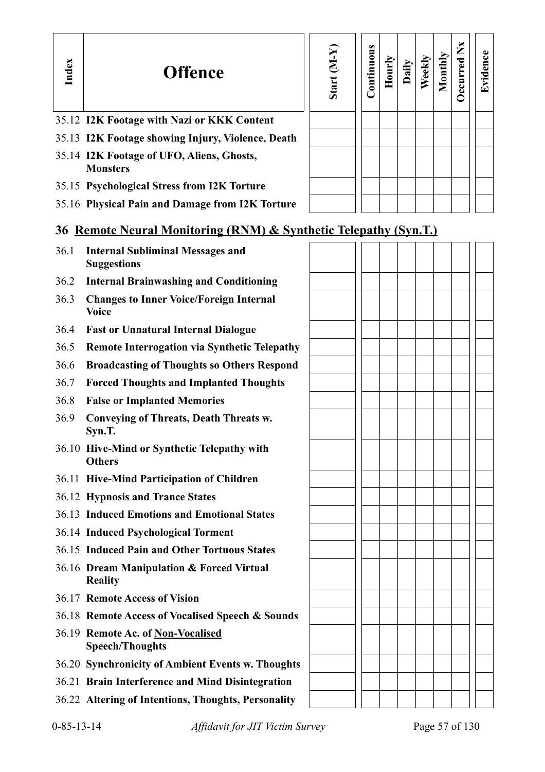| Index | Offence | Start (M-Y) | Continuous | Hourly | Daily | Weekly | Monthly | Occurred Nx | Evidence |
|---|---|---|---|---|---|---|---|---|---|
| 35.12 | **I2K Footage with Nazi or KKK Content** | | | | | | | | |
| 35.13 | **I2K Footage showing Injury, Violence, Death** | | | | | | | | |
| 35.14 | **I2K Footage of UFO, Aliens, Ghosts, Monsters** | | | | | | | | |
| 35.15 | **Psychological Stress from I2K Torture** | | | | | | | | |
| 35.16 | **Physical Pain and Damage from I2K Torture** | | | | | | | | |

## 36 Remote Neural Monitoring (RNM) & Synthetic Telepathy (Syn.T.)

| Index | Offence | Start (M-Y) | Continuous | Hourly | Daily | Weekly | Monthly | Occurred Nx | Evidence |
|---|---|---|---|---|---|---|---|---|---|
| 36.1 | **Internal Subliminal Messages and Suggestions** | | | | | | | | |
| 36.2 | **Internal Brainwashing and Conditioning** | | | | | | | | |
| 36.3 | **Changes to Inner Voice/Foreign Internal Voice** | | | | | | | | |
| 36.4 | **Fast or Unnatural Internal Dialogue** | | | | | | | | |
| 36.5 | **Remote Interrogation via Synthetic Telepathy** | | | | | | | | |
| 36.6 | **Broadcasting of Thoughts so Others Respond** | | | | | | | | |
| 36.7 | **Forced Thoughts and Implanted Thoughts** | | | | | | | | |
| 36.8 | **False or Implanted Memories** | | | | | | | | |
| 36.9 | **Conveying of Threats, Death Threats w. Syn.T.** | | | | | | | | |
| 36.10 | **Hive-Mind or Synthetic Telepathy with Others** | | | | | | | | |
| 36.11 | **Hive-Mind Participation of Children** | | | | | | | | |
| 36.12 | **Hypnosis and Trance States** | | | | | | | | |
| 36.13 | **Induced Emotions and Emotional States** | | | | | | | | |
| 36.14 | **Induced Psychological Torment** | | | | | | | | |
| 36.15 | **Induced Pain and Other Tortuous States** | | | | | | | | |
| 36.16 | **Dream Manipulation & Forced Virtual Reality** | | | | | | | | |
| 36.17 | **Remote Access of Vision** | | | | | | | | |
| 36.18 | **Remote Access of Vocalised Speech & Sounds** | | | | | | | | |
| 36.19 | **Remote Ac. of Non-Vocalised Speech/Thoughts** | | | | | | | | |
| 36.20 | **Synchronicity of Ambient Events w. Thoughts** | | | | | | | | |
| 36.21 | **Brain Interference and Mind Disintegration** | | | | | | | | |
| 36.22 | **Altering of Intentions, Thoughts, Personality** | | | | | | | | |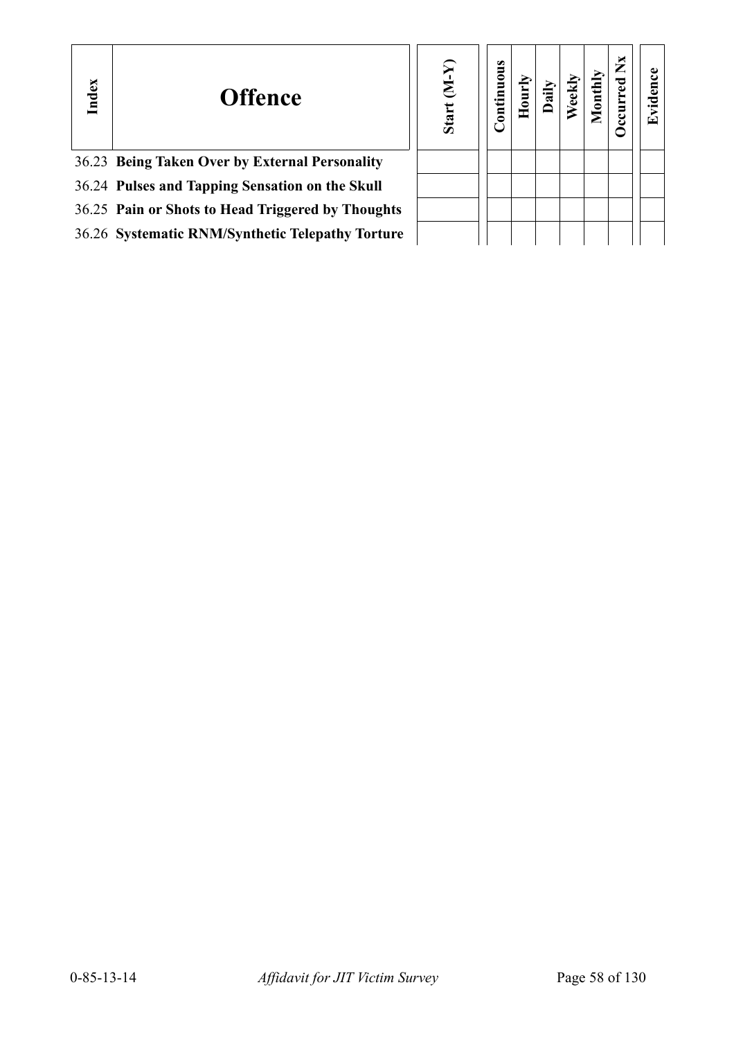| Index | Offence | Start (M-Y) | Continuous | Hourly | Daily | Weekly | Monthly | Occurred Nx | Evidence |
|---|---|---|---|---|---|---|---|---|---|
| 36.23 | **Being Taken Over by External Personality** | | | | | | | | |
| 36.24 | **Pulses and Tapping Sensation on the Skull** | | | | | | | | |
| 36.25 | **Pain or Shots to Head Triggered by Thoughts** | | | | | | | | |
| 36.26 | **Systematic RNM/Synthetic Telepathy Torture** | | | | | | | | |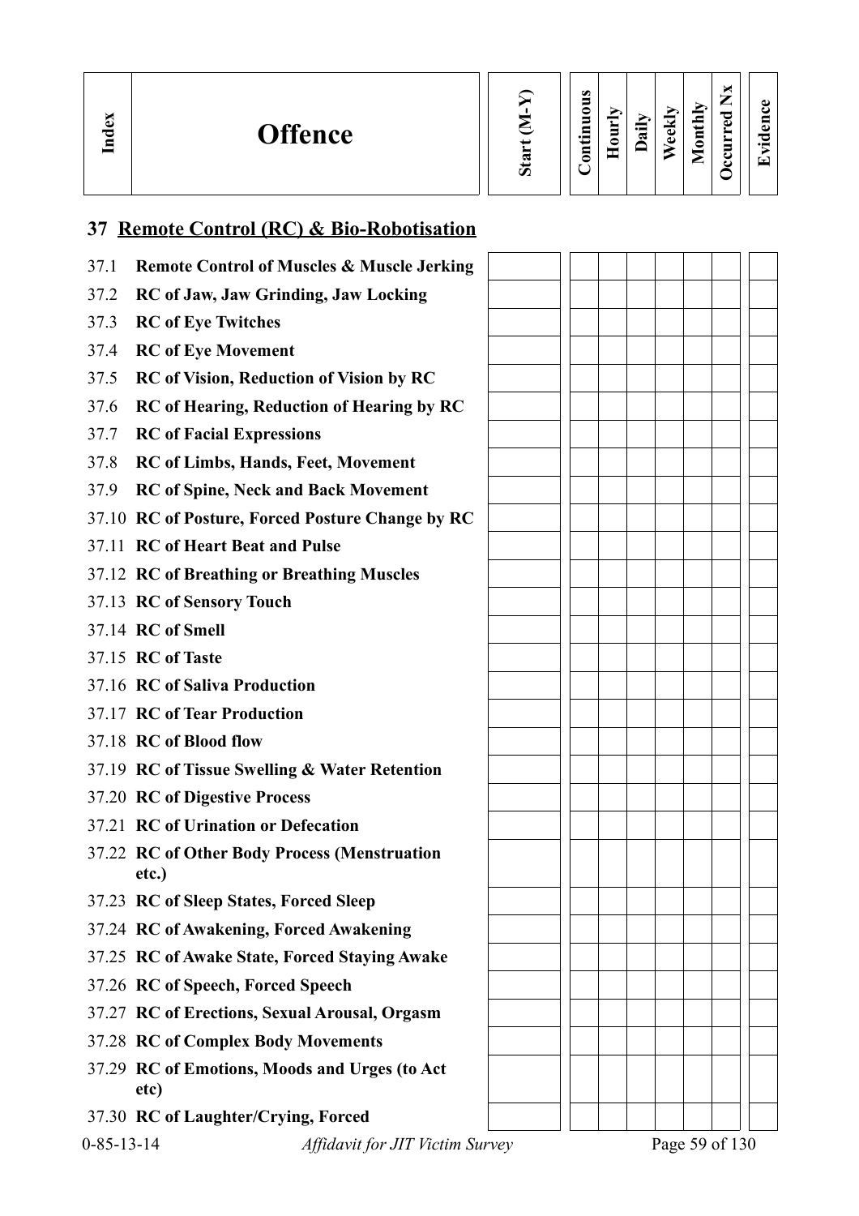| Index | Offence | Start (M-Y) | Continuous | Hourly | Daily | Weekly | Monthly | Occurred Nx | Evidence |
|---|---|---|---|---|---|---|---|---|---|

## 37 Remote Control (RC) & Bio-Robotisation

| Index | Offence | Start (M-Y) | Continuous | Hourly | Daily | Weekly | Monthly | Occurred Nx | Evidence |
|---|---|---|---|---|---|---|---|---|---|
| 37.1 | **Remote Control of Muscles & Muscle Jerking** | | | | | | | | |
| 37.2 | **RC of Jaw, Jaw Grinding, Jaw Locking** | | | | | | | | |
| 37.3 | **RC of Eye Twitches** | | | | | | | | |
| 37.4 | **RC of Eye Movement** | | | | | | | | |
| 37.5 | **RC of Vision, Reduction of Vision by RC** | | | | | | | | |
| 37.6 | **RC of Hearing, Reduction of Hearing by RC** | | | | | | | | |
| 37.7 | **RC of Facial Expressions** | | | | | | | | |
| 37.8 | **RC of Limbs, Hands, Feet, Movement** | | | | | | | | |
| 37.9 | **RC of Spine, Neck and Back Movement** | | | | | | | | |
| 37.10 | **RC of Posture, Forced Posture Change by RC** | | | | | | | | |
| 37.11 | **RC of Heart Beat and Pulse** | | | | | | | | |
| 37.12 | **RC of Breathing or Breathing Muscles** | | | | | | | | |
| 37.13 | **RC of Sensory Touch** | | | | | | | | |
| 37.14 | **RC of Smell** | | | | | | | | |
| 37.15 | **RC of Taste** | | | | | | | | |
| 37.16 | **RC of Saliva Production** | | | | | | | | |
| 37.17 | **RC of Tear Production** | | | | | | | | |
| 37.18 | **RC of Blood flow** | | | | | | | | |
| 37.19 | **RC of Tissue Swelling & Water Retention** | | | | | | | | |
| 37.20 | **RC of Digestive Process** | | | | | | | | |
| 37.21 | **RC of Urination or Defecation** | | | | | | | | |
| 37.22 | **RC of Other Body Process (Menstruation etc.)** | | | | | | | | |
| 37.23 | **RC of Sleep States, Forced Sleep** | | | | | | | | |
| 37.24 | **RC of Awakening, Forced Awakening** | | | | | | | | |
| 37.25 | **RC of Awake State, Forced Staying Awake** | | | | | | | | |
| 37.26 | **RC of Speech, Forced Speech** | | | | | | | | |
| 37.27 | **RC of Erections, Sexual Arousal, Orgasm** | | | | | | | | |
| 37.28 | **RC of Complex Body Movements** | | | | | | | | |
| 37.29 | **RC of Emotions, Moods and Urges (to Act etc)** | | | | | | | | |
| 37.30 | **RC of Laughter/Crying, Forced** | | | | | | | | |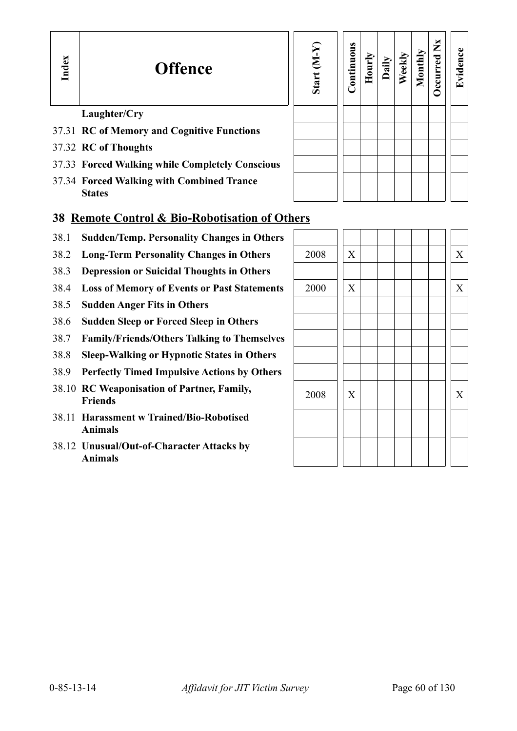| Index | Offence | Start (M-Y) | Continuous | Hourly | Daily | Weekly | Monthly | Occurred Nx | Evidence |
|---|---|---|---|---|---|---|---|---|---|
| | **Laughter/Cry** | | | | | | | | |
| 37.31 | **RC of Memory and Cognitive Functions** | | | | | | | | |
| 37.32 | **RC of Thoughts** | | | | | | | | |
| 37.33 | **Forced Walking while Completely Conscious** | | | | | | | | |
| 37.34 | **Forced Walking with Combined Trance States** | | | | | | | | |

## 38 Remote Control & Bio-Robotisation of Others

| Index | Offence | Start (M-Y) | Continuous | Hourly | Daily | Weekly | Monthly | Occurred Nx | Evidence |
|---|---|---|---|---|---|---|---|---|---|
| 38.1 | **Sudden/Temp. Personality Changes in Others** | | | | | | | | |
| 38.2 | **Long-Term Personality Changes in Others** | 2008 | X | | | | | | X |
| 38.3 | **Depression or Suicidal Thoughts in Others** | | | | | | | | |
| 38.4 | **Loss of Memory of Events or Past Statements** | 2000 | X | | | | | | X |
| 38.5 | **Sudden Anger Fits in Others** | | | | | | | | |
| 38.6 | **Sudden Sleep or Forced Sleep in Others** | | | | | | | | |
| 38.7 | **Family/Friends/Others Talking to Themselves** | | | | | | | | |
| 38.8 | **Sleep-Walking or Hypnotic States in Others** | | | | | | | | |
| 38.9 | **Perfectly Timed Impulsive Actions by Others** | | | | | | | | |
| 38.10 | **RC Weaponisation of Partner, Family, Friends** | 2008 | X | | | | | | X |
| 38.11 | **Harassment w Trained/Bio-Robotised Animals** | | | | | | | | |
| 38.12 | **Unusual/Out-of-Character Attacks by Animals** | | | | | | | | |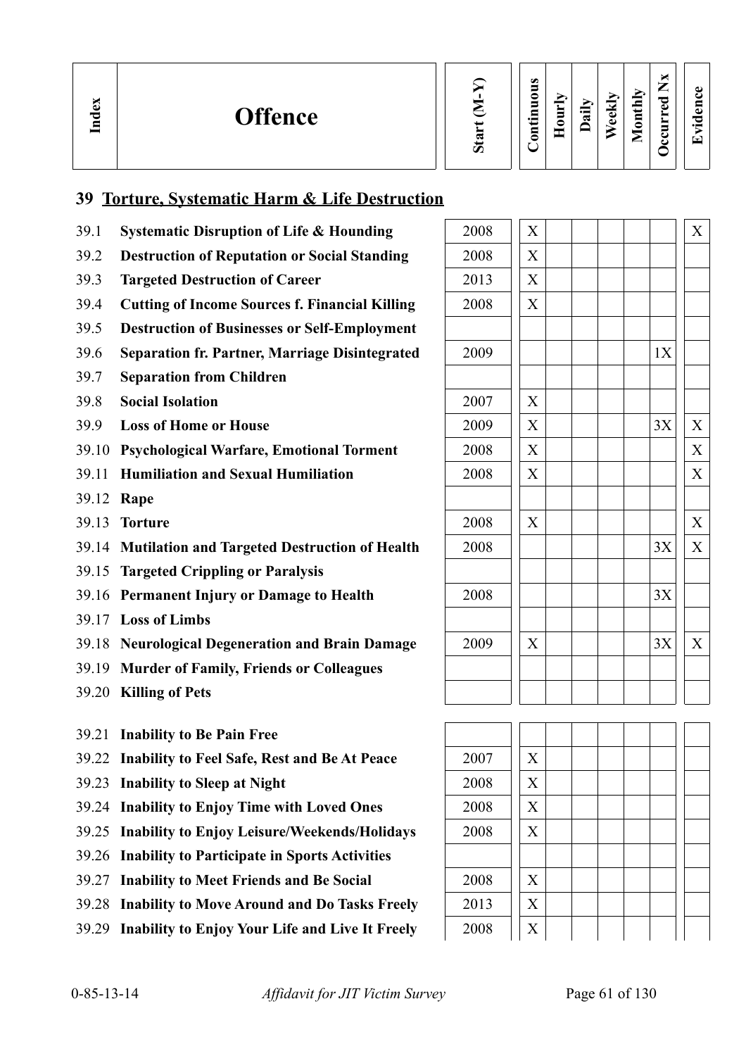| Index | Offence | Start (M-Y) | Continuous | Hourly | Daily | Weekly | Monthly | Occurred Nx | Evidence |
|---|---|---|---|---|---|---|---|---|---|

## 39 Torture, Systematic Harm & Life Destruction

| Index | Offence | Start (M-Y) | Continuous | Hourly | Daily | Weekly | Monthly | Occurred Nx | Evidence |
|---|---|---|---|---|---|---|---|---|---|
| 39.1 | **Systematic Disruption of Life & Hounding** | 2008 | X | | | | | | X |
| 39.2 | **Destruction of Reputation or Social Standing** | 2008 | X | | | | | | |
| 39.3 | **Targeted Destruction of Career** | 2013 | X | | | | | | |
| 39.4 | **Cutting of Income Sources f. Financial Killing** | 2008 | X | | | | | | |
| 39.5 | **Destruction of Businesses or Self-Employment** | | | | | | | | |
| 39.6 | **Separation fr. Partner, Marriage Disintegrated** | 2009 | | | | | | 1X | |
| 39.7 | **Separation from Children** | | | | | | | | |
| 39.8 | **Social Isolation** | 2007 | X | | | | | | |
| 39.9 | **Loss of Home or House** | 2009 | X | | | | | 3X | X |
| 39.10 | **Psychological Warfare, Emotional Torment** | 2008 | X | | | | | | X |
| 39.11 | **Humiliation and Sexual Humiliation** | 2008 | X | | | | | | X |
| 39.12 | **Rape** | | | | | | | | |
| 39.13 | **Torture** | 2008 | X | | | | | | X |
| 39.14 | **Mutilation and Targeted Destruction of Health** | 2008 | | | | | | 3X | X |
| 39.15 | **Targeted Crippling or Paralysis** | | | | | | | | |
| 39.16 | **Permanent Injury or Damage to Health** | 2008 | | | | | | 3X | |
| 39.17 | **Loss of Limbs** | | | | | | | | |
| 39.18 | **Neurological Degeneration and Brain Damage** | 2009 | X | | | | | 3X | X |
| 39.19 | **Murder of Family, Friends or Colleagues** | | | | | | | | |
| 39.20 | **Killing of Pets** | | | | | | | | |
| 39.21 | **Inability to Be Pain Free** | | | | | | | | |
| 39.22 | **Inability to Feel Safe, Rest and Be At Peace** | 2007 | X | | | | | | |
| 39.23 | **Inability to Sleep at Night** | 2008 | X | | | | | | |
| 39.24 | **Inability to Enjoy Time with Loved Ones** | 2008 | X | | | | | | |
| 39.25 | **Inability to Enjoy Leisure/Weekends/Holidays** | 2008 | X | | | | | | |
| 39.26 | **Inability to Participate in Sports Activities** | | | | | | | | |
| 39.27 | **Inability to Meet Friends and Be Social** | 2008 | X | | | | | | |
| 39.28 | **Inability to Move Around and Do Tasks Freely** | 2013 | X | | | | | | |
| 39.29 | **Inability to Enjoy Your Life and Live It Freely** | 2008 | X | | | | | | |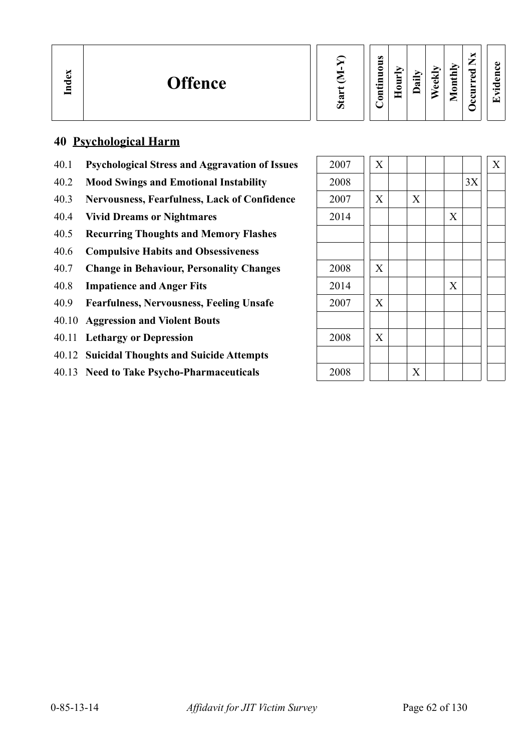| Index | Offence | Start (M-Y) | Continuous | Hourly | Daily | Weekly | Monthly | Occurred Nx | Evidence |
|---|---|---|---|---|---|---|---|---|---|

## 40 Psychological Harm

| Index | Offence | Start (M-Y) | Continuous | Hourly | Daily | Weekly | Monthly | Occurred Nx | Evidence |
|---|---|---|---|---|---|---|---|---|---|
| 40.1 | **Psychological Stress and Aggravation of Issues** | 2007 | X | | | | | | X |
| 40.2 | **Mood Swings and Emotional Instability** | 2008 | | | | | | 3X | |
| 40.3 | **Nervousness, Fearfulness, Lack of Confidence** | 2007 | X | | X | | | | |
| 40.4 | **Vivid Dreams or Nightmares** | 2014 | | | | | X | | |
| 40.5 | **Recurring Thoughts and Memory Flashes** | | | | | | | | |
| 40.6 | **Compulsive Habits and Obsessiveness** | | | | | | | | |
| 40.7 | **Change in Behaviour, Personality Changes** | 2008 | X | | | | | | |
| 40.8 | **Impatience and Anger Fits** | 2014 | | | | | X | | |
| 40.9 | **Fearfulness, Nervousness, Feeling Unsafe** | 2007 | X | | | | | | |
| 40.10 | **Aggression and Violent Bouts** | | | | | | | | |
| 40.11 | **Lethargy or Depression** | 2008 | X | | | | | | |
| 40.12 | **Suicidal Thoughts and Suicide Attempts** | | | | | | | | |
| 40.13 | **Need to Take Psycho-Pharmaceuticals** | 2008 | | | X | | | | |

0-85-13-14 *Affidavit for JIT Victim Survey*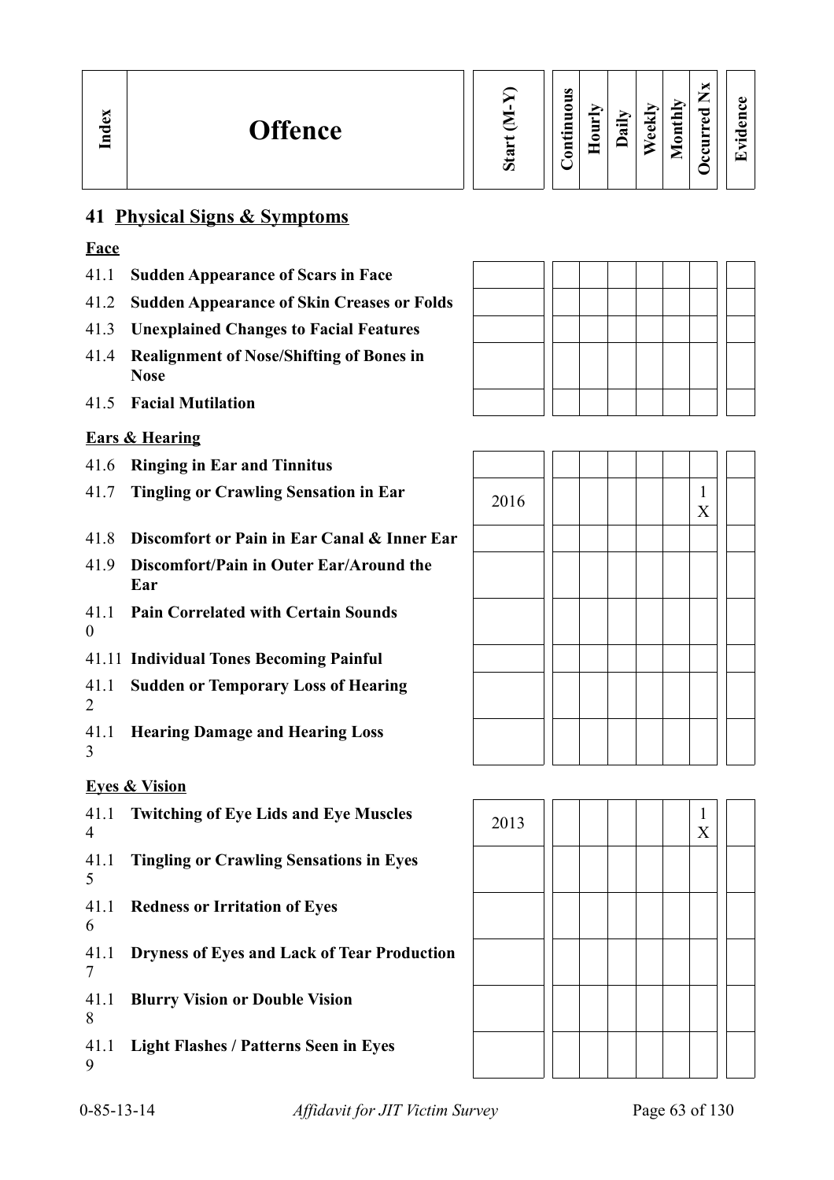| Index | Offence | Start (M-Y) | Continuous | Hourly | Daily | Weekly | Monthly | Occurred Nx | Evidence |
|---|---|---|---|---|---|---|---|---|---|

## 41 Physical Signs & Symptoms

### Face

| Index | Offence | Start (M-Y) | Continuous | Hourly | Daily | Weekly | Monthly | Occurred Nx | Evidence |
|---|---|---|---|---|---|---|---|---|---|
| 41.1 | **Sudden Appearance of Scars in Face** | | | | | | | | |
| 41.2 | **Sudden Appearance of Skin Creases or Folds** | | | | | | | | |
| 41.3 | **Unexplained Changes to Facial Features** | | | | | | | | |
| 41.4 | **Realignment of Nose/Shifting of Bones in Nose** | | | | | | | | |
| 41.5 | **Facial Mutilation** | | | | | | | | |

### Ears & Hearing

| Index | Offence | Start (M-Y) | Continuous | Hourly | Daily | Weekly | Monthly | Occurred Nx | Evidence |
|---|---|---|---|---|---|---|---|---|---|
| 41.6 | **Ringing in Ear and Tinnitus** | | | | | | | | |
| 41.7 | **Tingling or Crawling Sensation in Ear** | 2016 | | | | | | 1 X | |
| 41.8 | **Discomfort or Pain in Ear Canal & Inner Ear** | | | | | | | | |
| 41.9 | **Discomfort/Pain in Outer Ear/Around the Ear** | | | | | | | | |
| 41.10 | **Pain Correlated with Certain Sounds** | | | | | | | | |
| 41.11 | **Individual Tones Becoming Painful** | | | | | | | | |
| 41.12 | **Sudden or Temporary Loss of Hearing** | | | | | | | | |
| 41.13 | **Hearing Damage and Hearing Loss** | | | | | | | | |

### Eyes & Vision

| Index | Offence | Start (M-Y) | Continuous | Hourly | Daily | Weekly | Monthly | Occurred Nx | Evidence |
|---|---|---|---|---|---|---|---|---|---|
| 41.14 | **Twitching of Eye Lids and Eye Muscles** | 2013 | | | | | | 1 X | |
| 41.15 | **Tingling or Crawling Sensations in Eyes** | | | | | | | | |
| 41.16 | **Redness or Irritation of Eyes** | | | | | | | | |
| 41.17 | **Dryness of Eyes and Lack of Tear Production** | | | | | | | | |
| 41.18 | **Blurry Vision or Double Vision** | | | | | | | | |
| 41.19 | **Light Flashes / Patterns Seen in Eyes** | | | | | | | | |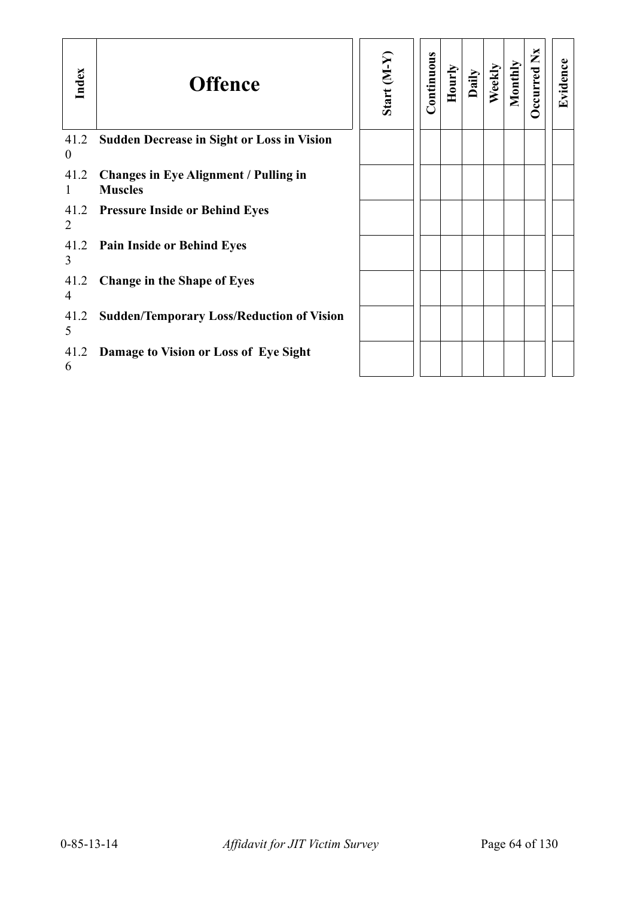| Index | Offence | Start (M-Y) | Continuous | Hourly | Daily | Weekly | Monthly | Occurred Nx | Evidence |
|---|---|---|---|---|---|---|---|---|---|
| 41.20 | **Sudden Decrease in Sight or Loss in Vision** | | | | | | | | |
| 41.21 | **Changes in Eye Alignment / Pulling in Muscles** | | | | | | | | |
| 41.22 | **Pressure Inside or Behind Eyes** | | | | | | | | |
| 41.23 | **Pain Inside or Behind Eyes** | | | | | | | | |
| 41.24 | **Change in the Shape of Eyes** | | | | | | | | |
| 41.25 | **Sudden/Temporary Loss/Reduction of Vision** | | | | | | | | |
| 41.26 | **Damage to Vision or Loss of Eye Sight** | | | | | | | | |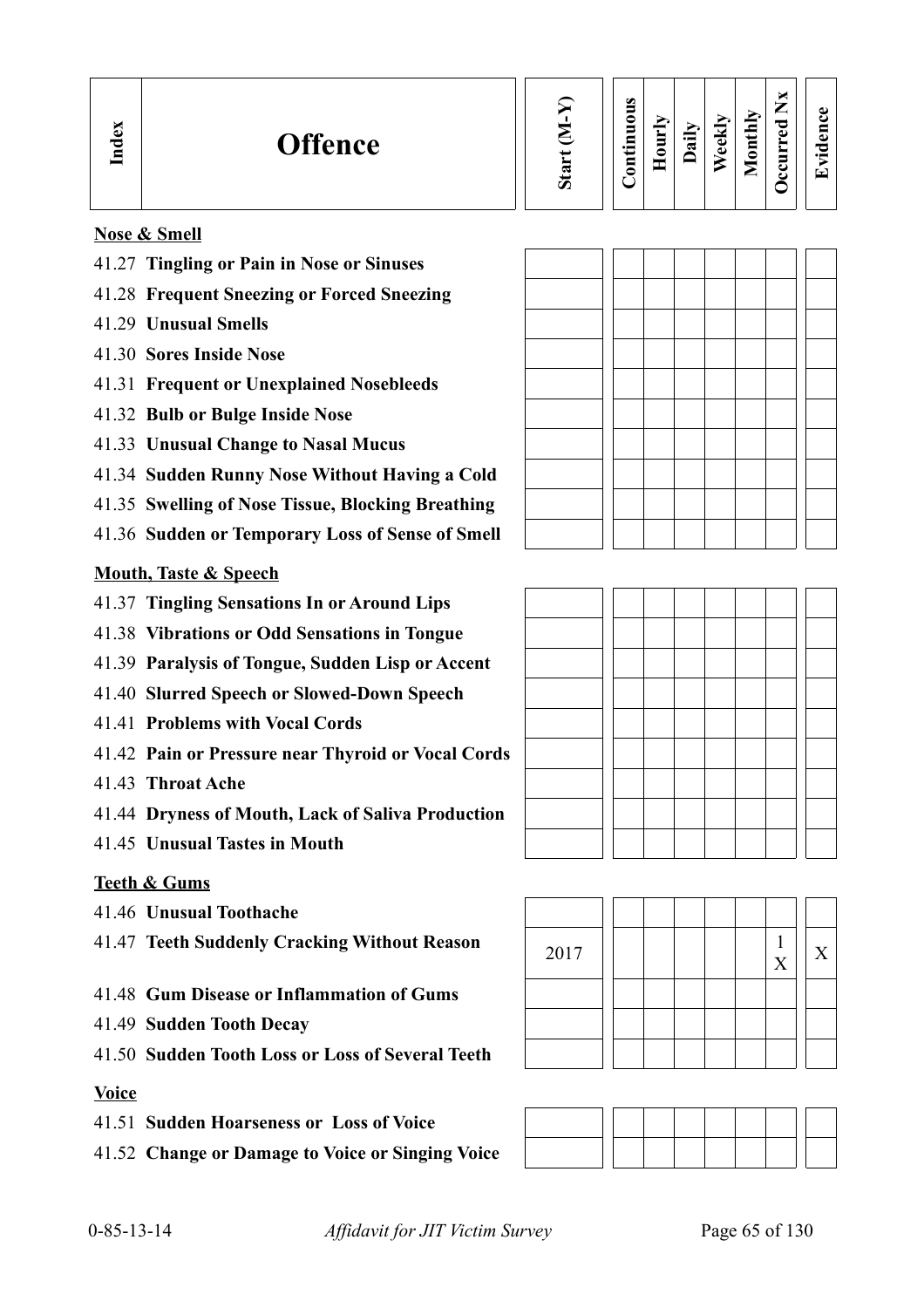| Index | Offence | Start (M-Y) | Continuous | Hourly | Daily | Weekly | Monthly | Occurred Nx | Evidence |
|---|---|---|---|---|---|---|---|---|---|
| | **Nose & Smell** | | | | | | | | |
| 41.27 | **Tingling or Pain in Nose or Sinuses** | | | | | | | | |
| 41.28 | **Frequent Sneezing or Forced Sneezing** | | | | | | | | |
| 41.29 | **Unusual Smells** | | | | | | | | |
| 41.30 | **Sores Inside Nose** | | | | | | | | |
| 41.31 | **Frequent or Unexplained Nosebleeds** | | | | | | | | |
| 41.32 | **Bulb or Bulge Inside Nose** | | | | | | | | |
| 41.33 | **Unusual Change to Nasal Mucus** | | | | | | | | |
| 41.34 | **Sudden Runny Nose Without Having a Cold** | | | | | | | | |
| 41.35 | **Swelling of Nose Tissue, Blocking Breathing** | | | | | | | | |
| 41.36 | **Sudden or Temporary Loss of Sense of Smell** | | | | | | | | |
| | **Mouth, Taste & Speech** | | | | | | | | |
| 41.37 | **Tingling Sensations In or Around Lips** | | | | | | | | |
| 41.38 | **Vibrations or Odd Sensations in Tongue** | | | | | | | | |
| 41.39 | **Paralysis of Tongue, Sudden Lisp or Accent** | | | | | | | | |
| 41.40 | **Slurred Speech or Slowed-Down Speech** | | | | | | | | |
| 41.41 | **Problems with Vocal Cords** | | | | | | | | |
| 41.42 | **Pain or Pressure near Thyroid or Vocal Cords** | | | | | | | | |
| 41.43 | **Throat Ache** | | | | | | | | |
| 41.44 | **Dryness of Mouth, Lack of Saliva Production** | | | | | | | | |
| 41.45 | **Unusual Tastes in Mouth** | | | | | | | | |
| | **Teeth & Gums** | | | | | | | | |
| 41.46 | **Unusual Toothache** | | | | | | | | |
| 41.47 | **Teeth Suddenly Cracking Without Reason** | 2017 | | | | | | 1 X | X |
| 41.48 | **Gum Disease or Inflammation of Gums** | | | | | | | | |
| 41.49 | **Sudden Tooth Decay** | | | | | | | | |
| 41.50 | **Sudden Tooth Loss or Loss of Several Teeth** | | | | | | | | |
| | **Voice** | | | | | | | | |
| 41.51 | **Sudden Hoarseness or Loss of Voice** | | | | | | | | |
| 41.52 | **Change or Damage to Voice or Singing Voice** | | | | | | | | |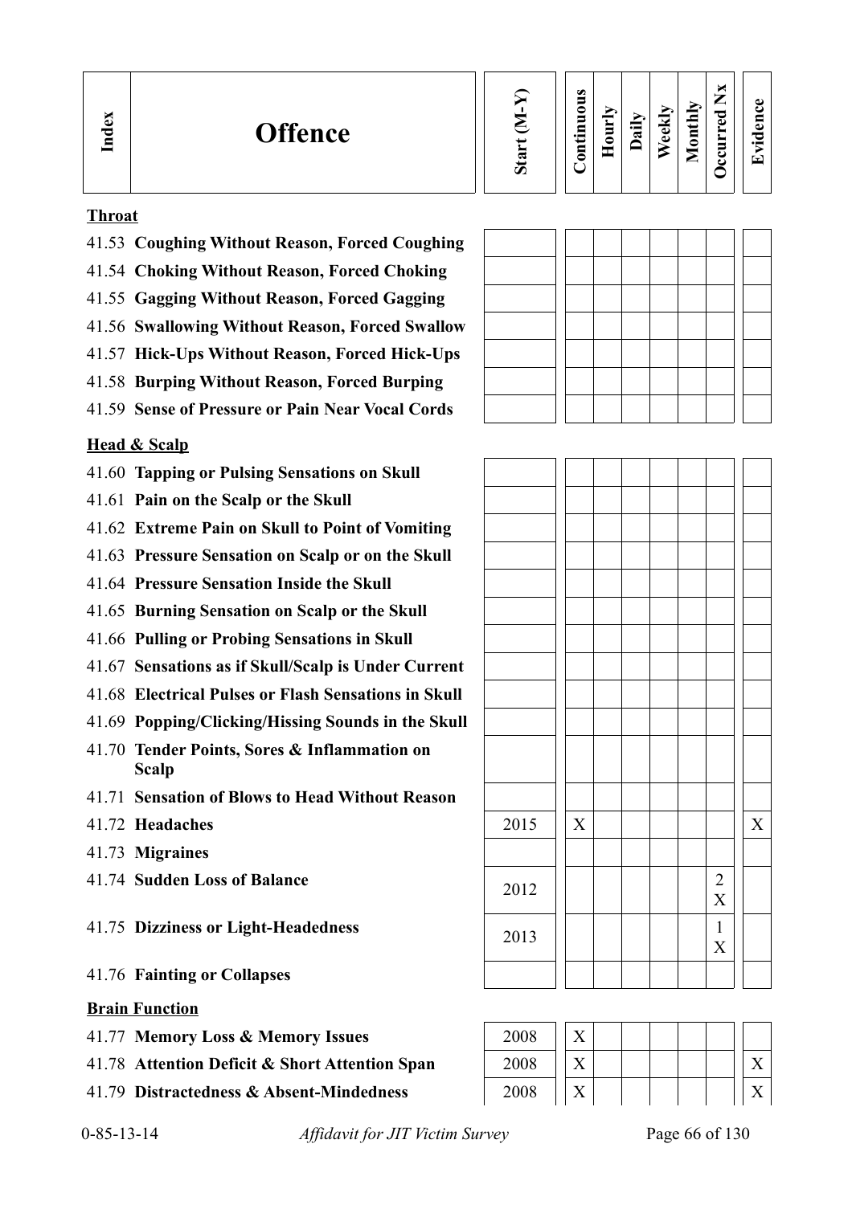| Index | Offence | Start (M-Y) | Continuous | Hourly | Daily | Weekly | Monthly | Occurred Nx | Evidence |
|---|---|---|---|---|---|---|---|---|---|
| | **Throat** | | | | | | | | |
| 41.53 | **Coughing Without Reason, Forced Coughing** | | | | | | | | |
| 41.54 | **Choking Without Reason, Forced Choking** | | | | | | | | |
| 41.55 | **Gagging Without Reason, Forced Gagging** | | | | | | | | |
| 41.56 | **Swallowing Without Reason, Forced Swallow** | | | | | | | | |
| 41.57 | **Hick-Ups Without Reason, Forced Hick-Ups** | | | | | | | | |
| 41.58 | **Burping Without Reason, Forced Burping** | | | | | | | | |
| 41.59 | **Sense of Pressure or Pain Near Vocal Cords** | | | | | | | | |
| | **Head & Scalp** | | | | | | | | |
| 41.60 | **Tapping or Pulsing Sensations on Skull** | | | | | | | | |
| 41.61 | **Pain on the Scalp or the Skull** | | | | | | | | |
| 41.62 | **Extreme Pain on Skull to Point of Vomiting** | | | | | | | | |
| 41.63 | **Pressure Sensation on Scalp or on the Skull** | | | | | | | | |
| 41.64 | **Pressure Sensation Inside the Skull** | | | | | | | | |
| 41.65 | **Burning Sensation on Scalp or the Skull** | | | | | | | | |
| 41.66 | **Pulling or Probing Sensations in Skull** | | | | | | | | |
| 41.67 | **Sensations as if Skull/Scalp is Under Current** | | | | | | | | |
| 41.68 | **Electrical Pulses or Flash Sensations in Skull** | | | | | | | | |
| 41.69 | **Popping/Clicking/Hissing Sounds in the Skull** | | | | | | | | |
| 41.70 | **Tender Points, Sores & Inflammation on Scalp** | | | | | | | | |
| 41.71 | **Sensation of Blows to Head Without Reason** | | | | | | | | |
| 41.72 | **Headaches** | 2015 | X | | | | | | X |
| 41.73 | **Migraines** | | | | | | | | |
| 41.74 | **Sudden Loss of Balance** | 2012 | | | | | | 2 X | |
| 41.75 | **Dizziness or Light-Headedness** | 2013 | | | | | | 1 X | |
| 41.76 | **Fainting or Collapses** | | | | | | | | |
| | **Brain Function** | | | | | | | | |
| 41.77 | **Memory Loss & Memory Issues** | 2008 | X | | | | | | |
| 41.78 | **Attention Deficit & Short Attention Span** | 2008 | X | | | | | | X |
| 41.79 | **Distractedness & Absent-Mindedness** | 2008 | X | | | | | | X |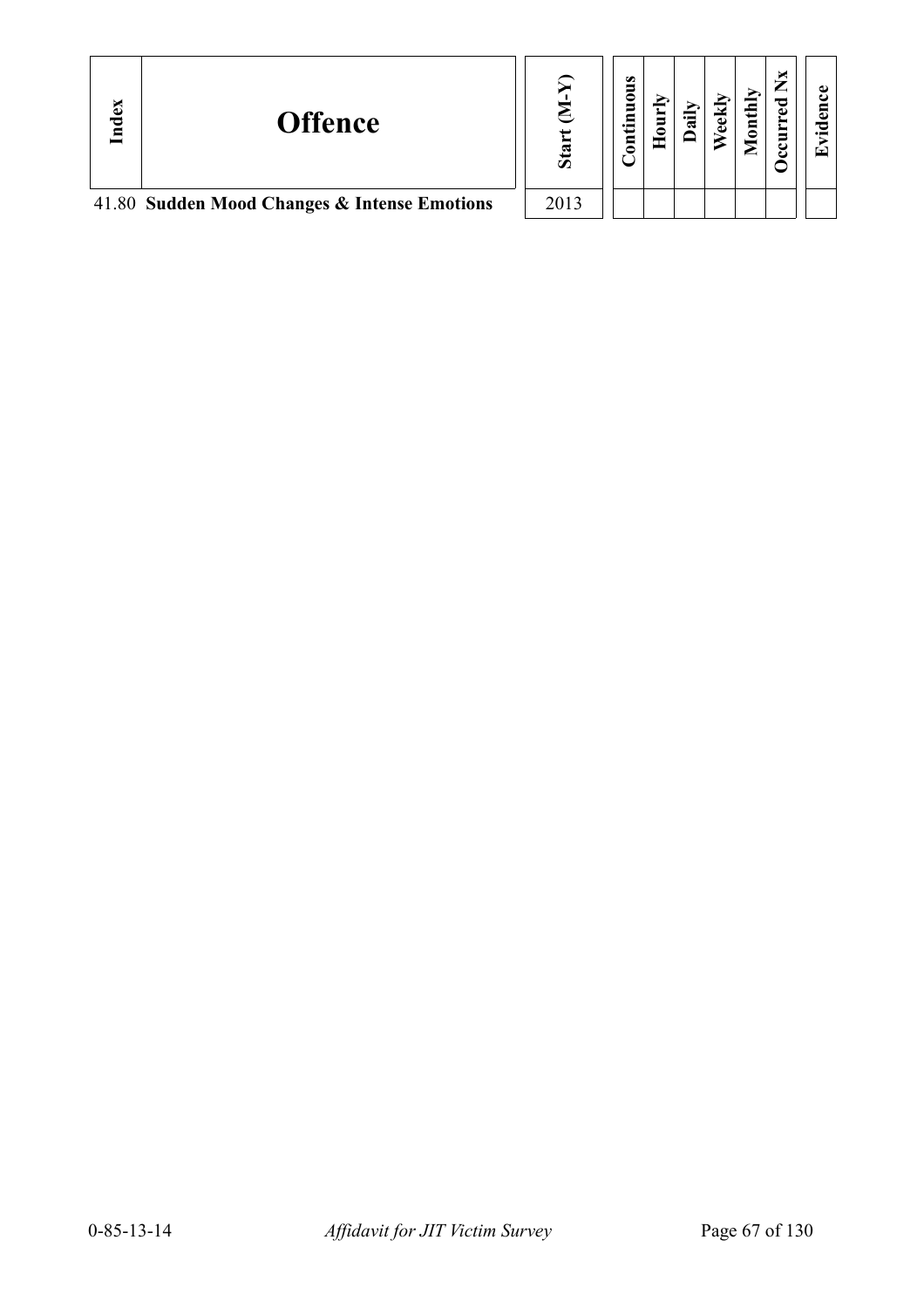| Index | Offence | Start (M-Y) | Continuous | Hourly | Daily | Weekly | Monthly | Occurred Nx | Evidence |
|---|---|---|---|---|---|---|---|---|---|
| 41.80 | **Sudden Mood Changes & Intense Emotions** | 2013 | | | | | | | |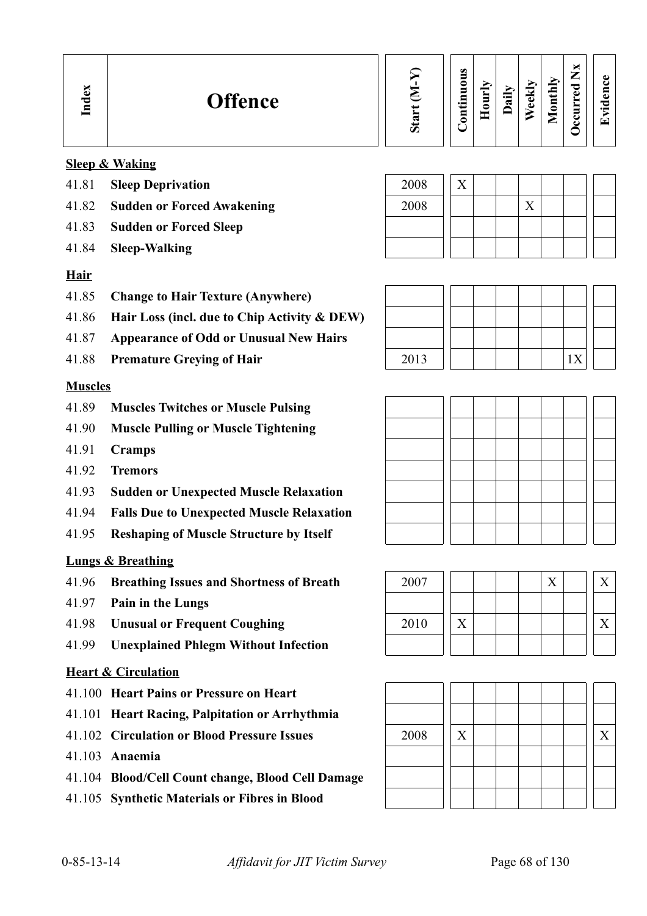| Index | Offence | Start (M-Y) | Continuous | Hourly | Daily | Weekly | Monthly | Occurred Nx | Evidence |
|---|---|---|---|---|---|---|---|---|---|
| | **Sleep & Waking** | | | | | | | | |
| 41.81 | **Sleep Deprivation** | 2008 | X | | | | | | |
| 41.82 | **Sudden or Forced Awakening** | 2008 | | | | X | | | |
| 41.83 | **Sudden or Forced Sleep** | | | | | | | | |
| 41.84 | **Sleep-Walking** | | | | | | | | |
| | **Hair** | | | | | | | | |
| 41.85 | **Change to Hair Texture (Anywhere)** | | | | | | | | |
| 41.86 | **Hair Loss (incl. due to Chip Activity & DEW)** | | | | | | | | |
| 41.87 | **Appearance of Odd or Unusual New Hairs** | | | | | | | | |
| 41.88 | **Premature Greying of Hair** | 2013 | | | | | | 1X | |
| | **Muscles** | | | | | | | | |
| 41.89 | **Muscles Twitches or Muscle Pulsing** | | | | | | | | |
| 41.90 | **Muscle Pulling or Muscle Tightening** | | | | | | | | |
| 41.91 | **Cramps** | | | | | | | | |
| 41.92 | **Tremors** | | | | | | | | |
| 41.93 | **Sudden or Unexpected Muscle Relaxation** | | | | | | | | |
| 41.94 | **Falls Due to Unexpected Muscle Relaxation** | | | | | | | | |
| 41.95 | **Reshaping of Muscle Structure by Itself** | | | | | | | | |
| | **Lungs & Breathing** | | | | | | | | |
| 41.96 | **Breathing Issues and Shortness of Breath** | 2007 | | | | | X | | X |
| 41.97 | **Pain in the Lungs** | | | | | | | | |
| 41.98 | **Unusual or Frequent Coughing** | 2010 | X | | | | | | X |
| 41.99 | **Unexplained Phlegm Without Infection** | | | | | | | | |
| | **Heart & Circulation** | | | | | | | | |
| 41.100 | **Heart Pains or Pressure on Heart** | | | | | | | | |
| 41.101 | **Heart Racing, Palpitation or Arrhythmia** | | | | | | | | |
| 41.102 | **Circulation or Blood Pressure Issues** | 2008 | X | | | | | | X |
| 41.103 | **Anaemia** | | | | | | | | |
| 41.104 | **Blood/Cell Count change, Blood Cell Damage** | | | | | | | | |
| 41.105 | **Synthetic Materials or Fibres in Blood** | | | | | | | | |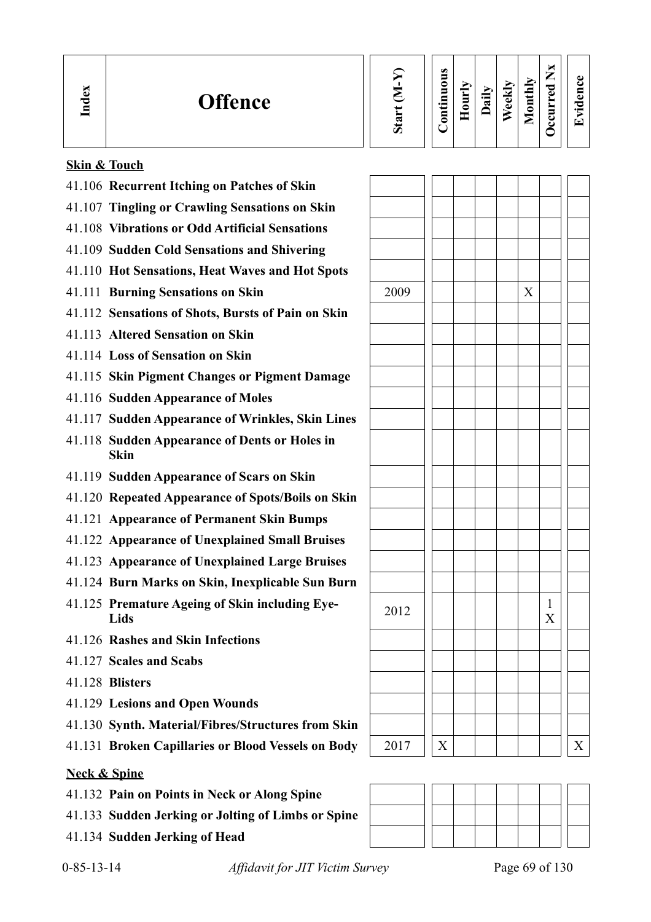| Index | Offence | Start (M-Y) | Continuous | Hourly | Daily | Weekly | Monthly | Occurred Nx | Evidence |
|---|---|---|---|---|---|---|---|---|---|
| | **Skin & Touch** | | | | | | | | |
| 41.106 | **Recurrent Itching on Patches of Skin** | | | | | | | | |
| 41.107 | **Tingling or Crawling Sensations on Skin** | | | | | | | | |
| 41.108 | **Vibrations or Odd Artificial Sensations** | | | | | | | | |
| 41.109 | **Sudden Cold Sensations and Shivering** | | | | | | | | |
| 41.110 | **Hot Sensations, Heat Waves and Hot Spots** | | | | | | | | |
| 41.111 | **Burning Sensations on Skin** | 2009 | | | | | X | | |
| 41.112 | **Sensations of Shots, Bursts of Pain on Skin** | | | | | | | | |
| 41.113 | **Altered Sensation on Skin** | | | | | | | | |
| 41.114 | **Loss of Sensation on Skin** | | | | | | | | |
| 41.115 | **Skin Pigment Changes or Pigment Damage** | | | | | | | | |
| 41.116 | **Sudden Appearance of Moles** | | | | | | | | |
| 41.117 | **Sudden Appearance of Wrinkles, Skin Lines** | | | | | | | | |
| 41.118 | **Sudden Appearance of Dents or Holes in Skin** | | | | | | | | |
| 41.119 | **Sudden Appearance of Scars on Skin** | | | | | | | | |
| 41.120 | **Repeated Appearance of Spots/Boils on Skin** | | | | | | | | |
| 41.121 | **Appearance of Permanent Skin Bumps** | | | | | | | | |
| 41.122 | **Appearance of Unexplained Small Bruises** | | | | | | | | |
| 41.123 | **Appearance of Unexplained Large Bruises** | | | | | | | | |
| 41.124 | **Burn Marks on Skin, Inexplicable Sun Burn** | | | | | | | | |
| 41.125 | **Premature Ageing of Skin including Eye-Lids** | 2012 | | | | | | 1 X | |
| 41.126 | **Rashes and Skin Infections** | | | | | | | | |
| 41.127 | **Scales and Scabs** | | | | | | | | |
| 41.128 | **Blisters** | | | | | | | | |
| 41.129 | **Lesions and Open Wounds** | | | | | | | | |
| 41.130 | **Synth. Material/Fibres/Structures from Skin** | | | | | | | | |
| 41.131 | **Broken Capillaries or Blood Vessels on Body** | 2017 | X | | | | | | X |
| | **Neck & Spine** | | | | | | | | |
| 41.132 | **Pain on Points in Neck or Along Spine** | | | | | | | | |
| 41.133 | **Sudden Jerking or Jolting of Limbs or Spine** | | | | | | | | |
| 41.134 | **Sudden Jerking of Head** | | | | | | | | |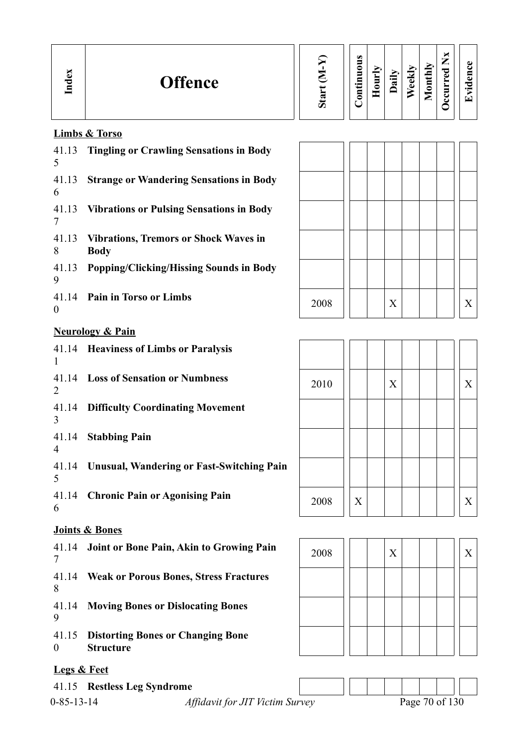| Index | Offence | Start (M-Y) | Continuous | Hourly | Daily | Weekly | Monthly | Occurred Nx | Evidence |
|---|---|---|---|---|---|---|---|---|---|
| | **Limbs & Torso** | | | | | | | | |
| 41.135 | **Tingling or Crawling Sensations in Body** | | | | | | | | |
| 41.136 | **Strange or Wandering Sensations in Body** | | | | | | | | |
| 41.137 | **Vibrations or Pulsing Sensations in Body** | | | | | | | | |
| 41.138 | **Vibrations, Tremors or Shock Waves in Body** | | | | | | | | |
| 41.139 | **Popping/Clicking/Hissing Sounds in Body** | | | | | | | | |
| 41.140 | **Pain in Torso or Limbs** | 2008 | | | X | | | | X |
| | **Neurology & Pain** | | | | | | | | |
| 41.141 | **Heaviness of Limbs or Paralysis** | | | | | | | | |
| 41.142 | **Loss of Sensation or Numbness** | 2010 | | | X | | | | X |
| 41.143 | **Difficulty Coordinating Movement** | | | | | | | | |
| 41.144 | **Stabbing Pain** | | | | | | | | |
| 41.145 | **Unusual, Wandering or Fast-Switching Pain** | | | | | | | | |
| 41.146 | **Chronic Pain or Agonising Pain** | 2008 | X | | | | | | X |
| | **Joints & Bones** | | | | | | | | |
| 41.147 | **Joint or Bone Pain, Akin to Growing Pain** | 2008 | | | X | | | | X |
| 41.148 | **Weak or Porous Bones, Stress Fractures** | | | | | | | | |
| 41.149 | **Moving Bones or Dislocating Bones** | | | | | | | | |
| 41.150 | **Distorting Bones or Changing Bone Structure** | | | | | | | | |
| | **Legs & Feet** | | | | | | | | |
| 41.15 | **Restless Leg Syndrome** | | | | | | | | |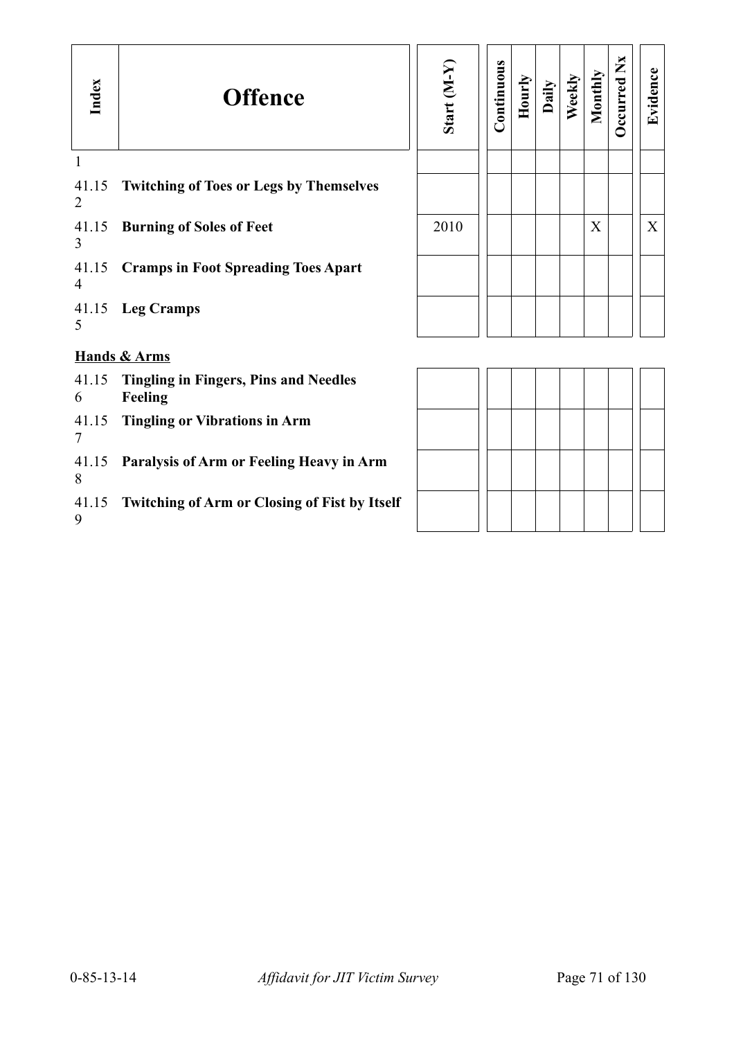| Index | Offence | Start (M-Y) | Continuous | Hourly | Daily | Weekly | Monthly | Occurred Nx | Evidence |
|---|---|---|---|---|---|---|---|---|---|
| 1 | | | | | | | | | |
| 41.152 | **Twitching of Toes or Legs by Themselves** | | | | | | | | |
| 41.153 | **Burning of Soles of Feet** | 2010 | | | | | X | | X |
| 41.154 | **Cramps in Foot Spreading Toes Apart** | | | | | | | | |
| 41.155 | **Leg Cramps** | | | | | | | | |

**Hands & Arms**

| Index | Offence | Start (M-Y) | Continuous | Hourly | Daily | Weekly | Monthly | Occurred Nx | Evidence |
|---|---|---|---|---|---|---|---|---|---|
| 41.156 | **Tingling in Fingers, Pins and Needles Feeling** | | | | | | | | |
| 41.157 | **Tingling or Vibrations in Arm** | | | | | | | | |
| 41.158 | **Paralysis of Arm or Feeling Heavy in Arm** | | | | | | | | |
| 41.159 | **Twitching of Arm or Closing of Fist by Itself** | | | | | | | | |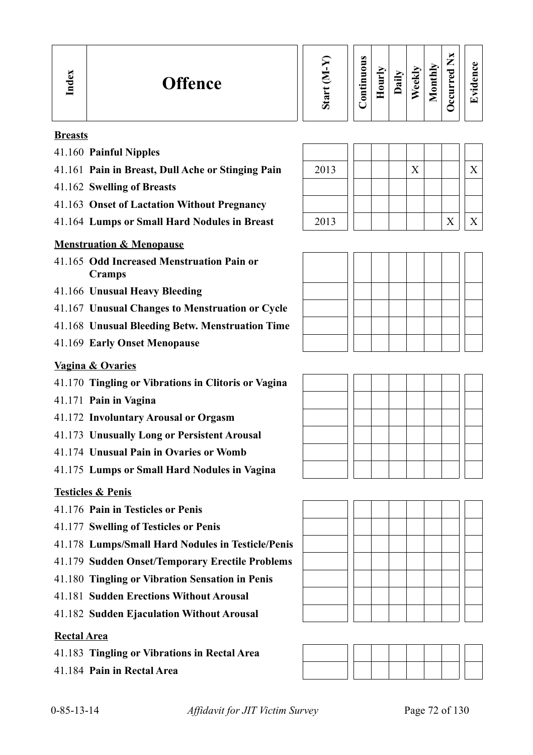| Index | Offence | Start (M-Y) | Continuous | Hourly | Daily | Weekly | Monthly | Occurred Nx | Evidence |
|---|---|---|---|---|---|---|---|---|---|
| **Breasts** | | | | | | | | | |
| 41.160 | **Painful Nipples** | | | | | | | | |
| 41.161 | **Pain in Breast, Dull Ache or Stinging Pain** | 2013 | | | | X | | | X |
| 41.162 | **Swelling of Breasts** | | | | | | | | |
| 41.163 | **Onset of Lactation Without Pregnancy** | | | | | | | | |
| 41.164 | **Lumps or Small Hard Nodules in Breast** | 2013 | | | | | | X | X |
| **Menstruation & Menopause** | | | | | | | | | |
| 41.165 | **Odd Increased Menstruation Pain or Cramps** | | | | | | | | |
| 41.166 | **Unusual Heavy Bleeding** | | | | | | | | |
| 41.167 | **Unusual Changes to Menstruation or Cycle** | | | | | | | | |
| 41.168 | **Unusual Bleeding Betw. Menstruation Time** | | | | | | | | |
| 41.169 | **Early Onset Menopause** | | | | | | | | |
| **Vagina & Ovaries** | | | | | | | | | |
| 41.170 | **Tingling or Vibrations in Clitoris or Vagina** | | | | | | | | |
| 41.171 | **Pain in Vagina** | | | | | | | | |
| 41.172 | **Involuntary Arousal or Orgasm** | | | | | | | | |
| 41.173 | **Unusually Long or Persistent Arousal** | | | | | | | | |
| 41.174 | **Unusual Pain in Ovaries or Womb** | | | | | | | | |
| 41.175 | **Lumps or Small Hard Nodules in Vagina** | | | | | | | | |
| **Testicles & Penis** | | | | | | | | | |
| 41.176 | **Pain in Testicles or Penis** | | | | | | | | |
| 41.177 | **Swelling of Testicles or Penis** | | | | | | | | |
| 41.178 | **Lumps/Small Hard Nodules in Testicle/Penis** | | | | | | | | |
| 41.179 | **Sudden Onset/Temporary Erectile Problems** | | | | | | | | |
| 41.180 | **Tingling or Vibration Sensation in Penis** | | | | | | | | |
| 41.181 | **Sudden Erections Without Arousal** | | | | | | | | |
| 41.182 | **Sudden Ejaculation Without Arousal** | | | | | | | | |
| **Rectal Area** | | | | | | | | | |
| 41.183 | **Tingling or Vibrations in Rectal Area** | | | | | | | | |
| 41.184 | **Pain in Rectal Area** | | | | | | | | |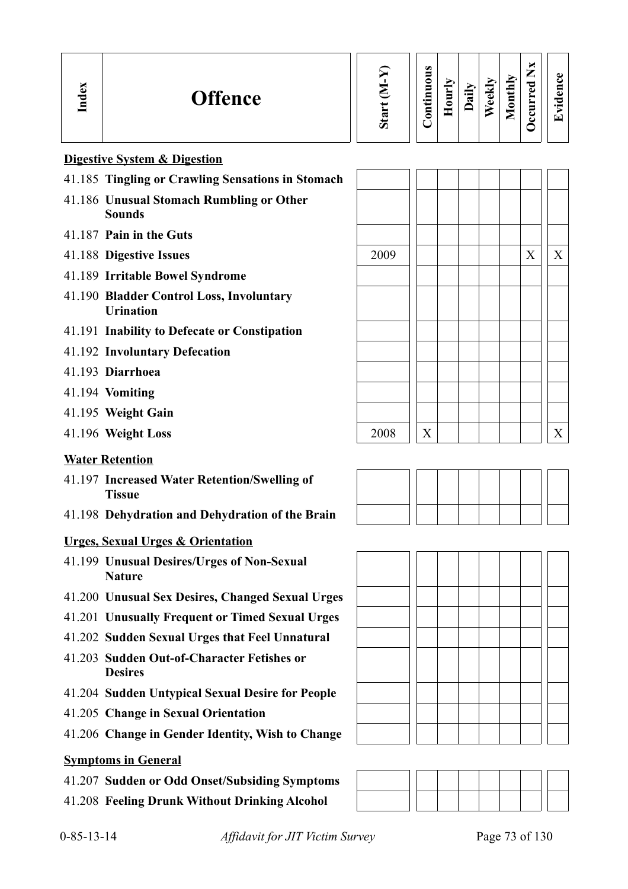| Index | Offence | Start (M-Y) | Continuous | Hourly | Daily | Weekly | Monthly | Occurred Nx | Evidence |
|---|---|---|---|---|---|---|---|---|---|
| | **Digestive System & Digestion** | | | | | | | | |
| 41.185 | **Tingling or Crawling Sensations in Stomach** | | | | | | | | |
| 41.186 | **Unusual Stomach Rumbling or Other Sounds** | | | | | | | | |
| 41.187 | **Pain in the Guts** | | | | | | | | |
| 41.188 | **Digestive Issues** | 2009 | | | | | | X | X |
| 41.189 | **Irritable Bowel Syndrome** | | | | | | | | |
| 41.190 | **Bladder Control Loss, Involuntary Urination** | | | | | | | | |
| 41.191 | **Inability to Defecate or Constipation** | | | | | | | | |
| 41.192 | **Involuntary Defecation** | | | | | | | | |
| 41.193 | **Diarrhoea** | | | | | | | | |
| 41.194 | **Vomiting** | | | | | | | | |
| 41.195 | **Weight Gain** | | | | | | | | |
| 41.196 | **Weight Loss** | 2008 | X | | | | | | X |
| | **Water Retention** | | | | | | | | |
| 41.197 | **Increased Water Retention/Swelling of Tissue** | | | | | | | | |
| 41.198 | **Dehydration and Dehydration of the Brain** | | | | | | | | |
| | **Urges, Sexual Urges & Orientation** | | | | | | | | |
| 41.199 | **Unusual Desires/Urges of Non-Sexual Nature** | | | | | | | | |
| 41.200 | **Unusual Sex Desires, Changed Sexual Urges** | | | | | | | | |
| 41.201 | **Unusually Frequent or Timed Sexual Urges** | | | | | | | | |
| 41.202 | **Sudden Sexual Urges that Feel Unnatural** | | | | | | | | |
| 41.203 | **Sudden Out-of-Character Fetishes or Desires** | | | | | | | | |
| 41.204 | **Sudden Untypical Sexual Desire for People** | | | | | | | | |
| 41.205 | **Change in Sexual Orientation** | | | | | | | | |
| 41.206 | **Change in Gender Identity, Wish to Change** | | | | | | | | |
| | **Symptoms in General** | | | | | | | | |
| 41.207 | **Sudden or Odd Onset/Subsiding Symptoms** | | | | | | | | |
| 41.208 | **Feeling Drunk Without Drinking Alcohol** | | | | | | | | |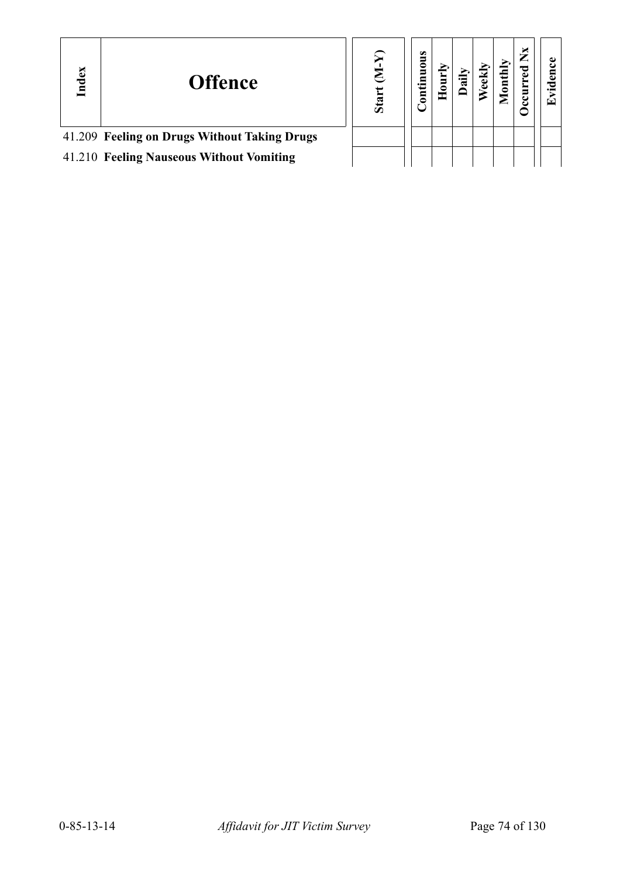| Index | Offence | Start (M-Y) | Continuous | Hourly | Daily | Weekly | Monthly | Occurred Nx | Evidence |
|---|---|---|---|---|---|---|---|---|---|
| 41.209 | **Feeling on Drugs Without Taking Drugs** | | | | | | | | |
| 41.210 | **Feeling Nauseous Without Vomiting** | | | | | | | | |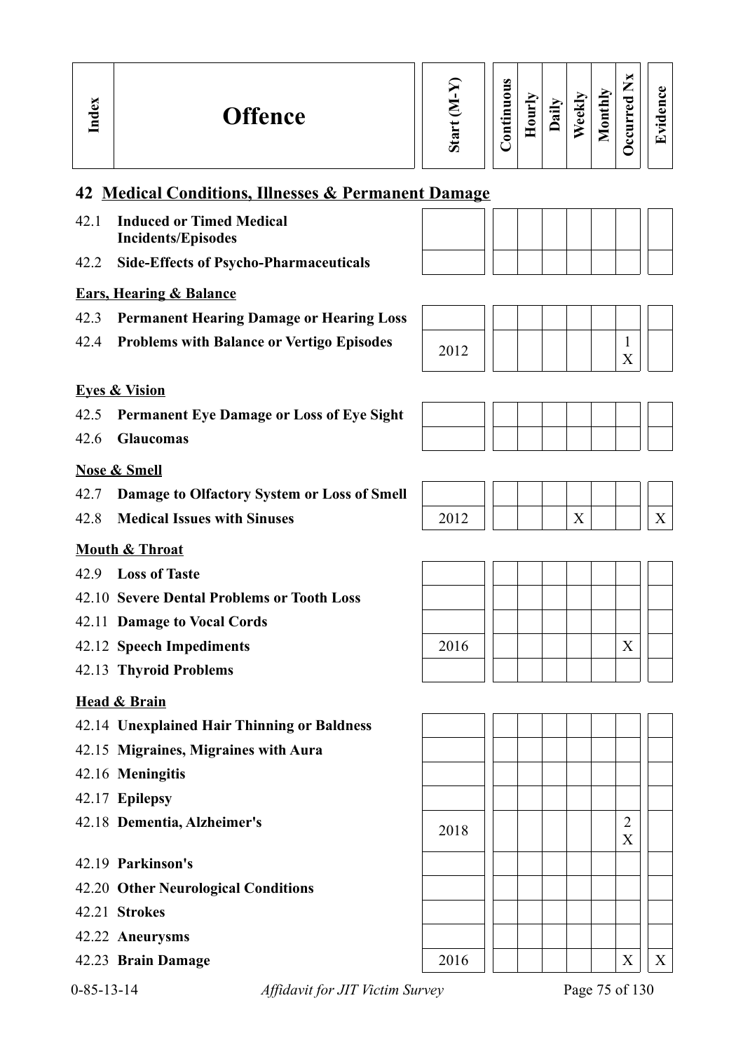| Index | Offence | Start (M-Y) | Continuous | Hourly | Daily | Weekly | Monthly | Occurred Nx | Evidence |
|---|---|---|---|---|---|---|---|---|---|

## 42 Medical Conditions, Illnesses & Permanent Damage

| Index | Offence | Start (M-Y) | Continuous | Hourly | Daily | Weekly | Monthly | Occurred Nx | Evidence |
|---|---|---|---|---|---|---|---|---|---|
| 42.1 | **Induced or Timed Medical Incidents/Episodes** | | | | | | | | |
| 42.2 | **Side-Effects of Psycho-Pharmaceuticals** | | | | | | | | |
| | **Ears, Hearing & Balance** | | | | | | | | |
| 42.3 | **Permanent Hearing Damage or Hearing Loss** | | | | | | | | |
| 42.4 | **Problems with Balance or Vertigo Episodes** | 2012 | | | | | | 1 X | |
| | **Eyes & Vision** | | | | | | | | |
| 42.5 | **Permanent Eye Damage or Loss of Eye Sight** | | | | | | | | |
| 42.6 | **Glaucomas** | | | | | | | | |
| | **Nose & Smell** | | | | | | | | |
| 42.7 | **Damage to Olfactory System or Loss of Smell** | | | | | | | | |
| 42.8 | **Medical Issues with Sinuses** | 2012 | | | | X | | | X |
| | **Mouth & Throat** | | | | | | | | |
| 42.9 | **Loss of Taste** | | | | | | | | |
| 42.10 | **Severe Dental Problems or Tooth Loss** | | | | | | | | |
| 42.11 | **Damage to Vocal Cords** | | | | | | | | |
| 42.12 | **Speech Impediments** | 2016 | | | | | | X | |
| 42.13 | **Thyroid Problems** | | | | | | | | |
| | **Head & Brain** | | | | | | | | |
| 42.14 | **Unexplained Hair Thinning or Baldness** | | | | | | | | |
| 42.15 | **Migraines, Migraines with Aura** | | | | | | | | |
| 42.16 | **Meningitis** | | | | | | | | |
| 42.17 | **Epilepsy** | | | | | | | | |
| 42.18 | **Dementia, Alzheimer's** | 2018 | | | | | | 2 X | |
| 42.19 | **Parkinson's** | | | | | | | | |
| 42.20 | **Other Neurological Conditions** | | | | | | | | |
| 42.21 | **Strokes** | | | | | | | | |
| 42.22 | **Aneurysms** | | | | | | | | |
| 42.23 | **Brain Damage** | 2016 | | | | | | X | X |

0-85-13-14 *Affidavit for JIT Victim Survey*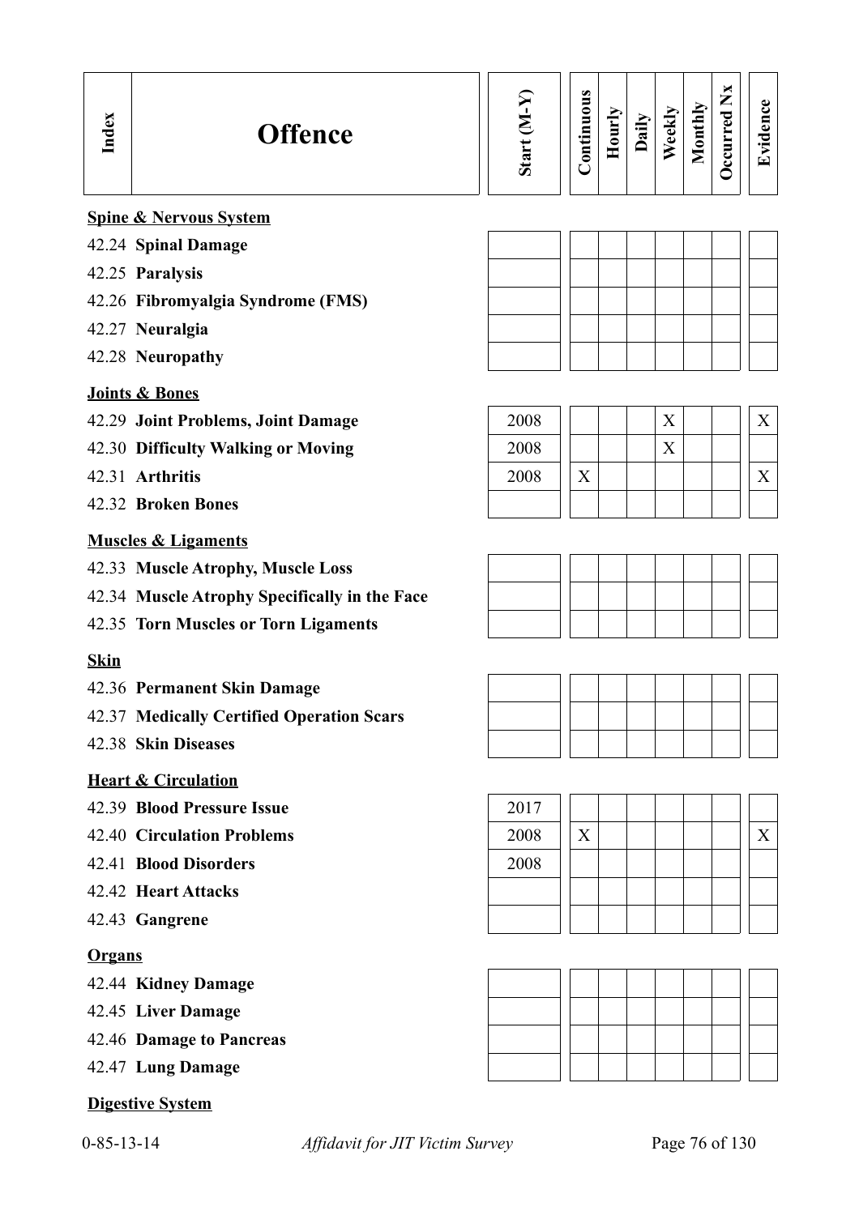| Index | Offence | Start (M-Y) | Continuous | Hourly | Daily | Weekly | Monthly | Occurred Nx | Evidence |
|---|---|---|---|---|---|---|---|---|---|
| | **Spine & Nervous System** | | | | | | | | |
| 42.24 | **Spinal Damage** | | | | | | | | |
| 42.25 | **Paralysis** | | | | | | | | |
| 42.26 | **Fibromyalgia Syndrome (FMS)** | | | | | | | | |
| 42.27 | **Neuralgia** | | | | | | | | |
| 42.28 | **Neuropathy** | | | | | | | | |
| | **Joints & Bones** | | | | | | | | |
| 42.29 | **Joint Problems, Joint Damage** | 2008 | | | | X | | | X |
| 42.30 | **Difficulty Walking or Moving** | 2008 | | | | X | | | |
| 42.31 | **Arthritis** | 2008 | X | | | | | | X |
| 42.32 | **Broken Bones** | | | | | | | | |
| | **Muscles & Ligaments** | | | | | | | | |
| 42.33 | **Muscle Atrophy, Muscle Loss** | | | | | | | | |
| 42.34 | **Muscle Atrophy Specifically in the Face** | | | | | | | | |
| 42.35 | **Torn Muscles or Torn Ligaments** | | | | | | | | |
| | **Skin** | | | | | | | | |
| 42.36 | **Permanent Skin Damage** | | | | | | | | |
| 42.37 | **Medically Certified Operation Scars** | | | | | | | | |
| 42.38 | **Skin Diseases** | | | | | | | | |
| | **Heart & Circulation** | | | | | | | | |
| 42.39 | **Blood Pressure Issue** | 2017 | | | | | | | |
| 42.40 | **Circulation Problems** | 2008 | X | | | | | | X |
| 42.41 | **Blood Disorders** | 2008 | | | | | | | |
| 42.42 | **Heart Attacks** | | | | | | | | |
| 42.43 | **Gangrene** | | | | | | | | |
| | **Organs** | | | | | | | | |
| 42.44 | **Kidney Damage** | | | | | | | | |
| 42.45 | **Liver Damage** | | | | | | | | |
| 42.46 | **Damage to Pancreas** | | | | | | | | |
| 42.47 | **Lung Damage** | | | | | | | | |
| | **Digestive System** | | | | | | | | |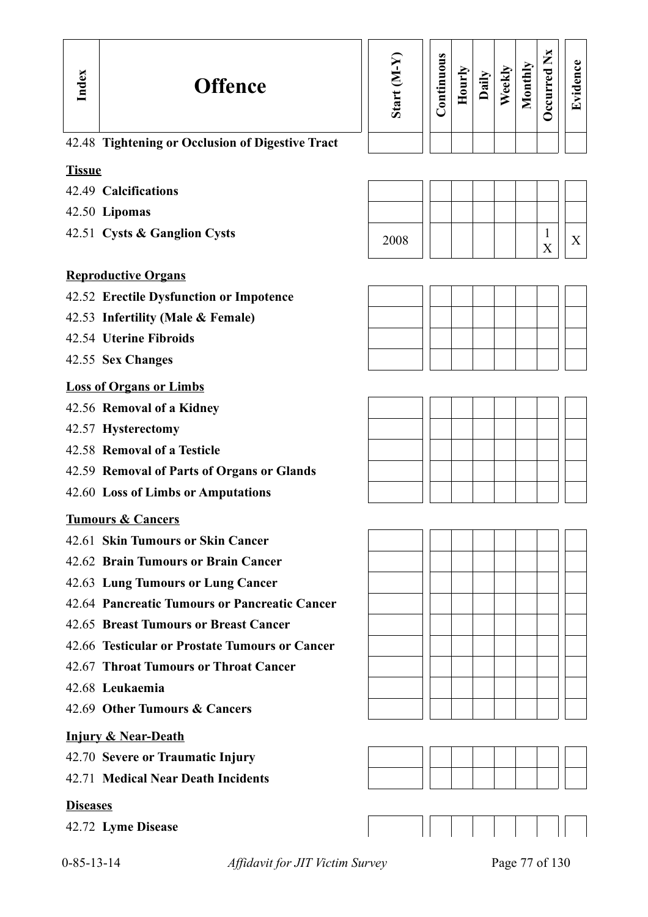| Index | Offence | Start (M-Y) | Continuous | Hourly | Daily | Weekly | Monthly | Occurred Nx | Evidence |
|---|---|---|---|---|---|---|---|---|---|
| 42.48 | **Tightening or Occlusion of Digestive Tract** | | | | | | | | |
| | **Tissue** | | | | | | | | |
| 42.49 | **Calcifications** | | | | | | | | |
| 42.50 | **Lipomas** | | | | | | | | |
| 42.51 | **Cysts & Ganglion Cysts** | 2008 | | | | | | 1 X | X |
| | **Reproductive Organs** | | | | | | | | |
| 42.52 | **Erectile Dysfunction or Impotence** | | | | | | | | |
| 42.53 | **Infertility (Male & Female)** | | | | | | | | |
| 42.54 | **Uterine Fibroids** | | | | | | | | |
| 42.55 | **Sex Changes** | | | | | | | | |
| | **Loss of Organs or Limbs** | | | | | | | | |
| 42.56 | **Removal of a Kidney** | | | | | | | | |
| 42.57 | **Hysterectomy** | | | | | | | | |
| 42.58 | **Removal of a Testicle** | | | | | | | | |
| 42.59 | **Removal of Parts of Organs or Glands** | | | | | | | | |
| 42.60 | **Loss of Limbs or Amputations** | | | | | | | | |
| | **Tumours & Cancers** | | | | | | | | |
| 42.61 | **Skin Tumours or Skin Cancer** | | | | | | | | |
| 42.62 | **Brain Tumours or Brain Cancer** | | | | | | | | |
| 42.63 | **Lung Tumours or Lung Cancer** | | | | | | | | |
| 42.64 | **Pancreatic Tumours or Pancreatic Cancer** | | | | | | | | |
| 42.65 | **Breast Tumours or Breast Cancer** | | | | | | | | |
| 42.66 | **Testicular or Prostate Tumours or Cancer** | | | | | | | | |
| 42.67 | **Throat Tumours or Throat Cancer** | | | | | | | | |
| 42.68 | **Leukaemia** | | | | | | | | |
| 42.69 | **Other Tumours & Cancers** | | | | | | | | |
| | **Injury & Near-Death** | | | | | | | | |
| 42.70 | **Severe or Traumatic Injury** | | | | | | | | |
| 42.71 | **Medical Near Death Incidents** | | | | | | | | |
| | **Diseases** | | | | | | | | |
| 42.72 | **Lyme Disease** | | | | | | | | |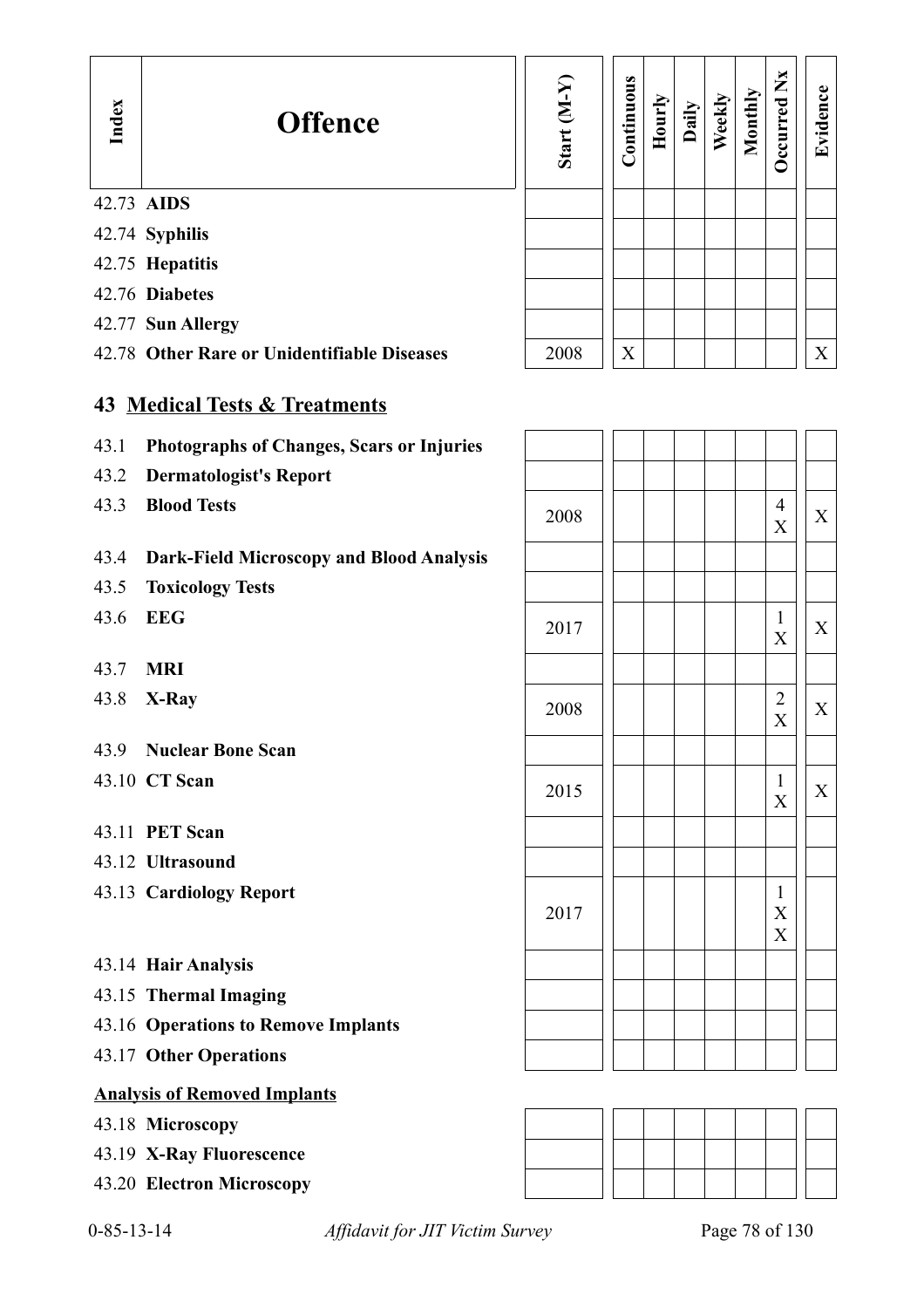| Index | Offence | Start (M-Y) | Continuous | Hourly | Daily | Weekly | Monthly | Occurred Nx | Evidence |
|---|---|---|---|---|---|---|---|---|---|
| 42.73 | **AIDS** | | | | | | | | |
| 42.74 | **Syphilis** | | | | | | | | |
| 42.75 | **Hepatitis** | | | | | | | | |
| 42.76 | **Diabetes** | | | | | | | | |
| 42.77 | **Sun Allergy** | | | | | | | | |
| 42.78 | **Other Rare or Unidentifiable Diseases** | 2008 | X | | | | | | X |

## 43 Medical Tests & Treatments

| Index | Offence | Start (M-Y) | Continuous | Hourly | Daily | Weekly | Monthly | Occurred Nx | Evidence |
|---|---|---|---|---|---|---|---|---|---|
| 43.1 | **Photographs of Changes, Scars or Injuries** | | | | | | | | |
| 43.2 | **Dermatologist's Report** | | | | | | | | |
| 43.3 | **Blood Tests** | 2008 | | | | | | 4 X | X |
| 43.4 | **Dark-Field Microscopy and Blood Analysis** | | | | | | | | |
| 43.5 | **Toxicology Tests** | | | | | | | | |
| 43.6 | **EEG** | 2017 | | | | | | 1 X | X |
| 43.7 | **MRI** | | | | | | | | |
| 43.8 | **X-Ray** | 2008 | | | | | | 2 X | X |
| 43.9 | **Nuclear Bone Scan** | | | | | | | | |
| 43.10 | **CT Scan** | 2015 | | | | | | 1 X | X |
| 43.11 | **PET Scan** | | | | | | | | |
| 43.12 | **Ultrasound** | | | | | | | | |
| 43.13 | **Cardiology Report** | 2017 | | | | | | 1 X X | |
| 43.14 | **Hair Analysis** | | | | | | | | |
| 43.15 | **Thermal Imaging** | | | | | | | | |
| 43.16 | **Operations to Remove Implants** | | | | | | | | |
| 43.17 | **Other Operations** | | | | | | | | |

**Analysis of Removed Implants**

| Index | Offence | Start (M-Y) | Continuous | Hourly | Daily | Weekly | Monthly | Occurred Nx | Evidence |
|---|---|---|---|---|---|---|---|---|---|
| 43.18 | **Microscopy** | | | | | | | | |
| 43.19 | **X-Ray Fluorescence** | | | | | | | | |
| 43.20 | **Electron Microscopy** | | | | | | | | |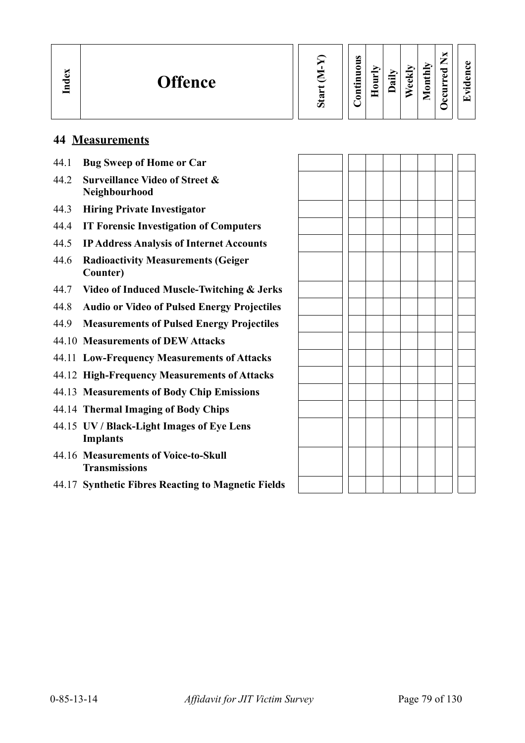| Index | Offence | Start (M-Y) | Continuous | Hourly | Daily | Weekly | Monthly | Occurred Nx | Evidence |
|---|---|---|---|---|---|---|---|---|---|
| **44** | **Measurements** | | | | | | | | |
| 44.1 | **Bug Sweep of Home or Car** | | | | | | | | |
| 44.2 | **Surveillance Video of Street & Neighbourhood** | | | | | | | | |
| 44.3 | **Hiring Private Investigator** | | | | | | | | |
| 44.4 | **IT Forensic Investigation of Computers** | | | | | | | | |
| 44.5 | **IP Address Analysis of Internet Accounts** | | | | | | | | |
| 44.6 | **Radioactivity Measurements (Geiger Counter)** | | | | | | | | |
| 44.7 | **Video of Induced Muscle-Twitching & Jerks** | | | | | | | | |
| 44.8 | **Audio or Video of Pulsed Energy Projectiles** | | | | | | | | |
| 44.9 | **Measurements of Pulsed Energy Projectiles** | | | | | | | | |
| 44.10 | **Measurements of DEW Attacks** | | | | | | | | |
| 44.11 | **Low-Frequency Measurements of Attacks** | | | | | | | | |
| 44.12 | **High-Frequency Measurements of Attacks** | | | | | | | | |
| 44.13 | **Measurements of Body Chip Emissions** | | | | | | | | |
| 44.14 | **Thermal Imaging of Body Chips** | | | | | | | | |
| 44.15 | **UV / Black-Light Images of Eye Lens Implants** | | | | | | | | |
| 44.16 | **Measurements of Voice-to-Skull Transmissions** | | | | | | | | |
| 44.17 | **Synthetic Fibres Reacting to Magnetic Fields** | | | | | | | | |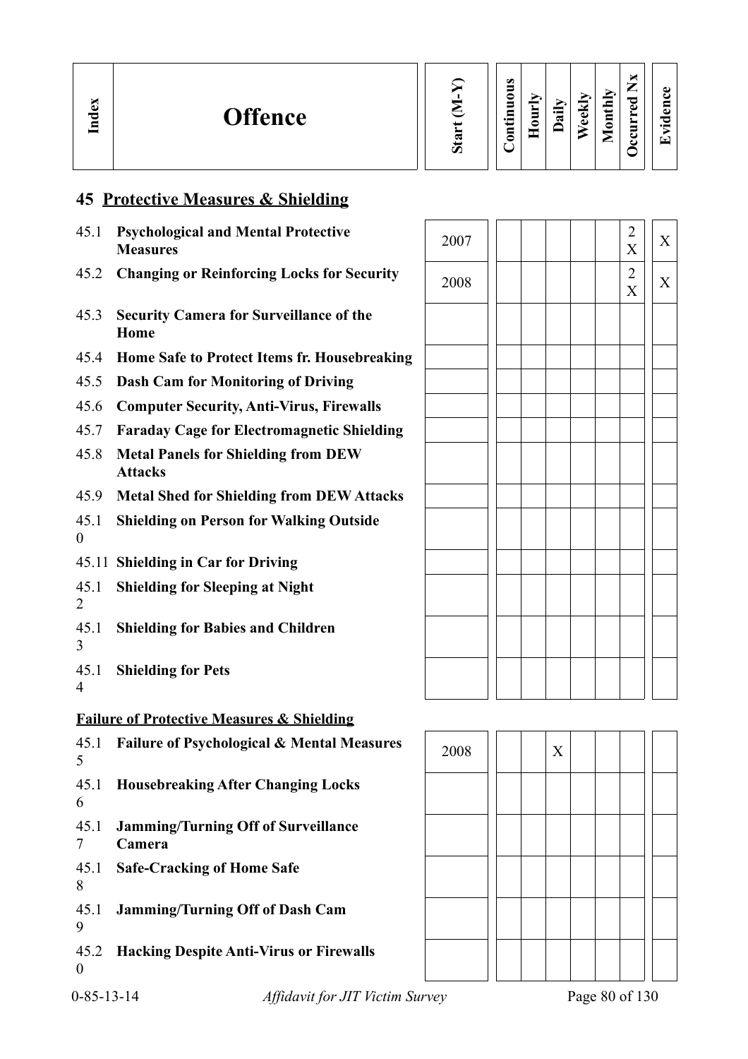| Index | Offence | Start (M-Y) | Continuous | Hourly | Daily | Weekly | Monthly | Occurred Nx | Evidence |
|---|---|---|---|---|---|---|---|---|---|

## 45 Protective Measures & Shielding

| Index | Offence | Start (M-Y) | Continuous | Hourly | Daily | Weekly | Monthly | Occurred Nx | Evidence |
|---|---|---|---|---|---|---|---|---|---|
| 45.1 | **Psychological and Mental Protective Measures** | 2007 | | | | | | 2 X | X |
| 45.2 | **Changing or Reinforcing Locks for Security** | 2008 | | | | | | 2 X | X |
| 45.3 | **Security Camera for Surveillance of the Home** | | | | | | | | |
| 45.4 | **Home Safe to Protect Items fr. Housebreaking** | | | | | | | | |
| 45.5 | **Dash Cam for Monitoring of Driving** | | | | | | | | |
| 45.6 | **Computer Security, Anti-Virus, Firewalls** | | | | | | | | |
| 45.7 | **Faraday Cage for Electromagnetic Shielding** | | | | | | | | |
| 45.8 | **Metal Panels for Shielding from DEW Attacks** | | | | | | | | |
| 45.9 | **Metal Shed for Shielding from DEW Attacks** | | | | | | | | |
| 45.10 | **Shielding on Person for Walking Outside** | | | | | | | | |
| 45.11 | **Shielding in Car for Driving** | | | | | | | | |
| 45.12 | **Shielding for Sleeping at Night** | | | | | | | | |
| 45.13 | **Shielding for Babies and Children** | | | | | | | | |
| 45.14 | **Shielding for Pets** | | | | | | | | |

**Failure of Protective Measures & Shielding**

| Index | Offence | Start (M-Y) | Continuous | Hourly | Daily | Weekly | Monthly | Occurred Nx | Evidence |
|---|---|---|---|---|---|---|---|---|---|
| 45.15 | **Failure of Psychological & Mental Measures** | 2008 | | | X | | | | |
| 45.16 | **Housebreaking After Changing Locks** | | | | | | | | |
| 45.17 | **Jamming/Turning Off of Surveillance Camera** | | | | | | | | |
| 45.18 | **Safe-Cracking of Home Safe** | | | | | | | | |
| 45.19 | **Jamming/Turning Off of Dash Cam** | | | | | | | | |
| 45.20 | **Hacking Despite Anti-Virus or Firewalls** | | | | | | | | |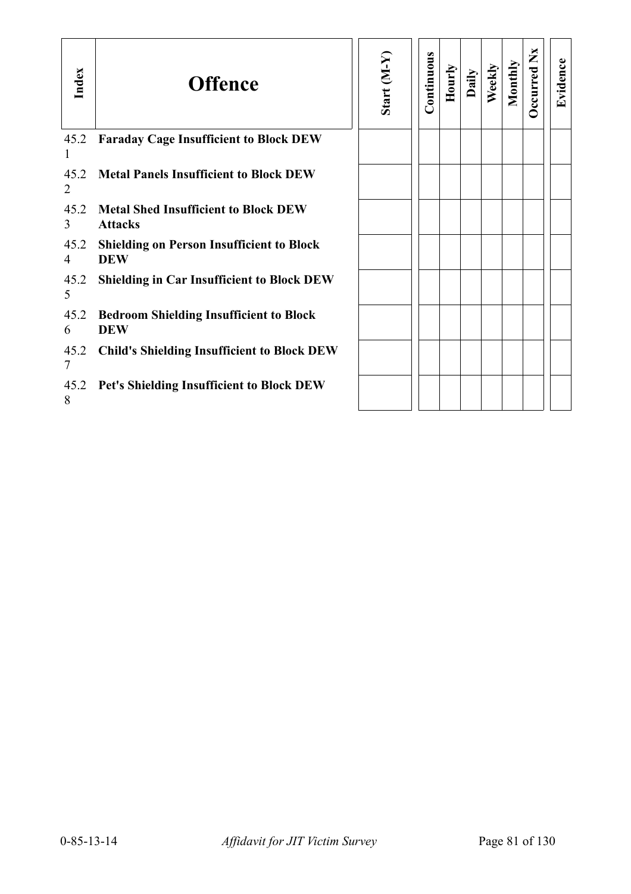| Index | Offence | Start (M-Y) | Continuous | Hourly | Daily | Weekly | Monthly | Occurred Nx | Evidence |
|---|---|---|---|---|---|---|---|---|---|
| 45.21 | **Faraday Cage Insufficient to Block DEW** | | | | | | | | |
| 45.22 | **Metal Panels Insufficient to Block DEW** | | | | | | | | |
| 45.23 | **Metal Shed Insufficient to Block DEW Attacks** | | | | | | | | |
| 45.24 | **Shielding on Person Insufficient to Block DEW** | | | | | | | | |
| 45.25 | **Shielding in Car Insufficient to Block DEW** | | | | | | | | |
| 45.26 | **Bedroom Shielding Insufficient to Block DEW** | | | | | | | | |
| 45.27 | **Child's Shielding Insufficient to Block DEW** | | | | | | | | |
| 45.28 | **Pet's Shielding Insufficient to Block DEW** | | | | | | | | |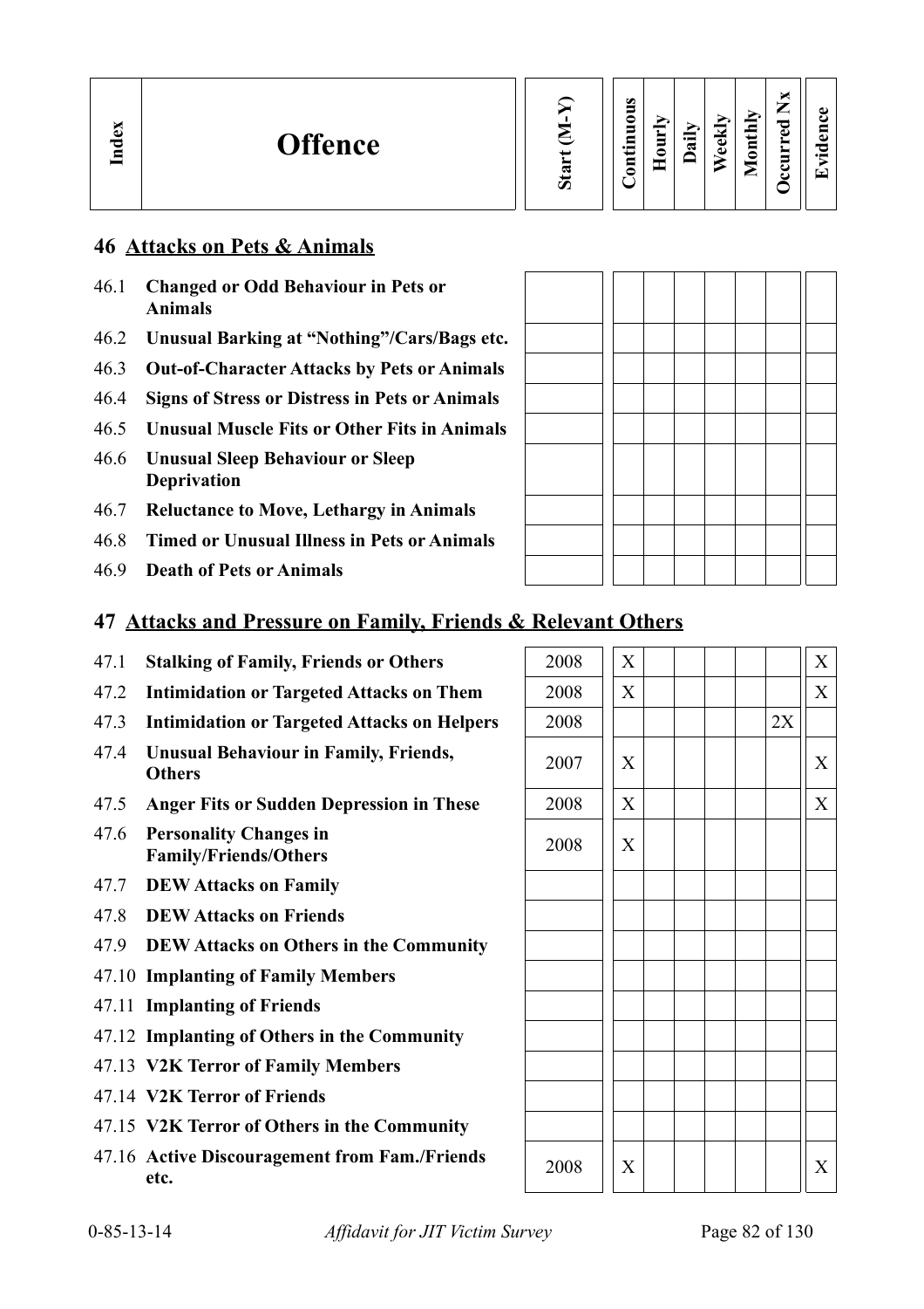| Index | Offence | Start (M-Y) | Continuous | Hourly | Daily | Weekly | Monthly | Occurred Nx | Evidence |
|---|---|---|---|---|---|---|---|---|---|

## 46 Attacks on Pets & Animals

| Index | Offence | Start (M-Y) | Continuous | Hourly | Daily | Weekly | Monthly | Occurred Nx | Evidence |
|---|---|---|---|---|---|---|---|---|---|
| 46.1 | **Changed or Odd Behaviour in Pets or Animals** | | | | | | | | |
| 46.2 | **Unusual Barking at "Nothing"/Cars/Bags etc.** | | | | | | | | |
| 46.3 | **Out-of-Character Attacks by Pets or Animals** | | | | | | | | |
| 46.4 | **Signs of Stress or Distress in Pets or Animals** | | | | | | | | |
| 46.5 | **Unusual Muscle Fits or Other Fits in Animals** | | | | | | | | |
| 46.6 | **Unusual Sleep Behaviour or Sleep Deprivation** | | | | | | | | |
| 46.7 | **Reluctance to Move, Lethargy in Animals** | | | | | | | | |
| 46.8 | **Timed or Unusual Illness in Pets or Animals** | | | | | | | | |
| 46.9 | **Death of Pets or Animals** | | | | | | | | |

## 47 Attacks and Pressure on Family, Friends & Relevant Others

| Index | Offence | Start (M-Y) | Continuous | Hourly | Daily | Weekly | Monthly | Occurred Nx | Evidence |
|---|---|---|---|---|---|---|---|---|---|
| 47.1 | **Stalking of Family, Friends or Others** | 2008 | X | | | | | | X |
| 47.2 | **Intimidation or Targeted Attacks on Them** | 2008 | X | | | | | | X |
| 47.3 | **Intimidation or Targeted Attacks on Helpers** | 2008 | | | | | | 2X | |
| 47.4 | **Unusual Behaviour in Family, Friends, Others** | 2007 | X | | | | | | X |
| 47.5 | **Anger Fits or Sudden Depression in These** | 2008 | X | | | | | | X |
| 47.6 | **Personality Changes in Family/Friends/Others** | 2008 | X | | | | | | |
| 47.7 | **DEW Attacks on Family** | | | | | | | | |
| 47.8 | **DEW Attacks on Friends** | | | | | | | | |
| 47.9 | **DEW Attacks on Others in the Community** | | | | | | | | |
| 47.10 | **Implanting of Family Members** | | | | | | | | |
| 47.11 | **Implanting of Friends** | | | | | | | | |
| 47.12 | **Implanting of Others in the Community** | | | | | | | | |
| 47.13 | **V2K Terror of Family Members** | | | | | | | | |
| 47.14 | **V2K Terror of Friends** | | | | | | | | |
| 47.15 | **V2K Terror of Others in the Community** | | | | | | | | |
| 47.16 | **Active Discouragement from Fam./Friends etc.** | 2008 | X | | | | | | X |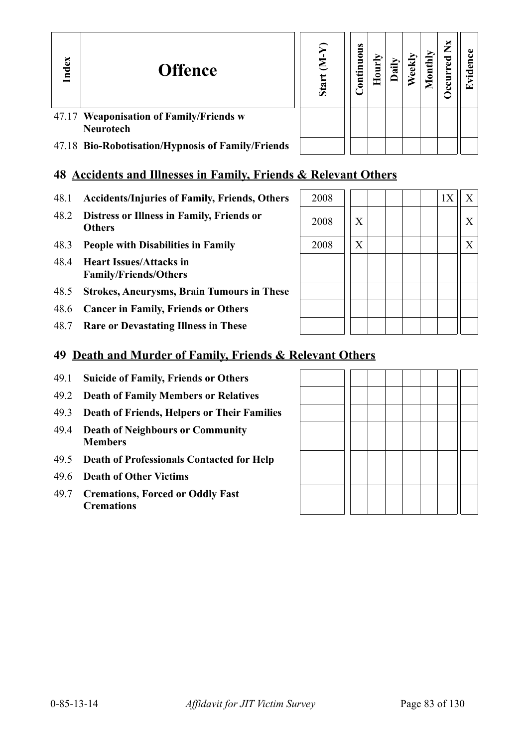| Index | Offence | Start (M-Y) | Continuous | Hourly | Daily | Weekly | Monthly | Occurred Nx | Evidence |
|---|---|---|---|---|---|---|---|---|---|
| 47.17 | **Weaponisation of Family/Friends w Neurotech** | | | | | | | | |
| 47.18 | **Bio-Robotisation/Hypnosis of Family/Friends** | | | | | | | | |

## 48 Accidents and Illnesses in Family, Friends & Relevant Others

| Index | Offence | Start (M-Y) | Continuous | Hourly | Daily | Weekly | Monthly | Occurred Nx | Evidence |
|---|---|---|---|---|---|---|---|---|---|
| 48.1 | **Accidents/Injuries of Family, Friends, Others** | 2008 | | | | | | 1X | X |
| 48.2 | **Distress or Illness in Family, Friends or Others** | 2008 | X | | | | | | X |
| 48.3 | **People with Disabilities in Family** | 2008 | X | | | | | | X |
| 48.4 | **Heart Issues/Attacks in Family/Friends/Others** | | | | | | | | |
| 48.5 | **Strokes, Aneurysms, Brain Tumours in These** | | | | | | | | |
| 48.6 | **Cancer in Family, Friends or Others** | | | | | | | | |
| 48.7 | **Rare or Devastating Illness in These** | | | | | | | | |

## 49 Death and Murder of Family, Friends & Relevant Others

| Index | Offence | Start (M-Y) | Continuous | Hourly | Daily | Weekly | Monthly | Occurred Nx | Evidence |
|---|---|---|---|---|---|---|---|---|---|
| 49.1 | **Suicide of Family, Friends or Others** | | | | | | | | |
| 49.2 | **Death of Family Members or Relatives** | | | | | | | | |
| 49.3 | **Death of Friends, Helpers or Their Families** | | | | | | | | |
| 49.4 | **Death of Neighbours or Community Members** | | | | | | | | |
| 49.5 | **Death of Professionals Contacted for Help** | | | | | | | | |
| 49.6 | **Death of Other Victims** | | | | | | | | |
| 49.7 | **Cremations, Forced or Oddly Fast Cremations** | | | | | | | | |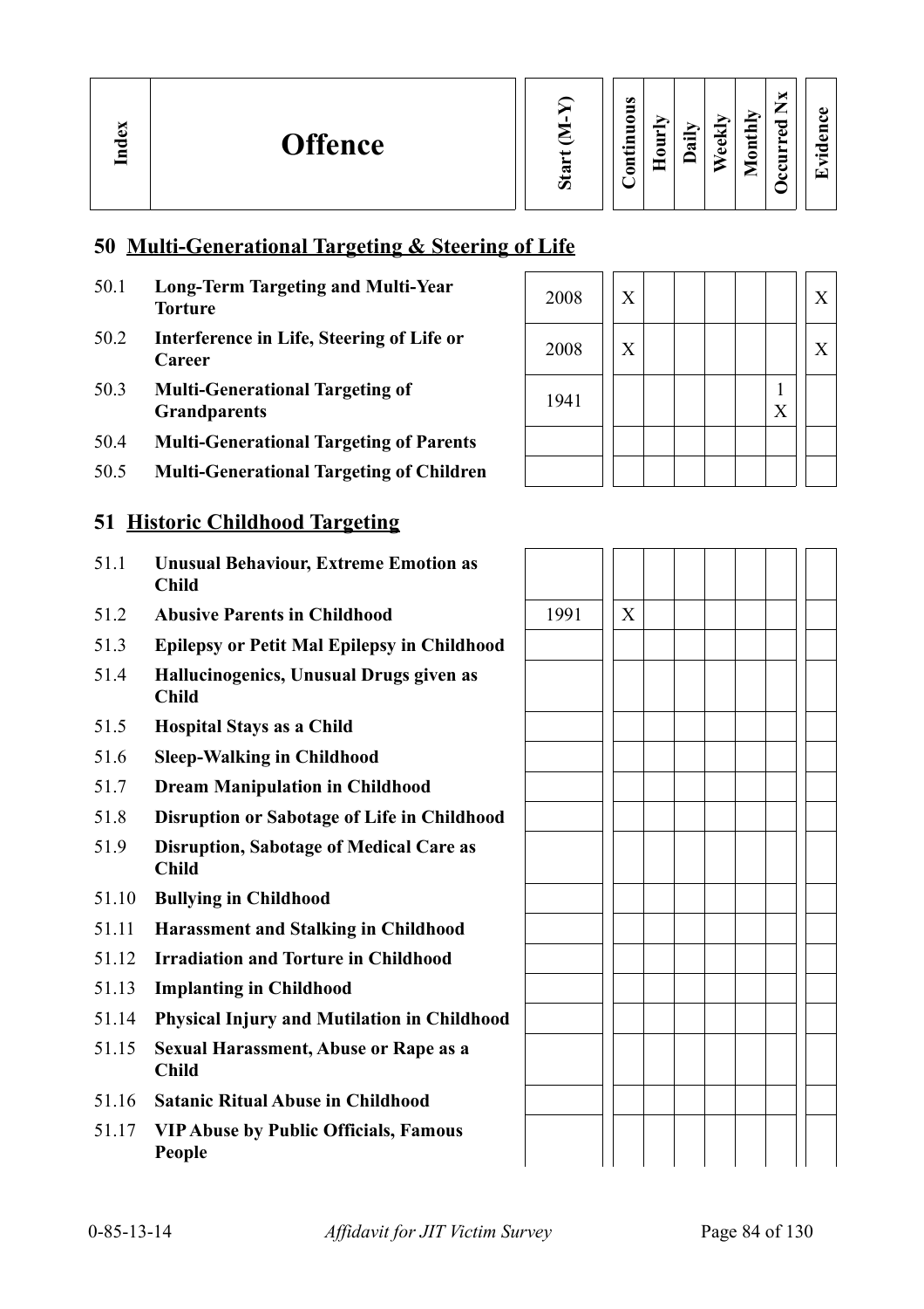| Index | Offence | Start (M-Y) | Continuous | Hourly | Daily | Weekly | Monthly | Occurred Nx | Evidence |
|---|---|---|---|---|---|---|---|---|---|

## 50 Multi-Generational Targeting & Steering of Life

| Index | Offence | Start (M-Y) | Continuous | Hourly | Daily | Weekly | Monthly | Occurred Nx | Evidence |
|---|---|---|---|---|---|---|---|---|---|
| 50.1 | **Long-Term Targeting and Multi-Year Torture** | 2008 | X | | | | | | X |
| 50.2 | **Interference in Life, Steering of Life or Career** | 2008 | X | | | | | | X |
| 50.3 | **Multi-Generational Targeting of Grandparents** | 1941 | | | | | | 1 X | |
| 50.4 | **Multi-Generational Targeting of Parents** | | | | | | | | |
| 50.5 | **Multi-Generational Targeting of Children** | | | | | | | | |

## 51 Historic Childhood Targeting

| Index | Offence | Start (M-Y) | Continuous | Hourly | Daily | Weekly | Monthly | Occurred Nx | Evidence |
|---|---|---|---|---|---|---|---|---|---|
| 51.1 | **Unusual Behaviour, Extreme Emotion as Child** | | | | | | | | |
| 51.2 | **Abusive Parents in Childhood** | 1991 | X | | | | | | |
| 51.3 | **Epilepsy or Petit Mal Epilepsy in Childhood** | | | | | | | | |
| 51.4 | **Hallucinogenics, Unusual Drugs given as Child** | | | | | | | | |
| 51.5 | **Hospital Stays as a Child** | | | | | | | | |
| 51.6 | **Sleep-Walking in Childhood** | | | | | | | | |
| 51.7 | **Dream Manipulation in Childhood** | | | | | | | | |
| 51.8 | **Disruption or Sabotage of Life in Childhood** | | | | | | | | |
| 51.9 | **Disruption, Sabotage of Medical Care as Child** | | | | | | | | |
| 51.10 | **Bullying in Childhood** | | | | | | | | |
| 51.11 | **Harassment and Stalking in Childhood** | | | | | | | | |
| 51.12 | **Irradiation and Torture in Childhood** | | | | | | | | |
| 51.13 | **Implanting in Childhood** | | | | | | | | |
| 51.14 | **Physical Injury and Mutilation in Childhood** | | | | | | | | |
| 51.15 | **Sexual Harassment, Abuse or Rape as a Child** | | | | | | | | |
| 51.16 | **Satanic Ritual Abuse in Childhood** | | | | | | | | |
| 51.17 | **VIP Abuse by Public Officials, Famous People** | | | | | | | | |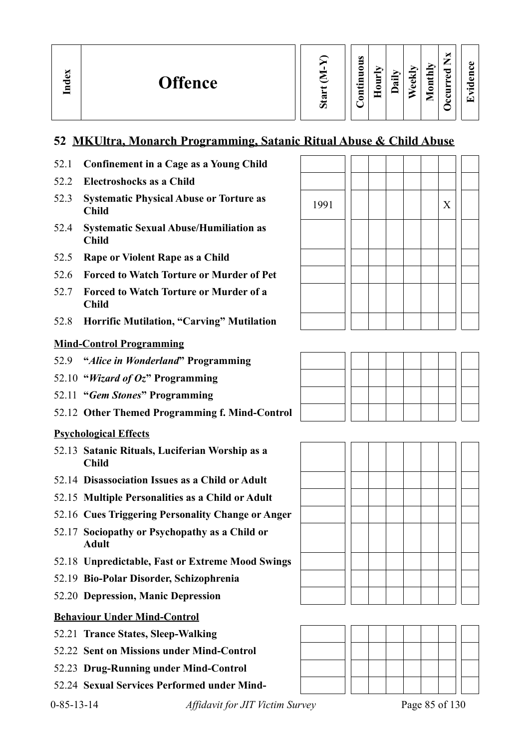| Index | Offence | Start (M-Y) | Continuous | Hourly | Daily | Weekly | Monthly | Occurred Nx | Evidence |
|---|---|---|---|---|---|---|---|---|---|

## 52 MKUltra, Monarch Programming, Satanic Ritual Abuse & Child Abuse

| Index | Offence | Start (M-Y) | Continuous | Hourly | Daily | Weekly | Monthly | Occurred Nx | Evidence |
|---|---|---|---|---|---|---|---|---|---|
| 52.1 | **Confinement in a Cage as a Young Child** | | | | | | | | |
| 52.2 | **Electroshocks as a Child** | | | | | | | | |
| 52.3 | **Systematic Physical Abuse or Torture as Child** | 1991 | | | | | | X | |
| 52.4 | **Systematic Sexual Abuse/Humiliation as Child** | | | | | | | | |
| 52.5 | **Rape or Violent Rape as a Child** | | | | | | | | |
| 52.6 | **Forced to Watch Torture or Murder of Pet** | | | | | | | | |
| 52.7 | **Forced to Watch Torture or Murder of a Child** | | | | | | | | |
| 52.8 | **Horrific Mutilation, "Carving" Mutilation** | | | | | | | | |

**Mind-Control Programming**

| Index | Offence | Start (M-Y) | Continuous | Hourly | Daily | Weekly | Monthly | Occurred Nx | Evidence |
|---|---|---|---|---|---|---|---|---|---|
| 52.9 | **"*Alice in Wonderland*" Programming** | | | | | | | | |
| 52.10 | **"*Wizard of Oz*" Programming** | | | | | | | | |
| 52.11 | **"*Gem Stones*" Programming** | | | | | | | | |
| 52.12 | **Other Themed Programming f. Mind-Control** | | | | | | | | |

**Psychological Effects**

| Index | Offence | Start (M-Y) | Continuous | Hourly | Daily | Weekly | Monthly | Occurred Nx | Evidence |
|---|---|---|---|---|---|---|---|---|---|
| 52.13 | **Satanic Rituals, Luciferian Worship as a Child** | | | | | | | | |
| 52.14 | **Disassociation Issues as a Child or Adult** | | | | | | | | |
| 52.15 | **Multiple Personalities as a Child or Adult** | | | | | | | | |
| 52.16 | **Cues Triggering Personality Change or Anger** | | | | | | | | |
| 52.17 | **Sociopathy or Psychopathy as a Child or Adult** | | | | | | | | |
| 52.18 | **Unpredictable, Fast or Extreme Mood Swings** | | | | | | | | |
| 52.19 | **Bio-Polar Disorder, Schizophrenia** | | | | | | | | |
| 52.20 | **Depression, Manic Depression** | | | | | | | | |

**Behaviour Under Mind-Control**

| Index | Offence | Start (M-Y) | Continuous | Hourly | Daily | Weekly | Monthly | Occurred Nx | Evidence |
|---|---|---|---|---|---|---|---|---|---|
| 52.21 | **Trance States, Sleep-Walking** | | | | | | | | |
| 52.22 | **Sent on Missions under Mind-Control** | | | | | | | | |
| 52.23 | **Drug-Running under Mind-Control** | | | | | | | | |
| 52.24 | **Sexual Services Performed under Mind-** | | | | | | | | |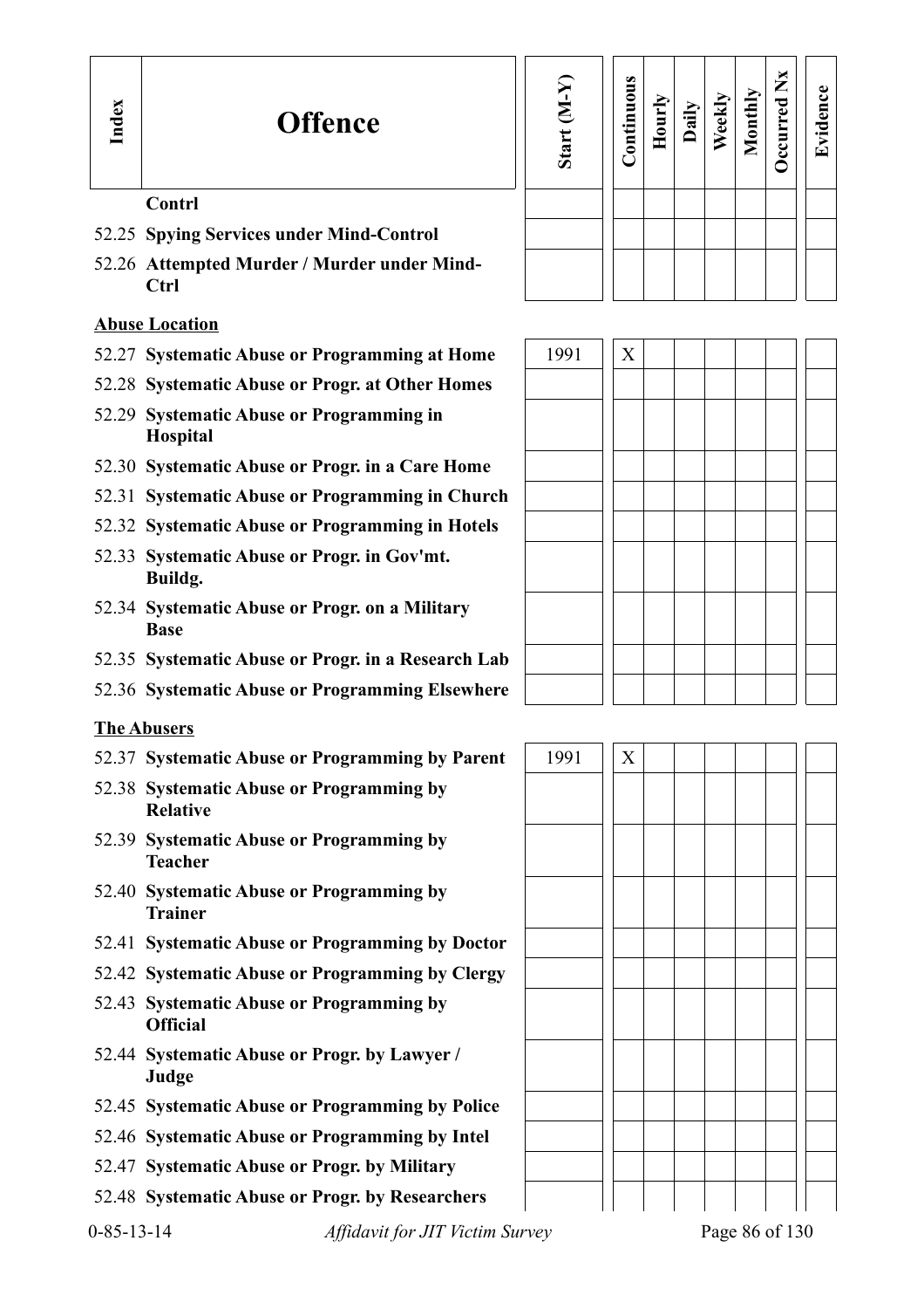| Index | Offence | Start (M-Y) | Continuous | Hourly | Daily | Weekly | Monthly | Occurred Nx | Evidence |
|---|---|---|---|---|---|---|---|---|---|
| | **Contrl** | | | | | | | | |
| 52.25 | **Spying Services under Mind-Control** | | | | | | | | |
| 52.26 | **Attempted Murder / Murder under Mind-Ctrl** | | | | | | | | |
| | **<u>Abuse Location</u>** | | | | | | | | |
| 52.27 | **Systematic Abuse or Programming at Home** | 1991 | X | | | | | | |
| 52.28 | **Systematic Abuse or Progr. at Other Homes** | | | | | | | | |
| 52.29 | **Systematic Abuse or Programming in Hospital** | | | | | | | | |
| 52.30 | **Systematic Abuse or Progr. in a Care Home** | | | | | | | | |
| 52.31 | **Systematic Abuse or Programming in Church** | | | | | | | | |
| 52.32 | **Systematic Abuse or Programming in Hotels** | | | | | | | | |
| 52.33 | **Systematic Abuse or Progr. in Gov'mt. Buildg.** | | | | | | | | |
| 52.34 | **Systematic Abuse or Progr. on a Military Base** | | | | | | | | |
| 52.35 | **Systematic Abuse or Progr. in a Research Lab** | | | | | | | | |
| 52.36 | **Systematic Abuse or Programming Elsewhere** | | | | | | | | |
| | **<u>The Abusers</u>** | | | | | | | | |
| 52.37 | **Systematic Abuse or Programming by Parent** | 1991 | X | | | | | | |
| 52.38 | **Systematic Abuse or Programming by Relative** | | | | | | | | |
| 52.39 | **Systematic Abuse or Programming by Teacher** | | | | | | | | |
| 52.40 | **Systematic Abuse or Programming by Trainer** | | | | | | | | |
| 52.41 | **Systematic Abuse or Programming by Doctor** | | | | | | | | |
| 52.42 | **Systematic Abuse or Programming by Clergy** | | | | | | | | |
| 52.43 | **Systematic Abuse or Programming by Official** | | | | | | | | |
| 52.44 | **Systematic Abuse or Progr. by Lawyer / Judge** | | | | | | | | |
| 52.45 | **Systematic Abuse or Programming by Police** | | | | | | | | |
| 52.46 | **Systematic Abuse or Programming by Intel** | | | | | | | | |
| 52.47 | **Systematic Abuse or Progr. by Military** | | | | | | | | |
| 52.48 | **Systematic Abuse or Progr. by Researchers** | | | | | | | | |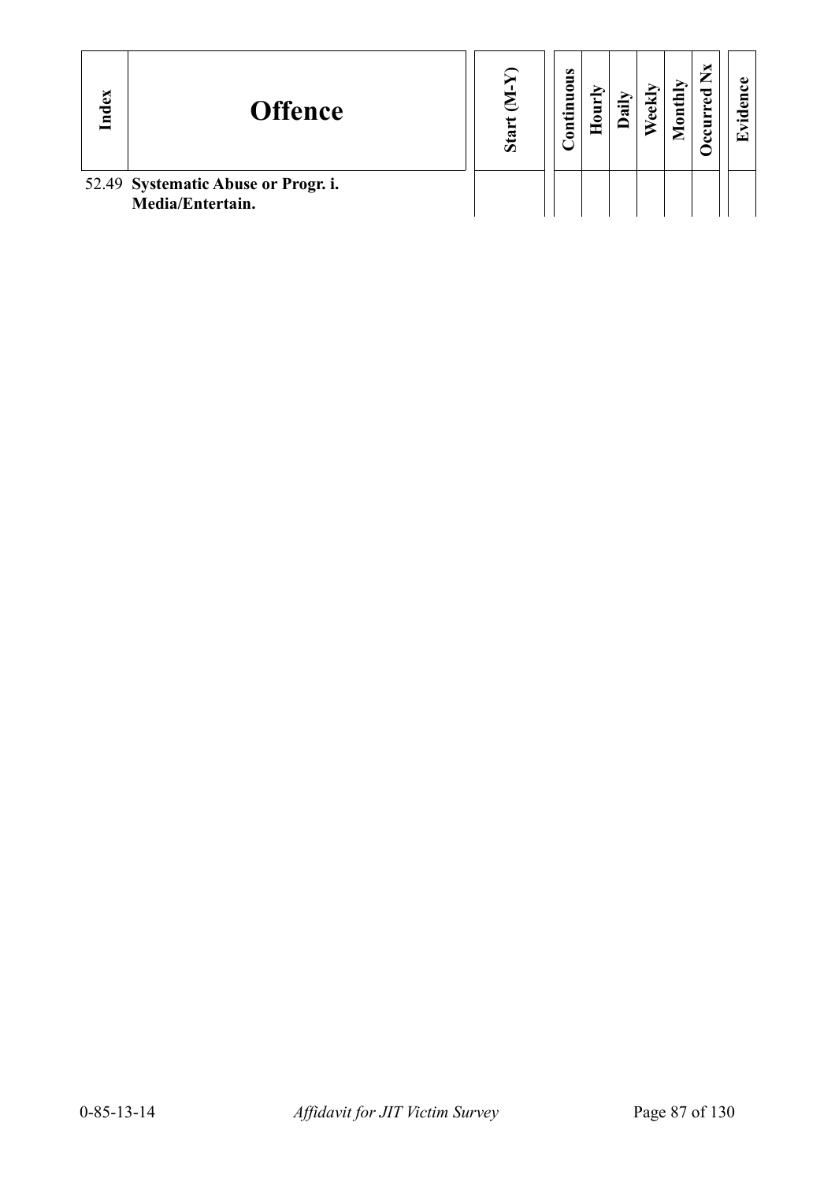| Index | Offence | Start (M-Y) | Continuous | Hourly | Daily | Weekly | Monthly | Occurred Nx | Evidence |
|---|---|---|---|---|---|---|---|---|---|
| 52.49 | **Systematic Abuse or Progr. i. Media/Entertain.** | | | | | | | | |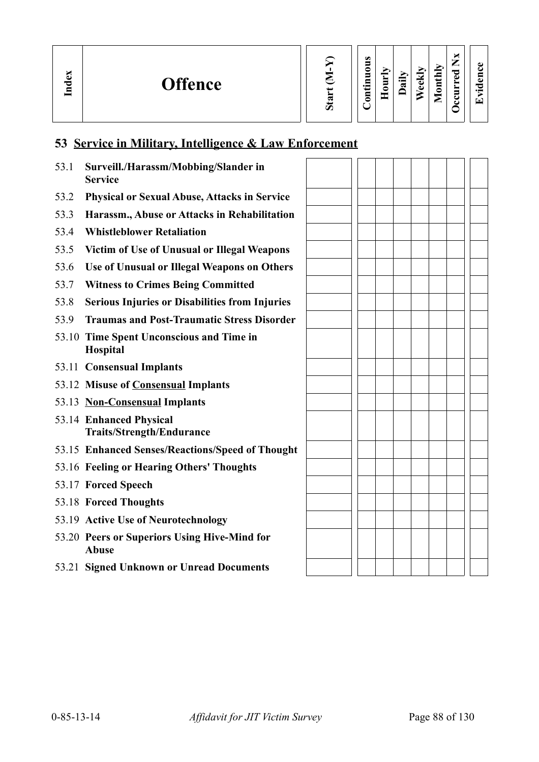| Index | Offence | Start (M-Y) | Continuous | Hourly | Daily | Weekly | Monthly | Occurred Nx | Evidence |
|---|---|---|---|---|---|---|---|---|---|
| **53** | **Service in Military, Intelligence & Law Enforcement** | | | | | | | | |
| 53.1 | **Surveill./Harassm/Mobbing/Slander in Service** | | | | | | | | |
| 53.2 | **Physical or Sexual Abuse, Attacks in Service** | | | | | | | | |
| 53.3 | **Harassm., Abuse or Attacks in Rehabilitation** | | | | | | | | |
| 53.4 | **Whistleblower Retaliation** | | | | | | | | |
| 53.5 | **Victim of Use of Unusual or Illegal Weapons** | | | | | | | | |
| 53.6 | **Use of Unusual or Illegal Weapons on Others** | | | | | | | | |
| 53.7 | **Witness to Crimes Being Committed** | | | | | | | | |
| 53.8 | **Serious Injuries or Disabilities from Injuries** | | | | | | | | |
| 53.9 | **Traumas and Post-Traumatic Stress Disorder** | | | | | | | | |
| 53.10 | **Time Spent Unconscious and Time in Hospital** | | | | | | | | |
| 53.11 | **Consensual Implants** | | | | | | | | |
| 53.12 | **Misuse of Consensual Implants** | | | | | | | | |
| 53.13 | **Non-Consensual Implants** | | | | | | | | |
| 53.14 | **Enhanced Physical Traits/Strength/Endurance** | | | | | | | | |
| 53.15 | **Enhanced Senses/Reactions/Speed of Thought** | | | | | | | | |
| 53.16 | **Feeling or Hearing Others' Thoughts** | | | | | | | | |
| 53.17 | **Forced Speech** | | | | | | | | |
| 53.18 | **Forced Thoughts** | | | | | | | | |
| 53.19 | **Active Use of Neurotechnology** | | | | | | | | |
| 53.20 | **Peers or Superiors Using Hive-Mind for Abuse** | | | | | | | | |
| 53.21 | **Signed Unknown or Unread Documents** | | | | | | | | |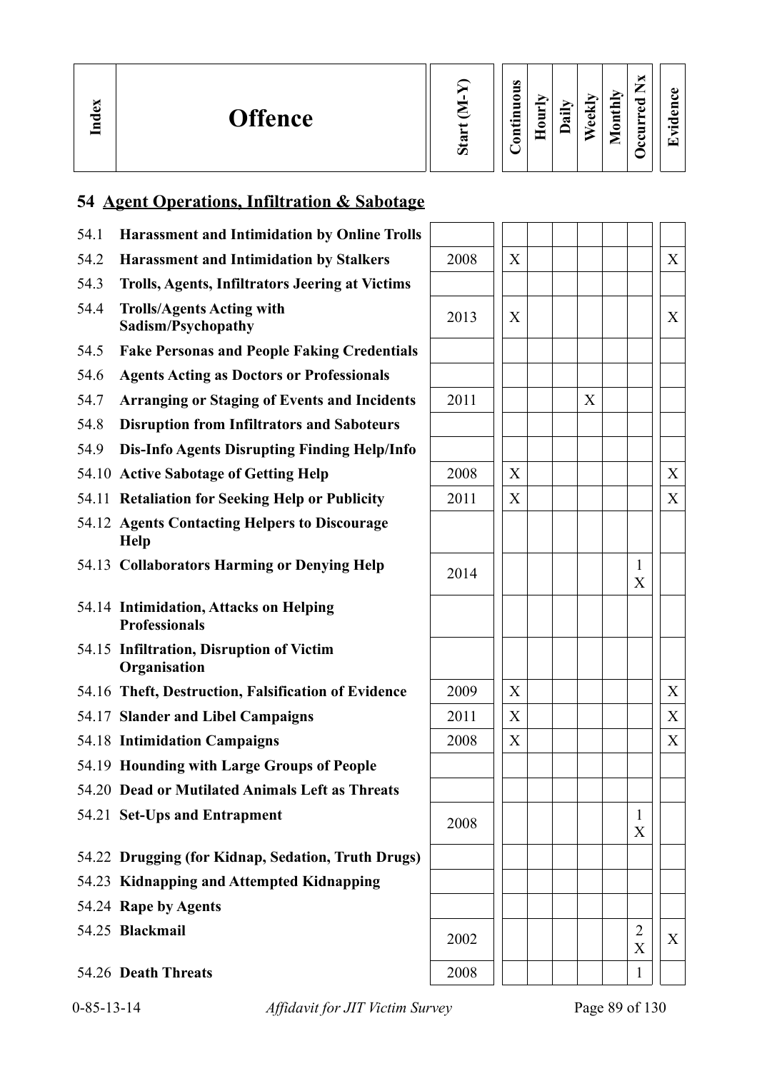| Index | Offence | Start (M-Y) | Continuous | Hourly | Daily | Weekly | Monthly | Occurred Nx | Evidence |
|---|---|---|---|---|---|---|---|---|---|

## 54 Agent Operations, Infiltration & Sabotage

| Index | Offence | Start (M-Y) | Continuous | Hourly | Daily | Weekly | Monthly | Occurred Nx | Evidence |
|---|---|---|---|---|---|---|---|---|---|
| 54.1 | **Harassment and Intimidation by Online Trolls** | | | | | | | | |
| 54.2 | **Harassment and Intimidation by Stalkers** | 2008 | X | | | | | | X |
| 54.3 | **Trolls, Agents, Infiltrators Jeering at Victims** | | | | | | | | |
| 54.4 | **Trolls/Agents Acting with Sadism/Psychopathy** | 2013 | X | | | | | | X |
| 54.5 | **Fake Personas and People Faking Credentials** | | | | | | | | |
| 54.6 | **Agents Acting as Doctors or Professionals** | | | | | | | | |
| 54.7 | **Arranging or Staging of Events and Incidents** | 2011 | | | | X | | | |
| 54.8 | **Disruption from Infiltrators and Saboteurs** | | | | | | | | |
| 54.9 | **Dis-Info Agents Disrupting Finding Help/Info** | | | | | | | | |
| 54.10 | **Active Sabotage of Getting Help** | 2008 | X | | | | | | X |
| 54.11 | **Retaliation for Seeking Help or Publicity** | 2011 | X | | | | | | X |
| 54.12 | **Agents Contacting Helpers to Discourage Help** | | | | | | | | |
| 54.13 | **Collaborators Harming or Denying Help** | 2014 | | | | | | 1 X | |
| 54.14 | **Intimidation, Attacks on Helping Professionals** | | | | | | | | |
| 54.15 | **Infiltration, Disruption of Victim Organisation** | | | | | | | | |
| 54.16 | **Theft, Destruction, Falsification of Evidence** | 2009 | X | | | | | | X |
| 54.17 | **Slander and Libel Campaigns** | 2011 | X | | | | | | X |
| 54.18 | **Intimidation Campaigns** | 2008 | X | | | | | | X |
| 54.19 | **Hounding with Large Groups of People** | | | | | | | | |
| 54.20 | **Dead or Mutilated Animals Left as Threats** | | | | | | | | |
| 54.21 | **Set-Ups and Entrapment** | 2008 | | | | | | 1 X | |
| 54.22 | **Drugging (for Kidnap, Sedation, Truth Drugs)** | | | | | | | | |
| 54.23 | **Kidnapping and Attempted Kidnapping** | | | | | | | | |
| 54.24 | **Rape by Agents** | | | | | | | | |
| 54.25 | **Blackmail** | 2002 | | | | | | 2 X | X |
| 54.26 | **Death Threats** | 2008 | | | | | | 1 | |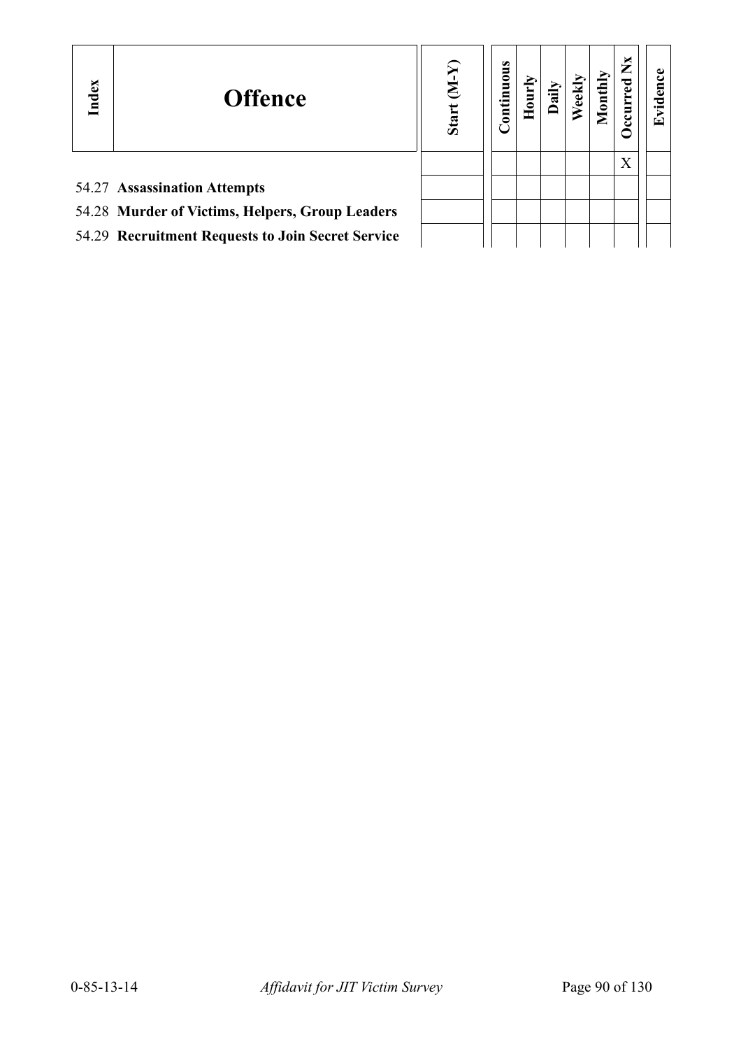| Index | Offence | Start (M-Y) | Continuous | Hourly | Daily | Weekly | Monthly | Occurred Nx | Evidence |
|---|---|---|---|---|---|---|---|---|---|
| | | | | | | | | X | |
| 54.27 | **Assassination Attempts** | | | | | | | | |
| 54.28 | **Murder of Victims, Helpers, Group Leaders** | | | | | | | | |
| 54.29 | **Recruitment Requests to Join Secret Service** | | | | | | | | |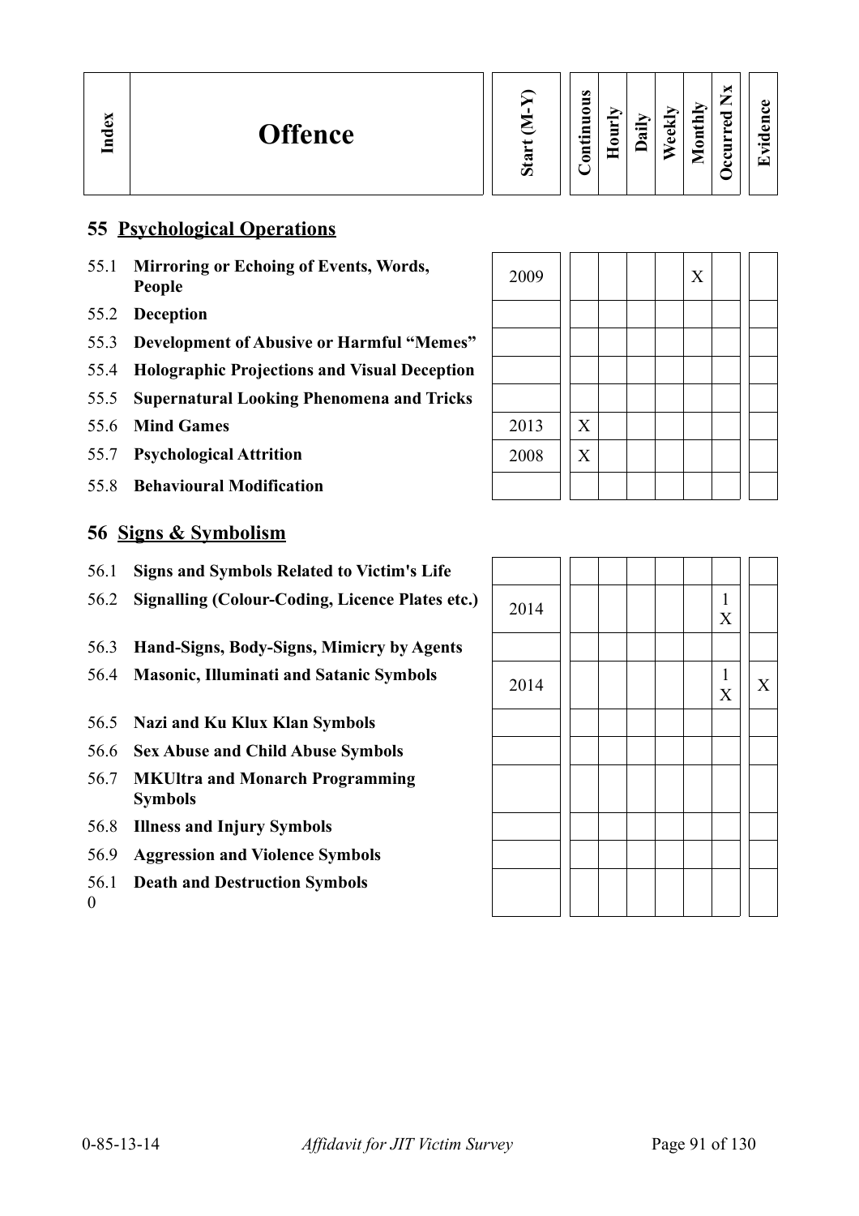| Index | Offence | Start (M-Y) | Continuous | Hourly | Daily | Weekly | Monthly | Occurred Nx | Evidence |
|---|---|---|---|---|---|---|---|---|---|
| **55** | **Psychological Operations** | | | | | | | | |
| 55.1 | **Mirroring or Echoing of Events, Words, People** | 2009 | | | | | X | | |
| 55.2 | **Deception** | | | | | | | | |
| 55.3 | **Development of Abusive or Harmful "Memes"** | | | | | | | | |
| 55.4 | **Holographic Projections and Visual Deception** | | | | | | | | |
| 55.5 | **Supernatural Looking Phenomena and Tricks** | | | | | | | | |
| 55.6 | **Mind Games** | 2013 | X | | | | | | |
| 55.7 | **Psychological Attrition** | 2008 | X | | | | | | |
| 55.8 | **Behavioural Modification** | | | | | | | | |
| **56** | **Signs & Symbolism** | | | | | | | | |
| 56.1 | **Signs and Symbols Related to Victim's Life** | | | | | | | | |
| 56.2 | **Signalling (Colour-Coding, Licence Plates etc.)** | 2014 | | | | | | 1 X | |
| 56.3 | **Hand-Signs, Body-Signs, Mimicry by Agents** | | | | | | | | |
| 56.4 | **Masonic, Illuminati and Satanic Symbols** | 2014 | | | | | | 1 X | X |
| 56.5 | **Nazi and Ku Klux Klan Symbols** | | | | | | | | |
| 56.6 | **Sex Abuse and Child Abuse Symbols** | | | | | | | | |
| 56.7 | **MKUltra and Monarch Programming Symbols** | | | | | | | | |
| 56.8 | **Illness and Injury Symbols** | | | | | | | | |
| 56.9 | **Aggression and Violence Symbols** | | | | | | | | |
| 56.10 | **Death and Destruction Symbols** | | | | | | | | |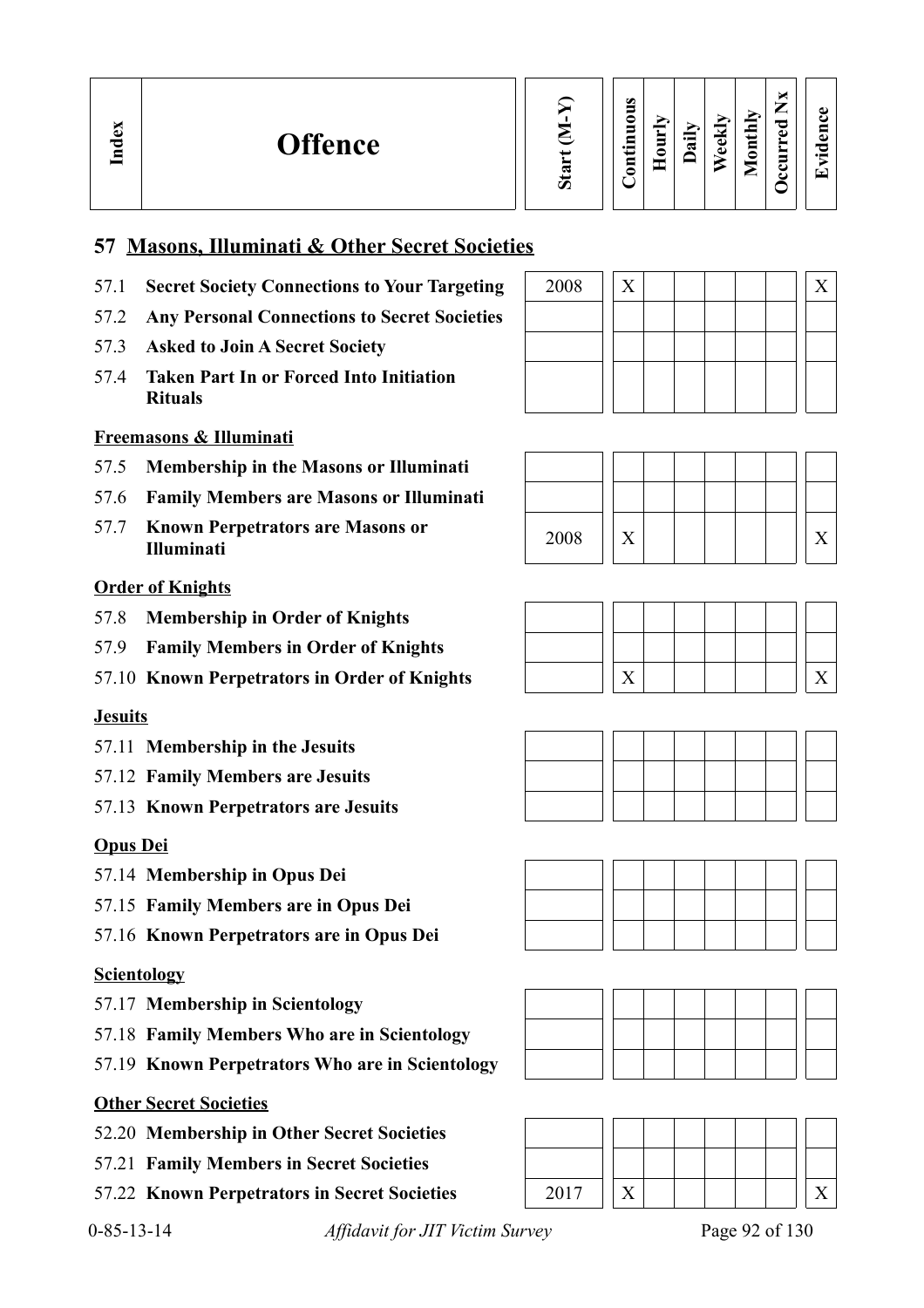| Index | Offence | Start (M-Y) | Continuous | Hourly | Daily | Weekly | Monthly | Occurred Nx | Evidence |
|---|---|---|---|---|---|---|---|---|---|
| **57** | **Masons, Illuminati & Other Secret Societies** | | | | | | | | |
| 57.1 | **Secret Society Connections to Your Targeting** | 2008 | X | | | | | | X |
| 57.2 | **Any Personal Connections to Secret Societies** | | | | | | | | |
| 57.3 | **Asked to Join A Secret Society** | | | | | | | | |
| 57.4 | **Taken Part In or Forced Into Initiation Rituals** | | | | | | | | |
| | **Freemasons & Illuminati** | | | | | | | | |
| 57.5 | **Membership in the Masons or Illuminati** | | | | | | | | |
| 57.6 | **Family Members are Masons or Illuminati** | | | | | | | | |
| 57.7 | **Known Perpetrators are Masons or Illuminati** | 2008 | X | | | | | | X |
| | **Order of Knights** | | | | | | | | |
| 57.8 | **Membership in Order of Knights** | | | | | | | | |
| 57.9 | **Family Members in Order of Knights** | | | | | | | | |
| 57.10 | **Known Perpetrators in Order of Knights** | | X | | | | | | X |
| | **Jesuits** | | | | | | | | |
| 57.11 | **Membership in the Jesuits** | | | | | | | | |
| 57.12 | **Family Members are Jesuits** | | | | | | | | |
| 57.13 | **Known Perpetrators are Jesuits** | | | | | | | | |
| | **Opus Dei** | | | | | | | | |
| 57.14 | **Membership in Opus Dei** | | | | | | | | |
| 57.15 | **Family Members are in Opus Dei** | | | | | | | | |
| 57.16 | **Known Perpetrators are in Opus Dei** | | | | | | | | |
| | **Scientology** | | | | | | | | |
| 57.17 | **Membership in Scientology** | | | | | | | | |
| 57.18 | **Family Members Who are in Scientology** | | | | | | | | |
| 57.19 | **Known Perpetrators Who are in Scientology** | | | | | | | | |
| | **Other Secret Societies** | | | | | | | | |
| 52.20 | **Membership in Other Secret Societies** | | | | | | | | |
| 57.21 | **Family Members in Secret Societies** | | | | | | | | |
| 57.22 | **Known Perpetrators in Secret Societies** | 2017 | X | | | | | | X |

0-85-13-14 *Affidavit for JIT Victim Survey*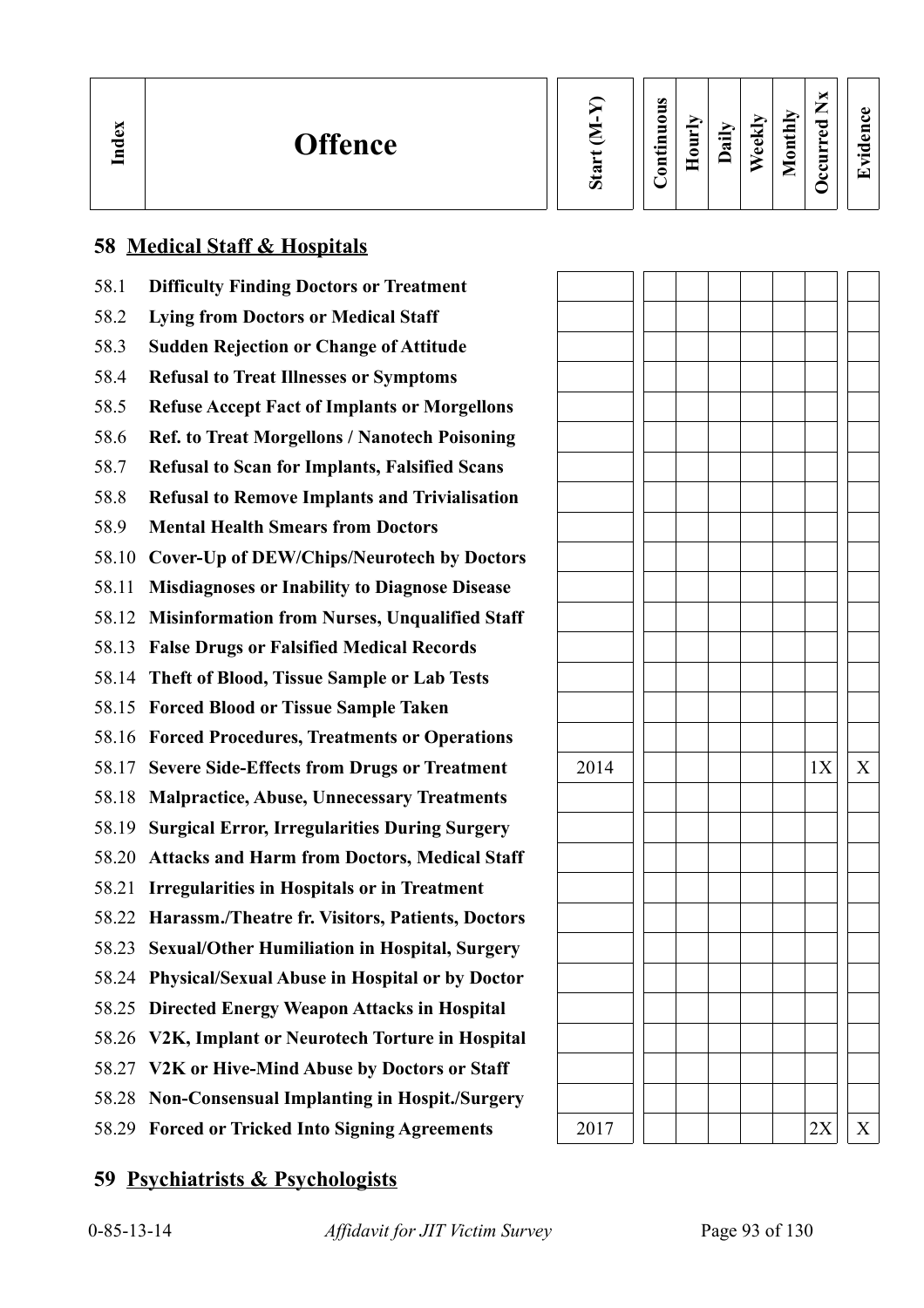| Index | Offence | Start (M-Y) | Continuous | Hourly | Daily | Weekly | Monthly | Occurred Nx | Evidence |
|---|---|---|---|---|---|---|---|---|---|
| **58** | **Medical Staff & Hospitals** | | | | | | | | |
| 58.1 | **Difficulty Finding Doctors or Treatment** | | | | | | | | |
| 58.2 | **Lying from Doctors or Medical Staff** | | | | | | | | |
| 58.3 | **Sudden Rejection or Change of Attitude** | | | | | | | | |
| 58.4 | **Refusal to Treat Illnesses or Symptoms** | | | | | | | | |
| 58.5 | **Refuse Accept Fact of Implants or Morgellons** | | | | | | | | |
| 58.6 | **Ref. to Treat Morgellons / Nanotech Poisoning** | | | | | | | | |
| 58.7 | **Refusal to Scan for Implants, Falsified Scans** | | | | | | | | |
| 58.8 | **Refusal to Remove Implants and Trivialisation** | | | | | | | | |
| 58.9 | **Mental Health Smears from Doctors** | | | | | | | | |
| 58.10 | **Cover-Up of DEW/Chips/Neurotech by Doctors** | | | | | | | | |
| 58.11 | **Misdiagnoses or Inability to Diagnose Disease** | | | | | | | | |
| 58.12 | **Misinformation from Nurses, Unqualified Staff** | | | | | | | | |
| 58.13 | **False Drugs or Falsified Medical Records** | | | | | | | | |
| 58.14 | **Theft of Blood, Tissue Sample or Lab Tests** | | | | | | | | |
| 58.15 | **Forced Blood or Tissue Sample Taken** | | | | | | | | |
| 58.16 | **Forced Procedures, Treatments or Operations** | | | | | | | | |
| 58.17 | **Severe Side-Effects from Drugs or Treatment** | 2014 | | | | | | 1X | X |
| 58.18 | **Malpractice, Abuse, Unnecessary Treatments** | | | | | | | | |
| 58.19 | **Surgical Error, Irregularities During Surgery** | | | | | | | | |
| 58.20 | **Attacks and Harm from Doctors, Medical Staff** | | | | | | | | |
| 58.21 | **Irregularities in Hospitals or in Treatment** | | | | | | | | |
| 58.22 | **Harassm./Theatre fr. Visitors, Patients, Doctors** | | | | | | | | |
| 58.23 | **Sexual/Other Humiliation in Hospital, Surgery** | | | | | | | | |
| 58.24 | **Physical/Sexual Abuse in Hospital or by Doctor** | | | | | | | | |
| 58.25 | **Directed Energy Weapon Attacks in Hospital** | | | | | | | | |
| 58.26 | **V2K, Implant or Neurotech Torture in Hospital** | | | | | | | | |
| 58.27 | **V2K or Hive-Mind Abuse by Doctors or Staff** | | | | | | | | |
| 58.28 | **Non-Consensual Implanting in Hospit./Surgery** | | | | | | | | |
| 58.29 | **Forced or Tricked Into Signing Agreements** | 2017 | | | | | | 2X | X |

## 59 Psychiatrists & Psychologists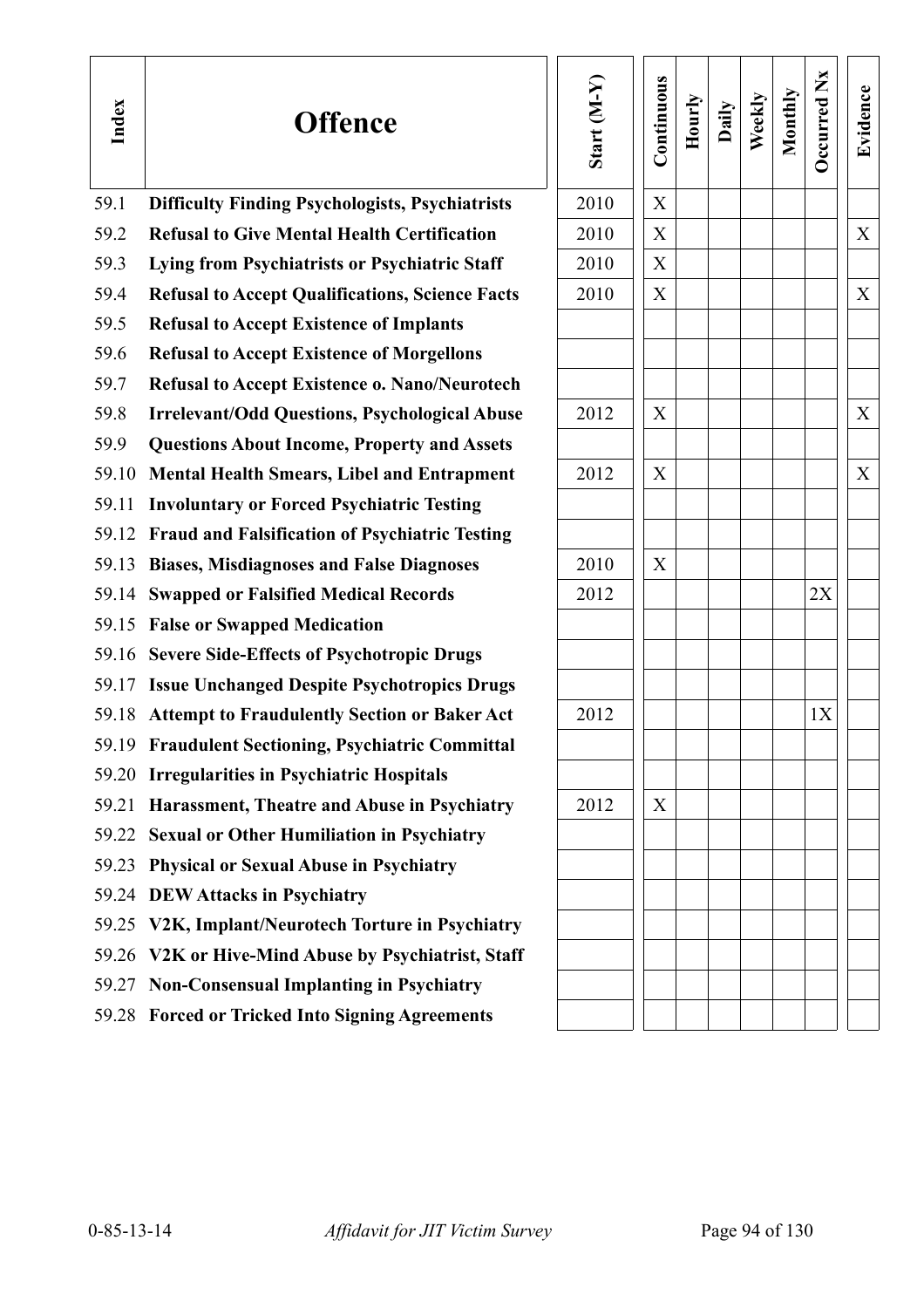| Index | Offence | Start (M-Y) | Continuous | Hourly | Daily | Weekly | Monthly | Occurred Nx | Evidence |
|---|---|---|---|---|---|---|---|---|---|
| 59.1 | **Difficulty Finding Psychologists, Psychiatrists** | 2010 | X | | | | | | |
| 59.2 | **Refusal to Give Mental Health Certification** | 2010 | X | | | | | | X |
| 59.3 | **Lying from Psychiatrists or Psychiatric Staff** | 2010 | X | | | | | | |
| 59.4 | **Refusal to Accept Qualifications, Science Facts** | 2010 | X | | | | | | X |
| 59.5 | **Refusal to Accept Existence of Implants** | | | | | | | | |
| 59.6 | **Refusal to Accept Existence of Morgellons** | | | | | | | | |
| 59.7 | **Refusal to Accept Existence o. Nano/Neurotech** | | | | | | | | |
| 59.8 | **Irrelevant/Odd Questions, Psychological Abuse** | 2012 | X | | | | | | X |
| 59.9 | **Questions About Income, Property and Assets** | | | | | | | | |
| 59.10 | **Mental Health Smears, Libel and Entrapment** | 2012 | X | | | | | | X |
| 59.11 | **Involuntary or Forced Psychiatric Testing** | | | | | | | | |
| 59.12 | **Fraud and Falsification of Psychiatric Testing** | | | | | | | | |
| 59.13 | **Biases, Misdiagnoses and False Diagnoses** | 2010 | X | | | | | | |
| 59.14 | **Swapped or Falsified Medical Records** | 2012 | | | | | | 2X | |
| 59.15 | **False or Swapped Medication** | | | | | | | | |
| 59.16 | **Severe Side-Effects of Psychotropic Drugs** | | | | | | | | |
| 59.17 | **Issue Unchanged Despite Psychotropics Drugs** | | | | | | | | |
| 59.18 | **Attempt to Fraudulently Section or Baker Act** | 2012 | | | | | | 1X | |
| 59.19 | **Fraudulent Sectioning, Psychiatric Committal** | | | | | | | | |
| 59.20 | **Irregularities in Psychiatric Hospitals** | | | | | | | | |
| 59.21 | **Harassment, Theatre and Abuse in Psychiatry** | 2012 | X | | | | | | |
| 59.22 | **Sexual or Other Humiliation in Psychiatry** | | | | | | | | |
| 59.23 | **Physical or Sexual Abuse in Psychiatry** | | | | | | | | |
| 59.24 | **DEW Attacks in Psychiatry** | | | | | | | | |
| 59.25 | **V2K, Implant/Neurotech Torture in Psychiatry** | | | | | | | | |
| 59.26 | **V2K or Hive-Mind Abuse by Psychiatrist, Staff** | | | | | | | | |
| 59.27 | **Non-Consensual Implanting in Psychiatry** | | | | | | | | |
| 59.28 | **Forced or Tricked Into Signing Agreements** | | | | | | | | |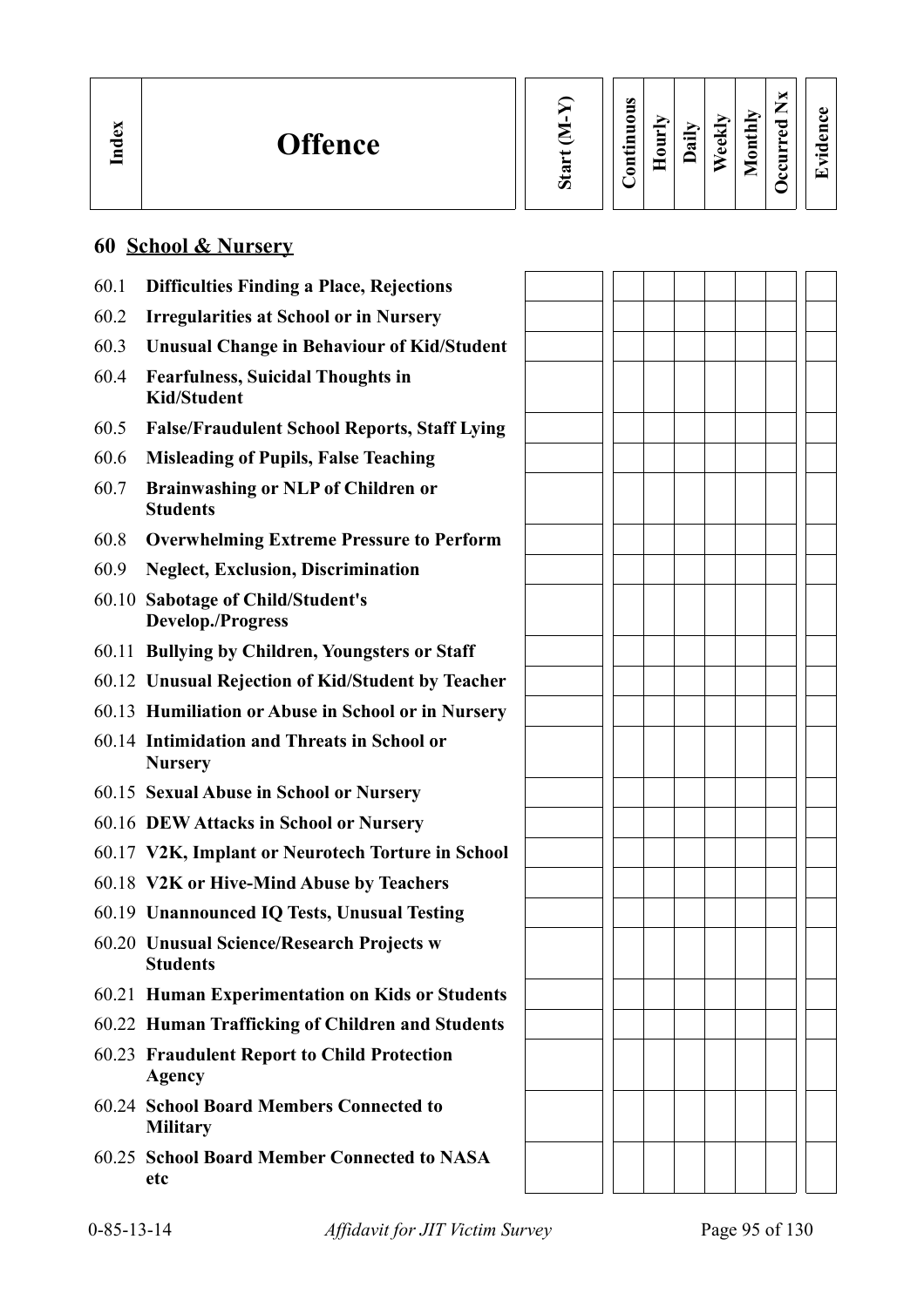| Index | Offence | Start (M-Y) | Continuous | Hourly | Daily | Weekly | Monthly | Occurred Nx | Evidence |
|---|---|---|---|---|---|---|---|---|---|

## 60 School & Nursery

| Index | Offence | Start (M-Y) | Continuous | Hourly | Daily | Weekly | Monthly | Occurred Nx | Evidence |
|---|---|---|---|---|---|---|---|---|---|
| 60.1 | **Difficulties Finding a Place, Rejections** | | | | | | | | |
| 60.2 | **Irregularities at School or in Nursery** | | | | | | | | |
| 60.3 | **Unusual Change in Behaviour of Kid/Student** | | | | | | | | |
| 60.4 | **Fearfulness, Suicidal Thoughts in Kid/Student** | | | | | | | | |
| 60.5 | **False/Fraudulent School Reports, Staff Lying** | | | | | | | | |
| 60.6 | **Misleading of Pupils, False Teaching** | | | | | | | | |
| 60.7 | **Brainwashing or NLP of Children or Students** | | | | | | | | |
| 60.8 | **Overwhelming Extreme Pressure to Perform** | | | | | | | | |
| 60.9 | **Neglect, Exclusion, Discrimination** | | | | | | | | |
| 60.10 | **Sabotage of Child/Student's Develop./Progress** | | | | | | | | |
| 60.11 | **Bullying by Children, Youngsters or Staff** | | | | | | | | |
| 60.12 | **Unusual Rejection of Kid/Student by Teacher** | | | | | | | | |
| 60.13 | **Humiliation or Abuse in School or in Nursery** | | | | | | | | |
| 60.14 | **Intimidation and Threats in School or Nursery** | | | | | | | | |
| 60.15 | **Sexual Abuse in School or Nursery** | | | | | | | | |
| 60.16 | **DEW Attacks in School or Nursery** | | | | | | | | |
| 60.17 | **V2K, Implant or Neurotech Torture in School** | | | | | | | | |
| 60.18 | **V2K or Hive-Mind Abuse by Teachers** | | | | | | | | |
| 60.19 | **Unannounced IQ Tests, Unusual Testing** | | | | | | | | |
| 60.20 | **Unusual Science/Research Projects w Students** | | | | | | | | |
| 60.21 | **Human Experimentation on Kids or Students** | | | | | | | | |
| 60.22 | **Human Trafficking of Children and Students** | | | | | | | | |
| 60.23 | **Fraudulent Report to Child Protection Agency** | | | | | | | | |
| 60.24 | **School Board Members Connected to Military** | | | | | | | | |
| 60.25 | **School Board Member Connected to NASA etc** | | | | | | | | |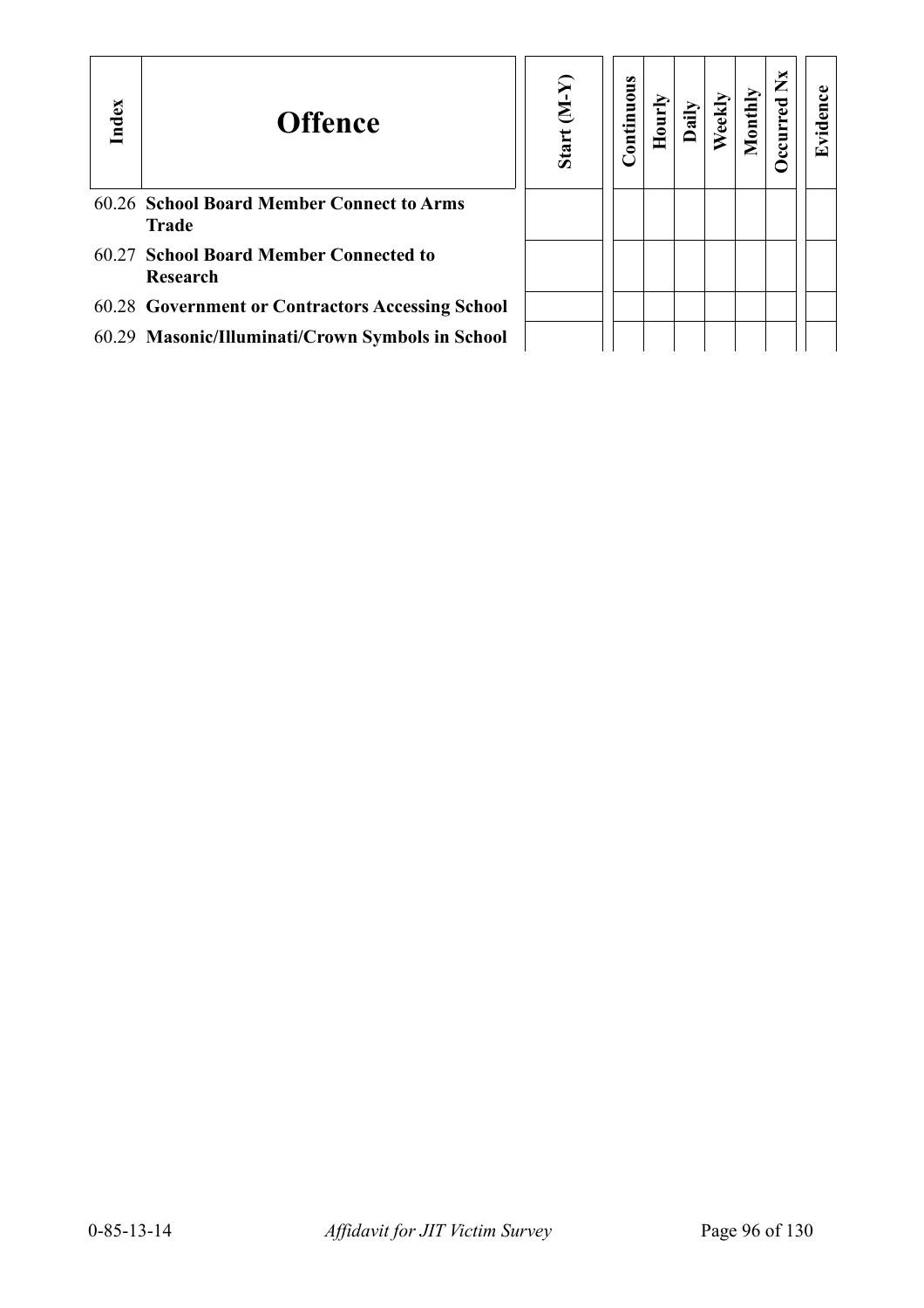| Index | Offence | Start (M-Y) | Continuous | Hourly | Daily | Weekly | Monthly | Occurred Nx | Evidence |
|---|---|---|---|---|---|---|---|---|---|
| 60.26 | **School Board Member Connect to Arms Trade** | | | | | | | | |
| 60.27 | **School Board Member Connected to Research** | | | | | | | | |
| 60.28 | **Government or Contractors Accessing School** | | | | | | | | |
| 60.29 | **Masonic/Illuminati/Crown Symbols in School** | | | | | | | | |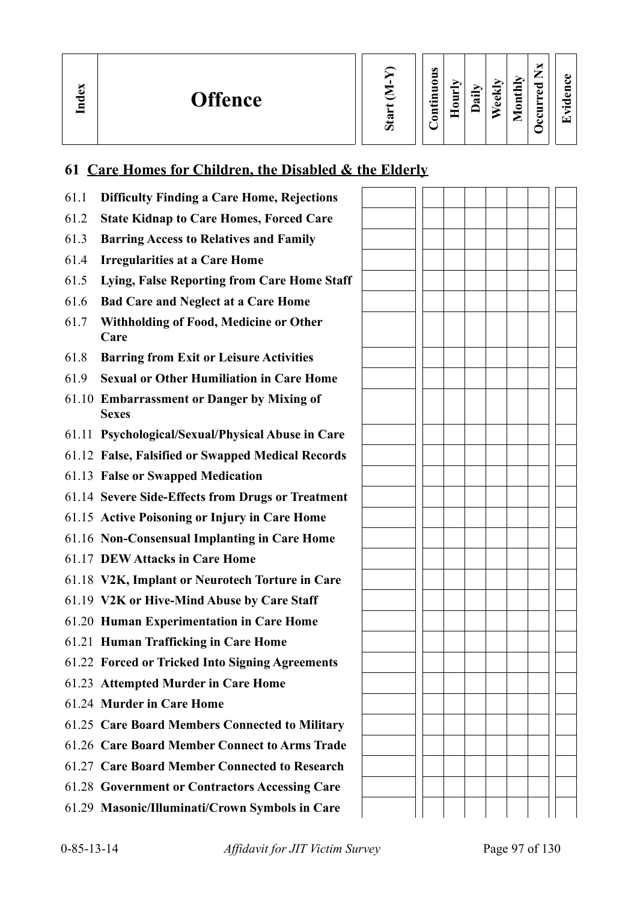| Index | Offence | Start (M-Y) | Continuous | Hourly | Daily | Weekly | Monthly | Occurred Nx | Evidence |
|---|---|---|---|---|---|---|---|---|---|

## 61 Care Homes for Children, the Disabled & the Elderly

| Index | Offence | Start (M-Y) | Continuous | Hourly | Daily | Weekly | Monthly | Occurred Nx | Evidence |
|---|---|---|---|---|---|---|---|---|---|
| 61.1 | **Difficulty Finding a Care Home, Rejections** | | | | | | | | |
| 61.2 | **State Kidnap to Care Homes, Forced Care** | | | | | | | | |
| 61.3 | **Barring Access to Relatives and Family** | | | | | | | | |
| 61.4 | **Irregularities at a Care Home** | | | | | | | | |
| 61.5 | **Lying, False Reporting from Care Home Staff** | | | | | | | | |
| 61.6 | **Bad Care and Neglect at a Care Home** | | | | | | | | |
| 61.7 | **Withholding of Food, Medicine or Other Care** | | | | | | | | |
| 61.8 | **Barring from Exit or Leisure Activities** | | | | | | | | |
| 61.9 | **Sexual or Other Humiliation in Care Home** | | | | | | | | |
| 61.10 | **Embarrassment or Danger by Mixing of Sexes** | | | | | | | | |
| 61.11 | **Psychological/Sexual/Physical Abuse in Care** | | | | | | | | |
| 61.12 | **False, Falsified or Swapped Medical Records** | | | | | | | | |
| 61.13 | **False or Swapped Medication** | | | | | | | | |
| 61.14 | **Severe Side-Effects from Drugs or Treatment** | | | | | | | | |
| 61.15 | **Active Poisoning or Injury in Care Home** | | | | | | | | |
| 61.16 | **Non-Consensual Implanting in Care Home** | | | | | | | | |
| 61.17 | **DEW Attacks in Care Home** | | | | | | | | |
| 61.18 | **V2K, Implant or Neurotech Torture in Care** | | | | | | | | |
| 61.19 | **V2K or Hive-Mind Abuse by Care Staff** | | | | | | | | |
| 61.20 | **Human Experimentation in Care Home** | | | | | | | | |
| 61.21 | **Human Trafficking in Care Home** | | | | | | | | |
| 61.22 | **Forced or Tricked Into Signing Agreements** | | | | | | | | |
| 61.23 | **Attempted Murder in Care Home** | | | | | | | | |
| 61.24 | **Murder in Care Home** | | | | | | | | |
| 61.25 | **Care Board Members Connected to Military** | | | | | | | | |
| 61.26 | **Care Board Member Connect to Arms Trade** | | | | | | | | |
| 61.27 | **Care Board Member Connected to Research** | | | | | | | | |
| 61.28 | **Government or Contractors Accessing Care** | | | | | | | | |
| 61.29 | **Masonic/Illuminati/Crown Symbols in Care** | | | | | | | | |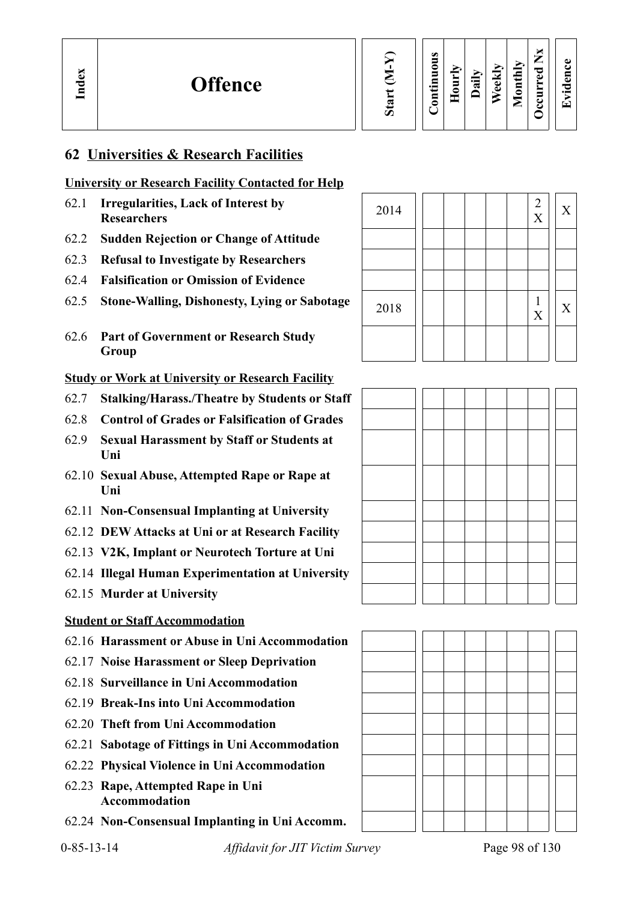| Index | Offence | Start (M-Y) | Continuous | Hourly | Daily | Weekly | Monthly | Occurred Nx | Evidence |
|---|---|---|---|---|---|---|---|---|---|
| **62** | **Universities & Research Facilities** | | | | | | | | |
| | **University or Research Facility Contacted for Help** | | | | | | | | |
| 62.1 | **Irregularities, Lack of Interest by Researchers** | 2014 | | | | | | 2 X | X |
| 62.2 | **Sudden Rejection or Change of Attitude** | | | | | | | | |
| 62.3 | **Refusal to Investigate by Researchers** | | | | | | | | |
| 62.4 | **Falsification or Omission of Evidence** | | | | | | | | |
| 62.5 | **Stone-Walling, Dishonesty, Lying or Sabotage** | 2018 | | | | | | 1 X | X |
| 62.6 | **Part of Government or Research Study Group** | | | | | | | | |
| | **Study or Work at University or Research Facility** | | | | | | | | |
| 62.7 | **Stalking/Harass./Theatre by Students or Staff** | | | | | | | | |
| 62.8 | **Control of Grades or Falsification of Grades** | | | | | | | | |
| 62.9 | **Sexual Harassment by Staff or Students at Uni** | | | | | | | | |
| 62.10 | **Sexual Abuse, Attempted Rape or Rape at Uni** | | | | | | | | |
| 62.11 | **Non-Consensual Implanting at University** | | | | | | | | |
| 62.12 | **DEW Attacks at Uni or at Research Facility** | | | | | | | | |
| 62.13 | **V2K, Implant or Neurotech Torture at Uni** | | | | | | | | |
| 62.14 | **Illegal Human Experimentation at University** | | | | | | | | |
| 62.15 | **Murder at University** | | | | | | | | |
| | **Student or Staff Accommodation** | | | | | | | | |
| 62.16 | **Harassment or Abuse in Uni Accommodation** | | | | | | | | |
| 62.17 | **Noise Harassment or Sleep Deprivation** | | | | | | | | |
| 62.18 | **Surveillance in Uni Accommodation** | | | | | | | | |
| 62.19 | **Break-Ins into Uni Accommodation** | | | | | | | | |
| 62.20 | **Theft from Uni Accommodation** | | | | | | | | |
| 62.21 | **Sabotage of Fittings in Uni Accommodation** | | | | | | | | |
| 62.22 | **Physical Violence in Uni Accommodation** | | | | | | | | |
| 62.23 | **Rape, Attempted Rape in Uni Accommodation** | | | | | | | | |
| 62.24 | **Non-Consensual Implanting in Uni Accomm.** | | | | | | | | |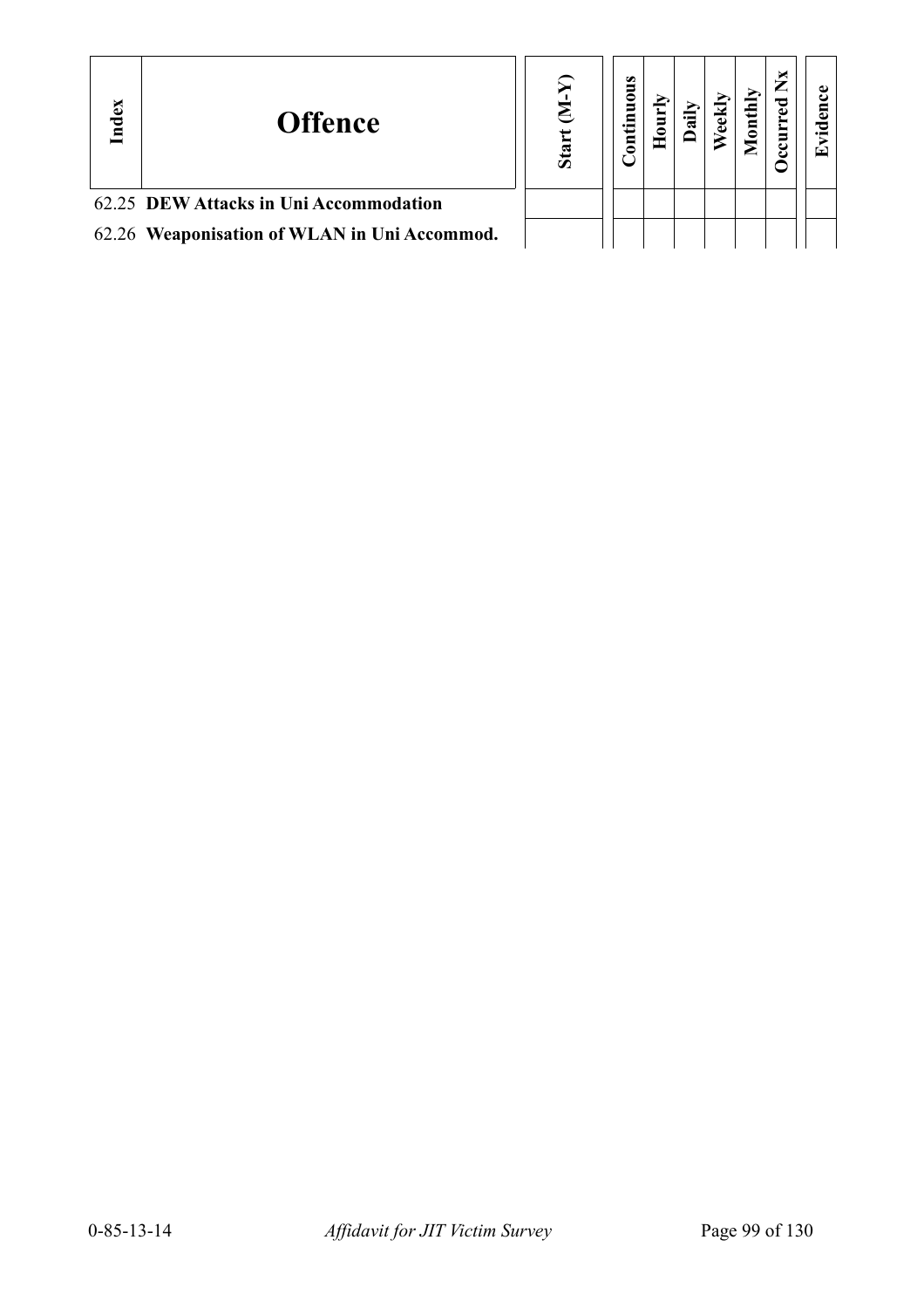| Index | Offence | Start (M-Y) | Continuous | Hourly | Daily | Weekly | Monthly | Occurred Nx | Evidence |
|---|---|---|---|---|---|---|---|---|---|
| 62.25 | **DEW Attacks in Uni Accommodation** | | | | | | | | |
| 62.26 | **Weaponisation of WLAN in Uni Accommod.** | | | | | | | | |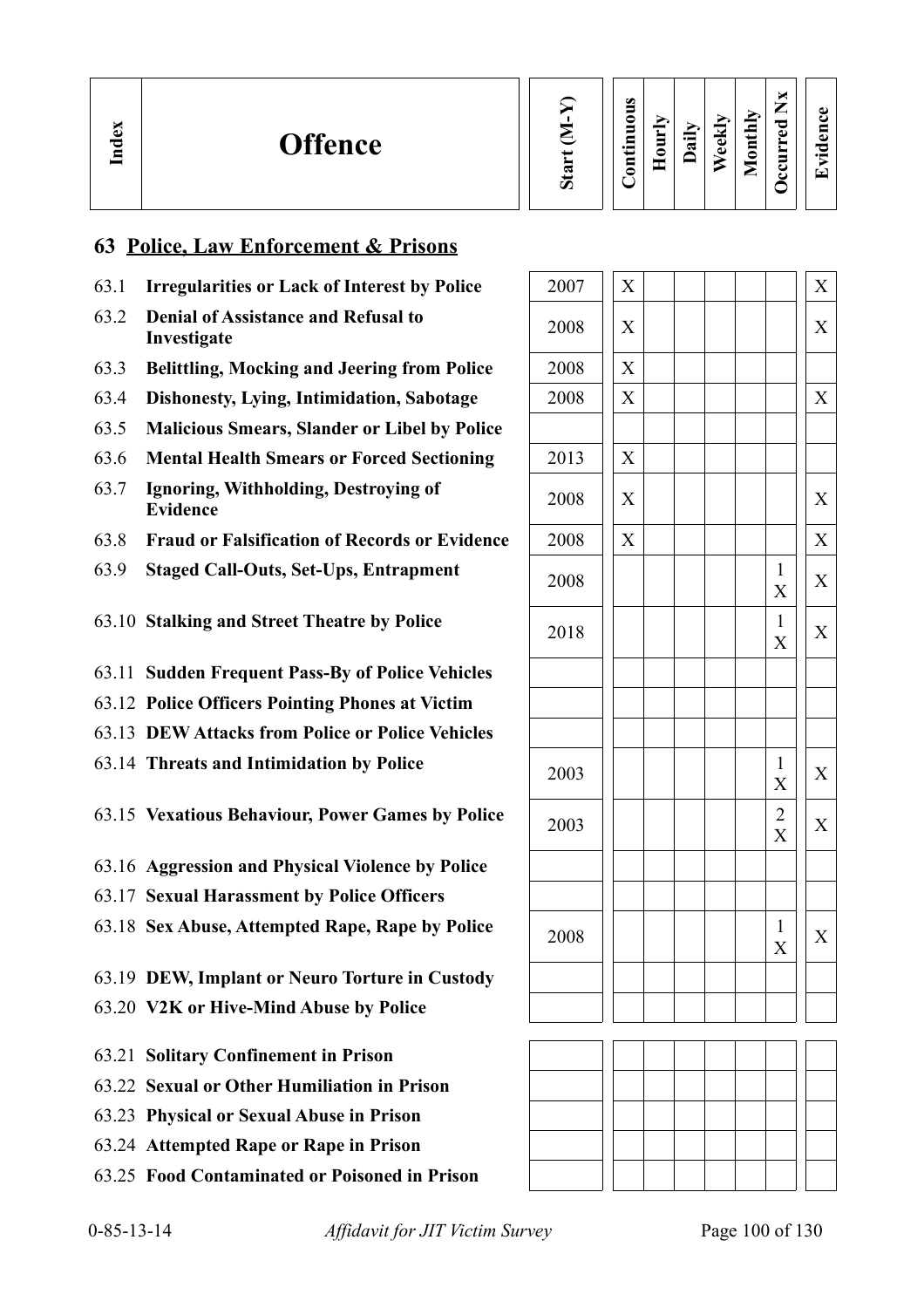| Index | Offence | Start (M-Y) | Continuous | Hourly | Daily | Weekly | Monthly | Occurred Nx | Evidence |
|---|---|---|---|---|---|---|---|---|---|

## 63 Police, Law Enforcement & Prisons

| Index | Offence | Start (M-Y) | Continuous | Hourly | Daily | Weekly | Monthly | Occurred Nx | Evidence |
|---|---|---|---|---|---|---|---|---|---|
| 63.1 | **Irregularities or Lack of Interest by Police** | 2007 | X | | | | | | X |
| 63.2 | **Denial of Assistance and Refusal to Investigate** | 2008 | X | | | | | | X |
| 63.3 | **Belittling, Mocking and Jeering from Police** | 2008 | X | | | | | | |
| 63.4 | **Dishonesty, Lying, Intimidation, Sabotage** | 2008 | X | | | | | | X |
| 63.5 | **Malicious Smears, Slander or Libel by Police** | | | | | | | | |
| 63.6 | **Mental Health Smears or Forced Sectioning** | 2013 | X | | | | | | |
| 63.7 | **Ignoring, Withholding, Destroying of Evidence** | 2008 | X | | | | | | X |
| 63.8 | **Fraud or Falsification of Records or Evidence** | 2008 | X | | | | | | X |
| 63.9 | **Staged Call-Outs, Set-Ups, Entrapment** | 2008 | | | | | | 1 X | X |
| 63.10 | **Stalking and Street Theatre by Police** | 2018 | | | | | | 1 X | X |
| 63.11 | **Sudden Frequent Pass-By of Police Vehicles** | | | | | | | | |
| 63.12 | **Police Officers Pointing Phones at Victim** | | | | | | | | |
| 63.13 | **DEW Attacks from Police or Police Vehicles** | | | | | | | | |
| 63.14 | **Threats and Intimidation by Police** | 2003 | | | | | | 1 X | X |
| 63.15 | **Vexatious Behaviour, Power Games by Police** | 2003 | | | | | | 2 X | X |
| 63.16 | **Aggression and Physical Violence by Police** | | | | | | | | |
| 63.17 | **Sexual Harassment by Police Officers** | | | | | | | | |
| 63.18 | **Sex Abuse, Attempted Rape, Rape by Police** | 2008 | | | | | | 1 X | X |
| 63.19 | **DEW, Implant or Neuro Torture in Custody** | | | | | | | | |
| 63.20 | **V2K or Hive-Mind Abuse by Police** | | | | | | | | |
| 63.21 | **Solitary Confinement in Prison** | | | | | | | | |
| 63.22 | **Sexual or Other Humiliation in Prison** | | | | | | | | |
| 63.23 | **Physical or Sexual Abuse in Prison** | | | | | | | | |
| 63.24 | **Attempted Rape or Rape in Prison** | | | | | | | | |
| 63.25 | **Food Contaminated or Poisoned in Prison** | | | | | | | | |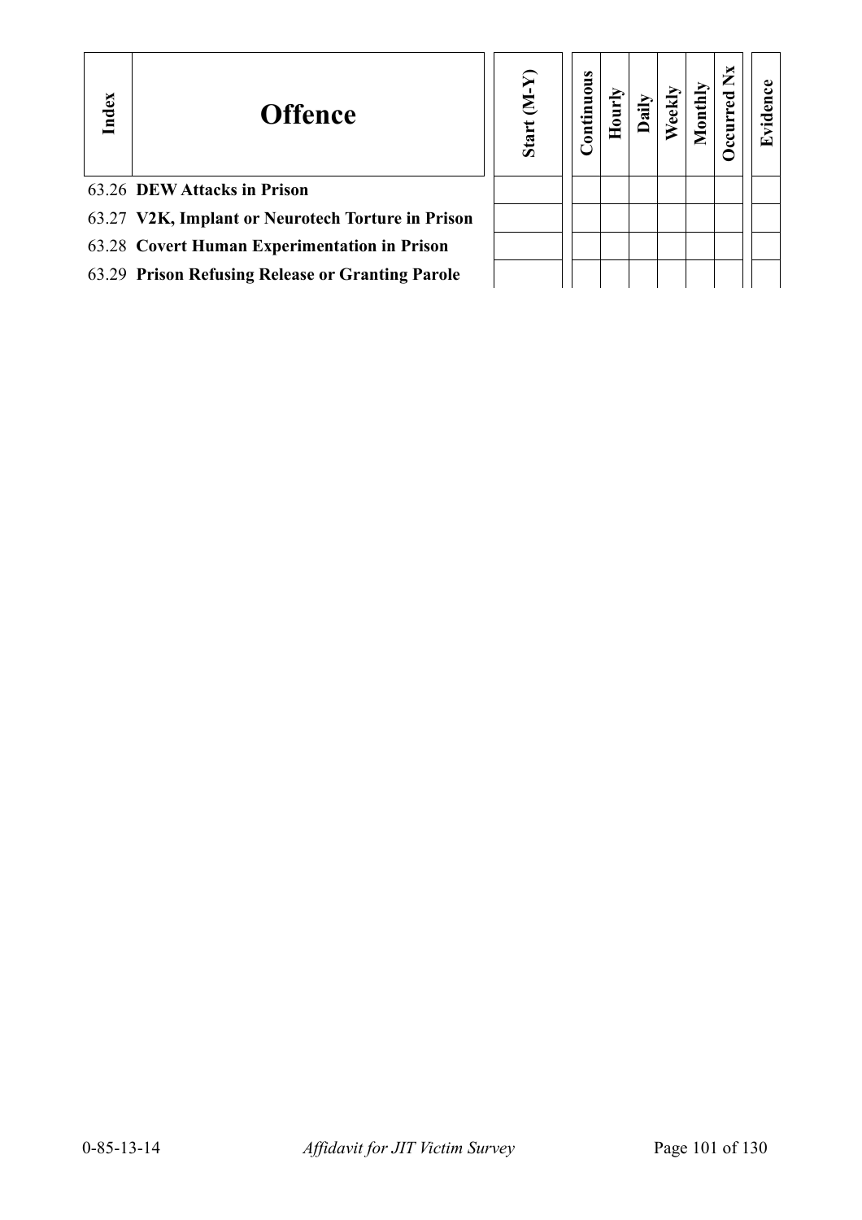| Index | Offence | Start (M-Y) | Continuous | Hourly | Daily | Weekly | Monthly | Occurred Nx | Evidence |
|---|---|---|---|---|---|---|---|---|---|
| 63.26 | **DEW Attacks in Prison** | | | | | | | | |
| 63.27 | **V2K, Implant or Neurotech Torture in Prison** | | | | | | | | |
| 63.28 | **Covert Human Experimentation in Prison** | | | | | | | | |
| 63.29 | **Prison Refusing Release or Granting Parole** | | | | | | | | |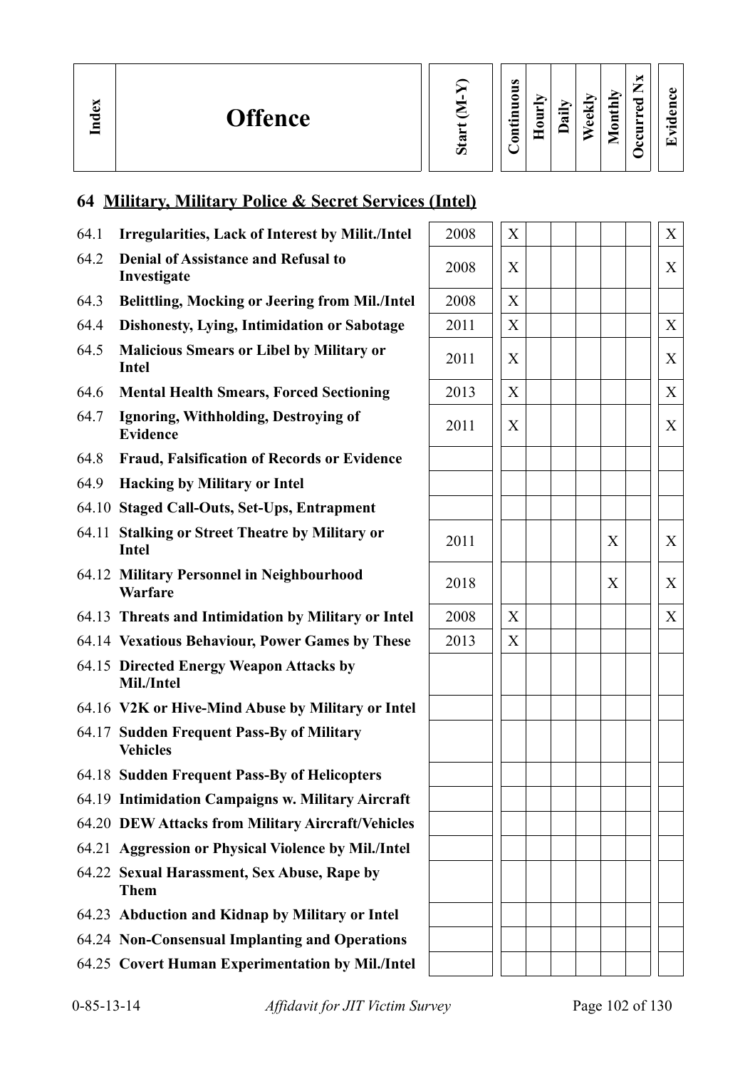| Index | Offence | Start (M-Y) | Continuous | Hourly | Daily | Weekly | Monthly | Occurred Nx | Evidence |
|---|---|---|---|---|---|---|---|---|---|

## 64 Military, Military Police & Secret Services (Intel)

| Index | Offence | Start (M-Y) | Continuous | Hourly | Daily | Weekly | Monthly | Occurred Nx | Evidence |
|---|---|---|---|---|---|---|---|---|---|
| 64.1 | **Irregularities, Lack of Interest by Milit./Intel** | 2008 | X | | | | | | X |
| 64.2 | **Denial of Assistance and Refusal to Investigate** | 2008 | X | | | | | | X |
| 64.3 | **Belittling, Mocking or Jeering from Mil./Intel** | 2008 | X | | | | | | |
| 64.4 | **Dishonesty, Lying, Intimidation or Sabotage** | 2011 | X | | | | | | X |
| 64.5 | **Malicious Smears or Libel by Military or Intel** | 2011 | X | | | | | | X |
| 64.6 | **Mental Health Smears, Forced Sectioning** | 2013 | X | | | | | | X |
| 64.7 | **Ignoring, Withholding, Destroying of Evidence** | 2011 | X | | | | | | X |
| 64.8 | **Fraud, Falsification of Records or Evidence** | | | | | | | | |
| 64.9 | **Hacking by Military or Intel** | | | | | | | | |
| 64.10 | **Staged Call-Outs, Set-Ups, Entrapment** | | | | | | | | |
| 64.11 | **Stalking or Street Theatre by Military or Intel** | 2011 | | | | | X | | X |
| 64.12 | **Military Personnel in Neighbourhood Warfare** | 2018 | | | | | X | | X |
| 64.13 | **Threats and Intimidation by Military or Intel** | 2008 | X | | | | | | X |
| 64.14 | **Vexatious Behaviour, Power Games by These** | 2013 | X | | | | | | |
| 64.15 | **Directed Energy Weapon Attacks by Mil./Intel** | | | | | | | | |
| 64.16 | **V2K or Hive-Mind Abuse by Military or Intel** | | | | | | | | |
| 64.17 | **Sudden Frequent Pass-By of Military Vehicles** | | | | | | | | |
| 64.18 | **Sudden Frequent Pass-By of Helicopters** | | | | | | | | |
| 64.19 | **Intimidation Campaigns w. Military Aircraft** | | | | | | | | |
| 64.20 | **DEW Attacks from Military Aircraft/Vehicles** | | | | | | | | |
| 64.21 | **Aggression or Physical Violence by Mil./Intel** | | | | | | | | |
| 64.22 | **Sexual Harassment, Sex Abuse, Rape by Them** | | | | | | | | |
| 64.23 | **Abduction and Kidnap by Military or Intel** | | | | | | | | |
| 64.24 | **Non-Consensual Implanting and Operations** | | | | | | | | |
| 64.25 | **Covert Human Experimentation by Mil./Intel** | | | | | | | | |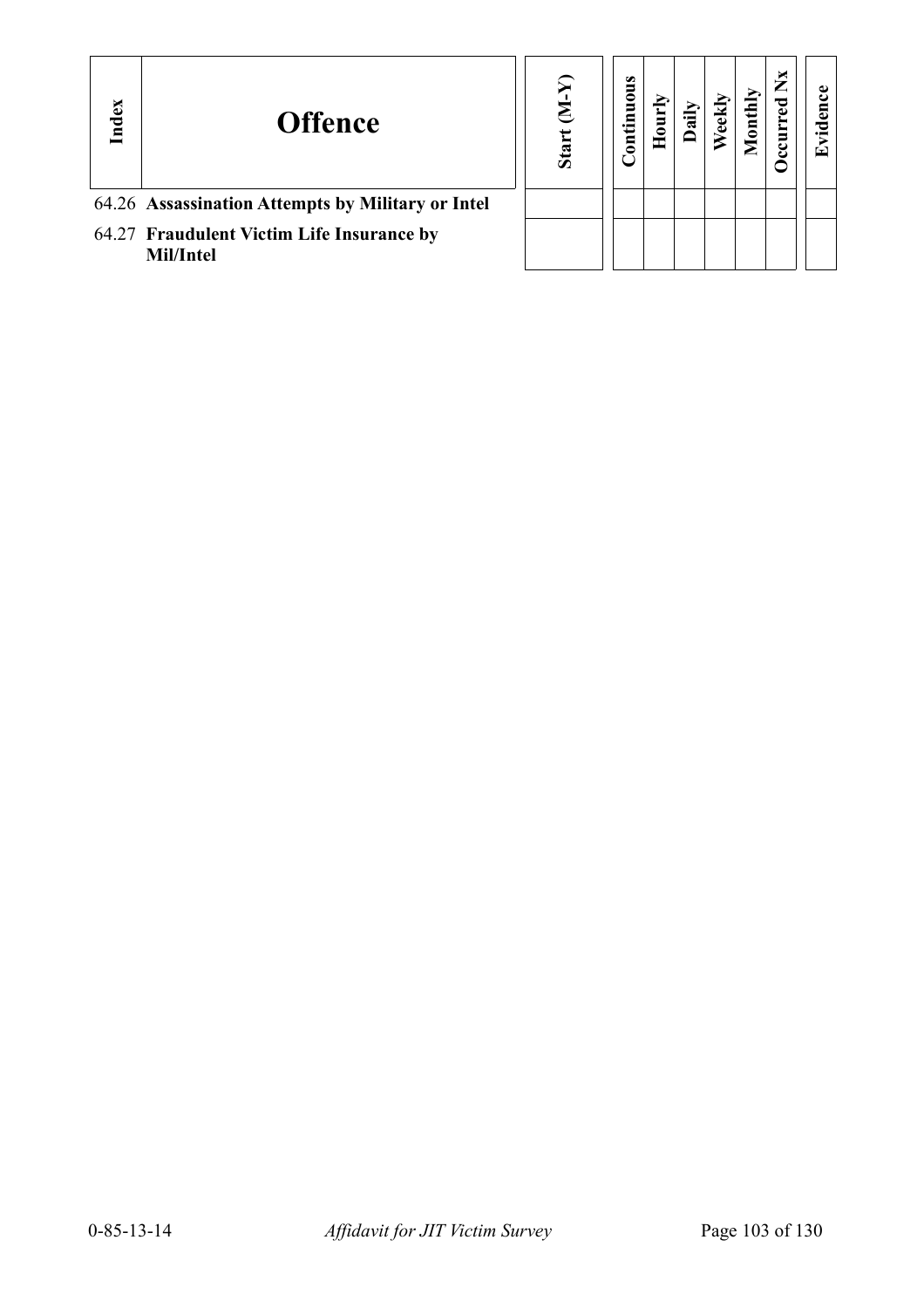| Index | Offence | Start (M-Y) | Continuous | Hourly | Daily | Weekly | Monthly | Occurred Nx | Evidence |
|---|---|---|---|---|---|---|---|---|---|
| 64.26 | **Assassination Attempts by Military or Intel** | | | | | | | | |
| 64.27 | **Fraudulent Victim Life Insurance by Mil/Intel** | | | | | | | | |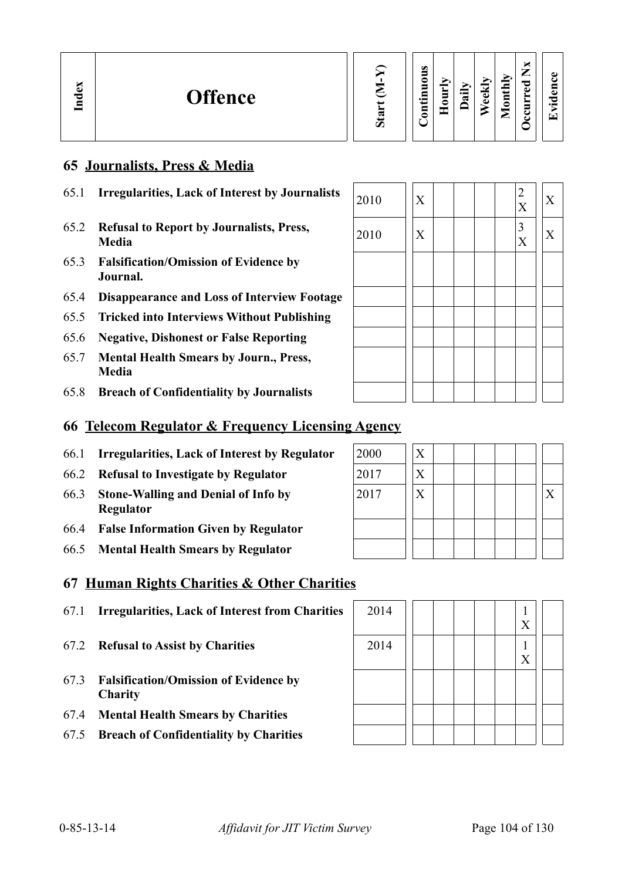| Index | Offence | Start (M-Y) | Continuous | Hourly | Daily | Weekly | Monthly | Occurred Nx | Evidence |
|---|---|---|---|---|---|---|---|---|---|
| **65** | **Journalists, Press & Media** | | | | | | | | |
| 65.1 | **Irregularities, Lack of Interest by Journalists** | 2010 | X | | | | | 2 X | X |
| 65.2 | **Refusal to Report by Journalists, Press, Media** | 2010 | X | | | | | 3 X | X |
| 65.3 | **Falsification/Omission of Evidence by Journal.** | | | | | | | | |
| 65.4 | **Disappearance and Loss of Interview Footage** | | | | | | | | |
| 65.5 | **Tricked into Interviews Without Publishing** | | | | | | | | |
| 65.6 | **Negative, Dishonest or False Reporting** | | | | | | | | |
| 65.7 | **Mental Health Smears by Journ., Press, Media** | | | | | | | | |
| 65.8 | **Breach of Confidentiality by Journalists** | | | | | | | | |
| **66** | **Telecom Regulator & Frequency Licensing Agency** | | | | | | | | |
| 66.1 | **Irregularities, Lack of Interest by Regulator** | 2000 | X | | | | | | |
| 66.2 | **Refusal to Investigate by Regulator** | 2017 | X | | | | | | |
| 66.3 | **Stone-Walling and Denial of Info by Regulator** | 2017 | X | | | | | | X |
| 66.4 | **False Information Given by Regulator** | | | | | | | | |
| 66.5 | **Mental Health Smears by Regulator** | | | | | | | | |
| **67** | **Human Rights Charities & Other Charities** | | | | | | | | |
| 67.1 | **Irregularities, Lack of Interest from Charities** | 2014 | | | | | | 1 X | |
| 67.2 | **Refusal to Assist by Charities** | 2014 | | | | | | 1 X | |
| 67.3 | **Falsification/Omission of Evidence by Charity** | | | | | | | | |
| 67.4 | **Mental Health Smears by Charities** | | | | | | | | |
| 67.5 | **Breach of Confidentiality by Charities** | | | | | | | | |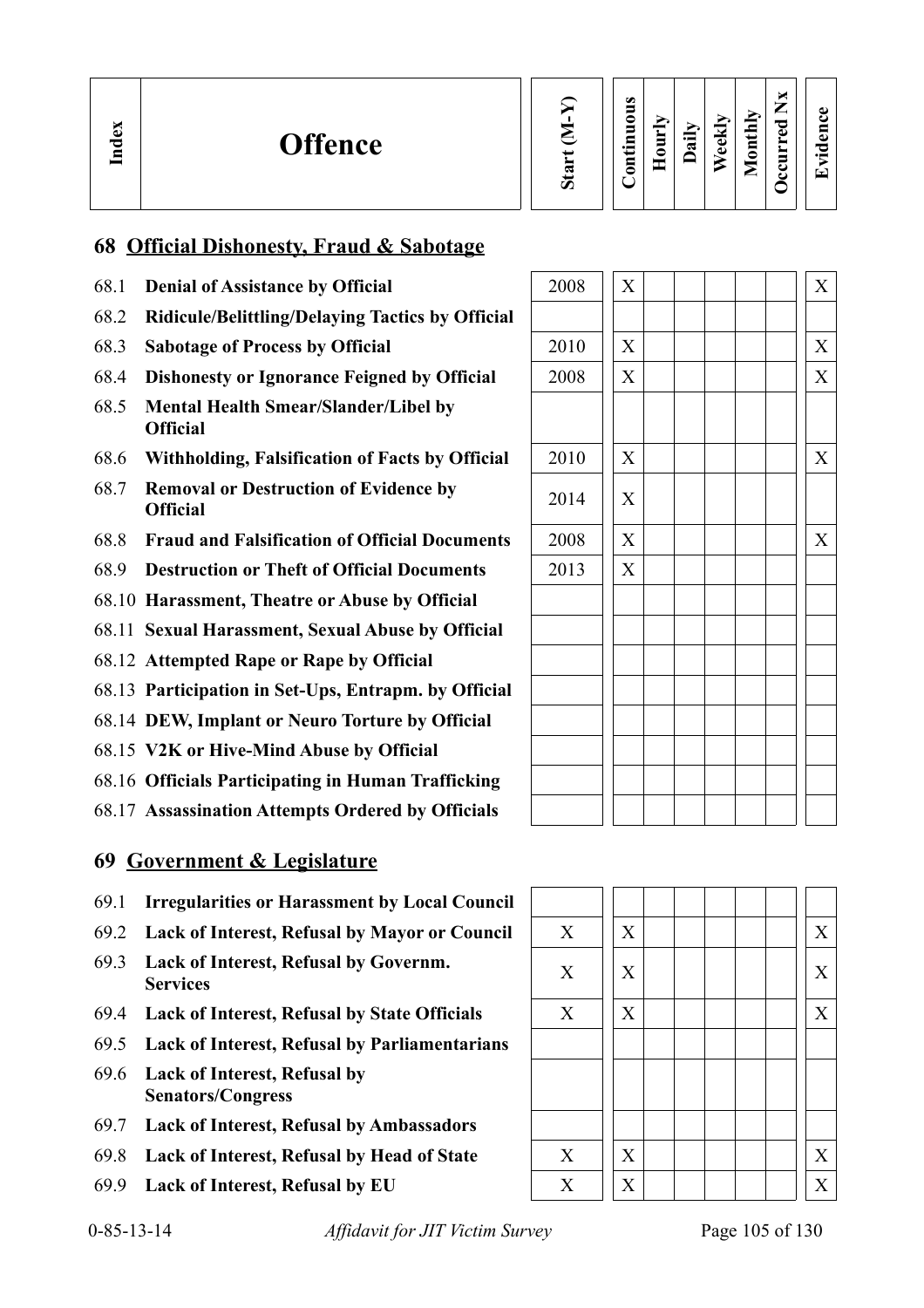| Index | Offence | Start (M-Y) | Continuous | Hourly | Daily | Weekly | Monthly | Occurred Nx | Evidence |
|---|---|---|---|---|---|---|---|---|---|
| **68** | **Official Dishonesty, Fraud & Sabotage** | | | | | | | | |
| 68.1 | **Denial of Assistance by Official** | 2008 | X | | | | | | X |
| 68.2 | **Ridicule/Belittling/Delaying Tactics by Official** | | | | | | | | |
| 68.3 | **Sabotage of Process by Official** | 2010 | X | | | | | | X |
| 68.4 | **Dishonesty or Ignorance Feigned by Official** | 2008 | X | | | | | | X |
| 68.5 | **Mental Health Smear/Slander/Libel by Official** | | | | | | | | |
| 68.6 | **Withholding, Falsification of Facts by Official** | 2010 | X | | | | | | X |
| 68.7 | **Removal or Destruction of Evidence by Official** | 2014 | X | | | | | | |
| 68.8 | **Fraud and Falsification of Official Documents** | 2008 | X | | | | | | X |
| 68.9 | **Destruction or Theft of Official Documents** | 2013 | X | | | | | | |
| 68.10 | **Harassment, Theatre or Abuse by Official** | | | | | | | | |
| 68.11 | **Sexual Harassment, Sexual Abuse by Official** | | | | | | | | |
| 68.12 | **Attempted Rape or Rape by Official** | | | | | | | | |
| 68.13 | **Participation in Set-Ups, Entrapm. by Official** | | | | | | | | |
| 68.14 | **DEW, Implant or Neuro Torture by Official** | | | | | | | | |
| 68.15 | **V2K or Hive-Mind Abuse by Official** | | | | | | | | |
| 68.16 | **Officials Participating in Human Trafficking** | | | | | | | | |
| 68.17 | **Assassination Attempts Ordered by Officials** | | | | | | | | |
| **69** | **Government & Legislature** | | | | | | | | |
| 69.1 | **Irregularities or Harassment by Local Council** | | | | | | | | |
| 69.2 | **Lack of Interest, Refusal by Mayor or Council** | X | X | | | | | | X |
| 69.3 | **Lack of Interest, Refusal by Governm. Services** | X | X | | | | | | X |
| 69.4 | **Lack of Interest, Refusal by State Officials** | X | X | | | | | | X |
| 69.5 | **Lack of Interest, Refusal by Parliamentarians** | | | | | | | | |
| 69.6 | **Lack of Interest, Refusal by Senators/Congress** | | | | | | | | |
| 69.7 | **Lack of Interest, Refusal by Ambassadors** | | | | | | | | |
| 69.8 | **Lack of Interest, Refusal by Head of State** | X | X | | | | | | X |
| 69.9 | **Lack of Interest, Refusal by EU** | X | X | | | | | | X |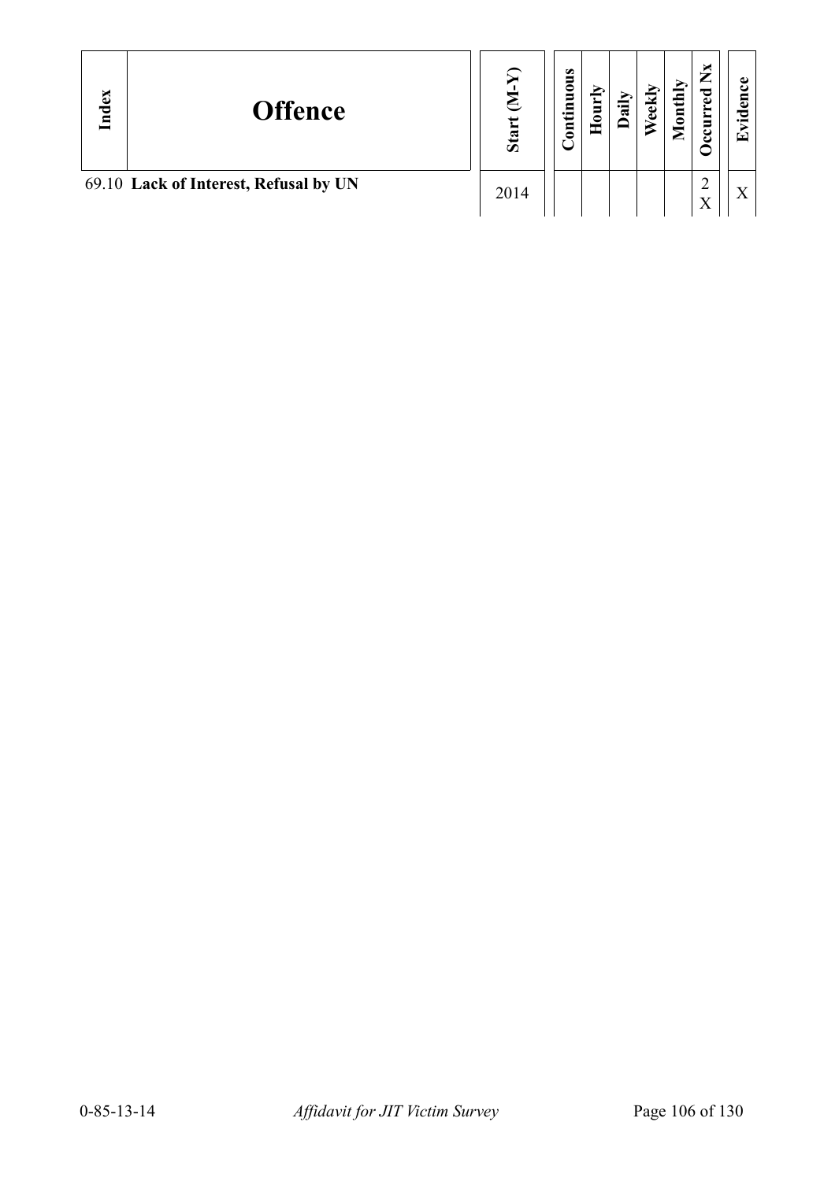| Index | Offence | Start (M-Y) | Continuous | Hourly | Daily | Weekly | Monthly | Occurred Nx | Evidence |
|---|---|---|---|---|---|---|---|---|---|
| 69.10 | **Lack of Interest, Refusal by UN** | 2014 | | | | | | 2 X | X |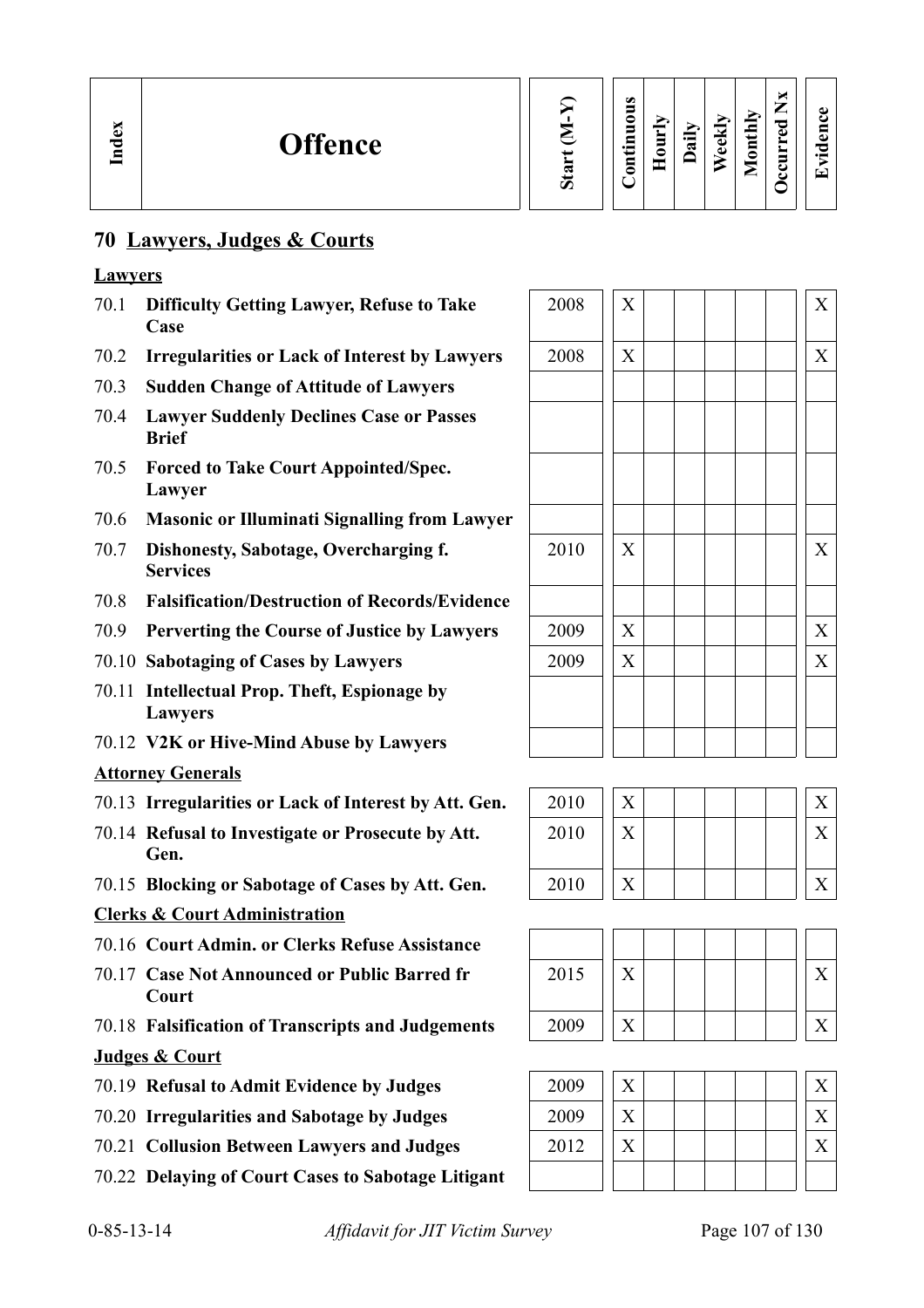| Index | Offence | Start (M-Y) | Continuous | Hourly | Daily | Weekly | Monthly | Occurred Nx | Evidence |
|---|---|---|---|---|---|---|---|---|---|

## 70 Lawyers, Judges & Courts

**Lawyers**

| Index | Offence | Start (M-Y) | Continuous | Hourly | Daily | Weekly | Monthly | Occurred Nx | Evidence |
|---|---|---|---|---|---|---|---|---|---|
| 70.1 | **Difficulty Getting Lawyer, Refuse to Take Case** | 2008 | X | | | | | | X |
| 70.2 | **Irregularities or Lack of Interest by Lawyers** | 2008 | X | | | | | | X |
| 70.3 | **Sudden Change of Attitude of Lawyers** | | | | | | | | |
| 70.4 | **Lawyer Suddenly Declines Case or Passes Brief** | | | | | | | | |
| 70.5 | **Forced to Take Court Appointed/Spec. Lawyer** | | | | | | | | |
| 70.6 | **Masonic or Illuminati Signalling from Lawyer** | | | | | | | | |
| 70.7 | **Dishonesty, Sabotage, Overcharging f. Services** | 2010 | X | | | | | | X |
| 70.8 | **Falsification/Destruction of Records/Evidence** | | | | | | | | |
| 70.9 | **Perverting the Course of Justice by Lawyers** | 2009 | X | | | | | | X |
| 70.10 | **Sabotaging of Cases by Lawyers** | 2009 | X | | | | | | X |
| 70.11 | **Intellectual Prop. Theft, Espionage by Lawyers** | | | | | | | | |
| 70.12 | **V2K or Hive-Mind Abuse by Lawyers** | | | | | | | | |

**Attorney Generals**

| Index | Offence | Start (M-Y) | Continuous | Hourly | Daily | Weekly | Monthly | Occurred Nx | Evidence |
|---|---|---|---|---|---|---|---|---|---|
| 70.13 | **Irregularities or Lack of Interest by Att. Gen.** | 2010 | X | | | | | | X |
| 70.14 | **Refusal to Investigate or Prosecute by Att. Gen.** | 2010 | X | | | | | | X |
| 70.15 | **Blocking or Sabotage of Cases by Att. Gen.** | 2010 | X | | | | | | X |

**Clerks & Court Administration**

| Index | Offence | Start (M-Y) | Continuous | Hourly | Daily | Weekly | Monthly | Occurred Nx | Evidence |
|---|---|---|---|---|---|---|---|---|---|
| 70.16 | **Court Admin. or Clerks Refuse Assistance** | | | | | | | | |
| 70.17 | **Case Not Announced or Public Barred fr Court** | 2015 | X | | | | | | X |
| 70.18 | **Falsification of Transcripts and Judgements** | 2009 | X | | | | | | X |

**Judges & Court**

| Index | Offence | Start (M-Y) | Continuous | Hourly | Daily | Weekly | Monthly | Occurred Nx | Evidence |
|---|---|---|---|---|---|---|---|---|---|
| 70.19 | **Refusal to Admit Evidence by Judges** | 2009 | X | | | | | | X |
| 70.20 | **Irregularities and Sabotage by Judges** | 2009 | X | | | | | | X |
| 70.21 | **Collusion Between Lawyers and Judges** | 2012 | X | | | | | | X |
| 70.22 | **Delaying of Court Cases to Sabotage Litigant** | | | | | | | | |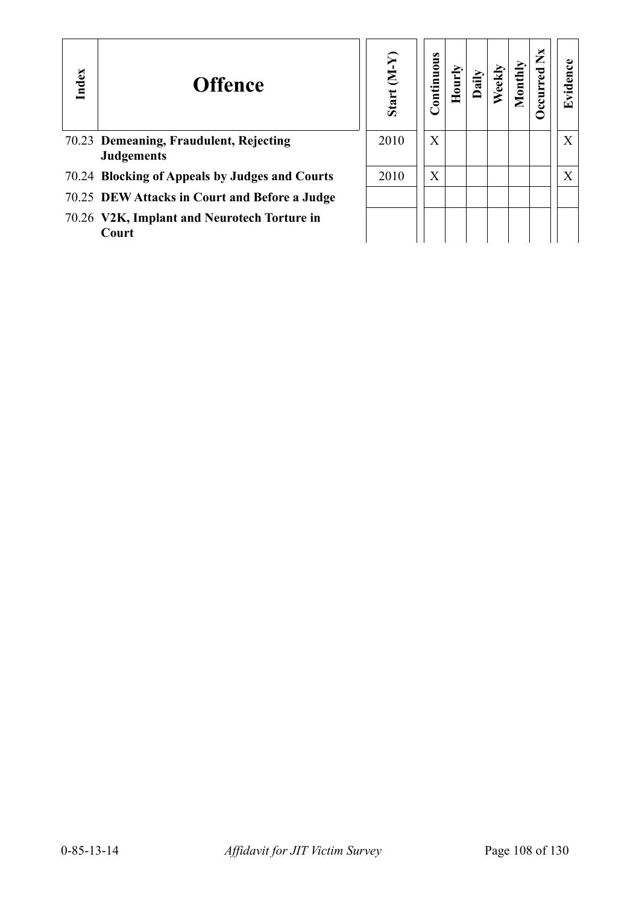| Index | Offence | Start (M-Y) | Continuous | Hourly | Daily | Weekly | Monthly | Occurred Nx | Evidence |
|---|---|---|---|---|---|---|---|---|---|
| 70.23 | **Demeaning, Fraudulent, Rejecting Judgements** | 2010 | X | | | | | | X |
| 70.24 | **Blocking of Appeals by Judges and Courts** | 2010 | X | | | | | | X |
| 70.25 | **DEW Attacks in Court and Before a Judge** | | | | | | | | |
| 70.26 | **V2K, Implant and Neurotech Torture in Court** | | | | | | | | |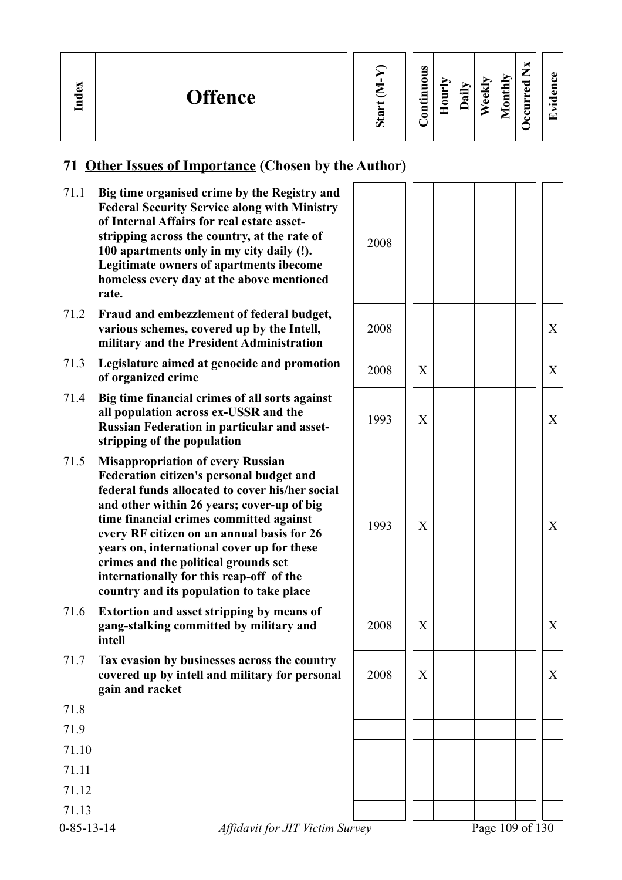| Index | Offence | Start (M-Y) | Continuous | Hourly | Daily | Weekly | Monthly | Occurred Nx | Evidence |
|---|---|---|---|---|---|---|---|---|---|

## 71 Other Issues of Importance (Chosen by the Author)

| Index | Offence | Start (M-Y) | Continuous | Hourly | Daily | Weekly | Monthly | Occurred Nx | Evidence |
|---|---|---|---|---|---|---|---|---|---|
| 71.1 | **Big time organised crime by the Registry and Federal Security Service along with Ministry of Internal Affairs for real estate asset-stripping across the country, at the rate of 100 apartments only in my city daily (!). Legitimate owners of apartments ibecome homeless every day at the above mentioned rate.** | 2008 | | | | | | | |
| 71.2 | **Fraud and embezzlement of federal budget, various schemes, covered up by the Intell, military and the President Administration** | 2008 | | | | | | | X |
| 71.3 | **Legislature aimed at genocide and promotion of organized crime** | 2008 | X | | | | | | X |
| 71.4 | **Big time financial crimes of all sorts against all population across ex-USSR and the Russian Federation in particular and asset-stripping of the population** | 1993 | X | | | | | | X |
| 71.5 | **Misappropriation of every Russian Federation citizen's personal budget and federal funds allocated to cover his/her social and other within 26 years; cover-up of big time financial crimes committed against every RF citizen on an annual basis for 26 years on, international cover up for these crimes and the political grounds set internationally for this reap-off of the country and its population to take place** | 1993 | X | | | | | | X |
| 71.6 | **Extortion and asset stripping by means of gang-stalking committed by military and intell** | 2008 | X | | | | | | X |
| 71.7 | **Tax evasion by businesses across the country covered up by intell and military for personal gain and racket** | 2008 | X | | | | | | X |
| 71.8 | | | | | | | | | |
| 71.9 | | | | | | | | | |
| 71.10 | | | | | | | | | |
| 71.11 | | | | | | | | | |
| 71.12 | | | | | | | | | |
| 71.13 | | | | | | | | | |

0-85-13-14 *Affidavit for JIT Victim Survey*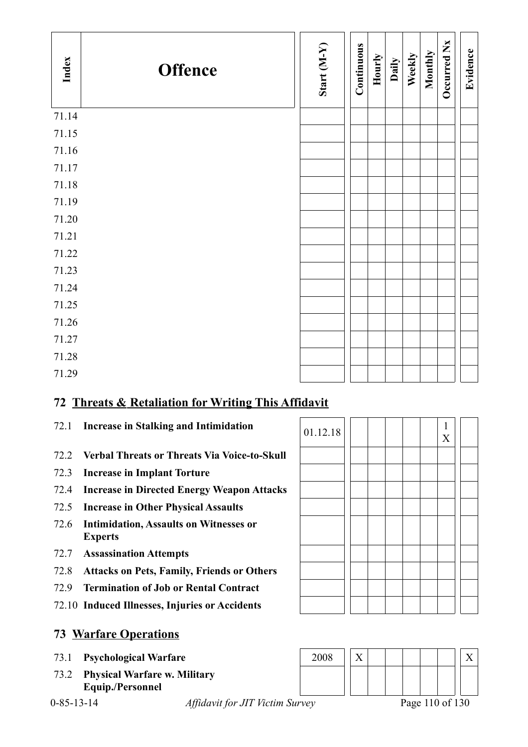| Index | Offence | Start (M-Y) | Continuous | Hourly | Daily | Weekly | Monthly | Occurred Nx | Evidence |
|---|---|---|---|---|---|---|---|---|---|
| 71.14 | | | | | | | | | |
| 71.15 | | | | | | | | | |
| 71.16 | | | | | | | | | |
| 71.17 | | | | | | | | | |
| 71.18 | | | | | | | | | |
| 71.19 | | | | | | | | | |
| 71.20 | | | | | | | | | |
| 71.21 | | | | | | | | | |
| 71.22 | | | | | | | | | |
| 71.23 | | | | | | | | | |
| 71.24 | | | | | | | | | |
| 71.25 | | | | | | | | | |
| 71.26 | | | | | | | | | |
| 71.27 | | | | | | | | | |
| 71.28 | | | | | | | | | |
| 71.29 | | | | | | | | | |

## 72 Threats & Retaliation for Writing This Affidavit

| Index | Offence | Start (M-Y) | Continuous | Hourly | Daily | Weekly | Monthly | Occurred Nx | Evidence |
|---|---|---|---|---|---|---|---|---|---|
| 72.1 | **Increase in Stalking and Intimidation** | 01.12.18 | | | | | | 1 X | |
| 72.2 | **Verbal Threats or Threats Via Voice-to-Skull** | | | | | | | | |
| 72.3 | **Increase in Implant Torture** | | | | | | | | |
| 72.4 | **Increase in Directed Energy Weapon Attacks** | | | | | | | | |
| 72.5 | **Increase in Other Physical Assaults** | | | | | | | | |
| 72.6 | **Intimidation, Assaults on Witnesses or Experts** | | | | | | | | |
| 72.7 | **Assassination Attempts** | | | | | | | | |
| 72.8 | **Attacks on Pets, Family, Friends or Others** | | | | | | | | |
| 72.9 | **Termination of Job or Rental Contract** | | | | | | | | |
| 72.10 | **Induced Illnesses, Injuries or Accidents** | | | | | | | | |

## 73 Warfare Operations

| Index | Offence | Start (M-Y) | Continuous | Hourly | Daily | Weekly | Monthly | Occurred Nx | Evidence |
|---|---|---|---|---|---|---|---|---|---|
| 73.1 | **Psychological Warfare** | 2008 | X | | | | | | X |
| 73.2 | **Physical Warfare w. Military Equip./Personnel** | | | | | | | | |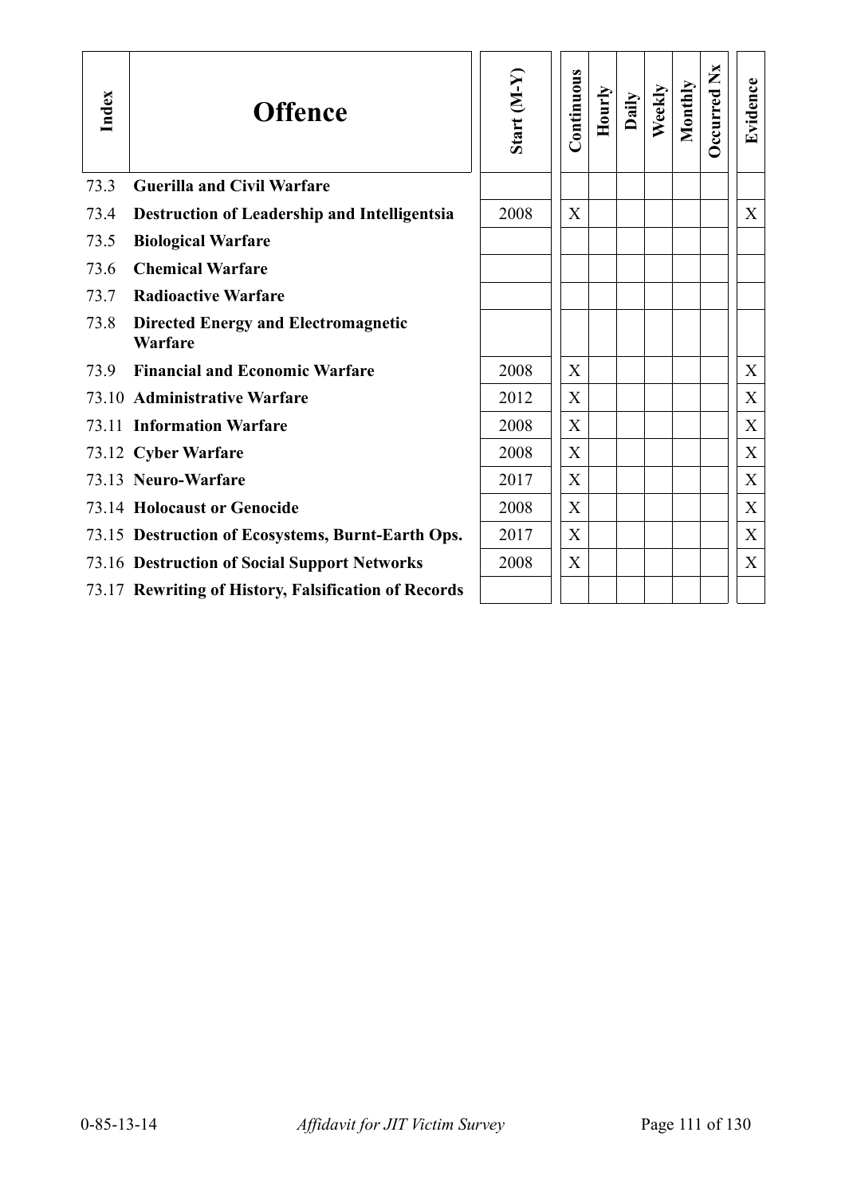| Index | Offence | Start (M-Y) | Continuous | Hourly | Daily | Weekly | Monthly | Occurred Nx | Evidence |
|---|---|---|---|---|---|---|---|---|---|
| 73.3 | **Guerilla and Civil Warfare** | | | | | | | | |
| 73.4 | **Destruction of Leadership and Intelligentsia** | 2008 | X | | | | | | X |
| 73.5 | **Biological Warfare** | | | | | | | | |
| 73.6 | **Chemical Warfare** | | | | | | | | |
| 73.7 | **Radioactive Warfare** | | | | | | | | |
| 73.8 | **Directed Energy and Electromagnetic Warfare** | | | | | | | | |
| 73.9 | **Financial and Economic Warfare** | 2008 | X | | | | | | X |
| 73.10 | **Administrative Warfare** | 2012 | X | | | | | | X |
| 73.11 | **Information Warfare** | 2008 | X | | | | | | X |
| 73.12 | **Cyber Warfare** | 2008 | X | | | | | | X |
| 73.13 | **Neuro-Warfare** | 2017 | X | | | | | | X |
| 73.14 | **Holocaust or Genocide** | 2008 | X | | | | | | X |
| 73.15 | **Destruction of Ecosystems, Burnt-Earth Ops.** | 2017 | X | | | | | | X |
| 73.16 | **Destruction of Social Support Networks** | 2008 | X | | | | | | X |
| 73.17 | **Rewriting of History, Falsification of Records** | | | | | | | | |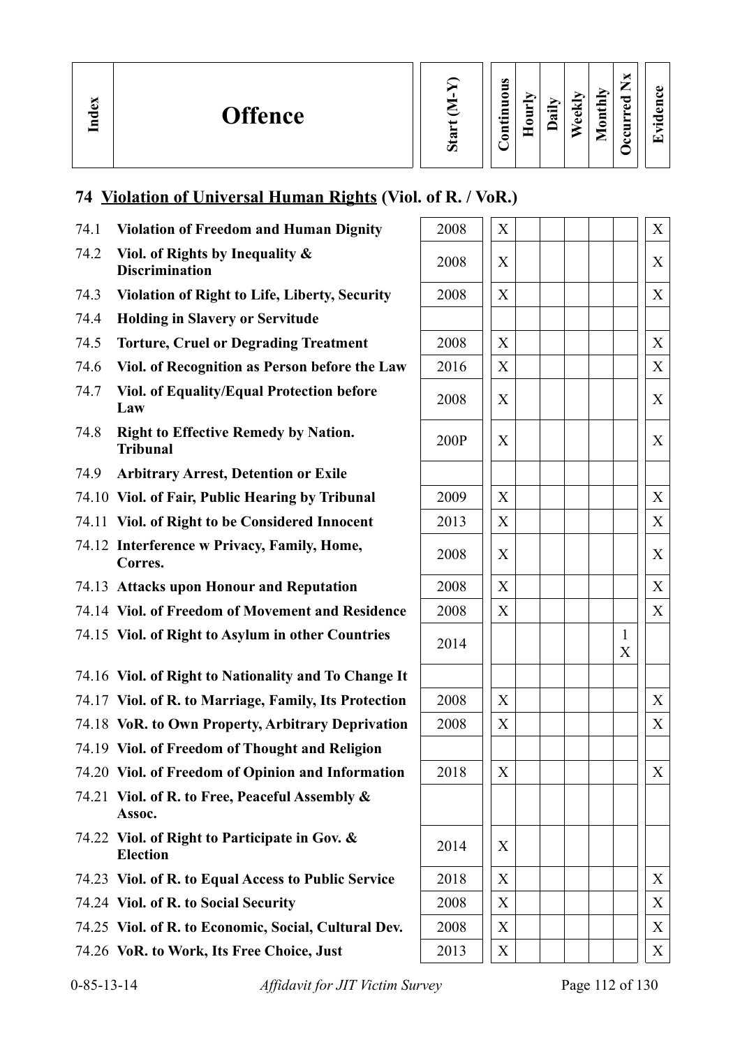| Index | Offence | Start (M-Y) | Continuous | Hourly | Daily | Weekly | Monthly | Occurred Nx | Evidence |
|---|---|---|---|---|---|---|---|---|---|

## 74 Violation of Universal Human Rights (Viol. of R. / VoR.)

| Index | Offence | Start (M-Y) | Continuous | Hourly | Daily | Weekly | Monthly | Occurred Nx | Evidence |
|---|---|---|---|---|---|---|---|---|---|
| 74.1 | **Violation of Freedom and Human Dignity** | 2008 | X | | | | | | X |
| 74.2 | **Viol. of Rights by Inequality & Discrimination** | 2008 | X | | | | | | X |
| 74.3 | **Violation of Right to Life, Liberty, Security** | 2008 | X | | | | | | X |
| 74.4 | **Holding in Slavery or Servitude** | | | | | | | | |
| 74.5 | **Torture, Cruel or Degrading Treatment** | 2008 | X | | | | | | X |
| 74.6 | **Viol. of Recognition as Person before the Law** | 2016 | X | | | | | | X |
| 74.7 | **Viol. of Equality/Equal Protection before Law** | 2008 | X | | | | | | X |
| 74.8 | **Right to Effective Remedy by Nation. Tribunal** | 200P | X | | | | | | X |
| 74.9 | **Arbitrary Arrest, Detention or Exile** | | | | | | | | |
| 74.10 | **Viol. of Fair, Public Hearing by Tribunal** | 2009 | X | | | | | | X |
| 74.11 | **Viol. of Right to be Considered Innocent** | 2013 | X | | | | | | X |
| 74.12 | **Interference w Privacy, Family, Home, Corres.** | 2008 | X | | | | | | X |
| 74.13 | **Attacks upon Honour and Reputation** | 2008 | X | | | | | | X |
| 74.14 | **Viol. of Freedom of Movement and Residence** | 2008 | X | | | | | | X |
| 74.15 | **Viol. of Right to Asylum in other Countries** | 2014 | | | | | | 1 X | |
| 74.16 | **Viol. of Right to Nationality and To Change It** | | | | | | | | |
| 74.17 | **Viol. of R. to Marriage, Family, Its Protection** | 2008 | X | | | | | | X |
| 74.18 | **VoR. to Own Property, Arbitrary Deprivation** | 2008 | X | | | | | | X |
| 74.19 | **Viol. of Freedom of Thought and Religion** | | | | | | | | |
| 74.20 | **Viol. of Freedom of Opinion and Information** | 2018 | X | | | | | | X |
| 74.21 | **Viol. of R. to Free, Peaceful Assembly & Assoc.** | | | | | | | | |
| 74.22 | **Viol. of Right to Participate in Gov. & Election** | 2014 | X | | | | | | |
| 74.23 | **Viol. of R. to Equal Access to Public Service** | 2018 | X | | | | | | X |
| 74.24 | **Viol. of R. to Social Security** | 2008 | X | | | | | | X |
| 74.25 | **Viol. of R. to Economic, Social, Cultural Dev.** | 2008 | X | | | | | | X |
| 74.26 | **VoR. to Work, Its Free Choice, Just** | 2013 | X | | | | | | X |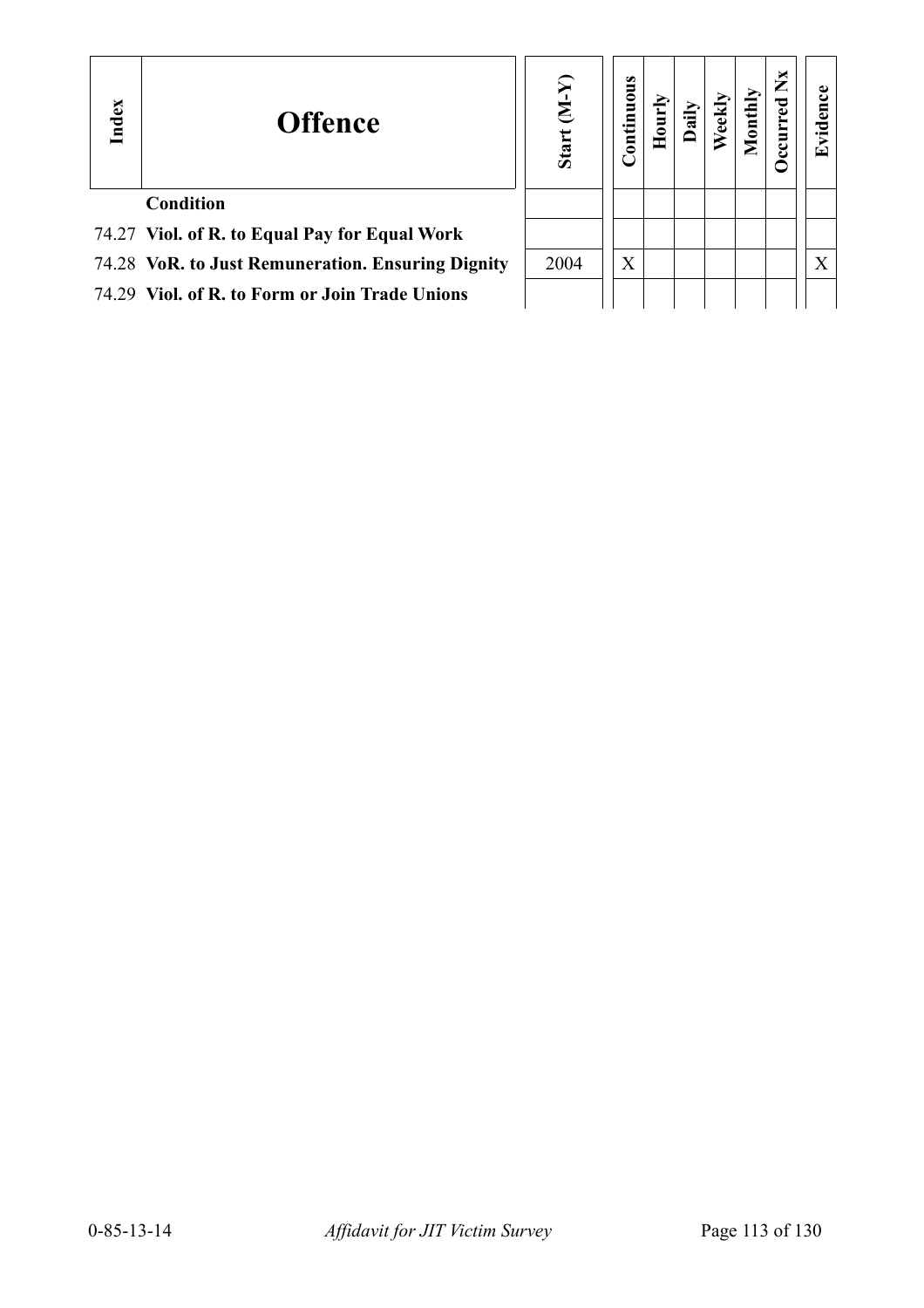| Index | Offence | Start (M-Y) | Continuous | Hourly | Daily | Weekly | Monthly | Occurred Nx | Evidence |
|---|---|---|---|---|---|---|---|---|---|
| | **Condition** | | | | | | | | |
| 74.27 | **Viol. of R. to Equal Pay for Equal Work** | | | | | | | | |
| 74.28 | **VoR. to Just Remuneration. Ensuring Dignity** | 2004 | X | | | | | | X |
| 74.29 | **Viol. of R. to Form or Join Trade Unions** | | | | | | | | |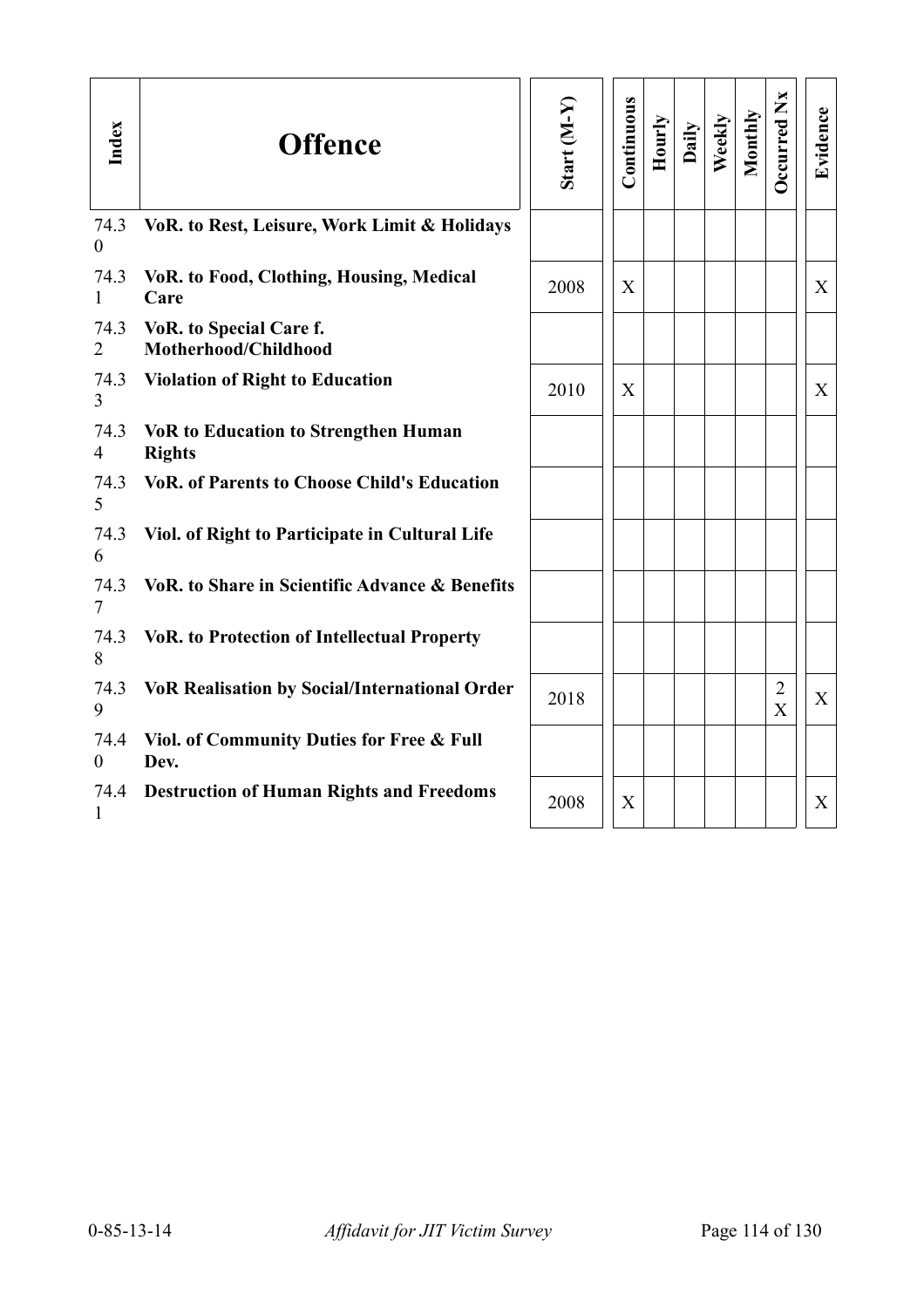| Index | Offence | Start (M-Y) | Continuous | Hourly | Daily | Weekly | Monthly | Occurred Nx | Evidence |
|---|---|---|---|---|---|---|---|---|---|
| 74.30 | **VoR. to Rest, Leisure, Work Limit & Holidays** | | | | | | | | |
| 74.31 | **VoR. to Food, Clothing, Housing, Medical Care** | 2008 | X | | | | | | X |
| 74.32 | **VoR. to Special Care f. Motherhood/Childhood** | | | | | | | | |
| 74.33 | **Violation of Right to Education** | 2010 | X | | | | | | X |
| 74.34 | **VoR to Education to Strengthen Human Rights** | | | | | | | | |
| 74.35 | **VoR. of Parents to Choose Child's Education** | | | | | | | | |
| 74.36 | **Viol. of Right to Participate in Cultural Life** | | | | | | | | |
| 74.37 | **VoR. to Share in Scientific Advance & Benefits** | | | | | | | | |
| 74.38 | **VoR. to Protection of Intellectual Property** | | | | | | | | |
| 74.39 | **VoR Realisation by Social/International Order** | 2018 | | | | | | 2 X | X |
| 74.40 | **Viol. of Community Duties for Free & Full Dev.** | | | | | | | | |
| 74.41 | **Destruction of Human Rights and Freedoms** | 2008 | X | | | | | | X |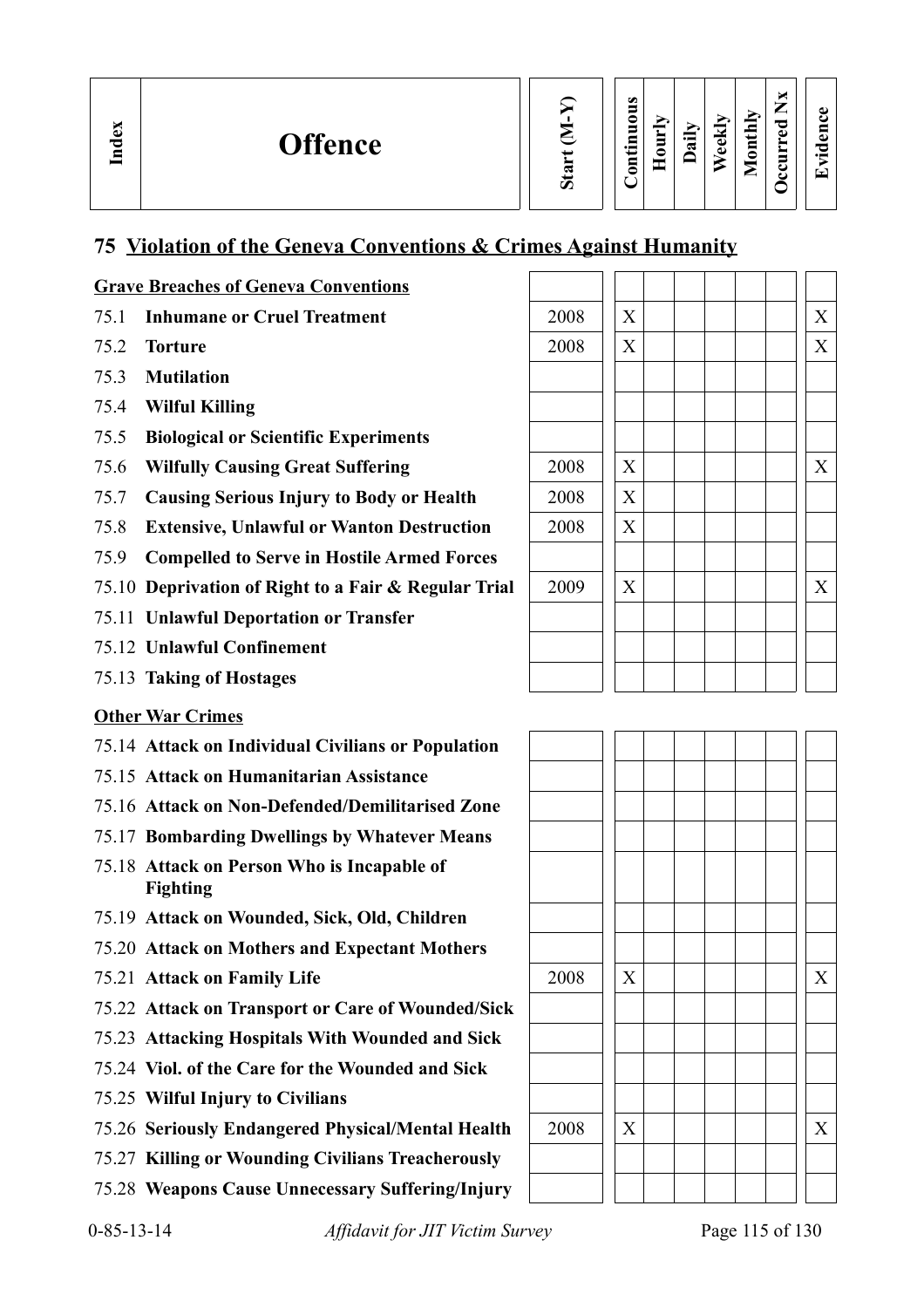| Index | Offence | Start (M-Y) | Continuous | Hourly | Daily | Weekly | Monthly | Occurred Nx | Evidence |
|---|---|---|---|---|---|---|---|---|---|

## 75 Violation of the Geneva Conventions & Crimes Against Humanity

| Index | Offence | Start (M-Y) | Continuous | Hourly | Daily | Weekly | Monthly | Occurred Nx | Evidence |
|---|---|---|---|---|---|---|---|---|---|
| | **Grave Breaches of Geneva Conventions** | | | | | | | | |
| 75.1 | **Inhumane or Cruel Treatment** | 2008 | X | | | | | | X |
| 75.2 | **Torture** | 2008 | X | | | | | | X |
| 75.3 | **Mutilation** | | | | | | | | |
| 75.4 | **Wilful Killing** | | | | | | | | |
| 75.5 | **Biological or Scientific Experiments** | | | | | | | | |
| 75.6 | **Wilfully Causing Great Suffering** | 2008 | X | | | | | | X |
| 75.7 | **Causing Serious Injury to Body or Health** | 2008 | X | | | | | | |
| 75.8 | **Extensive, Unlawful or Wanton Destruction** | 2008 | X | | | | | | |
| 75.9 | **Compelled to Serve in Hostile Armed Forces** | | | | | | | | |
| 75.10 | **Deprivation of Right to a Fair & Regular Trial** | 2009 | X | | | | | | X |
| 75.11 | **Unlawful Deportation or Transfer** | | | | | | | | |
| 75.12 | **Unlawful Confinement** | | | | | | | | |
| 75.13 | **Taking of Hostages** | | | | | | | | |
| | **Other War Crimes** | | | | | | | | |
| 75.14 | **Attack on Individual Civilians or Population** | | | | | | | | |
| 75.15 | **Attack on Humanitarian Assistance** | | | | | | | | |
| 75.16 | **Attack on Non-Defended/Demilitarised Zone** | | | | | | | | |
| 75.17 | **Bombarding Dwellings by Whatever Means** | | | | | | | | |
| 75.18 | **Attack on Person Who is Incapable of Fighting** | | | | | | | | |
| 75.19 | **Attack on Wounded, Sick, Old, Children** | | | | | | | | |
| 75.20 | **Attack on Mothers and Expectant Mothers** | | | | | | | | |
| 75.21 | **Attack on Family Life** | 2008 | X | | | | | | X |
| 75.22 | **Attack on Transport or Care of Wounded/Sick** | | | | | | | | |
| 75.23 | **Attacking Hospitals With Wounded and Sick** | | | | | | | | |
| 75.24 | **Viol. of the Care for the Wounded and Sick** | | | | | | | | |
| 75.25 | **Wilful Injury to Civilians** | | | | | | | | |
| 75.26 | **Seriously Endangered Physical/Mental Health** | 2008 | X | | | | | | X |
| 75.27 | **Killing or Wounding Civilians Treacherously** | | | | | | | | |
| 75.28 | **Weapons Cause Unnecessary Suffering/Injury** | | | | | | | | |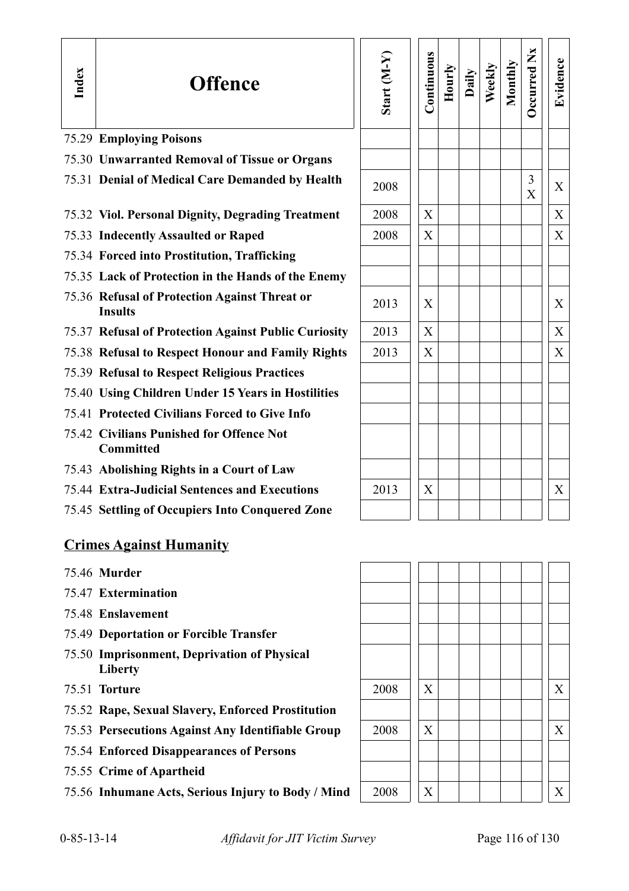| Index | Offence | Start (M-Y) | Continuous | Hourly | Daily | Weekly | Monthly | Occurred Nx | Evidence |
|---|---|---|---|---|---|---|---|---|---|
| 75.29 | **Employing Poisons** | | | | | | | | |
| 75.30 | **Unwarranted Removal of Tissue or Organs** | | | | | | | | |
| 75.31 | **Denial of Medical Care Demanded by Health** | 2008 | | | | | | 3 X | X |
| 75.32 | **Viol. Personal Dignity, Degrading Treatment** | 2008 | X | | | | | | X |
| 75.33 | **Indecently Assaulted or Raped** | 2008 | X | | | | | | X |
| 75.34 | **Forced into Prostitution, Trafficking** | | | | | | | | |
| 75.35 | **Lack of Protection in the Hands of the Enemy** | | | | | | | | |
| 75.36 | **Refusal of Protection Against Threat or Insults** | 2013 | X | | | | | | X |
| 75.37 | **Refusal of Protection Against Public Curiosity** | 2013 | X | | | | | | X |
| 75.38 | **Refusal to Respect Honour and Family Rights** | 2013 | X | | | | | | X |
| 75.39 | **Refusal to Respect Religious Practices** | | | | | | | | |
| 75.40 | **Using Children Under 15 Years in Hostilities** | | | | | | | | |
| 75.41 | **Protected Civilians Forced to Give Info** | | | | | | | | |
| 75.42 | **Civilians Punished for Offence Not Committed** | | | | | | | | |
| 75.43 | **Abolishing Rights in a Court of Law** | | | | | | | | |
| 75.44 | **Extra-Judicial Sentences and Executions** | 2013 | X | | | | | | X |
| 75.45 | **Settling of Occupiers Into Conquered Zone** | | | | | | | | |

## Crimes Against Humanity

| Index | Offence | Start (M-Y) | Continuous | Hourly | Daily | Weekly | Monthly | Occurred Nx | Evidence |
|---|---|---|---|---|---|---|---|---|---|
| 75.46 | **Murder** | | | | | | | | |
| 75.47 | **Extermination** | | | | | | | | |
| 75.48 | **Enslavement** | | | | | | | | |
| 75.49 | **Deportation or Forcible Transfer** | | | | | | | | |
| 75.50 | **Imprisonment, Deprivation of Physical Liberty** | | | | | | | | |
| 75.51 | **Torture** | 2008 | X | | | | | | X |
| 75.52 | **Rape, Sexual Slavery, Enforced Prostitution** | | | | | | | | |
| 75.53 | **Persecutions Against Any Identifiable Group** | 2008 | X | | | | | | X |
| 75.54 | **Enforced Disappearances of Persons** | | | | | | | | |
| 75.55 | **Crime of Apartheid** | | | | | | | | |
| 75.56 | **Inhumane Acts, Serious Injury to Body / Mind** | 2008 | X | | | | | | X |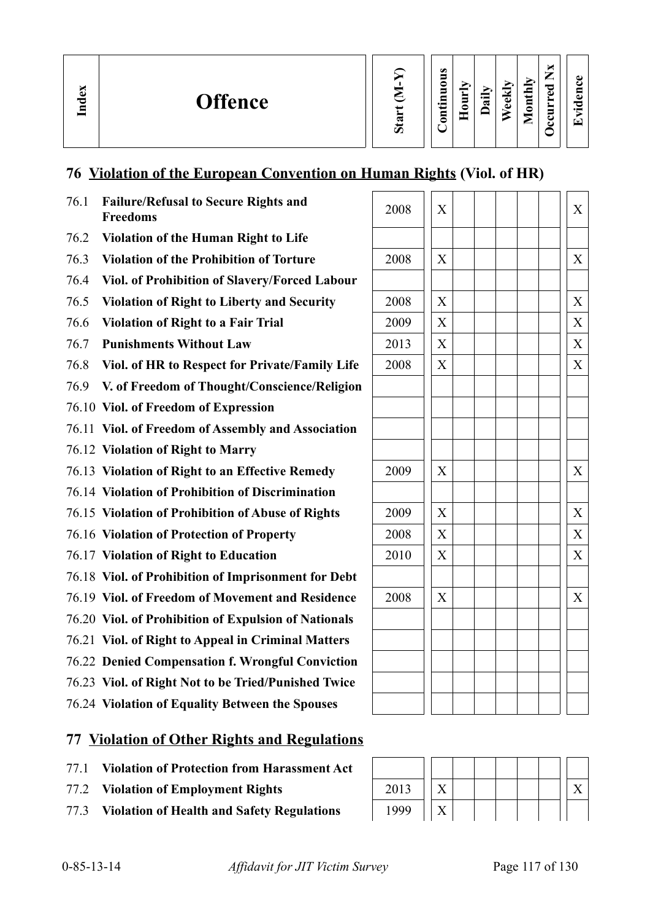| Index | Offence | Start (M-Y) | Continuous | Hourly | Daily | Weekly | Monthly | Occurred Nx | Evidence |
|---|---|---|---|---|---|---|---|---|---|
| **76** | **Violation of the European Convention on Human Rights (Viol. of HR)** | | | | | | | | |
| 76.1 | **Failure/Refusal to Secure Rights and Freedoms** | 2008 | X | | | | | | X |
| 76.2 | **Violation of the Human Right to Life** | | | | | | | | |
| 76.3 | **Violation of the Prohibition of Torture** | 2008 | X | | | | | | X |
| 76.4 | **Viol. of Prohibition of Slavery/Forced Labour** | | | | | | | | |
| 76.5 | **Violation of Right to Liberty and Security** | 2008 | X | | | | | | X |
| 76.6 | **Violation of Right to a Fair Trial** | 2009 | X | | | | | | X |
| 76.7 | **Punishments Without Law** | 2013 | X | | | | | | X |
| 76.8 | **Viol. of HR to Respect for Private/Family Life** | 2008 | X | | | | | | X |
| 76.9 | **V. of Freedom of Thought/Conscience/Religion** | | | | | | | | |
| 76.10 | **Viol. of Freedom of Expression** | | | | | | | | |
| 76.11 | **Viol. of Freedom of Assembly and Association** | | | | | | | | |
| 76.12 | **Violation of Right to Marry** | | | | | | | | |
| 76.13 | **Violation of Right to an Effective Remedy** | 2009 | X | | | | | | X |
| 76.14 | **Violation of Prohibition of Discrimination** | | | | | | | | |
| 76.15 | **Violation of Prohibition of Abuse of Rights** | 2009 | X | | | | | | X |
| 76.16 | **Violation of Protection of Property** | 2008 | X | | | | | | X |
| 76.17 | **Violation of Right to Education** | 2010 | X | | | | | | X |
| 76.18 | **Viol. of Prohibition of Imprisonment for Debt** | | | | | | | | |
| 76.19 | **Viol. of Freedom of Movement and Residence** | 2008 | X | | | | | | X |
| 76.20 | **Viol. of Prohibition of Expulsion of Nationals** | | | | | | | | |
| 76.21 | **Viol. of Right to Appeal in Criminal Matters** | | | | | | | | |
| 76.22 | **Denied Compensation f. Wrongful Conviction** | | | | | | | | |
| 76.23 | **Viol. of Right Not to be Tried/Punished Twice** | | | | | | | | |
| 76.24 | **Violation of Equality Between the Spouses** | | | | | | | | |
| **77** | **Violation of Other Rights and Regulations** | | | | | | | | |
| 77.1 | **Violation of Protection from Harassment Act** | | | | | | | | |
| 77.2 | **Violation of Employment Rights** | 2013 | X | | | | | | X |
| 77.3 | **Violation of Health and Safety Regulations** | 1999 | X | | | | | | |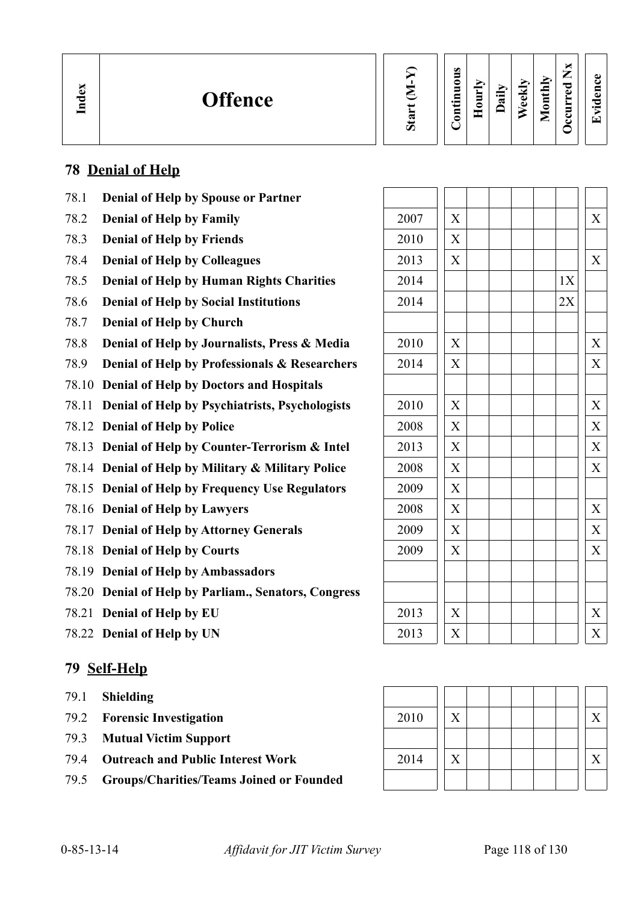| Index | Offence | Start (M-Y) | Continuous | Hourly | Daily | Weekly | Monthly | Occurred Nx | Evidence |
|---|---|---|---|---|---|---|---|---|---|
| **78** | **Denial of Help** | | | | | | | | |
| 78.1 | **Denial of Help by Spouse or Partner** | | | | | | | | |
| 78.2 | **Denial of Help by Family** | 2007 | X | | | | | | X |
| 78.3 | **Denial of Help by Friends** | 2010 | X | | | | | | |
| 78.4 | **Denial of Help by Colleagues** | 2013 | X | | | | | | X |
| 78.5 | **Denial of Help by Human Rights Charities** | 2014 | | | | | | 1X | |
| 78.6 | **Denial of Help by Social Institutions** | 2014 | | | | | | 2X | |
| 78.7 | **Denial of Help by Church** | | | | | | | | |
| 78.8 | **Denial of Help by Journalists, Press & Media** | 2010 | X | | | | | | X |
| 78.9 | **Denial of Help by Professionals & Researchers** | 2014 | X | | | | | | X |
| 78.10 | **Denial of Help by Doctors and Hospitals** | | | | | | | | |
| 78.11 | **Denial of Help by Psychiatrists, Psychologists** | 2010 | X | | | | | | X |
| 78.12 | **Denial of Help by Police** | 2008 | X | | | | | | X |
| 78.13 | **Denial of Help by Counter-Terrorism & Intel** | 2013 | X | | | | | | X |
| 78.14 | **Denial of Help by Military & Military Police** | 2008 | X | | | | | | X |
| 78.15 | **Denial of Help by Frequency Use Regulators** | 2009 | X | | | | | | |
| 78.16 | **Denial of Help by Lawyers** | 2008 | X | | | | | | X |
| 78.17 | **Denial of Help by Attorney Generals** | 2009 | X | | | | | | X |
| 78.18 | **Denial of Help by Courts** | 2009 | X | | | | | | X |
| 78.19 | **Denial of Help by Ambassadors** | | | | | | | | |
| 78.20 | **Denial of Help by Parliam., Senators, Congress** | | | | | | | | |
| 78.21 | **Denial of Help by EU** | 2013 | X | | | | | | X |
| 78.22 | **Denial of Help by UN** | 2013 | X | | | | | | X |
| **79** | **Self-Help** | | | | | | | | |
| 79.1 | **Shielding** | | | | | | | | |
| 79.2 | **Forensic Investigation** | 2010 | X | | | | | | X |
| 79.3 | **Mutual Victim Support** | | | | | | | | |
| 79.4 | **Outreach and Public Interest Work** | 2014 | X | | | | | | X |
| 79.5 | **Groups/Charities/Teams Joined or Founded** | | | | | | | | |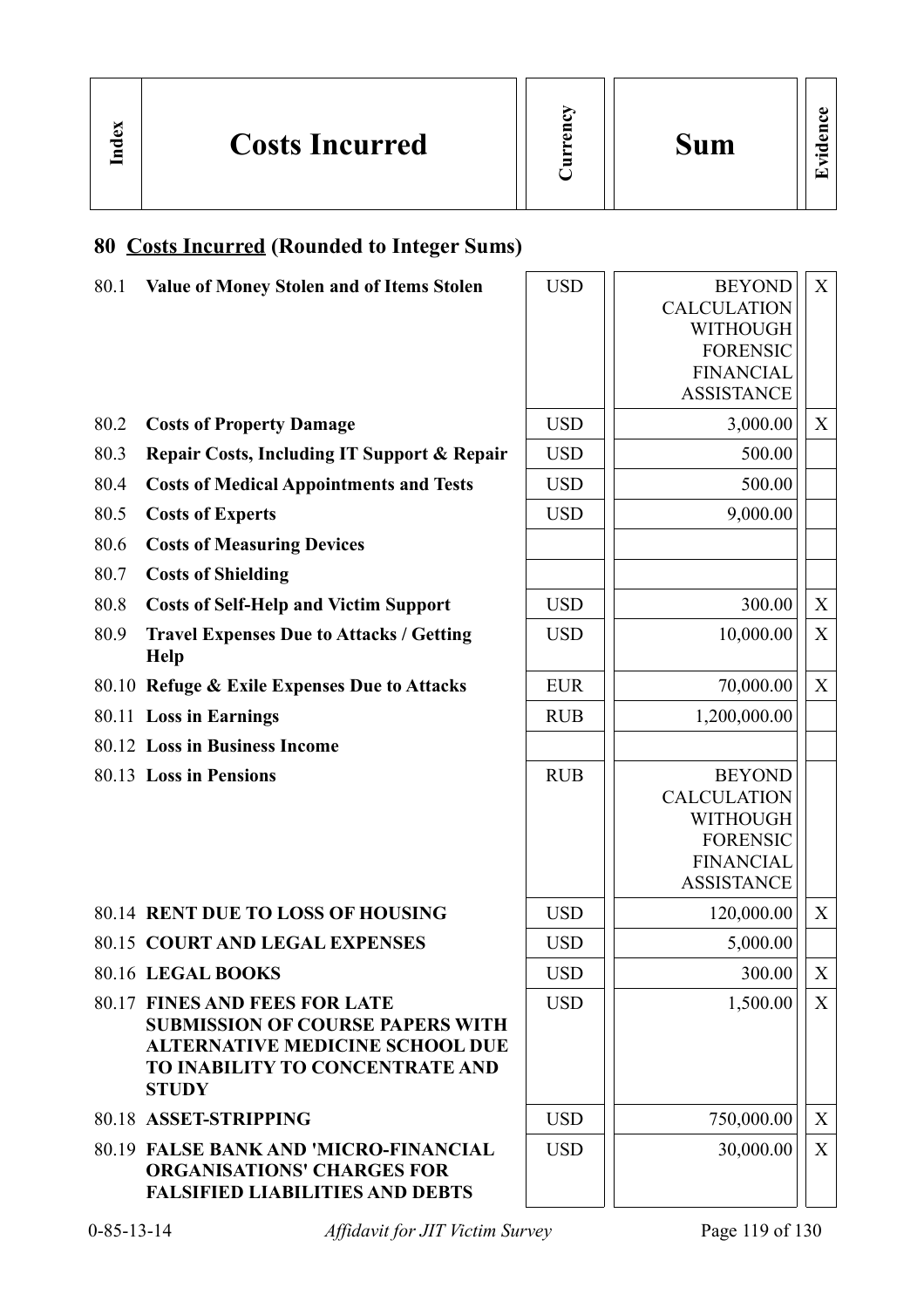| Index | Costs Incurred | Currency | Sum | Evidence |
|---|---|---|---|---|

## 80 Costs Incurred (Rounded to Integer Sums)

| Index | Costs Incurred | Currency | Sum | Evidence |
|---|---|---|---|---|
| 80.1 | **Value of Money Stolen and of Items Stolen** | USD | BEYOND CALCULATION WITHOUGH FORENSIC FINANCIAL ASSISTANCE | X |
| 80.2 | **Costs of Property Damage** | USD | 3,000.00 | X |
| 80.3 | **Repair Costs, Including IT Support & Repair** | USD | 500.00 | |
| 80.4 | **Costs of Medical Appointments and Tests** | USD | 500.00 | |
| 80.5 | **Costs of Experts** | USD | 9,000.00 | |
| 80.6 | **Costs of Measuring Devices** | | | |
| 80.7 | **Costs of Shielding** | | | |
| 80.8 | **Costs of Self-Help and Victim Support** | USD | 300.00 | X |
| 80.9 | **Travel Expenses Due to Attacks / Getting Help** | USD | 10,000.00 | X |
| 80.10 | **Refuge & Exile Expenses Due to Attacks** | EUR | 70,000.00 | X |
| 80.11 | **Loss in Earnings** | RUB | 1,200,000.00 | |
| 80.12 | **Loss in Business Income** | | | |
| 80.13 | **Loss in Pensions** | RUB | BEYOND CALCULATION WITHOUGH FORENSIC FINANCIAL ASSISTANCE | |
| 80.14 | **RENT DUE TO LOSS OF HOUSING** | USD | 120,000.00 | X |
| 80.15 | **COURT AND LEGAL EXPENSES** | USD | 5,000.00 | |
| 80.16 | **LEGAL BOOKS** | USD | 300.00 | X |
| 80.17 | **FINES AND FEES FOR LATE SUBMISSION OF COURSE PAPERS WITH ALTERNATIVE MEDICINE SCHOOL DUE TO INABILITY TO CONCENTRATE AND STUDY** | USD | 1,500.00 | X |
| 80.18 | **ASSET-STRIPPING** | USD | 750,000.00 | X |
| 80.19 | **FALSE BANK AND 'MICRO-FINANCIAL ORGANISATIONS' CHARGES FOR FALSIFIED LIABILITIES AND DEBTS** | USD | 30,000.00 | X |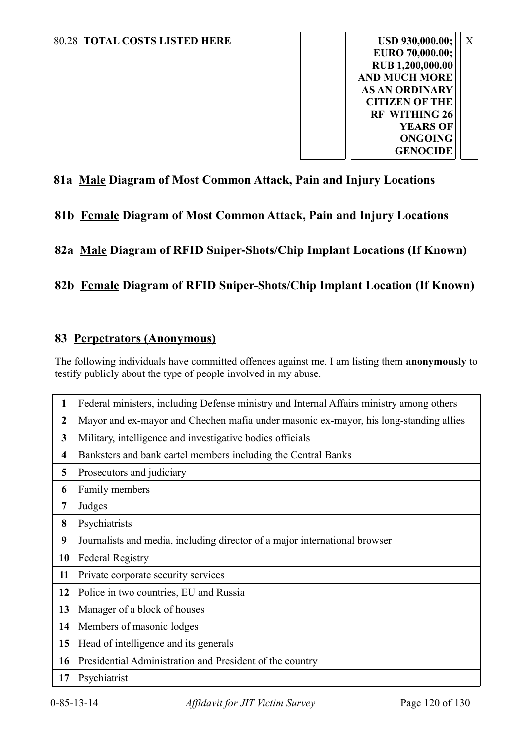80.28 **TOTAL COSTS LISTED HERE**

| | | |
|---|---|---|
| | **USD 930,000.00; EURO 70,000.00; RUB 1,200,000.00 AND MUCH MORE AS AN ORDINARY CITIZEN OF THE RF WITHING 26 YEARS OF ONGOING GENOCIDE** | X |

## 81a <u>Male</u> Diagram of Most Common Attack, Pain and Injury Locations

## 81b <u>Female</u> Diagram of Most Common Attack, Pain and Injury Locations

## 82a <u>Male</u> Diagram of RFID Sniper-Shots/Chip Implant Locations (If Known)

## 82b <u>Female</u> Diagram of RFID Sniper-Shots/Chip Implant Location (If Known)

## 83 <u>Perpetrators (Anonymous)</u>

The following individuals have committed offences against me. I am listing them **<u>anonymously</u>** to testify publicly about the type of people involved in my abuse.

| | |
|---|---|
| **1** | Federal ministers, including Defense ministry and Internal Affairs ministry among others |
| **2** | Mayor and ex-mayor and Chechen mafia under masonic ex-mayor, his long-standing allies |
| **3** | Military, intelligence and investigative bodies officials |
| **4** | Banksters and bank cartel members including the Central Banks |
| **5** | Prosecutors and judiciary |
| **6** | Family members |
| **7** | Judges |
| **8** | Psychiatrists |
| **9** | Journalists and media, including director of a major international browser |
| **10** | Federal Registry |
| **11** | Private corporate security services |
| **12** | Police in two countries, EU and Russia |
| **13** | Manager of a block of houses |
| **14** | Members of masonic lodges |
| **15** | Head of intelligence and its generals |
| **16** | Presidential Administration and President of the country |
| **17** | Psychiatrist |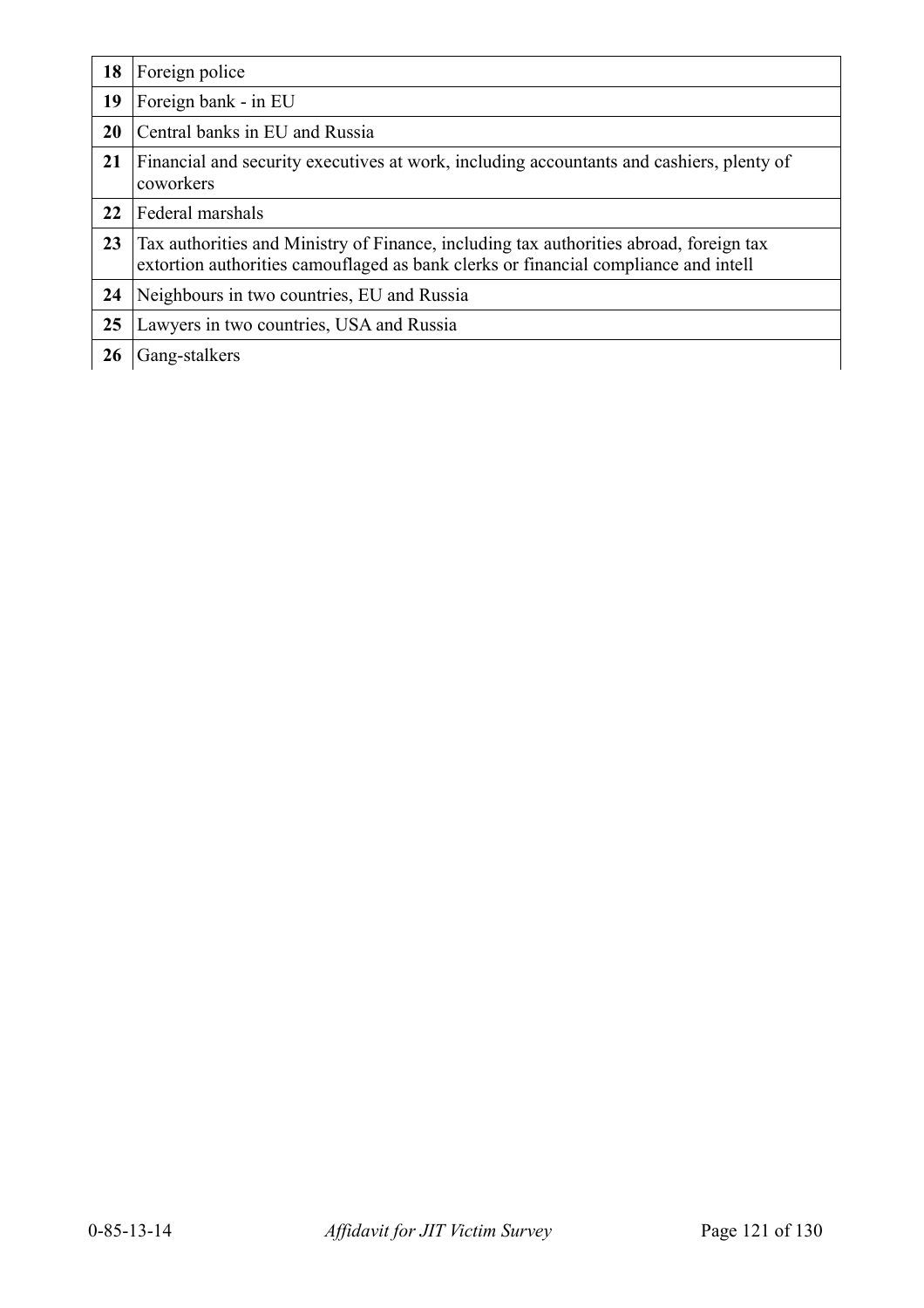| | |
|---|---|
| **18** | Foreign police |
| **19** | Foreign bank - in EU |
| **20** | Central banks in EU and Russia |
| **21** | Financial and security executives at work, including accountants and cashiers, plenty of coworkers |
| **22** | Federal marshals |
| **23** | Tax authorities and Ministry of Finance, including tax authorities abroad, foreign tax extortion authorities camouflaged as bank clerks or financial compliance and intell |
| **24** | Neighbours in two countries, EU and Russia |
| **25** | Lawyers in two countries, USA and Russia |
| **26** | Gang-stalkers |